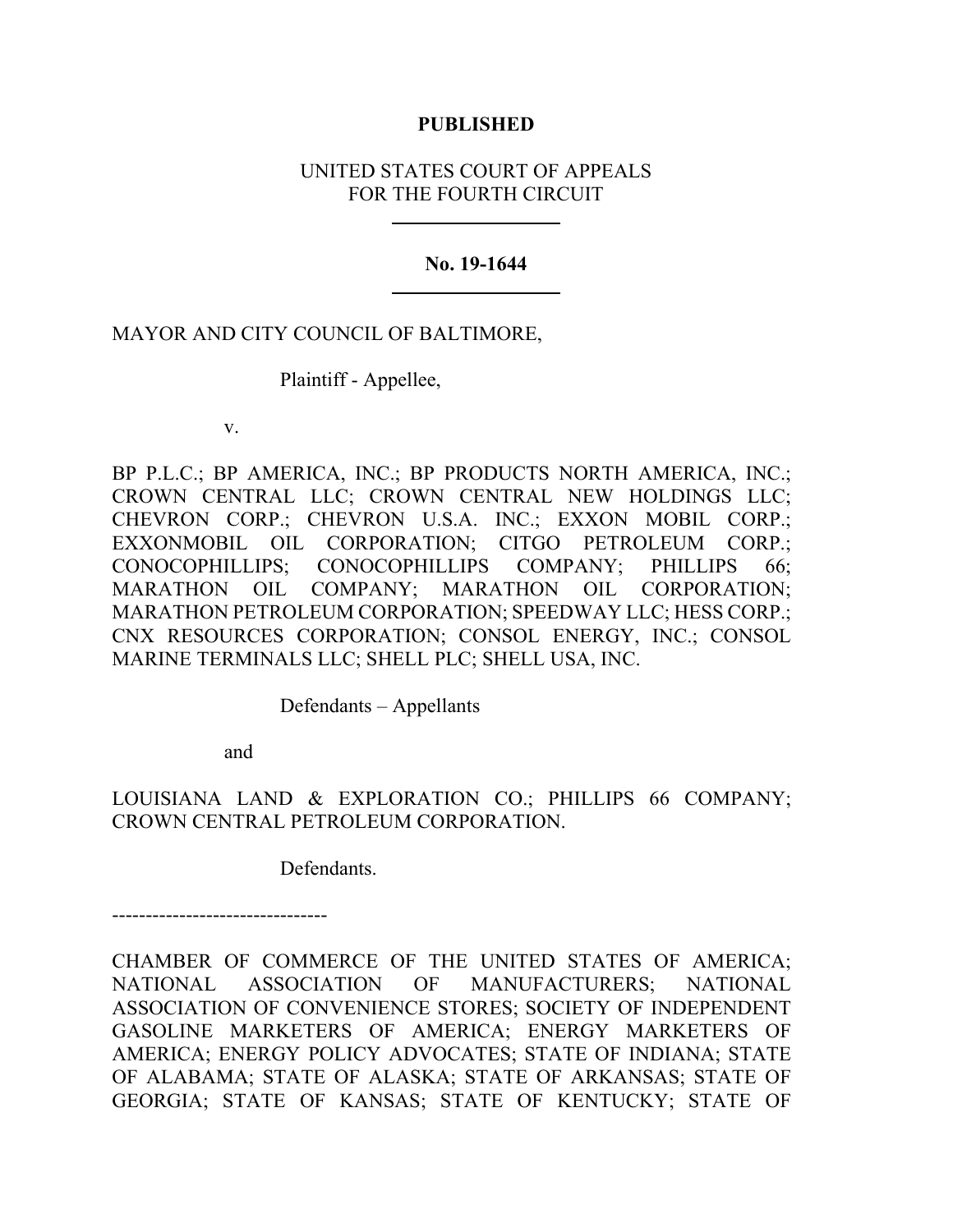**PUBLISHED**

UNITED STATES COURT OF APPEALS
FOR THE FOURTH CIRCUIT

---

**No. 19-1644**

---

MAYOR AND CITY COUNCIL OF BALTIMORE,

Plaintiff - Appellee,

v.

BP P.L.C.; BP AMERICA, INC.; BP PRODUCTS NORTH AMERICA, INC.; CROWN CENTRAL LLC; CROWN CENTRAL NEW HOLDINGS LLC; CHEVRON CORP.; CHEVRON U.S.A. INC.; EXXON MOBIL CORP.; EXXONMOBIL OIL CORPORATION; CITGO PETROLEUM CORP.; CONOCOPHILLIPS; CONOCOPHILLIPS COMPANY; PHILLIPS 66; MARATHON OIL COMPANY; MARATHON OIL CORPORATION; MARATHON PETROLEUM CORPORATION; SPEEDWAY LLC; HESS CORP.; CNX RESOURCES CORPORATION; CONSOL ENERGY, INC.; CONSOL MARINE TERMINALS LLC; SHELL PLC; SHELL USA, INC.

Defendants – Appellants

and

LOUISIANA LAND & EXPLORATION CO.; PHILLIPS 66 COMPANY; CROWN CENTRAL PETROLEUM CORPORATION.

Defendants.

--------------------------------

CHAMBER OF COMMERCE OF THE UNITED STATES OF AMERICA; NATIONAL ASSOCIATION OF MANUFACTURERS; NATIONAL ASSOCIATION OF CONVENIENCE STORES; SOCIETY OF INDEPENDENT GASOLINE MARKETERS OF AMERICA; ENERGY MARKETERS OF AMERICA; ENERGY POLICY ADVOCATES; STATE OF INDIANA; STATE OF ALABAMA; STATE OF ALASKA; STATE OF ARKANSAS; STATE OF GEORGIA; STATE OF KANSAS; STATE OF KENTUCKY; STATE OF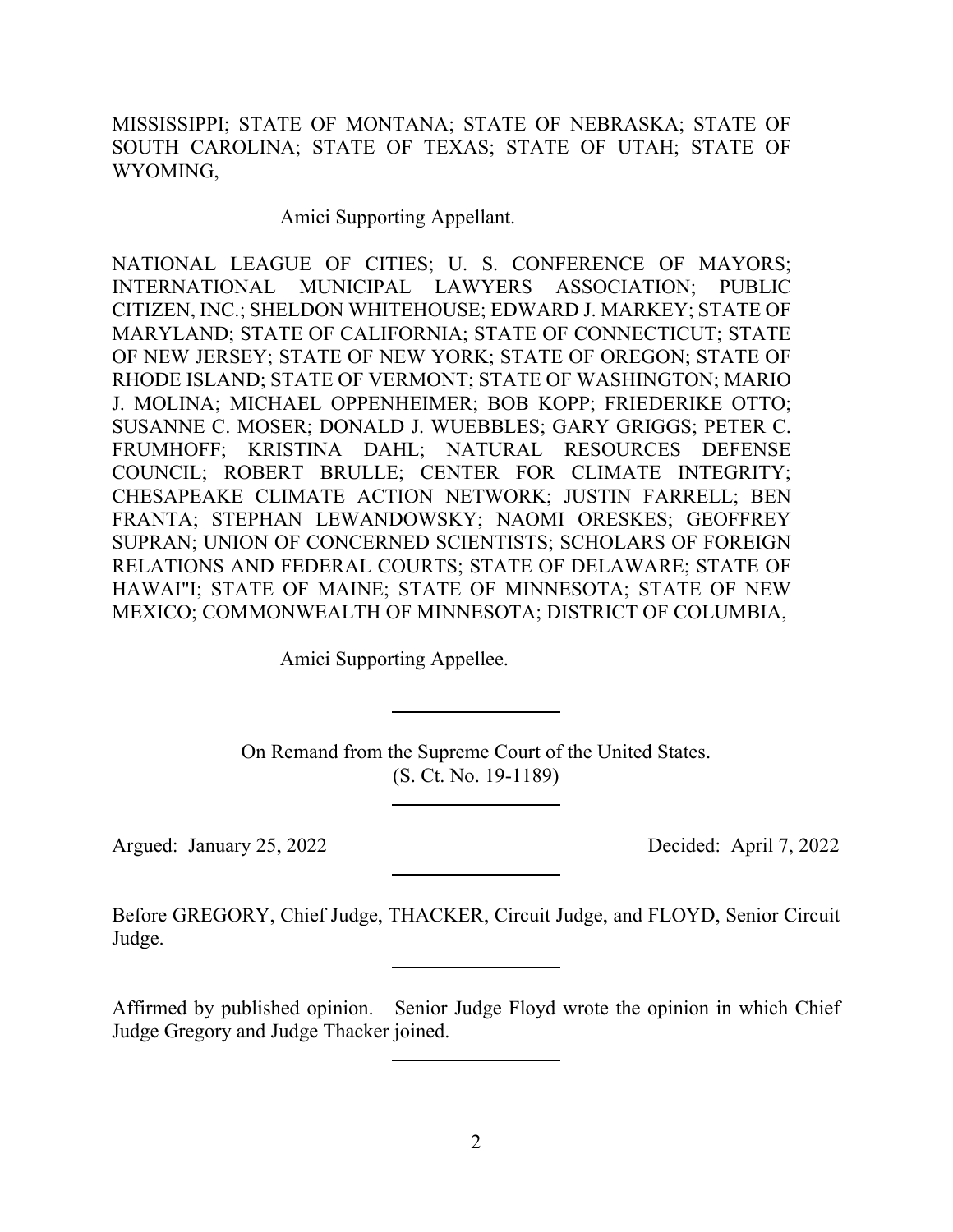MISSISSIPPI; STATE OF MONTANA; STATE OF NEBRASKA; STATE OF SOUTH CAROLINA; STATE OF TEXAS; STATE OF UTAH; STATE OF WYOMING,

Amici Supporting Appellant.

NATIONAL LEAGUE OF CITIES; U. S. CONFERENCE OF MAYORS; INTERNATIONAL MUNICIPAL LAWYERS ASSOCIATION; PUBLIC CITIZEN, INC.; SHELDON WHITEHOUSE; EDWARD J. MARKEY; STATE OF MARYLAND; STATE OF CALIFORNIA; STATE OF CONNECTICUT; STATE OF NEW JERSEY; STATE OF NEW YORK; STATE OF OREGON; STATE OF RHODE ISLAND; STATE OF VERMONT; STATE OF WASHINGTON; MARIO J. MOLINA; MICHAEL OPPENHEIMER; BOB KOPP; FRIEDERIKE OTTO; SUSANNE C. MOSER; DONALD J. WUEBBLES; GARY GRIGGS; PETER C. FRUMHOFF; KRISTINA DAHL; NATURAL RESOURCES DEFENSE COUNCIL; ROBERT BRULLE; CENTER FOR CLIMATE INTEGRITY; CHESAPEAKE CLIMATE ACTION NETWORK; JUSTIN FARRELL; BEN FRANTA; STEPHAN LEWANDOWSKY; NAOMI ORESKES; GEOFFREY SUPRAN; UNION OF CONCERNED SCIENTISTS; SCHOLARS OF FOREIGN RELATIONS AND FEDERAL COURTS; STATE OF DELAWARE; STATE OF HAWAI"I; STATE OF MAINE; STATE OF MINNESOTA; STATE OF NEW MEXICO; COMMONWEALTH OF MINNESOTA; DISTRICT OF COLUMBIA,

Amici Supporting Appellee.

---

On Remand from the Supreme Court of the United States.
(S. Ct. No. 19-1189)

---

Argued: January 25, 2022 Decided: April 7, 2022

---

Before GREGORY, Chief Judge, THACKER, Circuit Judge, and FLOYD, Senior Circuit Judge.

---

Affirmed by published opinion. Senior Judge Floyd wrote the opinion in which Chief Judge Gregory and Judge Thacker joined.

---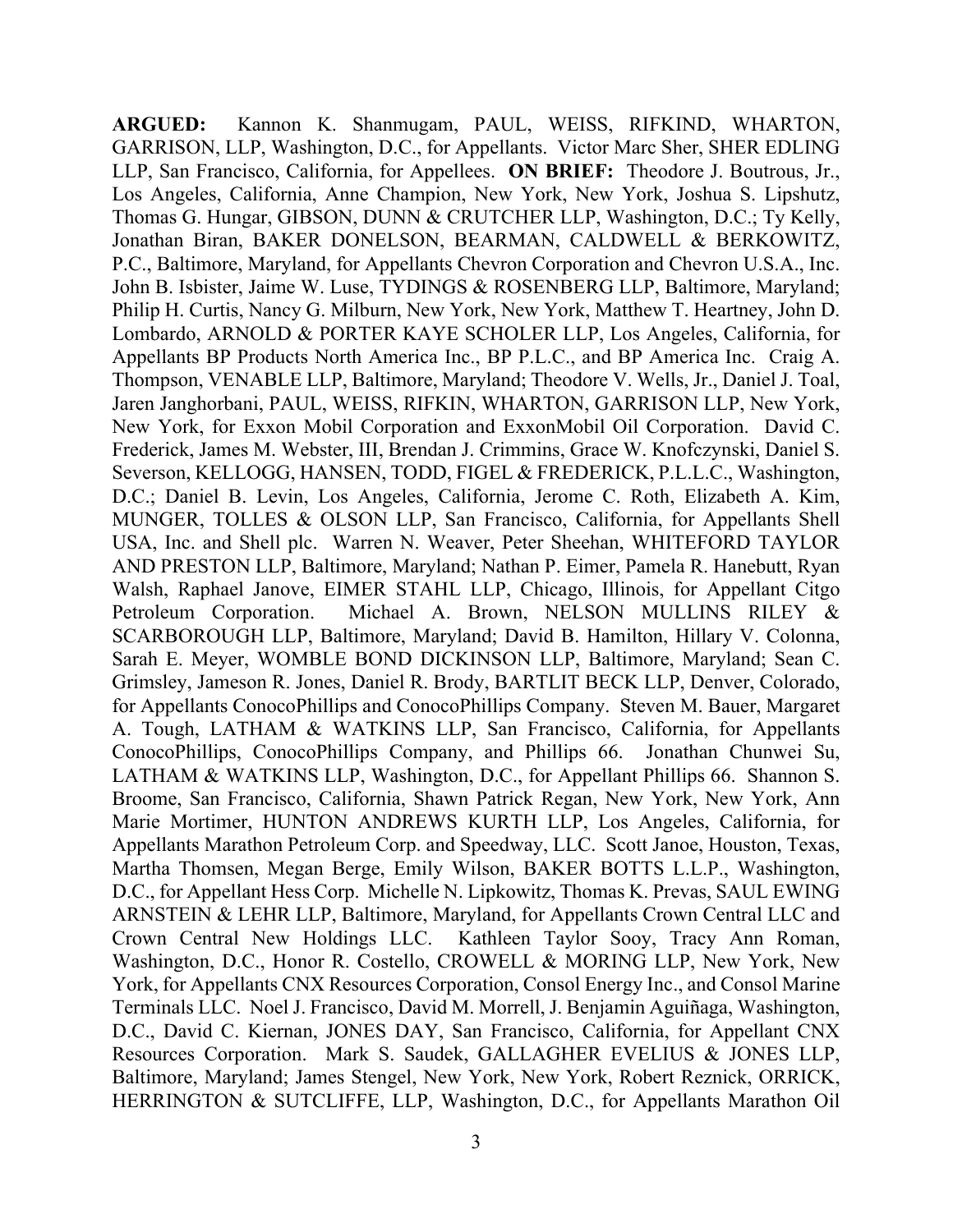**ARGUED:** Kannon K. Shanmugam, PAUL, WEISS, RIFKIND, WHARTON, GARRISON, LLP, Washington, D.C., for Appellants. Victor Marc Sher, SHER EDLING LLP, San Francisco, California, for Appellees. **ON BRIEF:** Theodore J. Boutrous, Jr., Los Angeles, California, Anne Champion, New York, New York, Joshua S. Lipshutz, Thomas G. Hungar, GIBSON, DUNN & CRUTCHER LLP, Washington, D.C.; Ty Kelly, Jonathan Biran, BAKER DONELSON, BEARMAN, CALDWELL & BERKOWITZ, P.C., Baltimore, Maryland, for Appellants Chevron Corporation and Chevron U.S.A., Inc. John B. Isbister, Jaime W. Luse, TYDINGS & ROSENBERG LLP, Baltimore, Maryland; Philip H. Curtis, Nancy G. Milburn, New York, New York, Matthew T. Heartney, John D. Lombardo, ARNOLD & PORTER KAYE SCHOLER LLP, Los Angeles, California, for Appellants BP Products North America Inc., BP P.L.C., and BP America Inc. Craig A. Thompson, VENABLE LLP, Baltimore, Maryland; Theodore V. Wells, Jr., Daniel J. Toal, Jaren Janghorbani, PAUL, WEISS, RIFKIN, WHARTON, GARRISON LLP, New York, New York, for Exxon Mobil Corporation and ExxonMobil Oil Corporation. David C. Frederick, James M. Webster, III, Brendan J. Crimmins, Grace W. Knofczynski, Daniel S. Severson, KELLOGG, HANSEN, TODD, FIGEL & FREDERICK, P.L.L.C., Washington, D.C.; Daniel B. Levin, Los Angeles, California, Jerome C. Roth, Elizabeth A. Kim, MUNGER, TOLLES & OLSON LLP, San Francisco, California, for Appellants Shell USA, Inc. and Shell plc. Warren N. Weaver, Peter Sheehan, WHITEFORD TAYLOR AND PRESTON LLP, Baltimore, Maryland; Nathan P. Eimer, Pamela R. Hanebutt, Ryan Walsh, Raphael Janove, EIMER STAHL LLP, Chicago, Illinois, for Appellant Citgo Petroleum Corporation. Michael A. Brown, NELSON MULLINS RILEY & SCARBOROUGH LLP, Baltimore, Maryland; David B. Hamilton, Hillary V. Colonna, Sarah E. Meyer, WOMBLE BOND DICKINSON LLP, Baltimore, Maryland; Sean C. Grimsley, Jameson R. Jones, Daniel R. Brody, BARTLIT BECK LLP, Denver, Colorado, for Appellants ConocoPhillips and ConocoPhillips Company. Steven M. Bauer, Margaret A. Tough, LATHAM & WATKINS LLP, San Francisco, California, for Appellants ConocoPhillips, ConocoPhillips Company, and Phillips 66. Jonathan Chunwei Su, LATHAM & WATKINS LLP, Washington, D.C., for Appellant Phillips 66. Shannon S. Broome, San Francisco, California, Shawn Patrick Regan, New York, New York, Ann Marie Mortimer, HUNTON ANDREWS KURTH LLP, Los Angeles, California, for Appellants Marathon Petroleum Corp. and Speedway, LLC. Scott Janoe, Houston, Texas, Martha Thomsen, Megan Berge, Emily Wilson, BAKER BOTTS L.L.P., Washington, D.C., for Appellant Hess Corp. Michelle N. Lipkowitz, Thomas K. Prevas, SAUL EWING ARNSTEIN & LEHR LLP, Baltimore, Maryland, for Appellants Crown Central LLC and Crown Central New Holdings LLC. Kathleen Taylor Sooy, Tracy Ann Roman, Washington, D.C., Honor R. Costello, CROWELL & MORING LLP, New York, New York, for Appellants CNX Resources Corporation, Consol Energy Inc., and Consol Marine Terminals LLC. Noel J. Francisco, David M. Morrell, J. Benjamin Aguiñaga, Washington, D.C., David C. Kiernan, JONES DAY, San Francisco, California, for Appellant CNX Resources Corporation. Mark S. Saudek, GALLAGHER EVELIUS & JONES LLP, Baltimore, Maryland; James Stengel, New York, New York, Robert Reznick, ORRICK, HERRINGTON & SUTCLIFFE, LLP, Washington, D.C., for Appellants Marathon Oil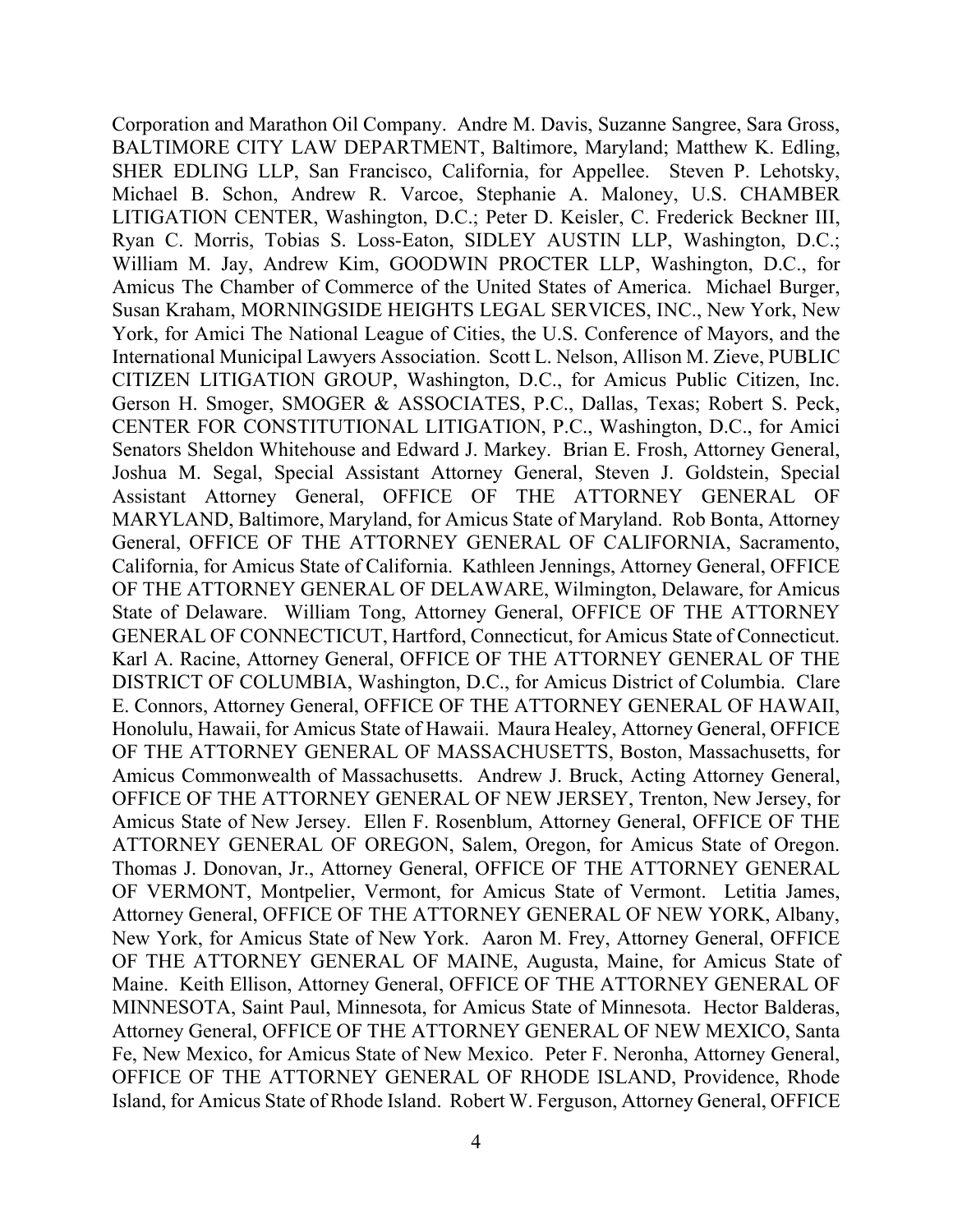Corporation and Marathon Oil Company. Andre M. Davis, Suzanne Sangree, Sara Gross, BALTIMORE CITY LAW DEPARTMENT, Baltimore, Maryland; Matthew K. Edling, SHER EDLING LLP, San Francisco, California, for Appellee. Steven P. Lehotsky, Michael B. Schon, Andrew R. Varcoe, Stephanie A. Maloney, U.S. CHAMBER LITIGATION CENTER, Washington, D.C.; Peter D. Keisler, C. Frederick Beckner III, Ryan C. Morris, Tobias S. Loss-Eaton, SIDLEY AUSTIN LLP, Washington, D.C.; William M. Jay, Andrew Kim, GOODWIN PROCTER LLP, Washington, D.C., for Amicus The Chamber of Commerce of the United States of America. Michael Burger, Susan Kraham, MORNINGSIDE HEIGHTS LEGAL SERVICES, INC., New York, New York, for Amici The National League of Cities, the U.S. Conference of Mayors, and the International Municipal Lawyers Association. Scott L. Nelson, Allison M. Zieve, PUBLIC CITIZEN LITIGATION GROUP, Washington, D.C., for Amicus Public Citizen, Inc. Gerson H. Smoger, SMOGER & ASSOCIATES, P.C., Dallas, Texas; Robert S. Peck, CENTER FOR CONSTITUTIONAL LITIGATION, P.C., Washington, D.C., for Amici Senators Sheldon Whitehouse and Edward J. Markey. Brian E. Frosh, Attorney General, Joshua M. Segal, Special Assistant Attorney General, Steven J. Goldstein, Special Assistant Attorney General, OFFICE OF THE ATTORNEY GENERAL OF MARYLAND, Baltimore, Maryland, for Amicus State of Maryland. Rob Bonta, Attorney General, OFFICE OF THE ATTORNEY GENERAL OF CALIFORNIA, Sacramento, California, for Amicus State of California. Kathleen Jennings, Attorney General, OFFICE OF THE ATTORNEY GENERAL OF DELAWARE, Wilmington, Delaware, for Amicus State of Delaware. William Tong, Attorney General, OFFICE OF THE ATTORNEY GENERAL OF CONNECTICUT, Hartford, Connecticut, for Amicus State of Connecticut. Karl A. Racine, Attorney General, OFFICE OF THE ATTORNEY GENERAL OF THE DISTRICT OF COLUMBIA, Washington, D.C., for Amicus District of Columbia. Clare E. Connors, Attorney General, OFFICE OF THE ATTORNEY GENERAL OF HAWAII, Honolulu, Hawaii, for Amicus State of Hawaii. Maura Healey, Attorney General, OFFICE OF THE ATTORNEY GENERAL OF MASSACHUSETTS, Boston, Massachusetts, for Amicus Commonwealth of Massachusetts. Andrew J. Bruck, Acting Attorney General, OFFICE OF THE ATTORNEY GENERAL OF NEW JERSEY, Trenton, New Jersey, for Amicus State of New Jersey. Ellen F. Rosenblum, Attorney General, OFFICE OF THE ATTORNEY GENERAL OF OREGON, Salem, Oregon, for Amicus State of Oregon. Thomas J. Donovan, Jr., Attorney General, OFFICE OF THE ATTORNEY GENERAL OF VERMONT, Montpelier, Vermont, for Amicus State of Vermont. Letitia James, Attorney General, OFFICE OF THE ATTORNEY GENERAL OF NEW YORK, Albany, New York, for Amicus State of New York. Aaron M. Frey, Attorney General, OFFICE OF THE ATTORNEY GENERAL OF MAINE, Augusta, Maine, for Amicus State of Maine. Keith Ellison, Attorney General, OFFICE OF THE ATTORNEY GENERAL OF MINNESOTA, Saint Paul, Minnesota, for Amicus State of Minnesota. Hector Balderas, Attorney General, OFFICE OF THE ATTORNEY GENERAL OF NEW MEXICO, Santa Fe, New Mexico, for Amicus State of New Mexico. Peter F. Neronha, Attorney General, OFFICE OF THE ATTORNEY GENERAL OF RHODE ISLAND, Providence, Rhode Island, for Amicus State of Rhode Island. Robert W. Ferguson, Attorney General, OFFICE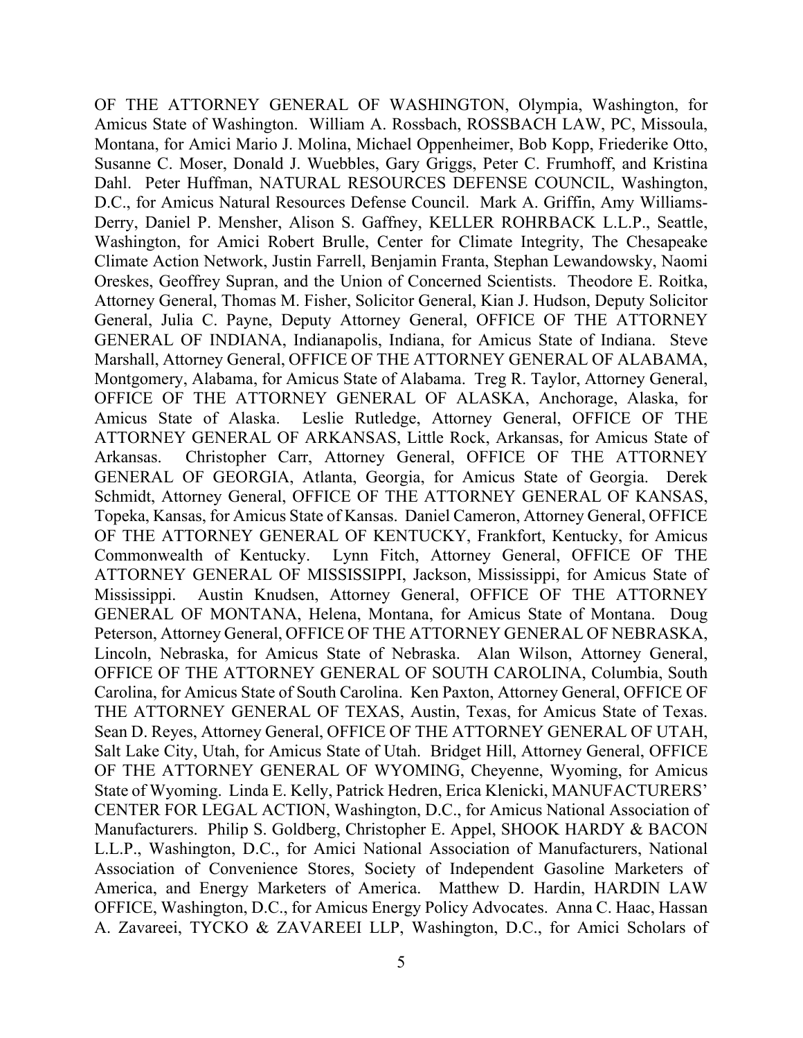OF THE ATTORNEY GENERAL OF WASHINGTON, Olympia, Washington, for Amicus State of Washington. William A. Rossbach, ROSSBACH LAW, PC, Missoula, Montana, for Amici Mario J. Molina, Michael Oppenheimer, Bob Kopp, Friederike Otto, Susanne C. Moser, Donald J. Wuebbles, Gary Griggs, Peter C. Frumhoff, and Kristina Dahl. Peter Huffman, NATURAL RESOURCES DEFENSE COUNCIL, Washington, D.C., for Amicus Natural Resources Defense Council. Mark A. Griffin, Amy Williams-Derry, Daniel P. Mensher, Alison S. Gaffney, KELLER ROHRBACK L.L.P., Seattle, Washington, for Amici Robert Brulle, Center for Climate Integrity, The Chesapeake Climate Action Network, Justin Farrell, Benjamin Franta, Stephan Lewandowsky, Naomi Oreskes, Geoffrey Supran, and the Union of Concerned Scientists. Theodore E. Roitka, Attorney General, Thomas M. Fisher, Solicitor General, Kian J. Hudson, Deputy Solicitor General, Julia C. Payne, Deputy Attorney General, OFFICE OF THE ATTORNEY GENERAL OF INDIANA, Indianapolis, Indiana, for Amicus State of Indiana. Steve Marshall, Attorney General, OFFICE OF THE ATTORNEY GENERAL OF ALABAMA, Montgomery, Alabama, for Amicus State of Alabama. Treg R. Taylor, Attorney General, OFFICE OF THE ATTORNEY GENERAL OF ALASKA, Anchorage, Alaska, for Amicus State of Alaska. Leslie Rutledge, Attorney General, OFFICE OF THE ATTORNEY GENERAL OF ARKANSAS, Little Rock, Arkansas, for Amicus State of Arkansas. Christopher Carr, Attorney General, OFFICE OF THE ATTORNEY GENERAL OF GEORGIA, Atlanta, Georgia, for Amicus State of Georgia. Derek Schmidt, Attorney General, OFFICE OF THE ATTORNEY GENERAL OF KANSAS, Topeka, Kansas, for Amicus State of Kansas. Daniel Cameron, Attorney General, OFFICE OF THE ATTORNEY GENERAL OF KENTUCKY, Frankfort, Kentucky, for Amicus Commonwealth of Kentucky. Lynn Fitch, Attorney General, OFFICE OF THE ATTORNEY GENERAL OF MISSISSIPPI, Jackson, Mississippi, for Amicus State of Mississippi. Austin Knudsen, Attorney General, OFFICE OF THE ATTORNEY GENERAL OF MONTANA, Helena, Montana, for Amicus State of Montana. Doug Peterson, Attorney General, OFFICE OF THE ATTORNEY GENERAL OF NEBRASKA, Lincoln, Nebraska, for Amicus State of Nebraska. Alan Wilson, Attorney General, OFFICE OF THE ATTORNEY GENERAL OF SOUTH CAROLINA, Columbia, South Carolina, for Amicus State of South Carolina. Ken Paxton, Attorney General, OFFICE OF THE ATTORNEY GENERAL OF TEXAS, Austin, Texas, for Amicus State of Texas. Sean D. Reyes, Attorney General, OFFICE OF THE ATTORNEY GENERAL OF UTAH, Salt Lake City, Utah, for Amicus State of Utah. Bridget Hill, Attorney General, OFFICE OF THE ATTORNEY GENERAL OF WYOMING, Cheyenne, Wyoming, for Amicus State of Wyoming. Linda E. Kelly, Patrick Hedren, Erica Klenicki, MANUFACTURERS' CENTER FOR LEGAL ACTION, Washington, D.C., for Amicus National Association of Manufacturers. Philip S. Goldberg, Christopher E. Appel, SHOOK HARDY & BACON L.L.P., Washington, D.C., for Amici National Association of Manufacturers, National Association of Convenience Stores, Society of Independent Gasoline Marketers of America, and Energy Marketers of America. Matthew D. Hardin, HARDIN LAW OFFICE, Washington, D.C., for Amicus Energy Policy Advocates. Anna C. Haac, Hassan A. Zavareei, TYCKO & ZAVAREEI LLP, Washington, D.C., for Amici Scholars of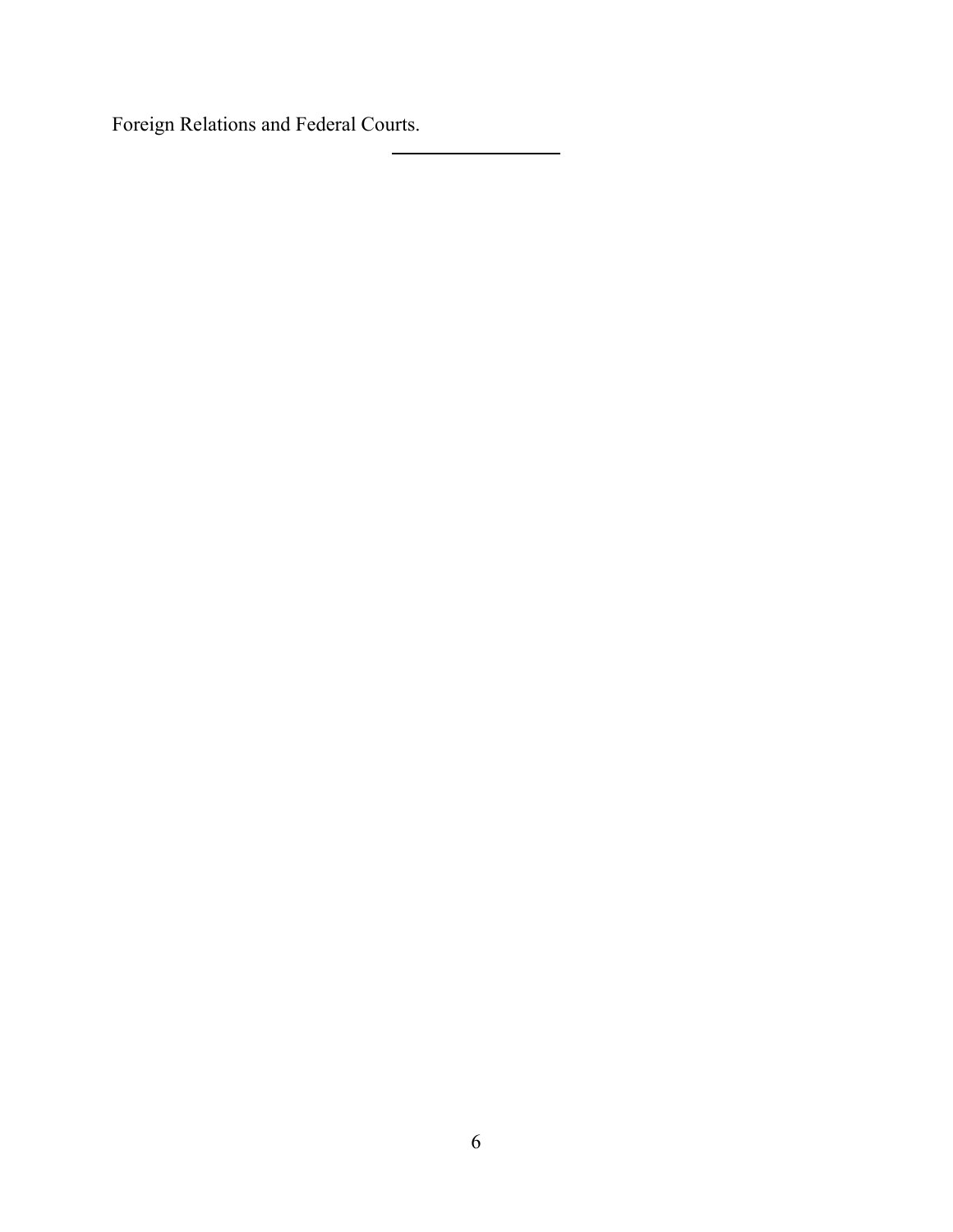Foreign Relations and Federal Courts.

---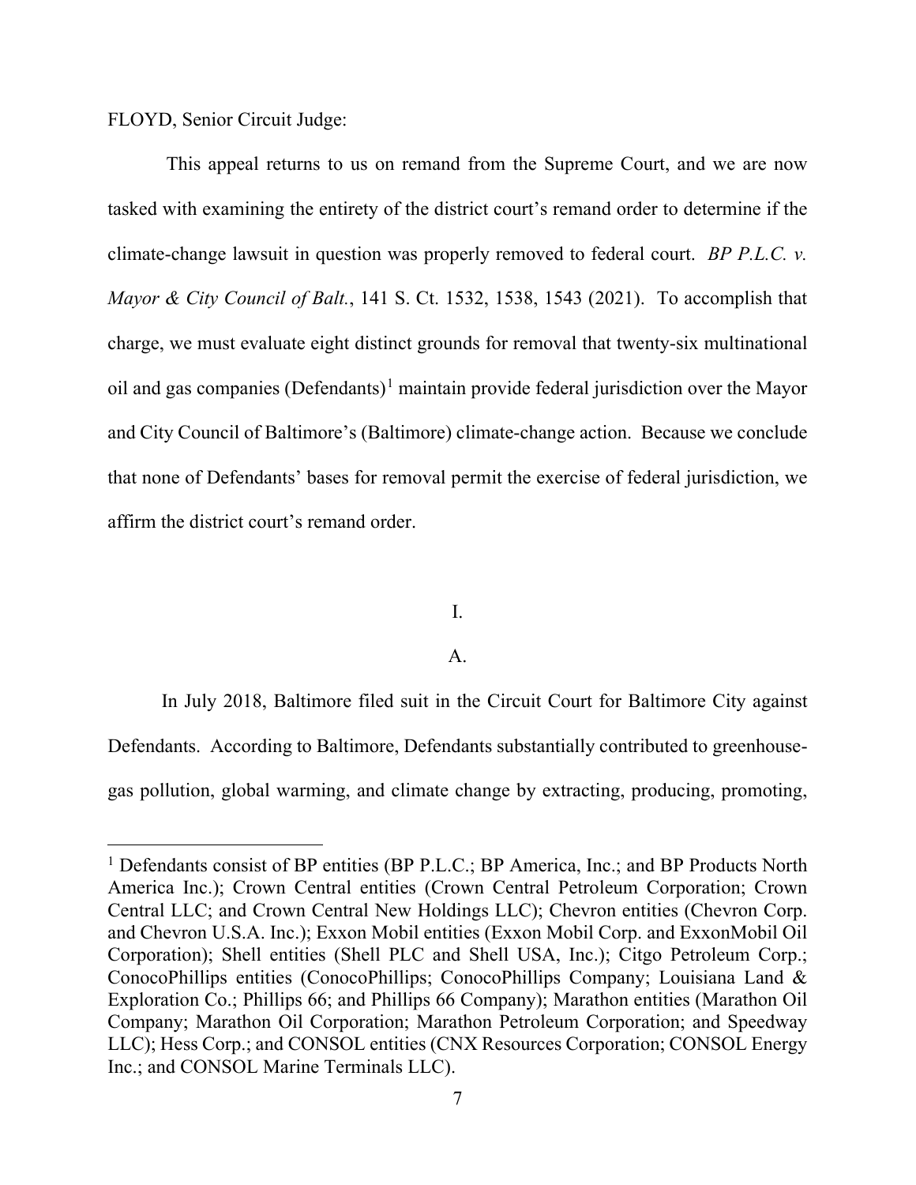FLOYD, Senior Circuit Judge:

This appeal returns to us on remand from the Supreme Court, and we are now tasked with examining the entirety of the district court's remand order to determine if the climate-change lawsuit in question was properly removed to federal court. *BP P.L.C. v. Mayor & City Council of Balt.*, 141 S. Ct. 1532, 1538, 1543 (2021). To accomplish that charge, we must evaluate eight distinct grounds for removal that twenty-six multinational oil and gas companies (Defendants)[1] maintain provide federal jurisdiction over the Mayor and City Council of Baltimore's (Baltimore) climate-change action. Because we conclude that none of Defendants' bases for removal permit the exercise of federal jurisdiction, we affirm the district court's remand order.

# I.

## A.

In July 2018, Baltimore filed suit in the Circuit Court for Baltimore City against Defendants. According to Baltimore, Defendants substantially contributed to greenhouse-gas pollution, global warming, and climate change by extracting, producing, promoting,

[1] Defendants consist of BP entities (BP P.L.C.; BP America, Inc.; and BP Products North America Inc.); Crown Central entities (Crown Central Petroleum Corporation; Crown Central LLC; and Crown Central New Holdings LLC); Chevron entities (Chevron Corp. and Chevron U.S.A. Inc.); Exxon Mobil entities (Exxon Mobil Corp. and ExxonMobil Oil Corporation); Shell entities (Shell PLC and Shell USA, Inc.); Citgo Petroleum Corp.; ConocoPhillips entities (ConocoPhillips; ConocoPhillips Company; Louisiana Land & Exploration Co.; Phillips 66; and Phillips 66 Company); Marathon entities (Marathon Oil Company; Marathon Oil Corporation; Marathon Petroleum Corporation; and Speedway LLC); Hess Corp.; and CONSOL entities (CNX Resources Corporation; CONSOL Energy Inc.; and CONSOL Marine Terminals LLC).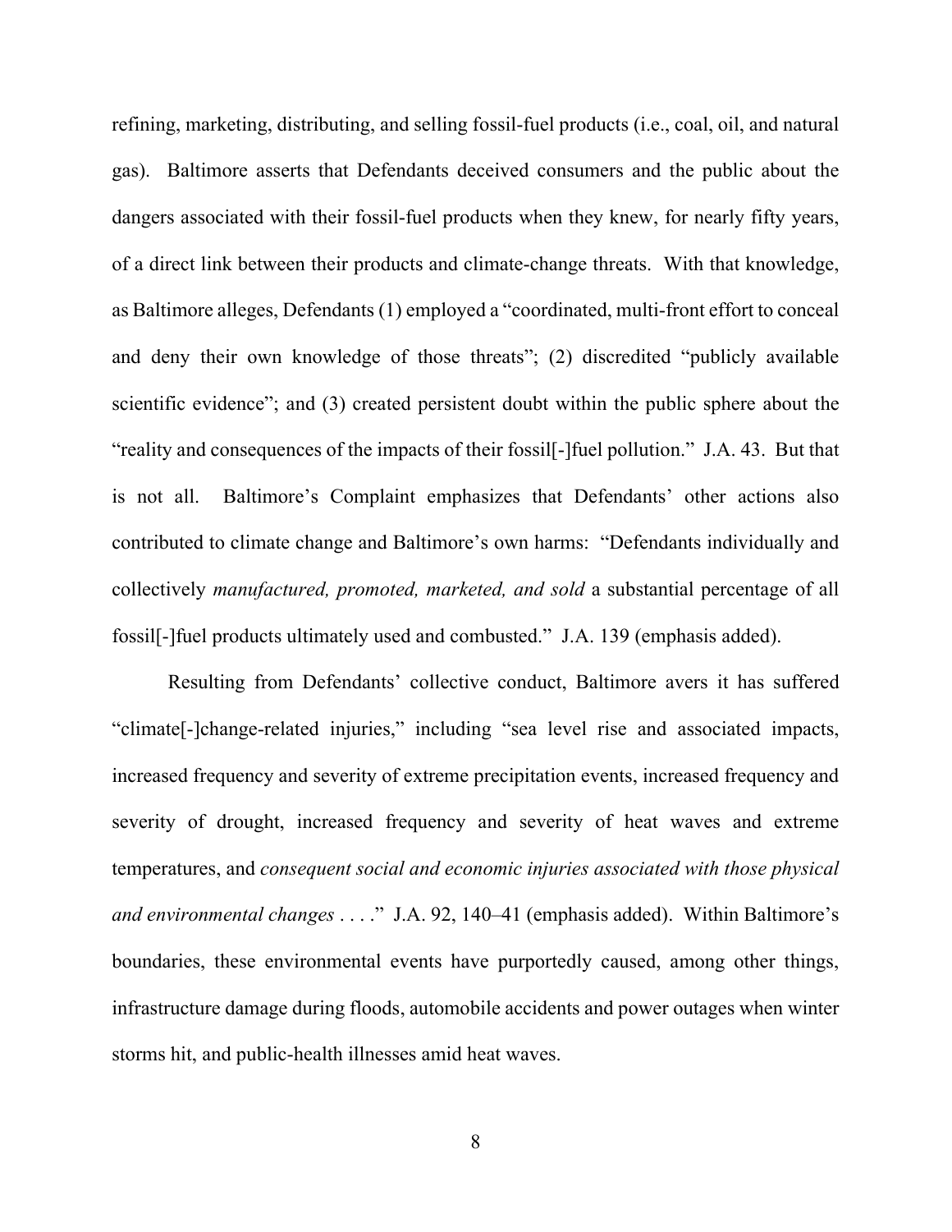refining, marketing, distributing, and selling fossil-fuel products (i.e., coal, oil, and natural gas). Baltimore asserts that Defendants deceived consumers and the public about the dangers associated with their fossil-fuel products when they knew, for nearly fifty years, of a direct link between their products and climate-change threats. With that knowledge, as Baltimore alleges, Defendants (1) employed a "coordinated, multi-front effort to conceal and deny their own knowledge of those threats"; (2) discredited "publicly available scientific evidence"; and (3) created persistent doubt within the public sphere about the "reality and consequences of the impacts of their fossil[-]fuel pollution." J.A. 43. But that is not all. Baltimore's Complaint emphasizes that Defendants' other actions also contributed to climate change and Baltimore's own harms: "Defendants individually and collectively *manufactured, promoted, marketed, and sold* a substantial percentage of all fossil[-]fuel products ultimately used and combusted." J.A. 139 (emphasis added).

Resulting from Defendants' collective conduct, Baltimore avers it has suffered "climate[-]change-related injuries," including "sea level rise and associated impacts, increased frequency and severity of extreme precipitation events, increased frequency and severity of drought, increased frequency and severity of heat waves and extreme temperatures, and *consequent social and economic injuries associated with those physical and environmental changes* . . . ." J.A. 92, 140–41 (emphasis added). Within Baltimore's boundaries, these environmental events have purportedly caused, among other things, infrastructure damage during floods, automobile accidents and power outages when winter storms hit, and public-health illnesses amid heat waves.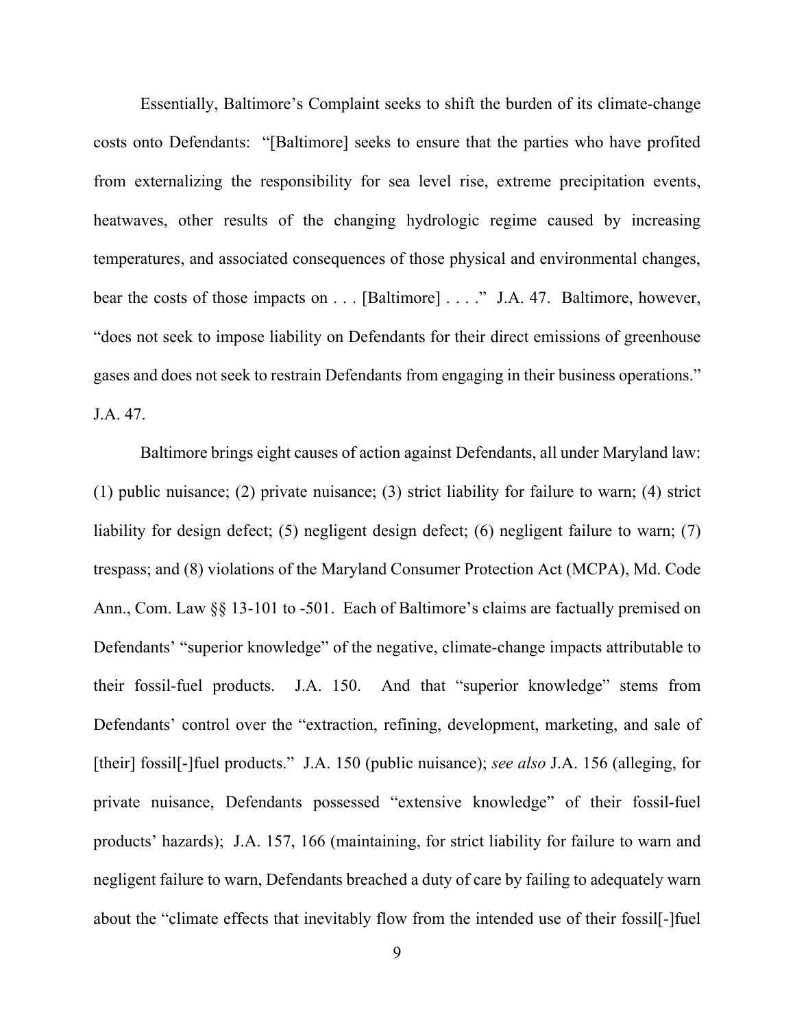Essentially, Baltimore's Complaint seeks to shift the burden of its climate-change costs onto Defendants: "[Baltimore] seeks to ensure that the parties who have profited from externalizing the responsibility for sea level rise, extreme precipitation events, heatwaves, other results of the changing hydrologic regime caused by increasing temperatures, and associated consequences of those physical and environmental changes, bear the costs of those impacts on . . . [Baltimore] . . . ." J.A. 47. Baltimore, however, "does not seek to impose liability on Defendants for their direct emissions of greenhouse gases and does not seek to restrain Defendants from engaging in their business operations." J.A. 47.

Baltimore brings eight causes of action against Defendants, all under Maryland law: (1) public nuisance; (2) private nuisance; (3) strict liability for failure to warn; (4) strict liability for design defect; (5) negligent design defect; (6) negligent failure to warn; (7) trespass; and (8) violations of the Maryland Consumer Protection Act (MCPA), Md. Code Ann., Com. Law §§ 13-101 to -501. Each of Baltimore's claims are factually premised on Defendants' "superior knowledge" of the negative, climate-change impacts attributable to their fossil-fuel products. J.A. 150. And that "superior knowledge" stems from Defendants' control over the "extraction, refining, development, marketing, and sale of [their] fossil[-]fuel products." J.A. 150 (public nuisance); *see also* J.A. 156 (alleging, for private nuisance, Defendants possessed "extensive knowledge" of their fossil-fuel products' hazards); J.A. 157, 166 (maintaining, for strict liability for failure to warn and negligent failure to warn, Defendants breached a duty of care by failing to adequately warn about the "climate effects that inevitably flow from the intended use of their fossil[-]fuel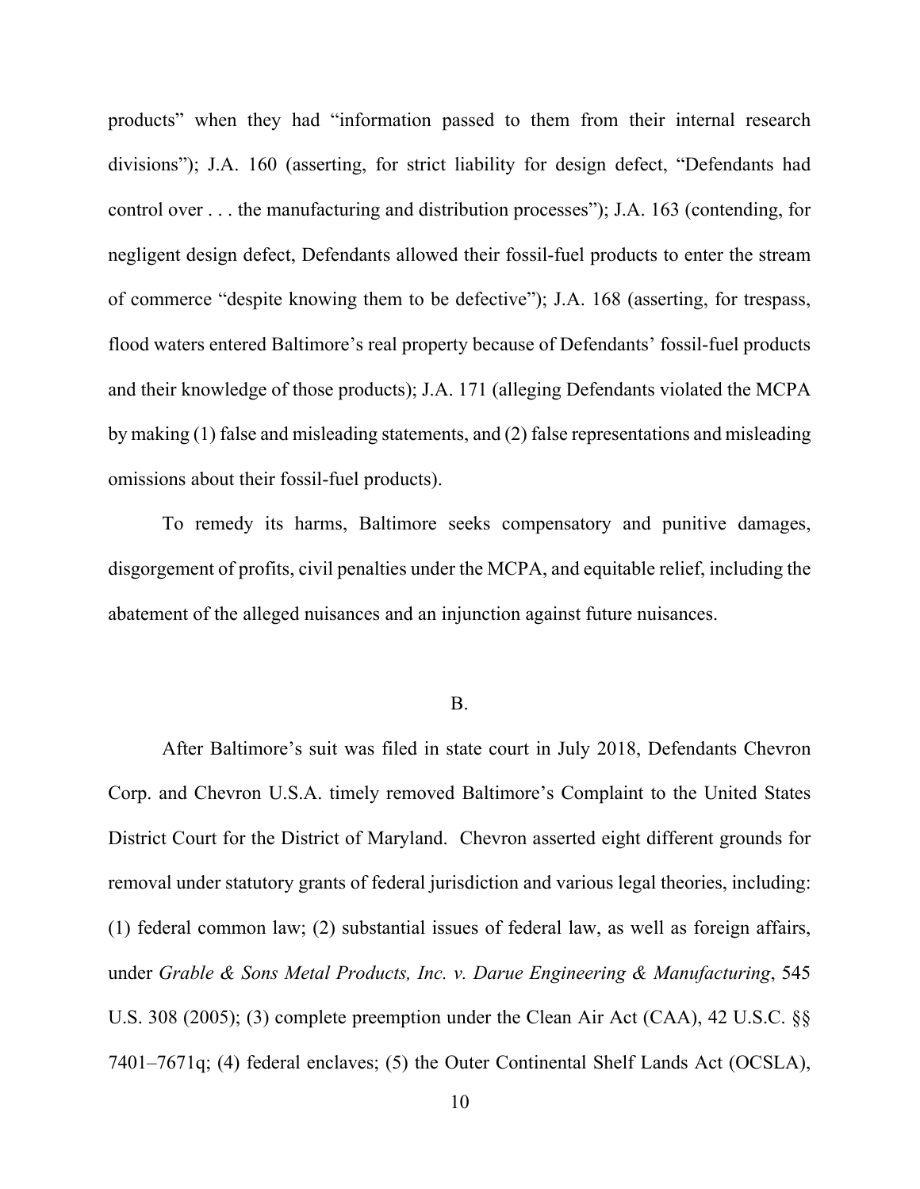products" when they had "information passed to them from their internal research divisions"); J.A. 160 (asserting, for strict liability for design defect, "Defendants had control over . . . the manufacturing and distribution processes"); J.A. 163 (contending, for negligent design defect, Defendants allowed their fossil-fuel products to enter the stream of commerce "despite knowing them to be defective"); J.A. 168 (asserting, for trespass, flood waters entered Baltimore's real property because of Defendants' fossil-fuel products and their knowledge of those products); J.A. 171 (alleging Defendants violated the MCPA by making (1) false and misleading statements, and (2) false representations and misleading omissions about their fossil-fuel products).

To remedy its harms, Baltimore seeks compensatory and punitive damages, disgorgement of profits, civil penalties under the MCPA, and equitable relief, including the abatement of the alleged nuisances and an injunction against future nuisances.

## B.

After Baltimore's suit was filed in state court in July 2018, Defendants Chevron Corp. and Chevron U.S.A. timely removed Baltimore's Complaint to the United States District Court for the District of Maryland. Chevron asserted eight different grounds for removal under statutory grants of federal jurisdiction and various legal theories, including: (1) federal common law; (2) substantial issues of federal law, as well as foreign affairs, under *Grable & Sons Metal Products, Inc. v. Darue Engineering & Manufacturing*, 545 U.S. 308 (2005); (3) complete preemption under the Clean Air Act (CAA), 42 U.S.C. §§ 7401–7671q; (4) federal enclaves; (5) the Outer Continental Shelf Lands Act (OCSLA),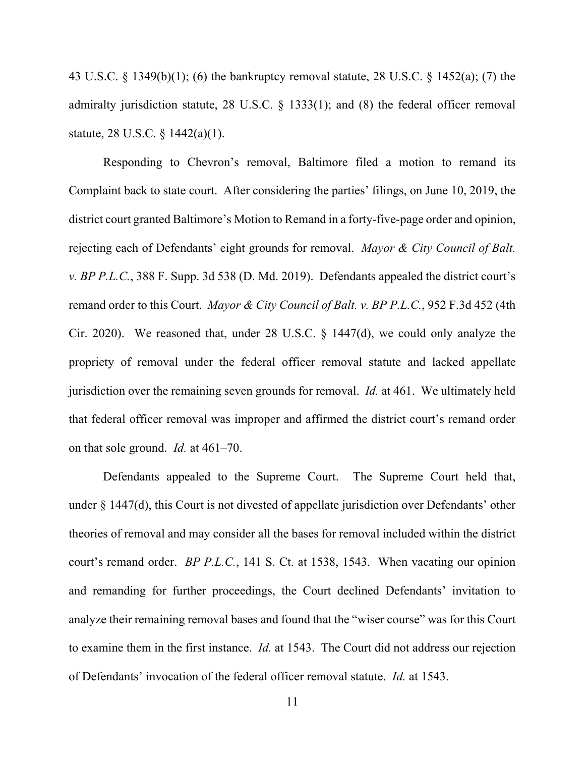43 U.S.C. § 1349(b)(1); (6) the bankruptcy removal statute, 28 U.S.C. § 1452(a); (7) the admiralty jurisdiction statute, 28 U.S.C. § 1333(1); and (8) the federal officer removal statute, 28 U.S.C. § 1442(a)(1).

Responding to Chevron's removal, Baltimore filed a motion to remand its Complaint back to state court. After considering the parties' filings, on June 10, 2019, the district court granted Baltimore's Motion to Remand in a forty-five-page order and opinion, rejecting each of Defendants' eight grounds for removal. *Mayor & City Council of Balt. v. BP P.L.C.*, 388 F. Supp. 3d 538 (D. Md. 2019). Defendants appealed the district court's remand order to this Court. *Mayor & City Council of Balt. v. BP P.L.C.*, 952 F.3d 452 (4th Cir. 2020). We reasoned that, under 28 U.S.C. § 1447(d), we could only analyze the propriety of removal under the federal officer removal statute and lacked appellate jurisdiction over the remaining seven grounds for removal. *Id.* at 461. We ultimately held that federal officer removal was improper and affirmed the district court's remand order on that sole ground. *Id.* at 461–70.

Defendants appealed to the Supreme Court. The Supreme Court held that, under § 1447(d), this Court is not divested of appellate jurisdiction over Defendants' other theories of removal and may consider all the bases for removal included within the district court's remand order. *BP P.L.C.*, 141 S. Ct. at 1538, 1543. When vacating our opinion and remanding for further proceedings, the Court declined Defendants' invitation to analyze their remaining removal bases and found that the "wiser course" was for this Court to examine them in the first instance. *Id.* at 1543. The Court did not address our rejection of Defendants' invocation of the federal officer removal statute. *Id.* at 1543.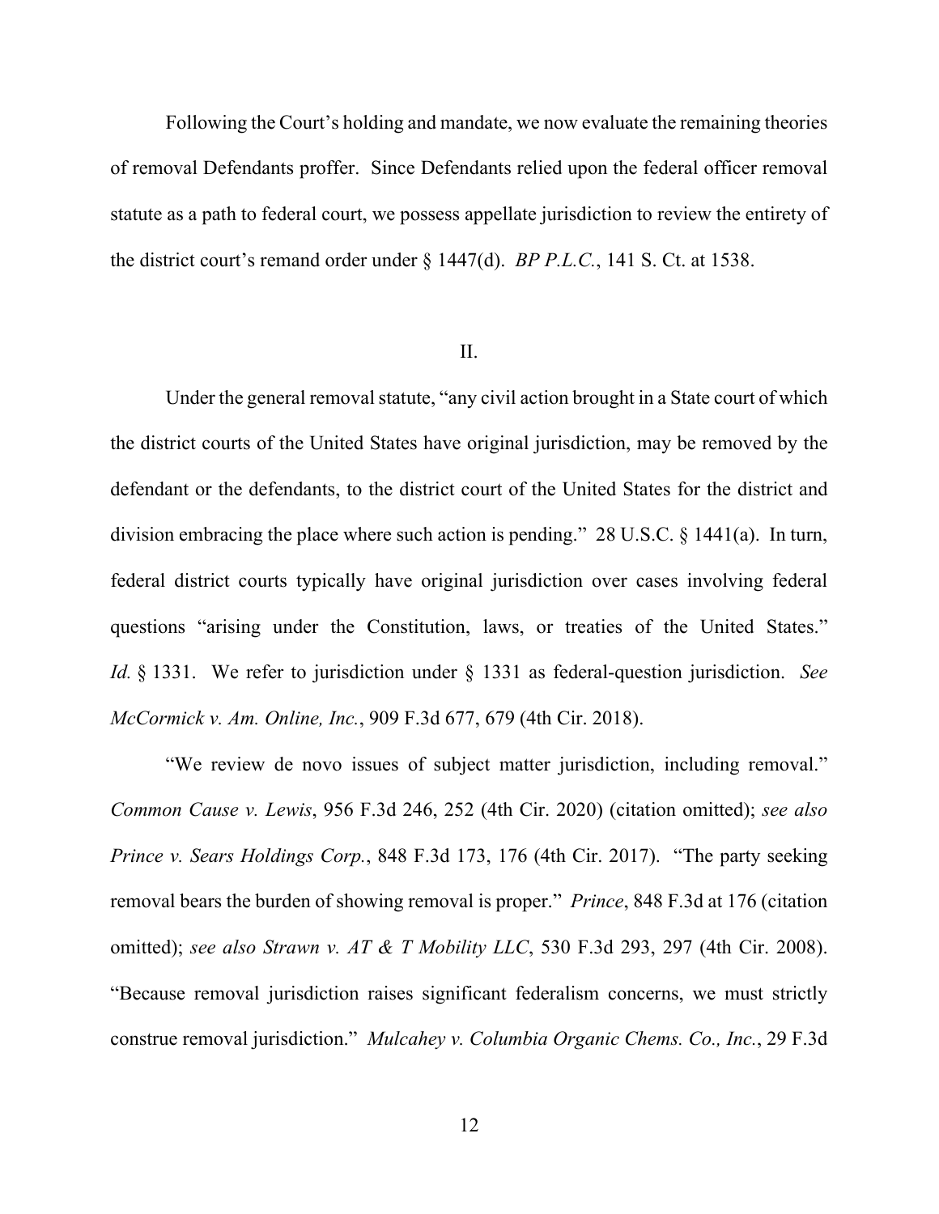Following the Court's holding and mandate, we now evaluate the remaining theories of removal Defendants proffer. Since Defendants relied upon the federal officer removal statute as a path to federal court, we possess appellate jurisdiction to review the entirety of the district court's remand order under § 1447(d). *BP P.L.C.*, 141 S. Ct. at 1538.

## II.

Under the general removal statute, "any civil action brought in a State court of which the district courts of the United States have original jurisdiction, may be removed by the defendant or the defendants, to the district court of the United States for the district and division embracing the place where such action is pending." 28 U.S.C. § 1441(a). In turn, federal district courts typically have original jurisdiction over cases involving federal questions "arising under the Constitution, laws, or treaties of the United States." *Id.* § 1331. We refer to jurisdiction under § 1331 as federal-question jurisdiction. *See McCormick v. Am. Online, Inc.*, 909 F.3d 677, 679 (4th Cir. 2018).

"We review de novo issues of subject matter jurisdiction, including removal." *Common Cause v. Lewis*, 956 F.3d 246, 252 (4th Cir. 2020) (citation omitted); *see also Prince v. Sears Holdings Corp.*, 848 F.3d 173, 176 (4th Cir. 2017). "The party seeking removal bears the burden of showing removal is proper." *Prince*, 848 F.3d at 176 (citation omitted); *see also Strawn v. AT & T Mobility LLC*, 530 F.3d 293, 297 (4th Cir. 2008). "Because removal jurisdiction raises significant federalism concerns, we must strictly construe removal jurisdiction." *Mulcahey v. Columbia Organic Chems. Co., Inc.*, 29 F.3d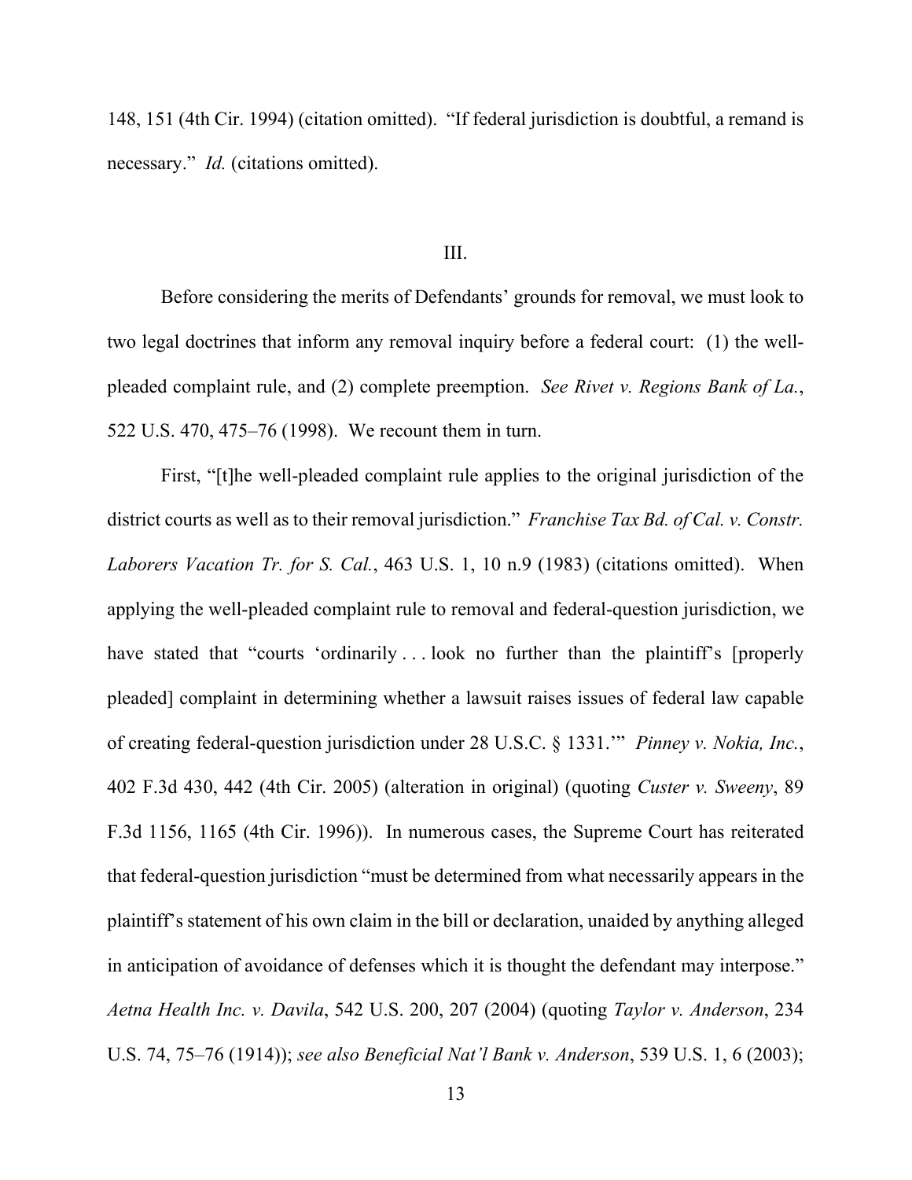148, 151 (4th Cir. 1994) (citation omitted). "If federal jurisdiction is doubtful, a remand is necessary." *Id.* (citations omitted).

## III.

Before considering the merits of Defendants' grounds for removal, we must look to two legal doctrines that inform any removal inquiry before a federal court: (1) the well-pleaded complaint rule, and (2) complete preemption. *See Rivet v. Regions Bank of La.*, 522 U.S. 470, 475–76 (1998). We recount them in turn.

First, "[t]he well-pleaded complaint rule applies to the original jurisdiction of the district courts as well as to their removal jurisdiction." *Franchise Tax Bd. of Cal. v. Constr. Laborers Vacation Tr. for S. Cal.*, 463 U.S. 1, 10 n.9 (1983) (citations omitted). When applying the well-pleaded complaint rule to removal and federal-question jurisdiction, we have stated that "courts 'ordinarily . . . look no further than the plaintiff's [properly pleaded] complaint in determining whether a lawsuit raises issues of federal law capable of creating federal-question jurisdiction under 28 U.S.C. § 1331.'" *Pinney v. Nokia, Inc.*, 402 F.3d 430, 442 (4th Cir. 2005) (alteration in original) (quoting *Custer v. Sweeny*, 89 F.3d 1156, 1165 (4th Cir. 1996)). In numerous cases, the Supreme Court has reiterated that federal-question jurisdiction "must be determined from what necessarily appears in the plaintiff's statement of his own claim in the bill or declaration, unaided by anything alleged in anticipation of avoidance of defenses which it is thought the defendant may interpose." *Aetna Health Inc. v. Davila*, 542 U.S. 200, 207 (2004) (quoting *Taylor v. Anderson*, 234 U.S. 74, 75–76 (1914)); *see also Beneficial Nat'l Bank v. Anderson*, 539 U.S. 1, 6 (2003);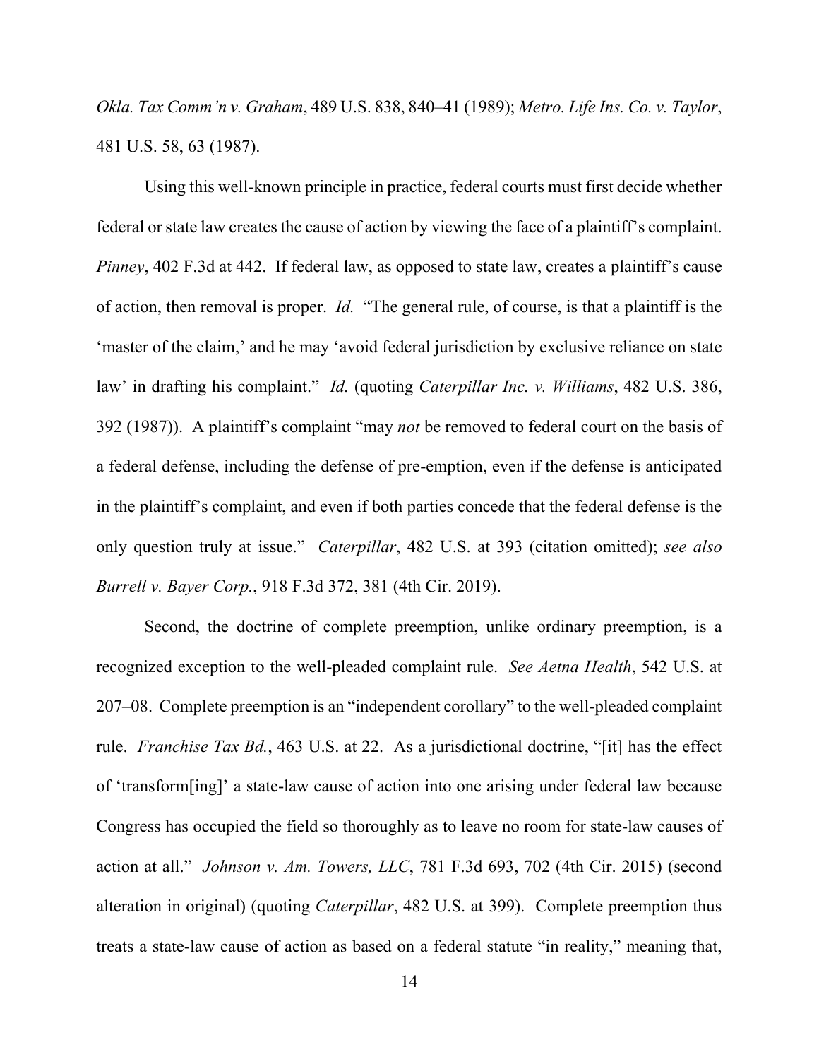*Okla. Tax Comm'n v. Graham*, 489 U.S. 838, 840–41 (1989); *Metro. Life Ins. Co. v. Taylor*, 481 U.S. 58, 63 (1987).

Using this well-known principle in practice, federal courts must first decide whether federal or state law creates the cause of action by viewing the face of a plaintiff's complaint. *Pinney*, 402 F.3d at 442. If federal law, as opposed to state law, creates a plaintiff's cause of action, then removal is proper. *Id.* "The general rule, of course, is that a plaintiff is the 'master of the claim,' and he may 'avoid federal jurisdiction by exclusive reliance on state law' in drafting his complaint." *Id.* (quoting *Caterpillar Inc. v. Williams*, 482 U.S. 386, 392 (1987)). A plaintiff's complaint "may *not* be removed to federal court on the basis of a federal defense, including the defense of pre-emption, even if the defense is anticipated in the plaintiff's complaint, and even if both parties concede that the federal defense is the only question truly at issue." *Caterpillar*, 482 U.S. at 393 (citation omitted); *see also Burrell v. Bayer Corp.*, 918 F.3d 372, 381 (4th Cir. 2019).

Second, the doctrine of complete preemption, unlike ordinary preemption, is a recognized exception to the well-pleaded complaint rule. *See Aetna Health*, 542 U.S. at 207–08. Complete preemption is an "independent corollary" to the well-pleaded complaint rule. *Franchise Tax Bd.*, 463 U.S. at 22. As a jurisdictional doctrine, "[it] has the effect of 'transform[ing]' a state-law cause of action into one arising under federal law because Congress has occupied the field so thoroughly as to leave no room for state-law causes of action at all." *Johnson v. Am. Towers, LLC*, 781 F.3d 693, 702 (4th Cir. 2015) (second alteration in original) (quoting *Caterpillar*, 482 U.S. at 399). Complete preemption thus treats a state-law cause of action as based on a federal statute "in reality," meaning that,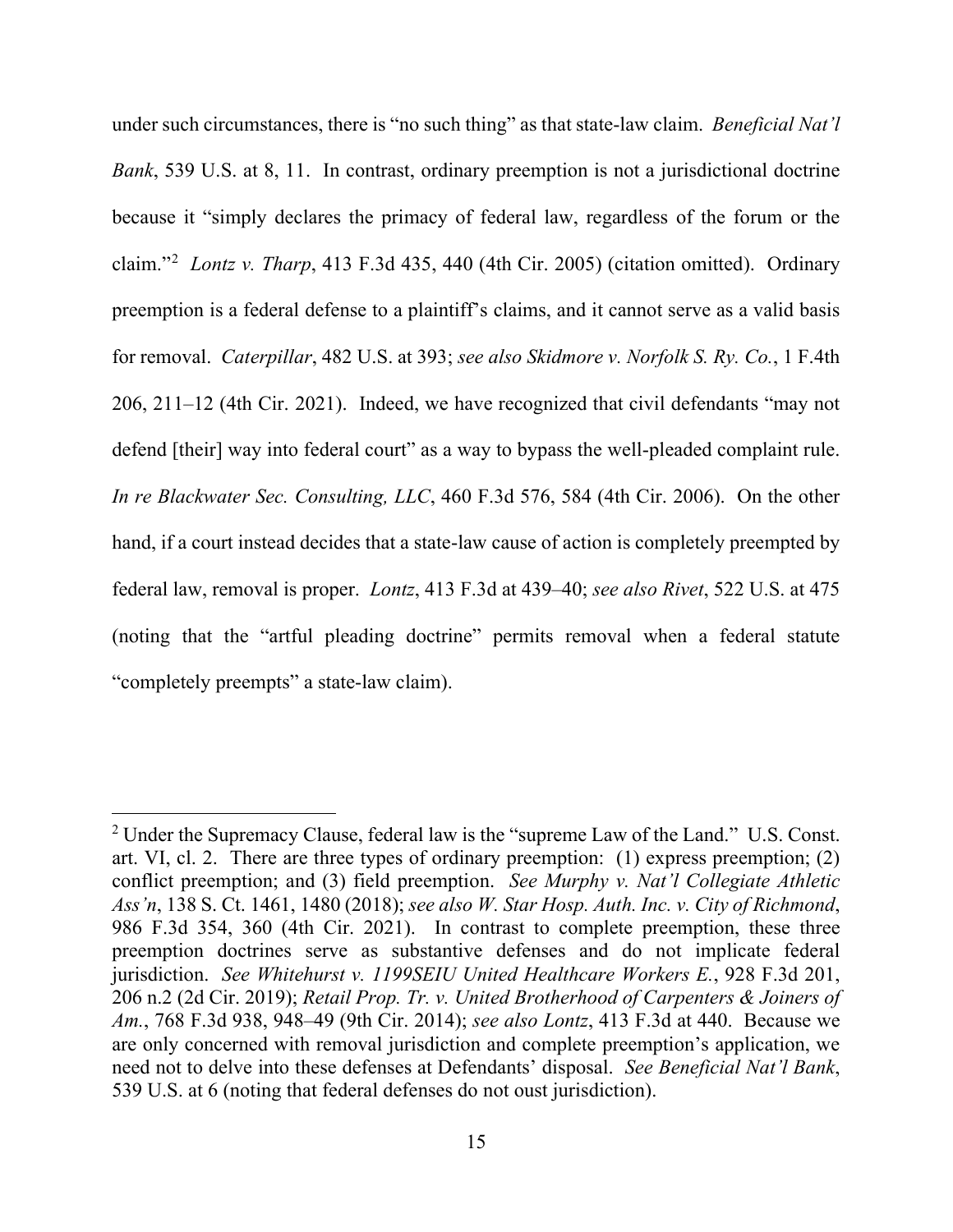under such circumstances, there is "no such thing" as that state-law claim. *Beneficial Nat'l Bank*, 539 U.S. at 8, 11. In contrast, ordinary preemption is not a jurisdictional doctrine because it "simply declares the primacy of federal law, regardless of the forum or the claim."[2] *Lontz v. Tharp*, 413 F.3d 435, 440 (4th Cir. 2005) (citation omitted). Ordinary preemption is a federal defense to a plaintiff's claims, and it cannot serve as a valid basis for removal. *Caterpillar*, 482 U.S. at 393; *see also Skidmore v. Norfolk S. Ry. Co.*, 1 F.4th 206, 211–12 (4th Cir. 2021). Indeed, we have recognized that civil defendants "may not defend [their] way into federal court" as a way to bypass the well-pleaded complaint rule. *In re Blackwater Sec. Consulting, LLC*, 460 F.3d 576, 584 (4th Cir. 2006). On the other hand, if a court instead decides that a state-law cause of action is completely preempted by federal law, removal is proper. *Lontz*, 413 F.3d at 439–40; *see also Rivet*, 522 U.S. at 475 (noting that the "artful pleading doctrine" permits removal when a federal statute "completely preempts" a state-law claim).

---

[2] Under the Supremacy Clause, federal law is the "supreme Law of the Land." U.S. Const. art. VI, cl. 2. There are three types of ordinary preemption: (1) express preemption; (2) conflict preemption; and (3) field preemption. *See Murphy v. Nat'l Collegiate Athletic Ass'n*, 138 S. Ct. 1461, 1480 (2018); *see also W. Star Hosp. Auth. Inc. v. City of Richmond*, 986 F.3d 354, 360 (4th Cir. 2021). In contrast to complete preemption, these three preemption doctrines serve as substantive defenses and do not implicate federal jurisdiction. *See Whitehurst v. 1199SEIU United Healthcare Workers E.*, 928 F.3d 201, 206 n.2 (2d Cir. 2019); *Retail Prop. Tr. v. United Brotherhood of Carpenters & Joiners of Am.*, 768 F.3d 938, 948–49 (9th Cir. 2014); *see also Lontz*, 413 F.3d at 440. Because we are only concerned with removal jurisdiction and complete preemption's application, we need not to delve into these defenses at Defendants' disposal. *See Beneficial Nat'l Bank*, 539 U.S. at 6 (noting that federal defenses do not oust jurisdiction).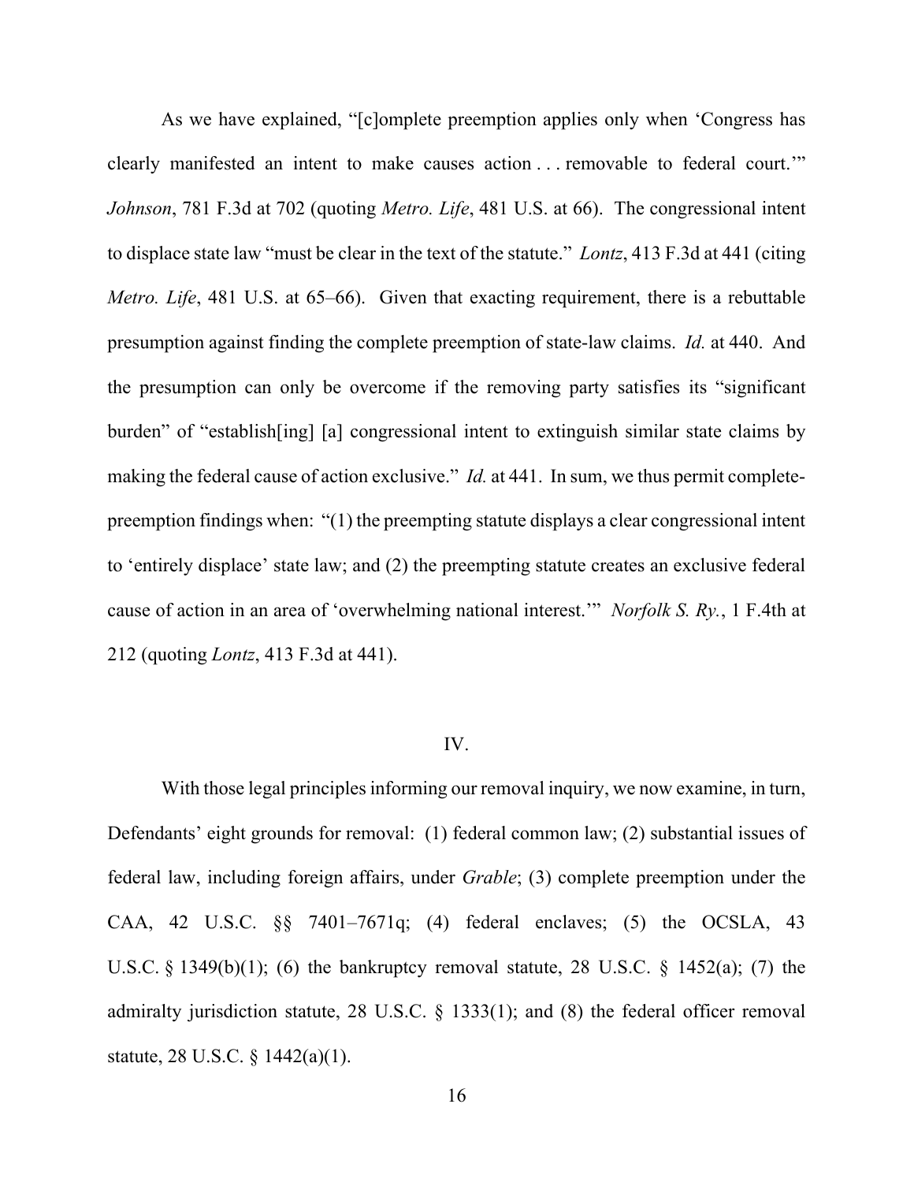As we have explained, "[c]omplete preemption applies only when 'Congress has clearly manifested an intent to make causes action . . . removable to federal court.'" *Johnson*, 781 F.3d at 702 (quoting *Metro. Life*, 481 U.S. at 66). The congressional intent to displace state law "must be clear in the text of the statute." *Lontz*, 413 F.3d at 441 (citing *Metro. Life*, 481 U.S. at 65–66). Given that exacting requirement, there is a rebuttable presumption against finding the complete preemption of state-law claims. *Id.* at 440. And the presumption can only be overcome if the removing party satisfies its "significant burden" of "establish[ing] [a] congressional intent to extinguish similar state claims by making the federal cause of action exclusive." *Id.* at 441. In sum, we thus permit complete-preemption findings when: "(1) the preempting statute displays a clear congressional intent to 'entirely displace' state law; and (2) the preempting statute creates an exclusive federal cause of action in an area of 'overwhelming national interest.'" *Norfolk S. Ry.*, 1 F.4th at 212 (quoting *Lontz*, 413 F.3d at 441).

## IV.

With those legal principles informing our removal inquiry, we now examine, in turn, Defendants' eight grounds for removal: (1) federal common law; (2) substantial issues of federal law, including foreign affairs, under *Grable*; (3) complete preemption under the CAA, 42 U.S.C. §§ 7401–7671q; (4) federal enclaves; (5) the OCSLA, 43 U.S.C. § 1349(b)(1); (6) the bankruptcy removal statute, 28 U.S.C. § 1452(a); (7) the admiralty jurisdiction statute, 28 U.S.C. § 1333(1); and (8) the federal officer removal statute, 28 U.S.C. § 1442(a)(1).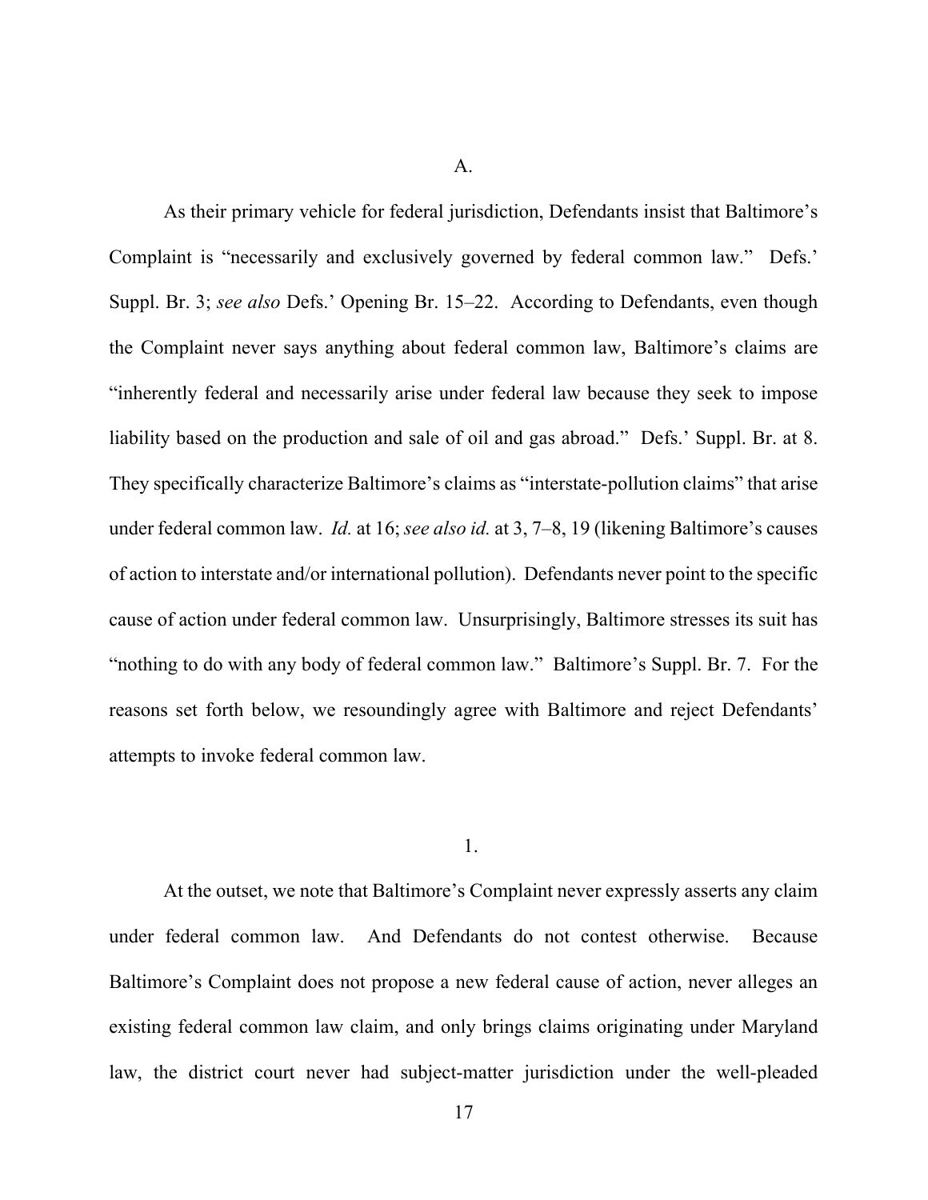A.

As their primary vehicle for federal jurisdiction, Defendants insist that Baltimore's Complaint is "necessarily and exclusively governed by federal common law." Defs.' Suppl. Br. 3; *see also* Defs.' Opening Br. 15–22. According to Defendants, even though the Complaint never says anything about federal common law, Baltimore's claims are "inherently federal and necessarily arise under federal law because they seek to impose liability based on the production and sale of oil and gas abroad." Defs.' Suppl. Br. at 8. They specifically characterize Baltimore's claims as "interstate-pollution claims" that arise under federal common law. *Id.* at 16; *see also id.* at 3, 7–8, 19 (likening Baltimore's causes of action to interstate and/or international pollution). Defendants never point to the specific cause of action under federal common law. Unsurprisingly, Baltimore stresses its suit has "nothing to do with any body of federal common law." Baltimore's Suppl. Br. 7. For the reasons set forth below, we resoundingly agree with Baltimore and reject Defendants' attempts to invoke federal common law.

1.

At the outset, we note that Baltimore's Complaint never expressly asserts any claim under federal common law. And Defendants do not contest otherwise. Because Baltimore's Complaint does not propose a new federal cause of action, never alleges an existing federal common law claim, and only brings claims originating under Maryland law, the district court never had subject-matter jurisdiction under the well-pleaded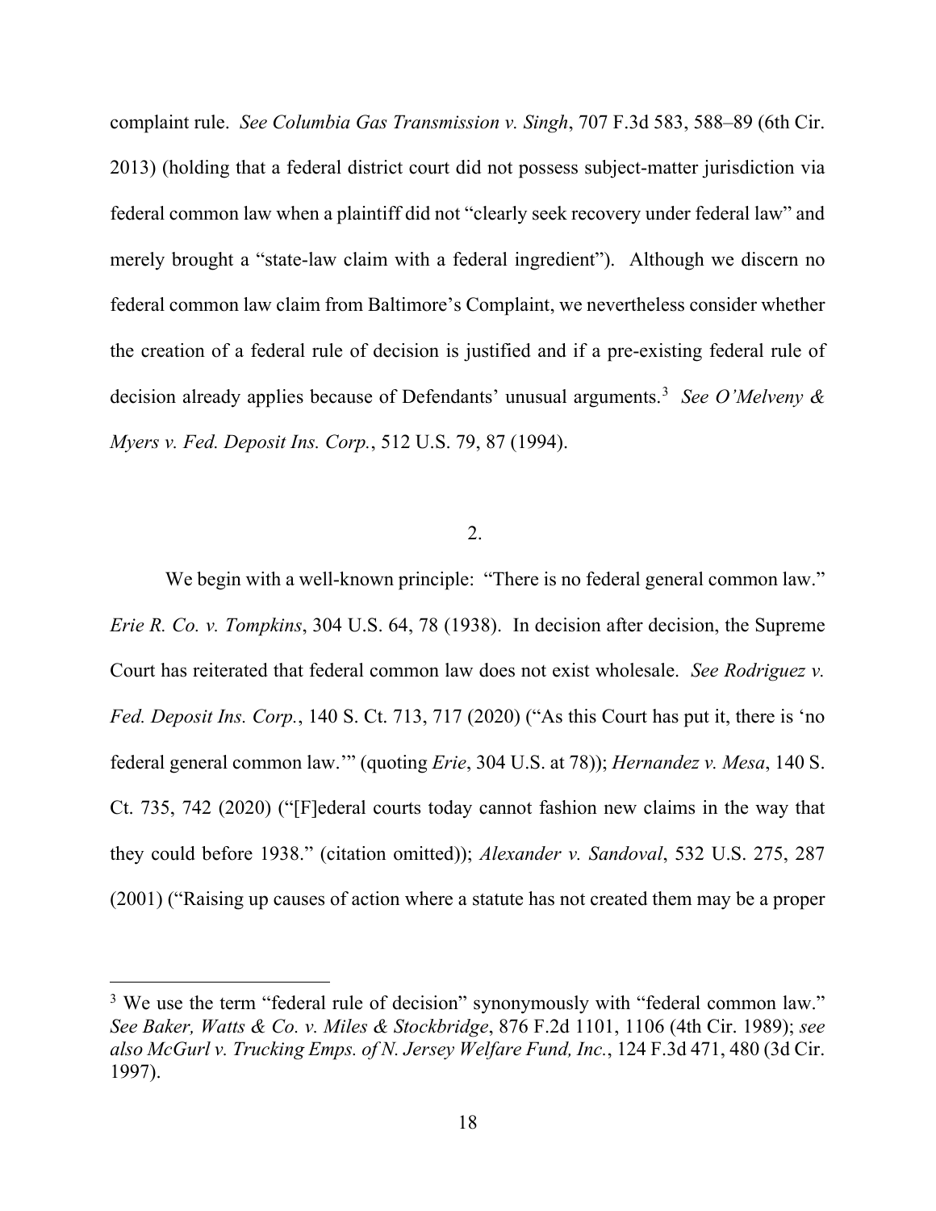complaint rule. *See Columbia Gas Transmission v. Singh*, 707 F.3d 583, 588–89 (6th Cir. 2013) (holding that a federal district court did not possess subject-matter jurisdiction via federal common law when a plaintiff did not "clearly seek recovery under federal law" and merely brought a "state-law claim with a federal ingredient"). Although we discern no federal common law claim from Baltimore's Complaint, we nevertheless consider whether the creation of a federal rule of decision is justified and if a pre-existing federal rule of decision already applies because of Defendants' unusual arguments.[3] *See O'Melveny & Myers v. Fed. Deposit Ins. Corp.*, 512 U.S. 79, 87 (1994).

2.

We begin with a well-known principle: "There is no federal general common law." *Erie R. Co. v. Tompkins*, 304 U.S. 64, 78 (1938). In decision after decision, the Supreme Court has reiterated that federal common law does not exist wholesale. *See Rodriguez v. Fed. Deposit Ins. Corp.*, 140 S. Ct. 713, 717 (2020) ("As this Court has put it, there is 'no federal general common law.'" (quoting *Erie*, 304 U.S. at 78)); *Hernandez v. Mesa*, 140 S. Ct. 735, 742 (2020) ("[F]ederal courts today cannot fashion new claims in the way that they could before 1938." (citation omitted)); *Alexander v. Sandoval*, 532 U.S. 275, 287 (2001) ("Raising up causes of action where a statute has not created them may be a proper

[3] We use the term "federal rule of decision" synonymously with "federal common law." *See Baker, Watts & Co. v. Miles & Stockbridge*, 876 F.2d 1101, 1106 (4th Cir. 1989); *see also McGurl v. Trucking Emps. of N. Jersey Welfare Fund, Inc.*, 124 F.3d 471, 480 (3d Cir. 1997).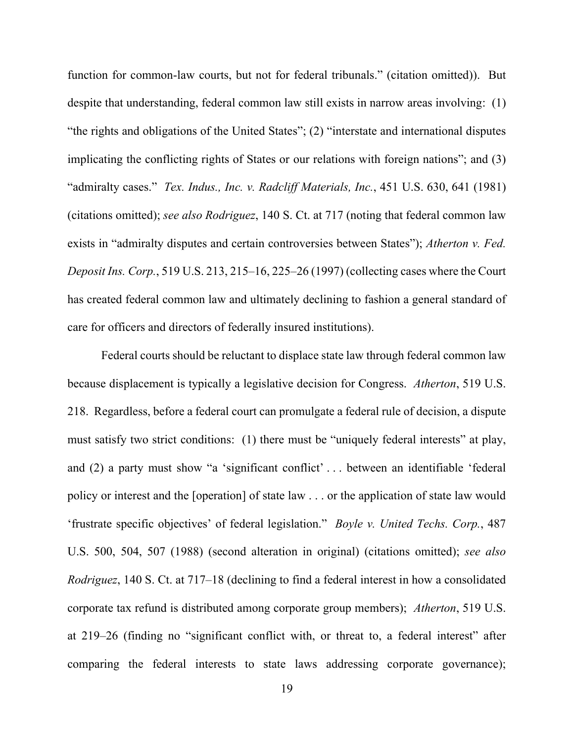function for common-law courts, but not for federal tribunals." (citation omitted)). But despite that understanding, federal common law still exists in narrow areas involving: (1) "the rights and obligations of the United States"; (2) "interstate and international disputes implicating the conflicting rights of States or our relations with foreign nations"; and (3) "admiralty cases." *Tex. Indus., Inc. v. Radcliff Materials, Inc.*, 451 U.S. 630, 641 (1981) (citations omitted); *see also Rodriguez*, 140 S. Ct. at 717 (noting that federal common law exists in "admiralty disputes and certain controversies between States"); *Atherton v. Fed. Deposit Ins. Corp.*, 519 U.S. 213, 215–16, 225–26 (1997) (collecting cases where the Court has created federal common law and ultimately declining to fashion a general standard of care for officers and directors of federally insured institutions).

Federal courts should be reluctant to displace state law through federal common law because displacement is typically a legislative decision for Congress. *Atherton*, 519 U.S. 218. Regardless, before a federal court can promulgate a federal rule of decision, a dispute must satisfy two strict conditions: (1) there must be "uniquely federal interests" at play, and (2) a party must show "a 'significant conflict' . . . between an identifiable 'federal policy or interest and the [operation] of state law . . . or the application of state law would 'frustrate specific objectives' of federal legislation." *Boyle v. United Techs. Corp.*, 487 U.S. 500, 504, 507 (1988) (second alteration in original) (citations omitted); *see also Rodriguez*, 140 S. Ct. at 717–18 (declining to find a federal interest in how a consolidated corporate tax refund is distributed among corporate group members); *Atherton*, 519 U.S. at 219–26 (finding no "significant conflict with, or threat to, a federal interest" after comparing the federal interests to state laws addressing corporate governance);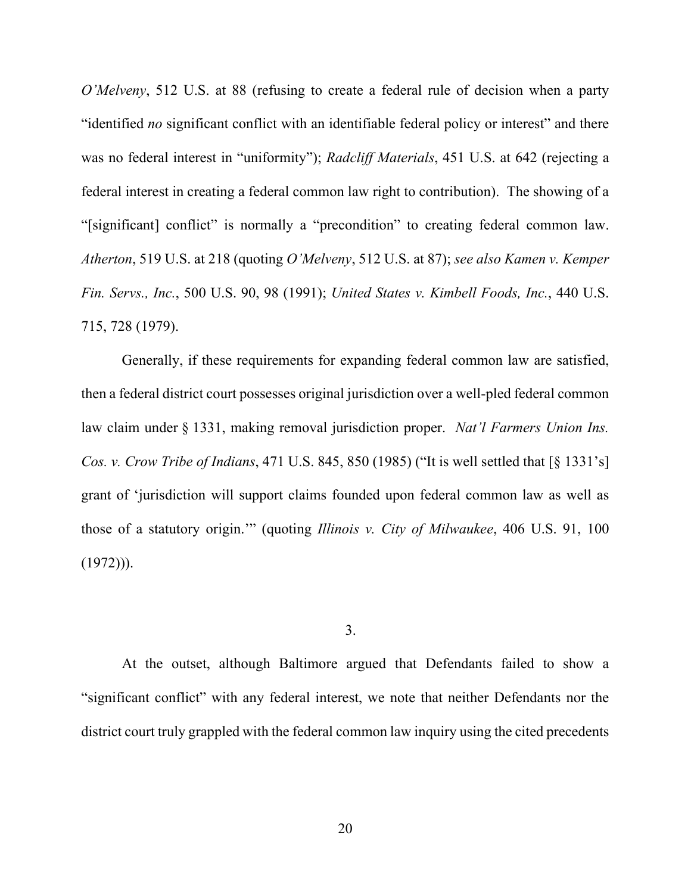*O'Melveny*, 512 U.S. at 88 (refusing to create a federal rule of decision when a party "identified *no* significant conflict with an identifiable federal policy or interest" and there was no federal interest in "uniformity"); *Radcliff Materials*, 451 U.S. at 642 (rejecting a federal interest in creating a federal common law right to contribution). The showing of a "[significant] conflict" is normally a "precondition" to creating federal common law. *Atherton*, 519 U.S. at 218 (quoting *O'Melveny*, 512 U.S. at 87); *see also Kamen v. Kemper Fin. Servs., Inc.*, 500 U.S. 90, 98 (1991); *United States v. Kimbell Foods, Inc.*, 440 U.S. 715, 728 (1979).

Generally, if these requirements for expanding federal common law are satisfied, then a federal district court possesses original jurisdiction over a well-pled federal common law claim under § 1331, making removal jurisdiction proper. *Nat'l Farmers Union Ins. Cos. v. Crow Tribe of Indians*, 471 U.S. 845, 850 (1985) ("It is well settled that [§ 1331's] grant of 'jurisdiction will support claims founded upon federal common law as well as those of a statutory origin.'" (quoting *Illinois v. City of Milwaukee*, 406 U.S. 91, 100 (1972))).

3.

At the outset, although Baltimore argued that Defendants failed to show a "significant conflict" with any federal interest, we note that neither Defendants nor the district court truly grappled with the federal common law inquiry using the cited precedents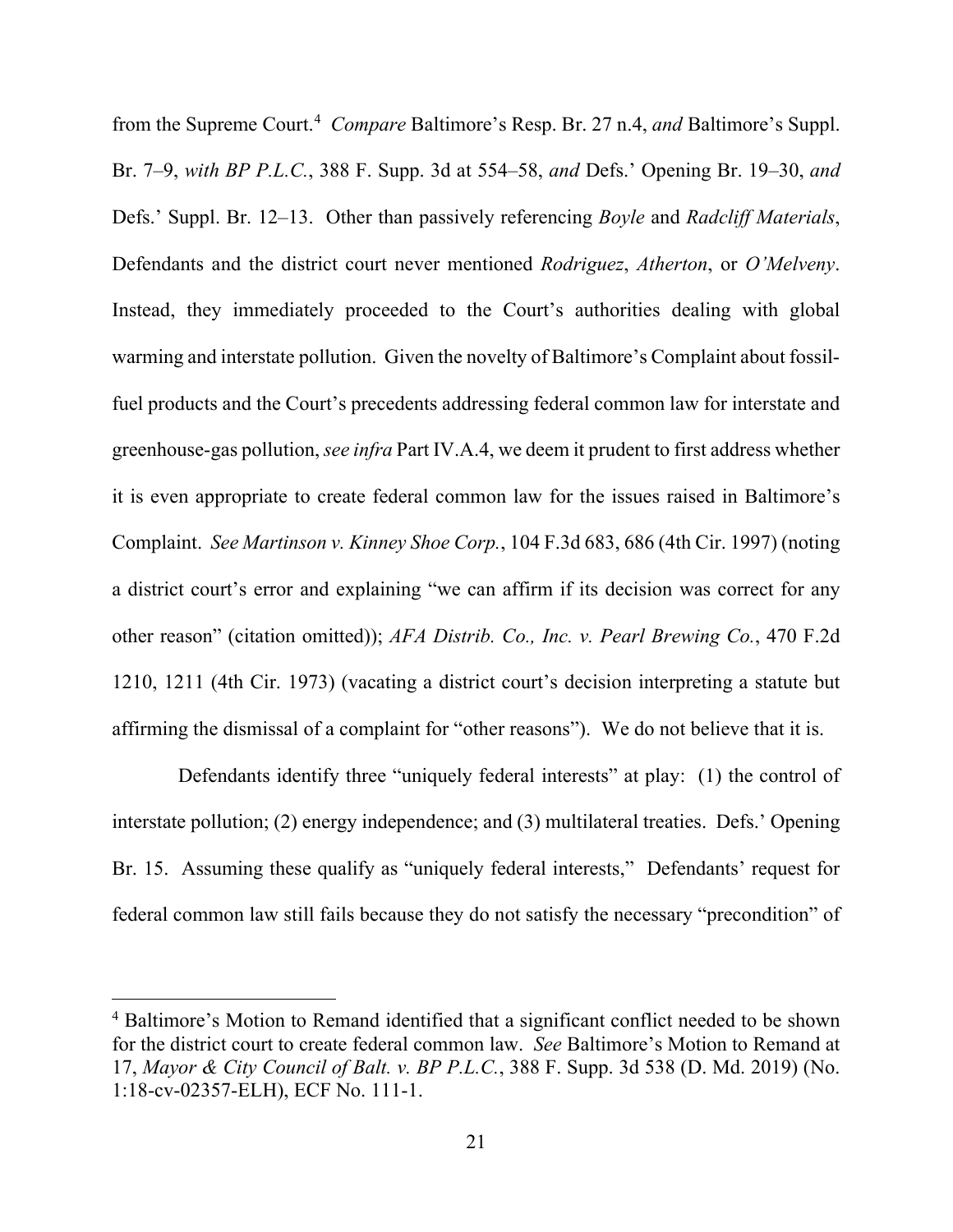from the Supreme Court.[4] *Compare* Baltimore's Resp. Br. 27 n.4, *and* Baltimore's Suppl. Br. 7–9, *with BP P.L.C.*, 388 F. Supp. 3d at 554–58, *and* Defs.' Opening Br. 19–30, *and* Defs.' Suppl. Br. 12–13. Other than passively referencing *Boyle* and *Radcliff Materials*, Defendants and the district court never mentioned *Rodriguez*, *Atherton*, or *O'Melveny*. Instead, they immediately proceeded to the Court's authorities dealing with global warming and interstate pollution. Given the novelty of Baltimore's Complaint about fossil-fuel products and the Court's precedents addressing federal common law for interstate and greenhouse-gas pollution, *see infra* Part IV.A.4, we deem it prudent to first address whether it is even appropriate to create federal common law for the issues raised in Baltimore's Complaint. *See Martinson v. Kinney Shoe Corp.*, 104 F.3d 683, 686 (4th Cir. 1997) (noting a district court's error and explaining "we can affirm if its decision was correct for any other reason" (citation omitted)); *AFA Distrib. Co., Inc. v. Pearl Brewing Co.*, 470 F.2d 1210, 1211 (4th Cir. 1973) (vacating a district court's decision interpreting a statute but affirming the dismissal of a complaint for "other reasons"). We do not believe that it is.

Defendants identify three "uniquely federal interests" at play: (1) the control of interstate pollution; (2) energy independence; and (3) multilateral treaties. Defs.' Opening Br. 15. Assuming these qualify as "uniquely federal interests," Defendants' request for federal common law still fails because they do not satisfy the necessary "precondition" of

[4] Baltimore's Motion to Remand identified that a significant conflict needed to be shown for the district court to create federal common law. *See* Baltimore's Motion to Remand at 17, *Mayor & City Council of Balt. v. BP P.L.C.*, 388 F. Supp. 3d 538 (D. Md. 2019) (No. 1:18-cv-02357-ELH), ECF No. 111-1.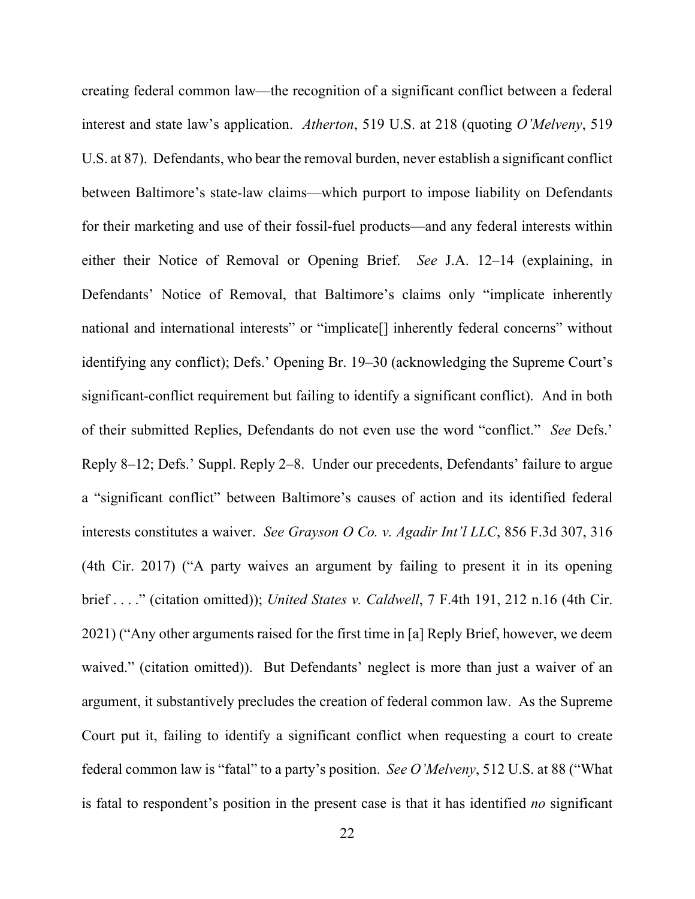creating federal common law—the recognition of a significant conflict between a federal interest and state law's application. *Atherton*, 519 U.S. at 218 (quoting *O'Melveny*, 519 U.S. at 87). Defendants, who bear the removal burden, never establish a significant conflict between Baltimore's state-law claims—which purport to impose liability on Defendants for their marketing and use of their fossil-fuel products—and any federal interests within either their Notice of Removal or Opening Brief. *See* J.A. 12–14 (explaining, in Defendants' Notice of Removal, that Baltimore's claims only "implicate inherently national and international interests" or "implicate[] inherently federal concerns" without identifying any conflict); Defs.' Opening Br. 19–30 (acknowledging the Supreme Court's significant-conflict requirement but failing to identify a significant conflict). And in both of their submitted Replies, Defendants do not even use the word "conflict." *See* Defs.' Reply 8–12; Defs.' Suppl. Reply 2–8. Under our precedents, Defendants' failure to argue a "significant conflict" between Baltimore's causes of action and its identified federal interests constitutes a waiver. *See Grayson O Co. v. Agadir Int'l LLC*, 856 F.3d 307, 316 (4th Cir. 2017) ("A party waives an argument by failing to present it in its opening brief . . . ." (citation omitted)); *United States v. Caldwell*, 7 F.4th 191, 212 n.16 (4th Cir. 2021) ("Any other arguments raised for the first time in [a] Reply Brief, however, we deem waived." (citation omitted)). But Defendants' neglect is more than just a waiver of an argument, it substantively precludes the creation of federal common law. As the Supreme Court put it, failing to identify a significant conflict when requesting a court to create federal common law is "fatal" to a party's position. *See O'Melveny*, 512 U.S. at 88 ("What is fatal to respondent's position in the present case is that it has identified *no* significant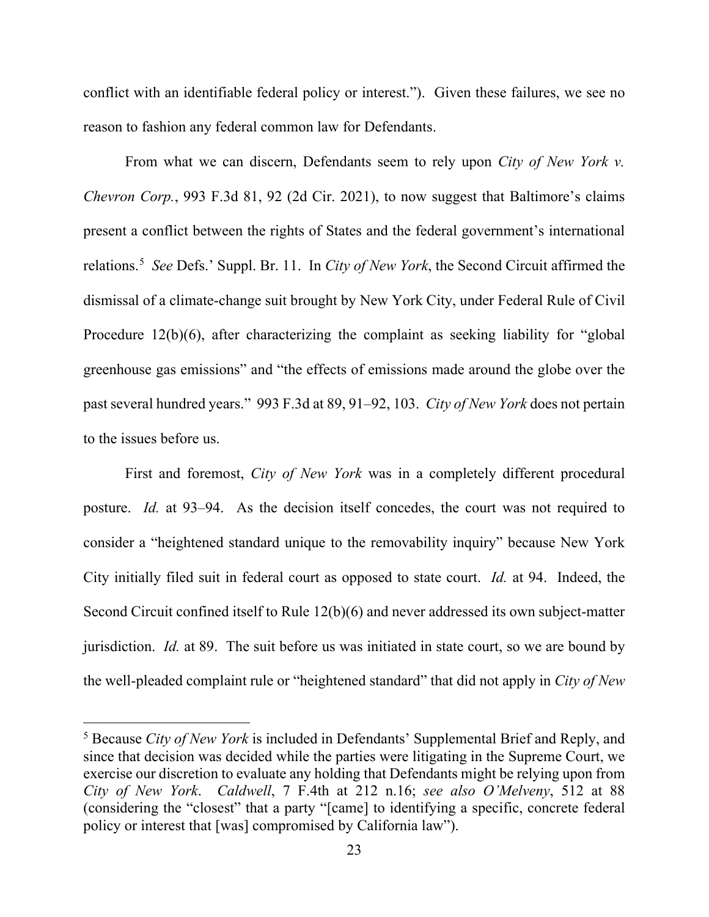conflict with an identifiable federal policy or interest."). Given these failures, we see no reason to fashion any federal common law for Defendants.

From what we can discern, Defendants seem to rely upon *City of New York v. Chevron Corp.*, 993 F.3d 81, 92 (2d Cir. 2021), to now suggest that Baltimore's claims present a conflict between the rights of States and the federal government's international relations.[5] *See* Defs.' Suppl. Br. 11. In *City of New York*, the Second Circuit affirmed the dismissal of a climate-change suit brought by New York City, under Federal Rule of Civil Procedure 12(b)(6), after characterizing the complaint as seeking liability for "global greenhouse gas emissions" and "the effects of emissions made around the globe over the past several hundred years." 993 F.3d at 89, 91–92, 103. *City of New York* does not pertain to the issues before us.

First and foremost, *City of New York* was in a completely different procedural posture. *Id.* at 93–94. As the decision itself concedes, the court was not required to consider a "heightened standard unique to the removability inquiry" because New York City initially filed suit in federal court as opposed to state court. *Id.* at 94. Indeed, the Second Circuit confined itself to Rule 12(b)(6) and never addressed its own subject-matter jurisdiction. *Id.* at 89. The suit before us was initiated in state court, so we are bound by the well-pleaded complaint rule or "heightened standard" that did not apply in *City of New*

[5] Because *City of New York* is included in Defendants' Supplemental Brief and Reply, and since that decision was decided while the parties were litigating in the Supreme Court, we exercise our discretion to evaluate any holding that Defendants might be relying upon from *City of New York*. *Caldwell*, 7 F.4th at 212 n.16; *see also O'Melveny*, 512 at 88 (considering the "closest" that a party "[came] to identifying a specific, concrete federal policy or interest that [was] compromised by California law").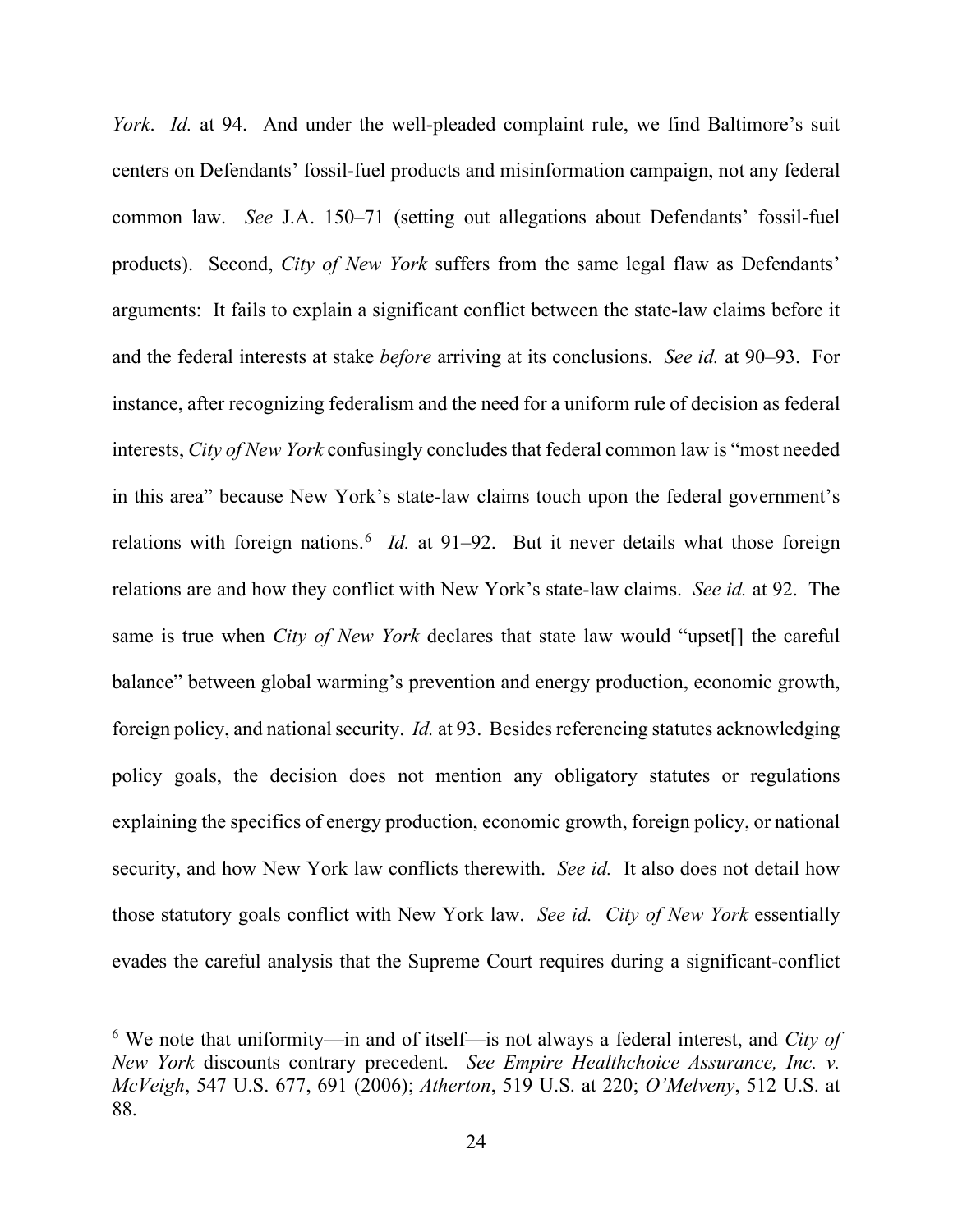*York*. *Id.* at 94. And under the well-pleaded complaint rule, we find Baltimore's suit centers on Defendants' fossil-fuel products and misinformation campaign, not any federal common law. *See* J.A. 150–71 (setting out allegations about Defendants' fossil-fuel products). Second, *City of New York* suffers from the same legal flaw as Defendants' arguments: It fails to explain a significant conflict between the state-law claims before it and the federal interests at stake *before* arriving at its conclusions. *See id.* at 90–93. For instance, after recognizing federalism and the need for a uniform rule of decision as federal interests, *City of New York* confusingly concludes that federal common law is "most needed in this area" because New York's state-law claims touch upon the federal government's relations with foreign nations.[6] *Id.* at 91–92. But it never details what those foreign relations are and how they conflict with New York's state-law claims. *See id.* at 92. The same is true when *City of New York* declares that state law would "upset[] the careful balance" between global warming's prevention and energy production, economic growth, foreign policy, and national security. *Id.* at 93. Besides referencing statutes acknowledging policy goals, the decision does not mention any obligatory statutes or regulations explaining the specifics of energy production, economic growth, foreign policy, or national security, and how New York law conflicts therewith. *See id.* It also does not detail how those statutory goals conflict with New York law. *See id.* *City of New York* essentially evades the careful analysis that the Supreme Court requires during a significant-conflict

---

[6] We note that uniformity—in and of itself—is not always a federal interest, and *City of New York* discounts contrary precedent. *See Empire Healthchoice Assurance, Inc. v. McVeigh*, 547 U.S. 677, 691 (2006); *Atherton*, 519 U.S. at 220; *O'Melveny*, 512 U.S. at 88.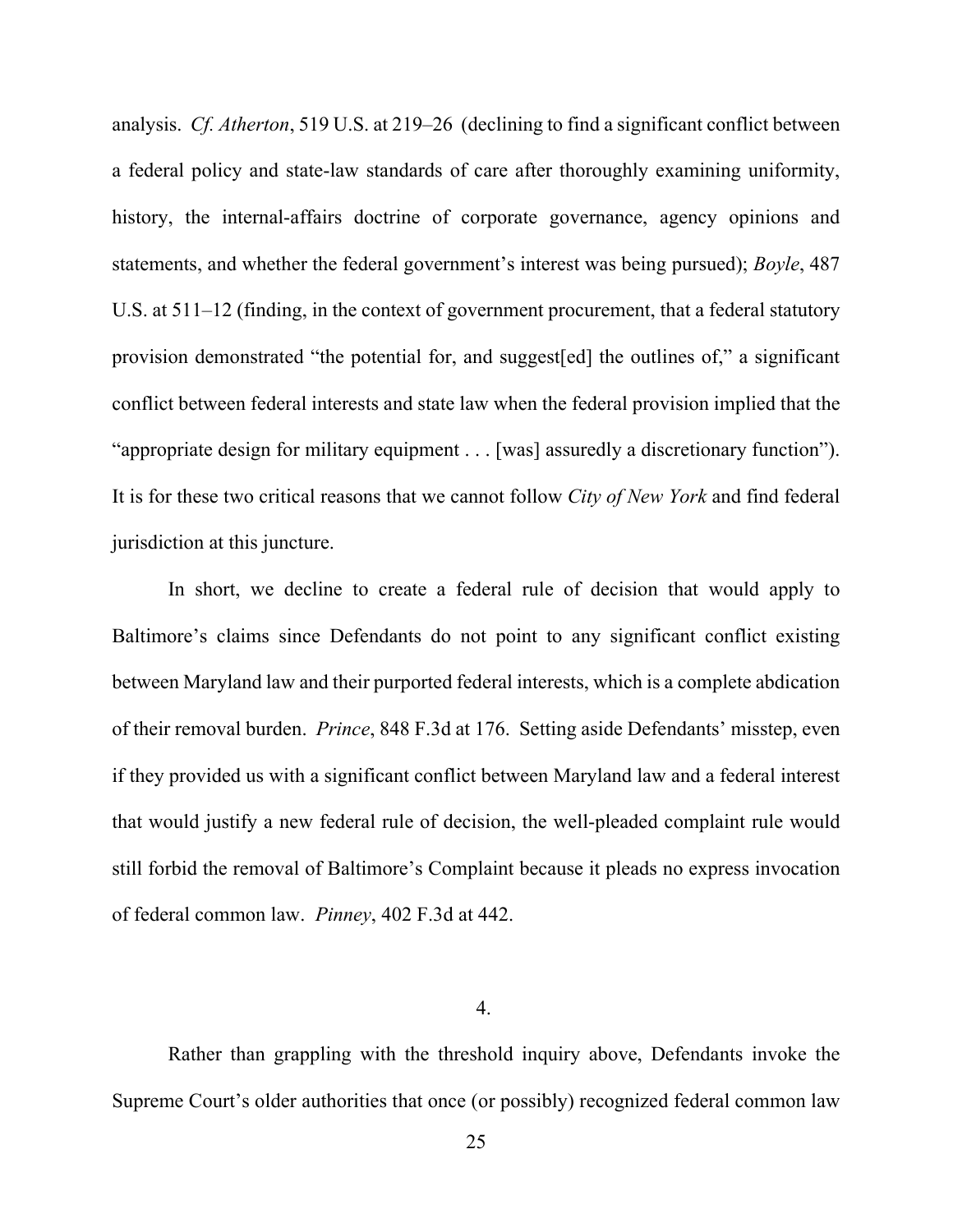analysis. *Cf. Atherton*, 519 U.S. at 219–26 (declining to find a significant conflict between a federal policy and state-law standards of care after thoroughly examining uniformity, history, the internal-affairs doctrine of corporate governance, agency opinions and statements, and whether the federal government's interest was being pursued); *Boyle*, 487 U.S. at 511–12 (finding, in the context of government procurement, that a federal statutory provision demonstrated "the potential for, and suggest[ed] the outlines of," a significant conflict between federal interests and state law when the federal provision implied that the "appropriate design for military equipment . . . [was] assuredly a discretionary function"). It is for these two critical reasons that we cannot follow *City of New York* and find federal jurisdiction at this juncture.

In short, we decline to create a federal rule of decision that would apply to Baltimore's claims since Defendants do not point to any significant conflict existing between Maryland law and their purported federal interests, which is a complete abdication of their removal burden. *Prince*, 848 F.3d at 176. Setting aside Defendants' misstep, even if they provided us with a significant conflict between Maryland law and a federal interest that would justify a new federal rule of decision, the well-pleaded complaint rule would still forbid the removal of Baltimore's Complaint because it pleads no express invocation of federal common law. *Pinney*, 402 F.3d at 442.

4.

Rather than grappling with the threshold inquiry above, Defendants invoke the Supreme Court's older authorities that once (or possibly) recognized federal common law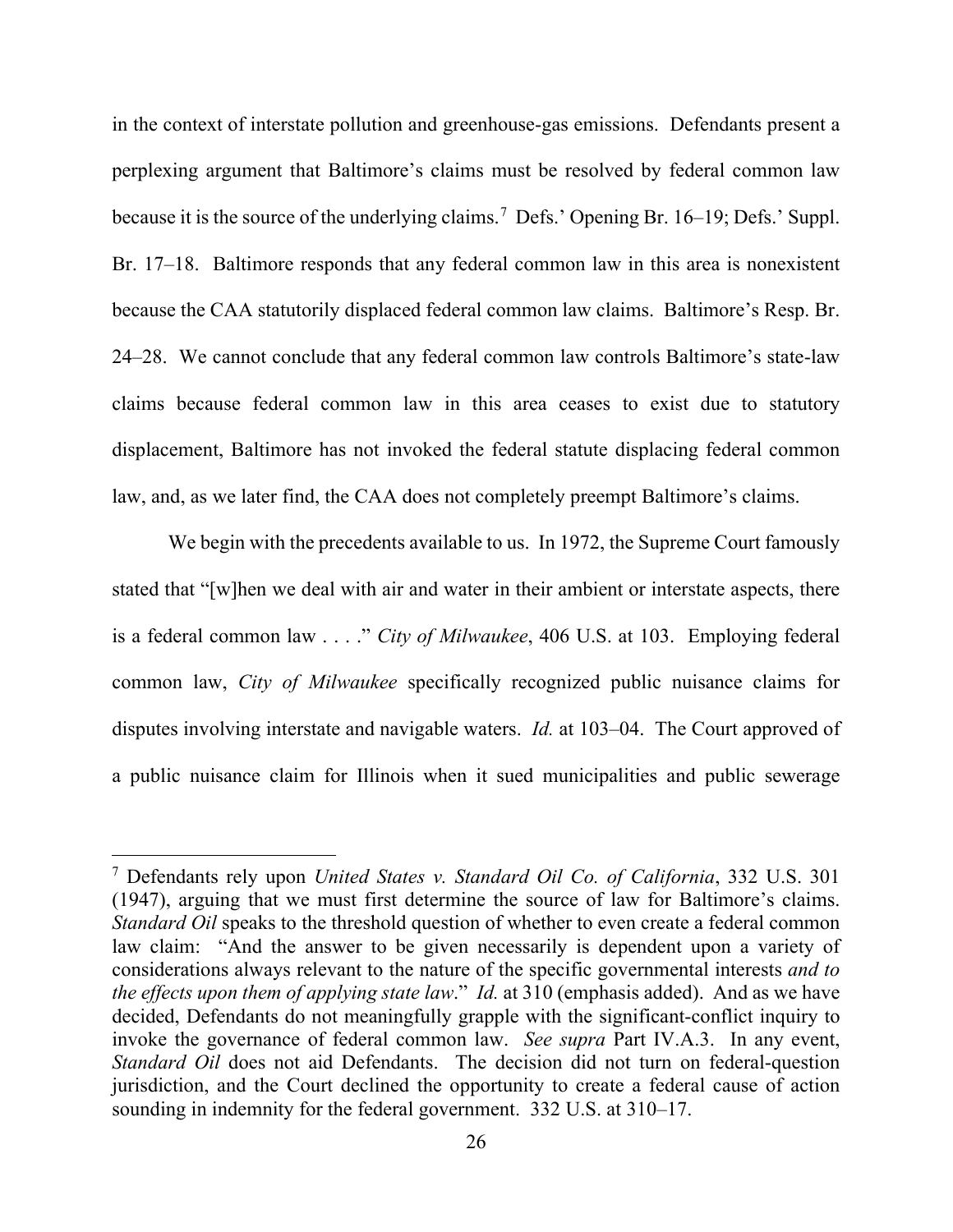in the context of interstate pollution and greenhouse-gas emissions. Defendants present a perplexing argument that Baltimore's claims must be resolved by federal common law because it is the source of the underlying claims.[7] Defs.' Opening Br. 16–19; Defs.' Suppl. Br. 17–18. Baltimore responds that any federal common law in this area is nonexistent because the CAA statutorily displaced federal common law claims. Baltimore's Resp. Br. 24–28. We cannot conclude that any federal common law controls Baltimore's state-law claims because federal common law in this area ceases to exist due to statutory displacement, Baltimore has not invoked the federal statute displacing federal common law, and, as we later find, the CAA does not completely preempt Baltimore's claims.

We begin with the precedents available to us. In 1972, the Supreme Court famously stated that "[w]hen we deal with air and water in their ambient or interstate aspects, there is a federal common law . . . ." *City of Milwaukee*, 406 U.S. at 103. Employing federal common law, *City of Milwaukee* specifically recognized public nuisance claims for disputes involving interstate and navigable waters. *Id.* at 103–04. The Court approved of a public nuisance claim for Illinois when it sued municipalities and public sewerage

---

[7] Defendants rely upon *United States v. Standard Oil Co. of California*, 332 U.S. 301 (1947), arguing that we must first determine the source of law for Baltimore's claims. *Standard Oil* speaks to the threshold question of whether to even create a federal common law claim: "And the answer to be given necessarily is dependent upon a variety of considerations always relevant to the nature of the specific governmental interests *and to the effects upon them of applying state law*." *Id.* at 310 (emphasis added). And as we have decided, Defendants do not meaningfully grapple with the significant-conflict inquiry to invoke the governance of federal common law. *See supra* Part IV.A.3. In any event, *Standard Oil* does not aid Defendants. The decision did not turn on federal-question jurisdiction, and the Court declined the opportunity to create a federal cause of action sounding in indemnity for the federal government. 332 U.S. at 310–17.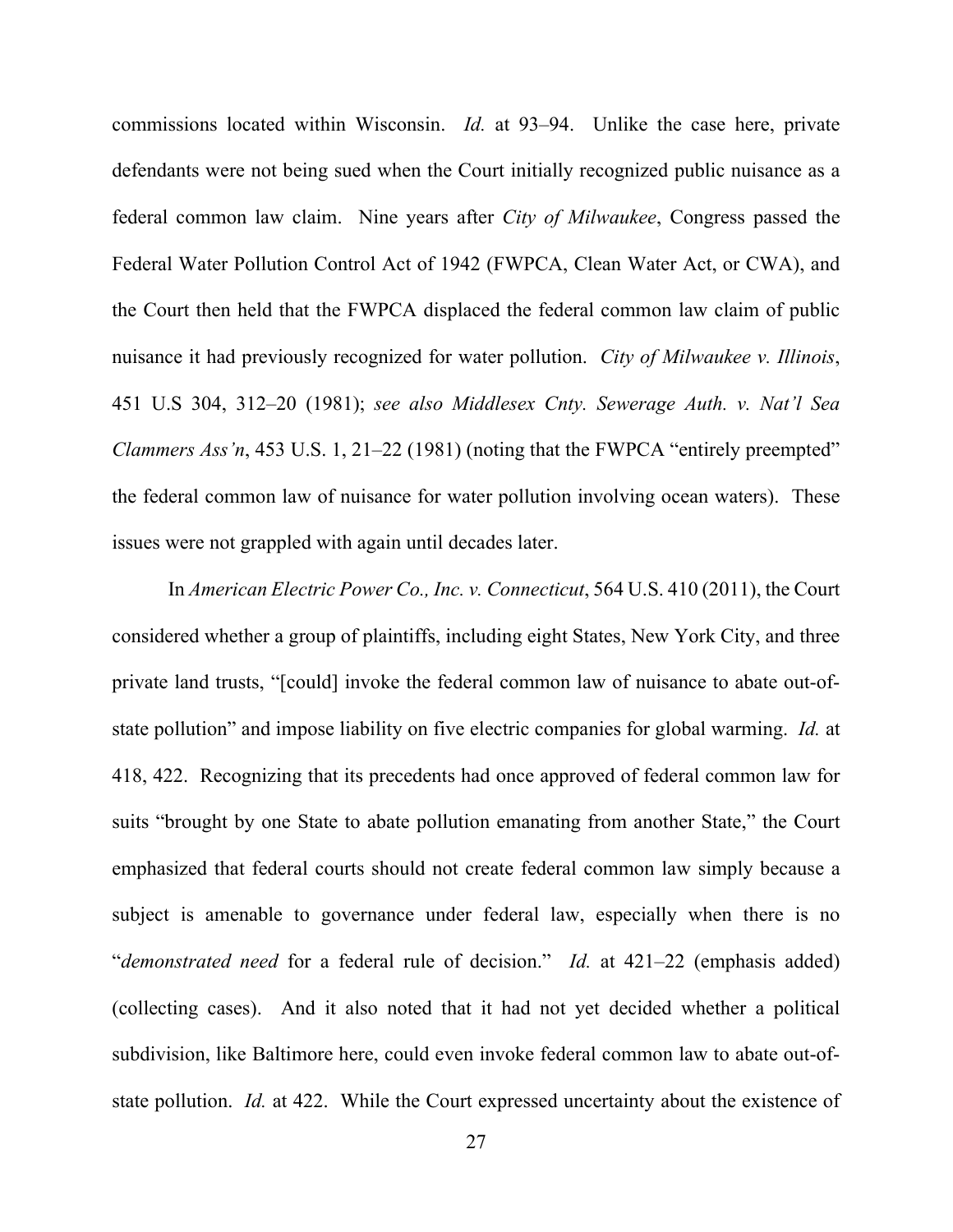commissions located within Wisconsin. *Id.* at 93–94. Unlike the case here, private defendants were not being sued when the Court initially recognized public nuisance as a federal common law claim. Nine years after *City of Milwaukee*, Congress passed the Federal Water Pollution Control Act of 1942 (FWPCA, Clean Water Act, or CWA), and the Court then held that the FWPCA displaced the federal common law claim of public nuisance it had previously recognized for water pollution. *City of Milwaukee v. Illinois*, 451 U.S 304, 312–20 (1981); *see also Middlesex Cnty. Sewerage Auth. v. Nat'l Sea Clammers Ass'n*, 453 U.S. 1, 21–22 (1981) (noting that the FWPCA "entirely preempted" the federal common law of nuisance for water pollution involving ocean waters). These issues were not grappled with again until decades later.

In *American Electric Power Co., Inc. v. Connecticut*, 564 U.S. 410 (2011), the Court considered whether a group of plaintiffs, including eight States, New York City, and three private land trusts, "[could] invoke the federal common law of nuisance to abate out-of-state pollution" and impose liability on five electric companies for global warming. *Id.* at 418, 422. Recognizing that its precedents had once approved of federal common law for suits "brought by one State to abate pollution emanating from another State," the Court emphasized that federal courts should not create federal common law simply because a subject is amenable to governance under federal law, especially when there is no "*demonstrated need* for a federal rule of decision." *Id.* at 421–22 (emphasis added) (collecting cases). And it also noted that it had not yet decided whether a political subdivision, like Baltimore here, could even invoke federal common law to abate out-of-state pollution. *Id.* at 422. While the Court expressed uncertainty about the existence of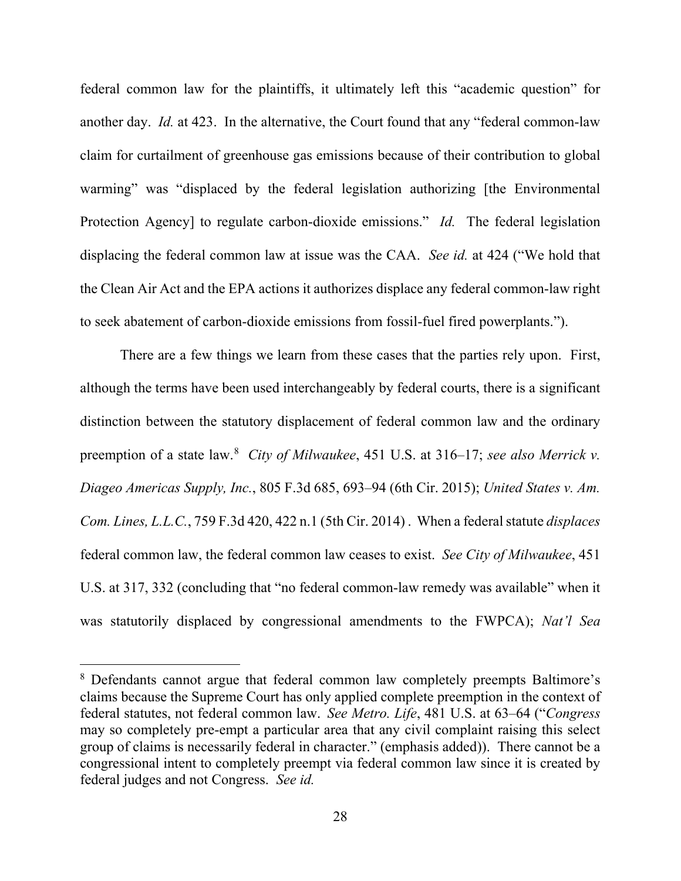federal common law for the plaintiffs, it ultimately left this "academic question" for another day. *Id.* at 423. In the alternative, the Court found that any "federal common-law claim for curtailment of greenhouse gas emissions because of their contribution to global warming" was "displaced by the federal legislation authorizing [the Environmental Protection Agency] to regulate carbon-dioxide emissions." *Id.* The federal legislation displacing the federal common law at issue was the CAA. *See id.* at 424 ("We hold that the Clean Air Act and the EPA actions it authorizes displace any federal common-law right to seek abatement of carbon-dioxide emissions from fossil-fuel fired powerplants.").

There are a few things we learn from these cases that the parties rely upon. First, although the terms have been used interchangeably by federal courts, there is a significant distinction between the statutory displacement of federal common law and the ordinary preemption of a state law.[8] *City of Milwaukee*, 451 U.S. at 316–17; *see also Merrick v. Diageo Americas Supply, Inc.*, 805 F.3d 685, 693–94 (6th Cir. 2015); *United States v. Am. Com. Lines, L.L.C.*, 759 F.3d 420, 422 n.1 (5th Cir. 2014) . When a federal statute *displaces* federal common law, the federal common law ceases to exist. *See City of Milwaukee*, 451 U.S. at 317, 332 (concluding that "no federal common-law remedy was available" when it was statutorily displaced by congressional amendments to the FWPCA); *Nat'l Sea*

---

[8] Defendants cannot argue that federal common law completely preempts Baltimore's claims because the Supreme Court has only applied complete preemption in the context of federal statutes, not federal common law. *See Metro. Life*, 481 U.S. at 63–64 ("*Congress* may so completely pre-empt a particular area that any civil complaint raising this select group of claims is necessarily federal in character." (emphasis added)). There cannot be a congressional intent to completely preempt via federal common law since it is created by federal judges and not Congress. *See id.*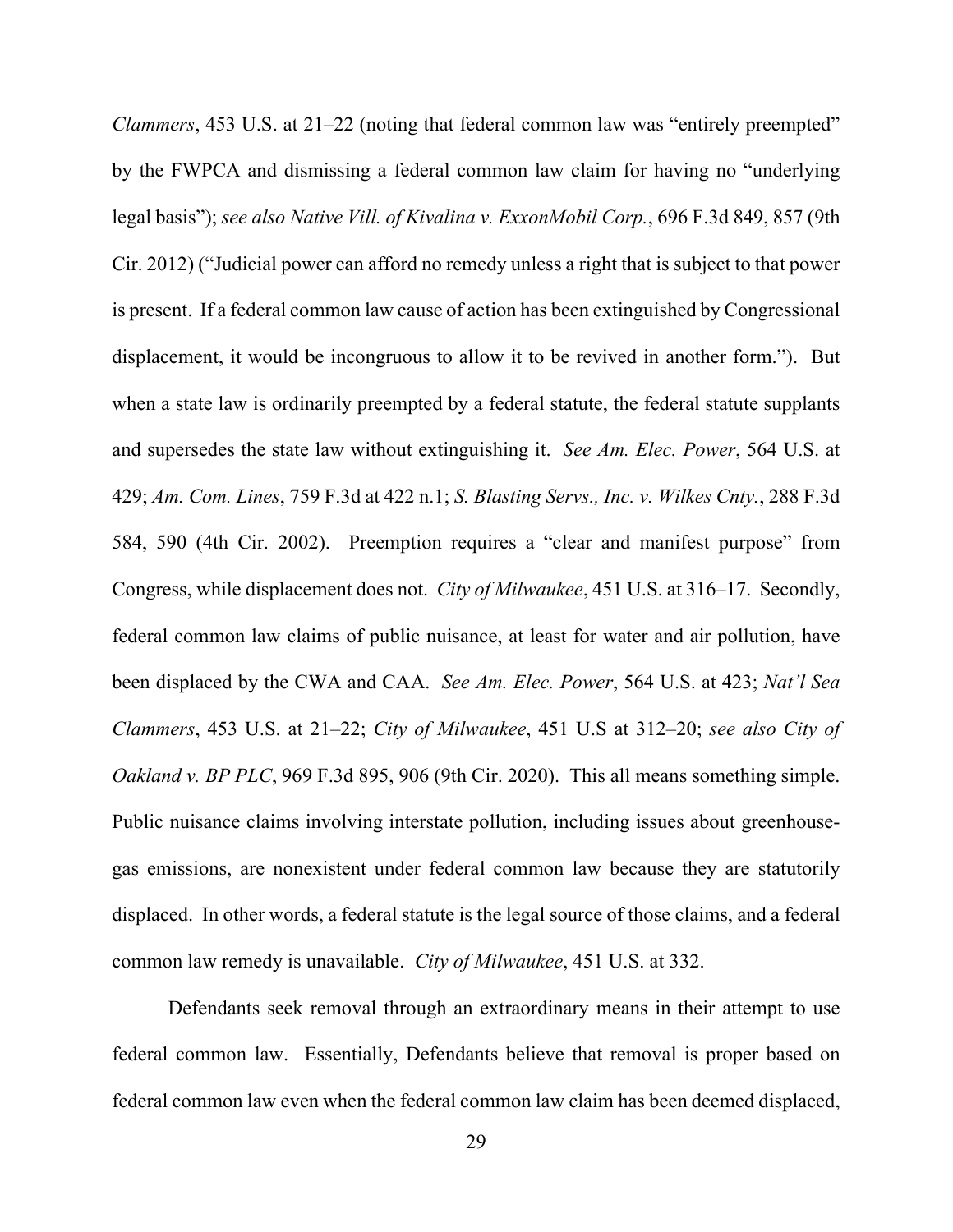*Clammers*, 453 U.S. at 21–22 (noting that federal common law was "entirely preempted" by the FWPCA and dismissing a federal common law claim for having no "underlying legal basis"); *see also Native Vill. of Kivalina v. ExxonMobil Corp.*, 696 F.3d 849, 857 (9th Cir. 2012) ("Judicial power can afford no remedy unless a right that is subject to that power is present. If a federal common law cause of action has been extinguished by Congressional displacement, it would be incongruous to allow it to be revived in another form."). But when a state law is ordinarily preempted by a federal statute, the federal statute supplants and supersedes the state law without extinguishing it. *See Am. Elec. Power*, 564 U.S. at 429; *Am. Com. Lines*, 759 F.3d at 422 n.1; *S. Blasting Servs., Inc. v. Wilkes Cnty.*, 288 F.3d 584, 590 (4th Cir. 2002). Preemption requires a "clear and manifest purpose" from Congress, while displacement does not. *City of Milwaukee*, 451 U.S. at 316–17. Secondly, federal common law claims of public nuisance, at least for water and air pollution, have been displaced by the CWA and CAA. *See Am. Elec. Power*, 564 U.S. at 423; *Nat'l Sea Clammers*, 453 U.S. at 21–22; *City of Milwaukee*, 451 U.S at 312–20; *see also City of Oakland v. BP PLC*, 969 F.3d 895, 906 (9th Cir. 2020). This all means something simple. Public nuisance claims involving interstate pollution, including issues about greenhouse-gas emissions, are nonexistent under federal common law because they are statutorily displaced. In other words, a federal statute is the legal source of those claims, and a federal common law remedy is unavailable. *City of Milwaukee*, 451 U.S. at 332.

Defendants seek removal through an extraordinary means in their attempt to use federal common law. Essentially, Defendants believe that removal is proper based on federal common law even when the federal common law claim has been deemed displaced,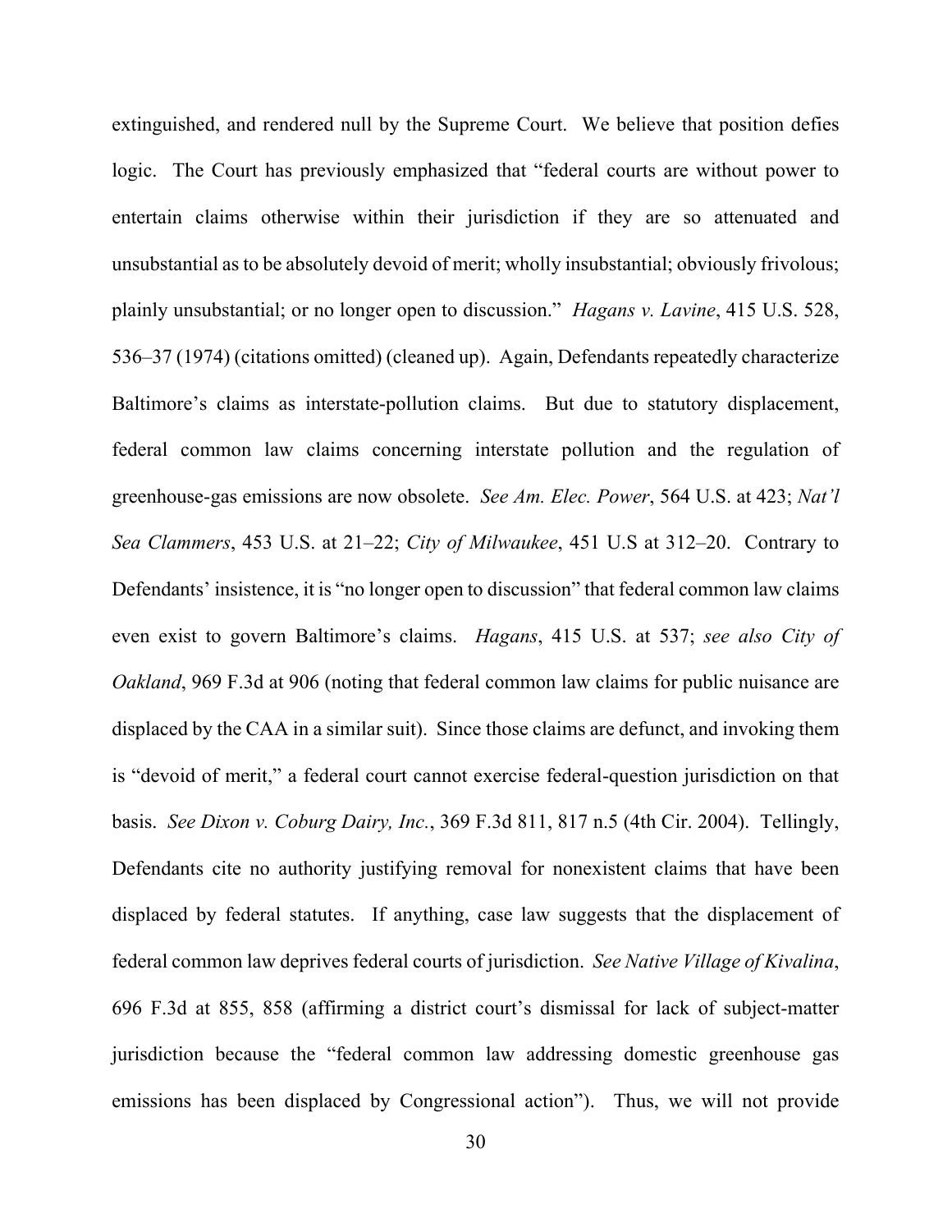extinguished, and rendered null by the Supreme Court. We believe that position defies logic. The Court has previously emphasized that "federal courts are without power to entertain claims otherwise within their jurisdiction if they are so attenuated and unsubstantial as to be absolutely devoid of merit; wholly insubstantial; obviously frivolous; plainly unsubstantial; or no longer open to discussion." *Hagans v. Lavine*, 415 U.S. 528, 536–37 (1974) (citations omitted) (cleaned up). Again, Defendants repeatedly characterize Baltimore's claims as interstate-pollution claims. But due to statutory displacement, federal common law claims concerning interstate pollution and the regulation of greenhouse-gas emissions are now obsolete. *See Am. Elec. Power*, 564 U.S. at 423; *Nat'l Sea Clammers*, 453 U.S. at 21–22; *City of Milwaukee*, 451 U.S at 312–20. Contrary to Defendants' insistence, it is "no longer open to discussion" that federal common law claims even exist to govern Baltimore's claims. *Hagans*, 415 U.S. at 537; *see also City of Oakland*, 969 F.3d at 906 (noting that federal common law claims for public nuisance are displaced by the CAA in a similar suit). Since those claims are defunct, and invoking them is "devoid of merit," a federal court cannot exercise federal-question jurisdiction on that basis. *See Dixon v. Coburg Dairy, Inc.*, 369 F.3d 811, 817 n.5 (4th Cir. 2004). Tellingly, Defendants cite no authority justifying removal for nonexistent claims that have been displaced by federal statutes. If anything, case law suggests that the displacement of federal common law deprives federal courts of jurisdiction. *See Native Village of Kivalina*, 696 F.3d at 855, 858 (affirming a district court's dismissal for lack of subject-matter jurisdiction because the "federal common law addressing domestic greenhouse gas emissions has been displaced by Congressional action"). Thus, we will not provide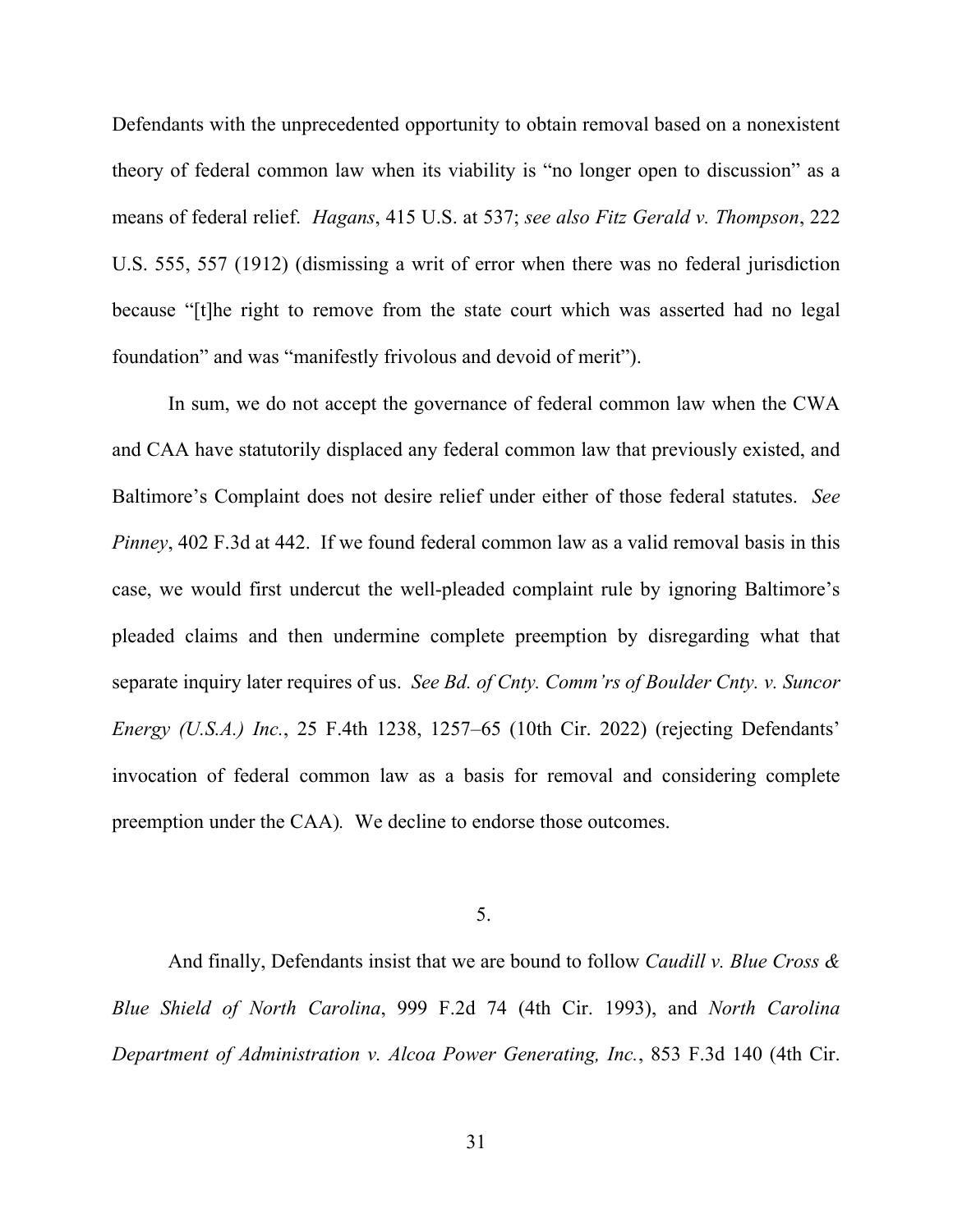Defendants with the unprecedented opportunity to obtain removal based on a nonexistent theory of federal common law when its viability is "no longer open to discussion" as a means of federal relief. *Hagans*, 415 U.S. at 537; *see also Fitz Gerald v. Thompson*, 222 U.S. 555, 557 (1912) (dismissing a writ of error when there was no federal jurisdiction because "[t]he right to remove from the state court which was asserted had no legal foundation" and was "manifestly frivolous and devoid of merit").

In sum, we do not accept the governance of federal common law when the CWA and CAA have statutorily displaced any federal common law that previously existed, and Baltimore's Complaint does not desire relief under either of those federal statutes. *See Pinney*, 402 F.3d at 442. If we found federal common law as a valid removal basis in this case, we would first undercut the well-pleaded complaint rule by ignoring Baltimore's pleaded claims and then undermine complete preemption by disregarding what that separate inquiry later requires of us. *See Bd. of Cnty. Comm'rs of Boulder Cnty. v. Suncor Energy (U.S.A.) Inc.*, 25 F.4th 1238, 1257–65 (10th Cir. 2022) (rejecting Defendants' invocation of federal common law as a basis for removal and considering complete preemption under the CAA). We decline to endorse those outcomes.

5.

And finally, Defendants insist that we are bound to follow *Caudill v. Blue Cross & Blue Shield of North Carolina*, 999 F.2d 74 (4th Cir. 1993), and *North Carolina Department of Administration v. Alcoa Power Generating, Inc.*, 853 F.3d 140 (4th Cir.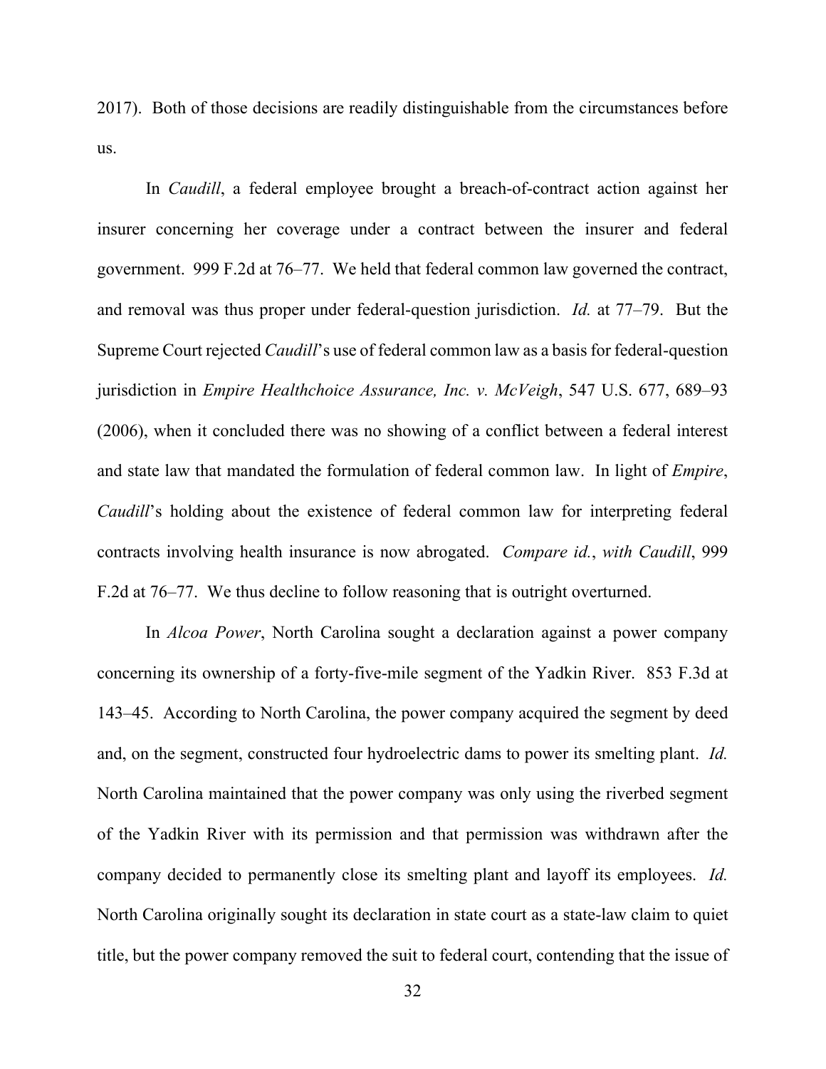2017). Both of those decisions are readily distinguishable from the circumstances before us.

In *Caudill*, a federal employee brought a breach-of-contract action against her insurer concerning her coverage under a contract between the insurer and federal government. 999 F.2d at 76–77. We held that federal common law governed the contract, and removal was thus proper under federal-question jurisdiction. *Id.* at 77–79. But the Supreme Court rejected *Caudill*'s use of federal common law as a basis for federal-question jurisdiction in *Empire Healthchoice Assurance, Inc. v. McVeigh*, 547 U.S. 677, 689–93 (2006), when it concluded there was no showing of a conflict between a federal interest and state law that mandated the formulation of federal common law. In light of *Empire*, *Caudill*'s holding about the existence of federal common law for interpreting federal contracts involving health insurance is now abrogated. *Compare id.*, *with Caudill*, 999 F.2d at 76–77. We thus decline to follow reasoning that is outright overturned.

In *Alcoa Power*, North Carolina sought a declaration against a power company concerning its ownership of a forty-five-mile segment of the Yadkin River. 853 F.3d at 143–45. According to North Carolina, the power company acquired the segment by deed and, on the segment, constructed four hydroelectric dams to power its smelting plant. *Id.* North Carolina maintained that the power company was only using the riverbed segment of the Yadkin River with its permission and that permission was withdrawn after the company decided to permanently close its smelting plant and layoff its employees. *Id.* North Carolina originally sought its declaration in state court as a state-law claim to quiet title, but the power company removed the suit to federal court, contending that the issue of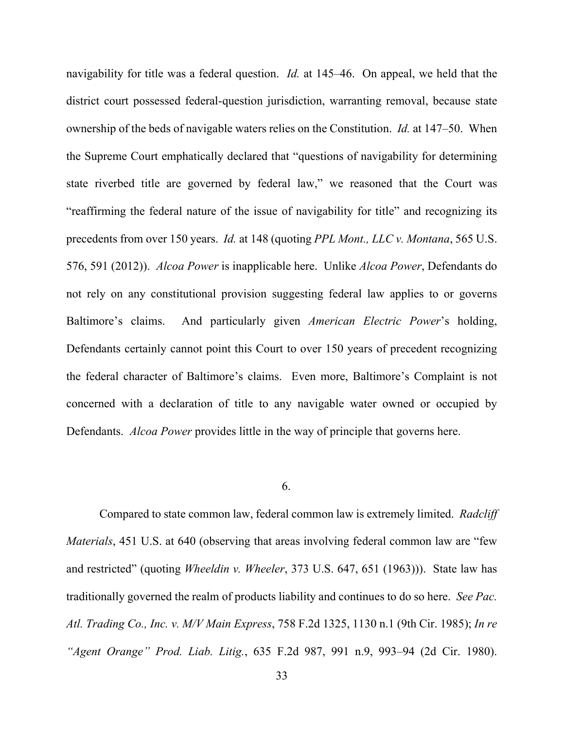navigability for title was a federal question. *Id.* at 145–46. On appeal, we held that the district court possessed federal-question jurisdiction, warranting removal, because state ownership of the beds of navigable waters relies on the Constitution. *Id.* at 147–50. When the Supreme Court emphatically declared that "questions of navigability for determining state riverbed title are governed by federal law," we reasoned that the Court was "reaffirming the federal nature of the issue of navigability for title" and recognizing its precedents from over 150 years. *Id.* at 148 (quoting *PPL Mont., LLC v. Montana*, 565 U.S. 576, 591 (2012)). *Alcoa Power* is inapplicable here. Unlike *Alcoa Power*, Defendants do not rely on any constitutional provision suggesting federal law applies to or governs Baltimore's claims. And particularly given *American Electric Power*'s holding, Defendants certainly cannot point this Court to over 150 years of precedent recognizing the federal character of Baltimore's claims. Even more, Baltimore's Complaint is not concerned with a declaration of title to any navigable water owned or occupied by Defendants. *Alcoa Power* provides little in the way of principle that governs here.

6.

Compared to state common law, federal common law is extremely limited. *Radcliff Materials*, 451 U.S. at 640 (observing that areas involving federal common law are "few and restricted" (quoting *Wheeldin v. Wheeler*, 373 U.S. 647, 651 (1963))). State law has traditionally governed the realm of products liability and continues to do so here. *See Pac. Atl. Trading Co., Inc. v. M/V Main Express*, 758 F.2d 1325, 1130 n.1 (9th Cir. 1985); *In re "Agent Orange" Prod. Liab. Litig.*, 635 F.2d 987, 991 n.9, 993–94 (2d Cir. 1980).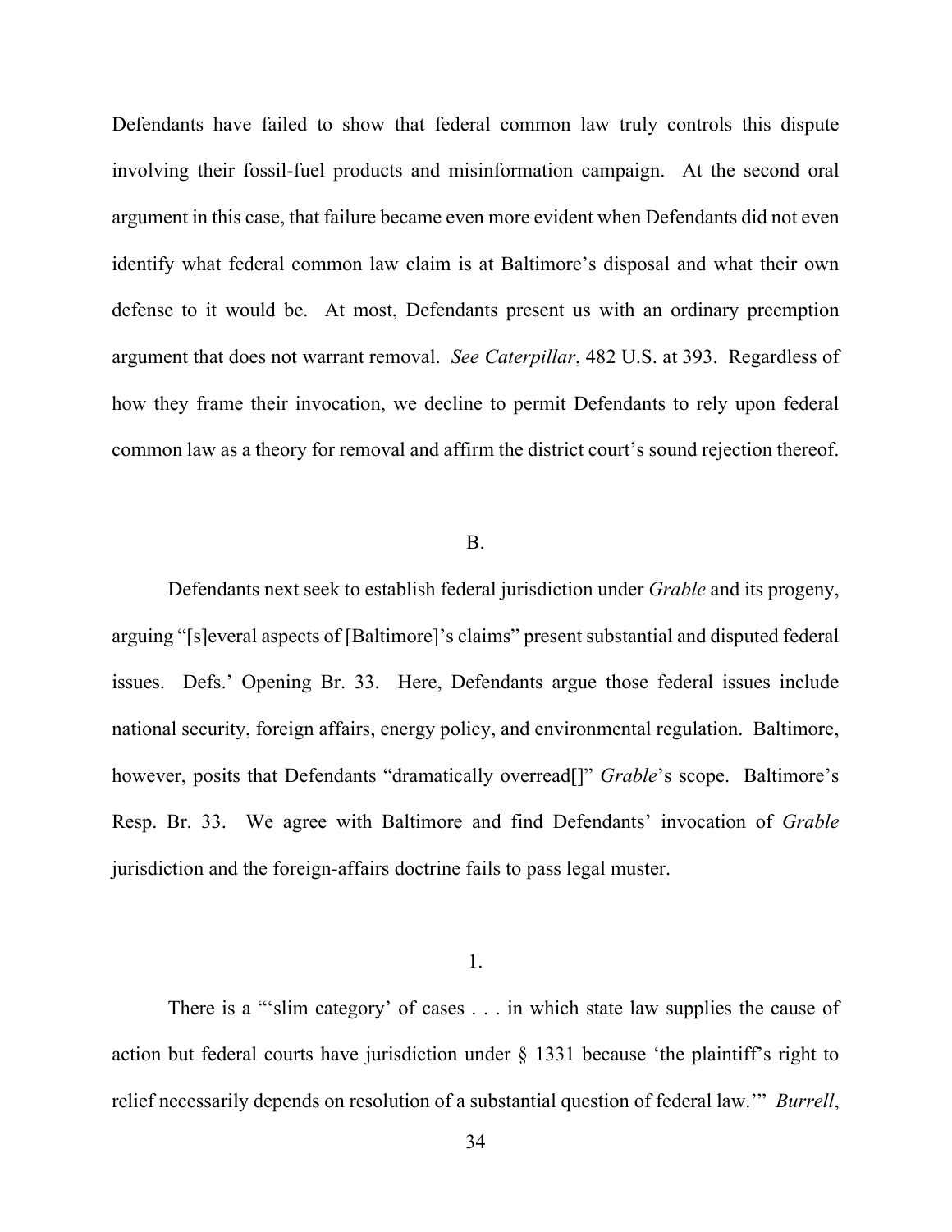Defendants have failed to show that federal common law truly controls this dispute involving their fossil-fuel products and misinformation campaign. At the second oral argument in this case, that failure became even more evident when Defendants did not even identify what federal common law claim is at Baltimore's disposal and what their own defense to it would be. At most, Defendants present us with an ordinary preemption argument that does not warrant removal. *See Caterpillar*, 482 U.S. at 393. Regardless of how they frame their invocation, we decline to permit Defendants to rely upon federal common law as a theory for removal and affirm the district court's sound rejection thereof.

## B.

Defendants next seek to establish federal jurisdiction under *Grable* and its progeny, arguing "[s]everal aspects of [Baltimore]'s claims" present substantial and disputed federal issues. Defs.' Opening Br. 33. Here, Defendants argue those federal issues include national security, foreign affairs, energy policy, and environmental regulation. Baltimore, however, posits that Defendants "dramatically overread[]" *Grable*'s scope. Baltimore's Resp. Br. 33. We agree with Baltimore and find Defendants' invocation of *Grable* jurisdiction and the foreign-affairs doctrine fails to pass legal muster.

### 1.

There is a "'slim category' of cases . . . in which state law supplies the cause of action but federal courts have jurisdiction under § 1331 because 'the plaintiff's right to relief necessarily depends on resolution of a substantial question of federal law.'" *Burrell*,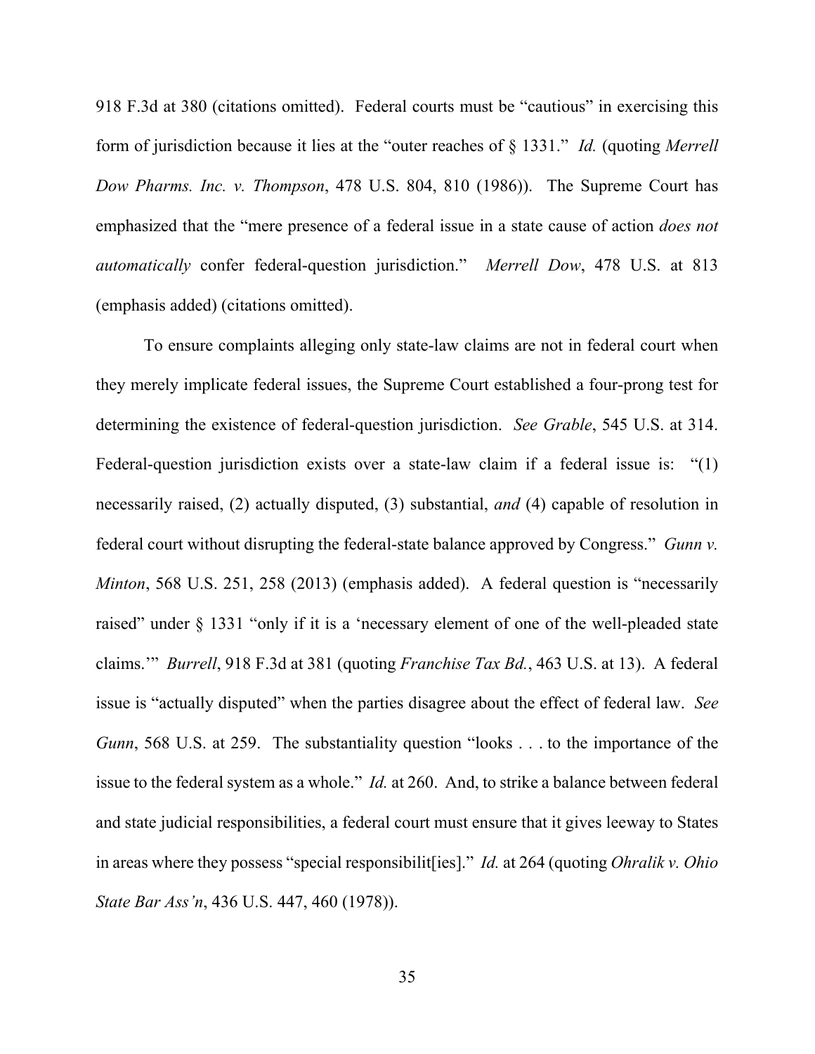918 F.3d at 380 (citations omitted). Federal courts must be "cautious" in exercising this form of jurisdiction because it lies at the "outer reaches of § 1331." *Id.* (quoting *Merrell Dow Pharms. Inc. v. Thompson*, 478 U.S. 804, 810 (1986)). The Supreme Court has emphasized that the "mere presence of a federal issue in a state cause of action *does not automatically* confer federal-question jurisdiction." *Merrell Dow*, 478 U.S. at 813 (emphasis added) (citations omitted).

To ensure complaints alleging only state-law claims are not in federal court when they merely implicate federal issues, the Supreme Court established a four-prong test for determining the existence of federal-question jurisdiction. *See Grable*, 545 U.S. at 314. Federal-question jurisdiction exists over a state-law claim if a federal issue is: "(1) necessarily raised, (2) actually disputed, (3) substantial, *and* (4) capable of resolution in federal court without disrupting the federal-state balance approved by Congress." *Gunn v. Minton*, 568 U.S. 251, 258 (2013) (emphasis added). A federal question is "necessarily raised" under § 1331 "only if it is a 'necessary element of one of the well-pleaded state claims.'" *Burrell*, 918 F.3d at 381 (quoting *Franchise Tax Bd.*, 463 U.S. at 13). A federal issue is "actually disputed" when the parties disagree about the effect of federal law. *See Gunn*, 568 U.S. at 259. The substantiality question "looks . . . to the importance of the issue to the federal system as a whole." *Id.* at 260. And, to strike a balance between federal and state judicial responsibilities, a federal court must ensure that it gives leeway to States in areas where they possess "special responsibilit[ies]." *Id.* at 264 (quoting *Ohralik v. Ohio State Bar Ass'n*, 436 U.S. 447, 460 (1978)).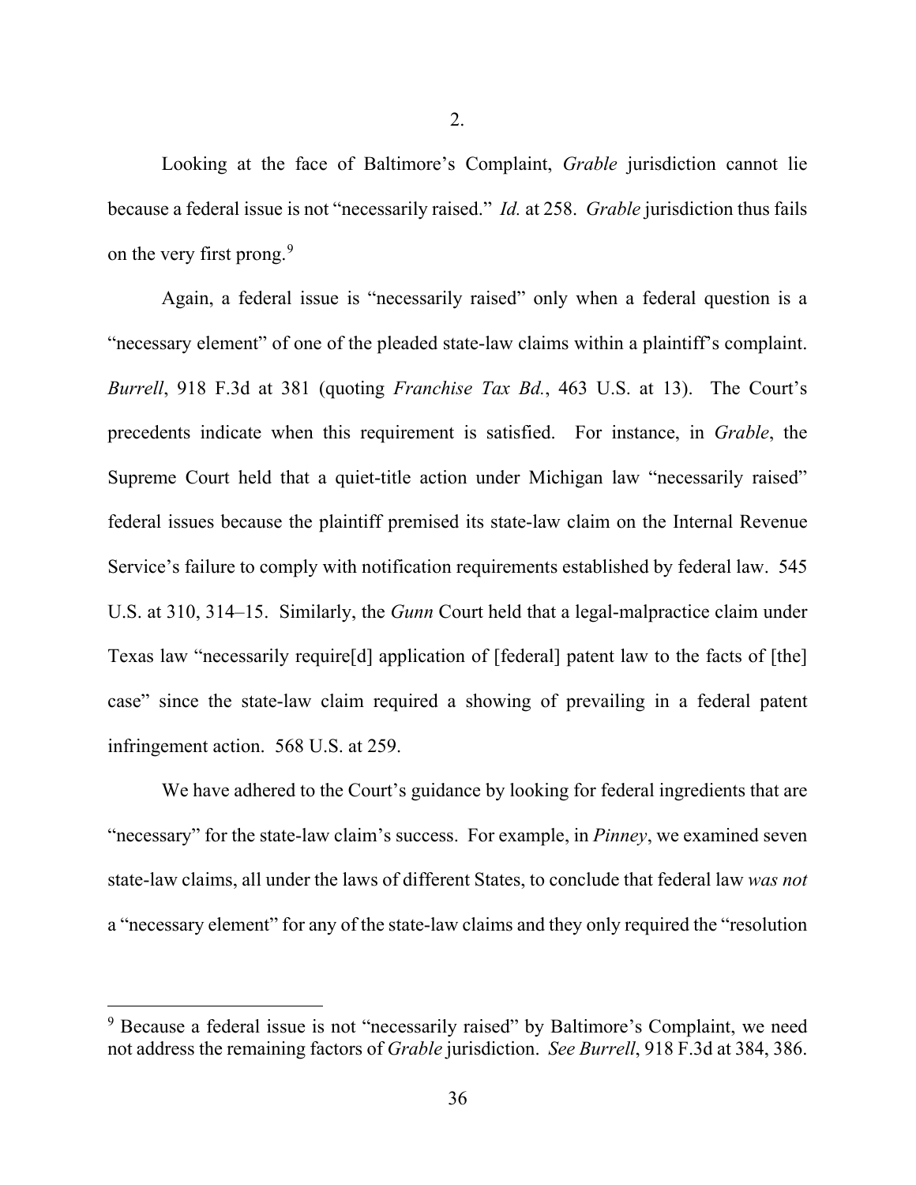2.

Looking at the face of Baltimore's Complaint, *Grable* jurisdiction cannot lie because a federal issue is not "necessarily raised." *Id.* at 258. *Grable* jurisdiction thus fails on the very first prong.[9]

Again, a federal issue is "necessarily raised" only when a federal question is a "necessary element" of one of the pleaded state-law claims within a plaintiff's complaint. *Burrell*, 918 F.3d at 381 (quoting *Franchise Tax Bd.*, 463 U.S. at 13). The Court's precedents indicate when this requirement is satisfied. For instance, in *Grable*, the Supreme Court held that a quiet-title action under Michigan law "necessarily raised" federal issues because the plaintiff premised its state-law claim on the Internal Revenue Service's failure to comply with notification requirements established by federal law. 545 U.S. at 310, 314–15. Similarly, the *Gunn* Court held that a legal-malpractice claim under Texas law "necessarily require[d] application of [federal] patent law to the facts of [the] case" since the state-law claim required a showing of prevailing in a federal patent infringement action. 568 U.S. at 259.

We have adhered to the Court's guidance by looking for federal ingredients that are "necessary" for the state-law claim's success. For example, in *Pinney*, we examined seven state-law claims, all under the laws of different States, to conclude that federal law *was not* a "necessary element" for any of the state-law claims and they only required the "resolution

[9] Because a federal issue is not "necessarily raised" by Baltimore's Complaint, we need not address the remaining factors of *Grable* jurisdiction. *See Burrell*, 918 F.3d at 384, 386.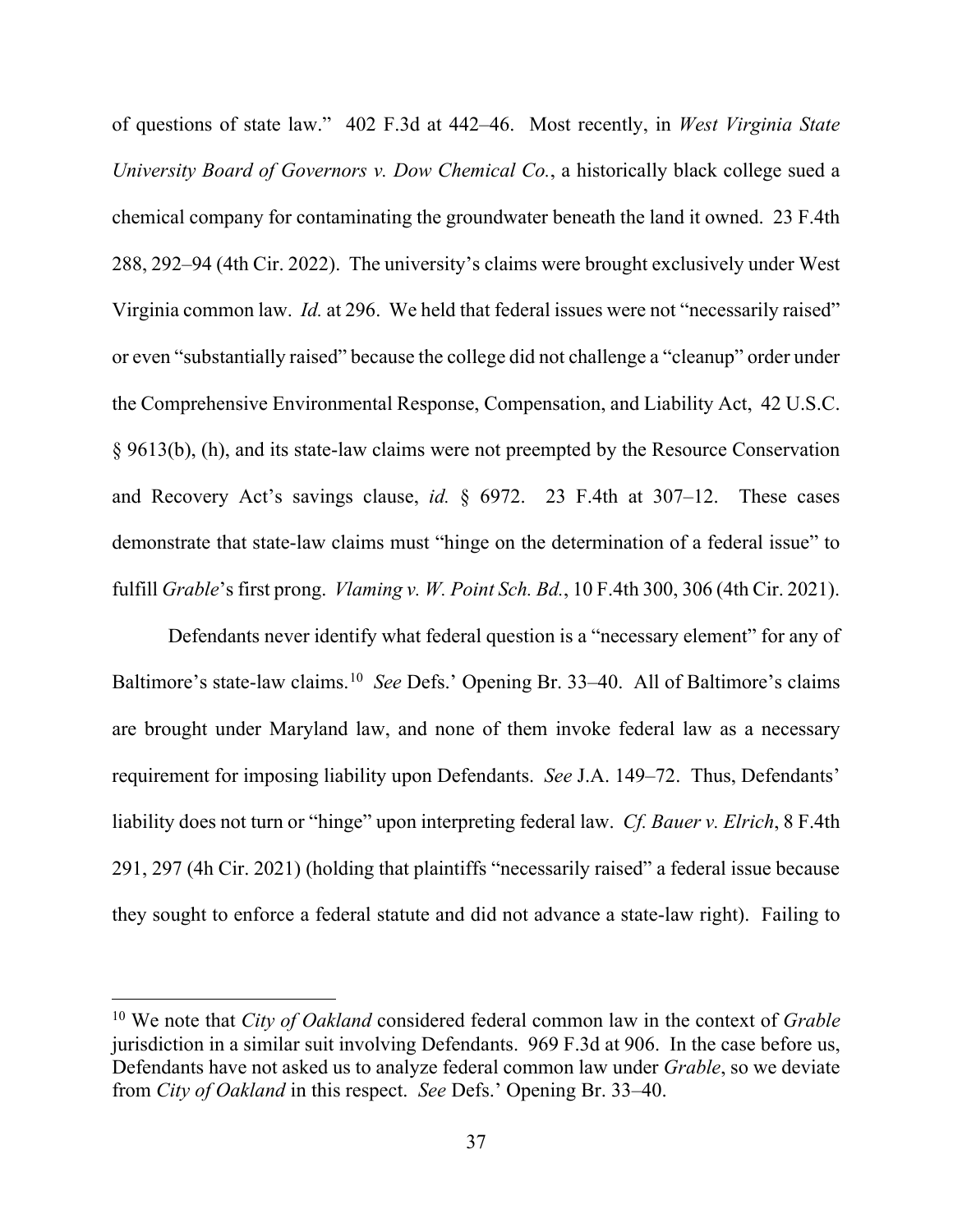of questions of state law." 402 F.3d at 442–46. Most recently, in *West Virginia State University Board of Governors v. Dow Chemical Co.*, a historically black college sued a chemical company for contaminating the groundwater beneath the land it owned. 23 F.4th 288, 292–94 (4th Cir. 2022). The university's claims were brought exclusively under West Virginia common law. *Id.* at 296. We held that federal issues were not "necessarily raised" or even "substantially raised" because the college did not challenge a "cleanup" order under the Comprehensive Environmental Response, Compensation, and Liability Act, 42 U.S.C. § 9613(b), (h), and its state-law claims were not preempted by the Resource Conservation and Recovery Act's savings clause, *id.* § 6972. 23 F.4th at 307–12. These cases demonstrate that state-law claims must "hinge on the determination of a federal issue" to fulfill *Grable*'s first prong. *Vlaming v. W. Point Sch. Bd.*, 10 F.4th 300, 306 (4th Cir. 2021).

Defendants never identify what federal question is a "necessary element" for any of Baltimore's state-law claims.[10] *See* Defs.' Opening Br. 33–40. All of Baltimore's claims are brought under Maryland law, and none of them invoke federal law as a necessary requirement for imposing liability upon Defendants. *See* J.A. 149–72. Thus, Defendants' liability does not turn or "hinge" upon interpreting federal law. *Cf. Bauer v. Elrich*, 8 F.4th 291, 297 (4h Cir. 2021) (holding that plaintiffs "necessarily raised" a federal issue because they sought to enforce a federal statute and did not advance a state-law right). Failing to

[10] We note that *City of Oakland* considered federal common law in the context of *Grable* jurisdiction in a similar suit involving Defendants. 969 F.3d at 906. In the case before us, Defendants have not asked us to analyze federal common law under *Grable*, so we deviate from *City of Oakland* in this respect. *See* Defs.' Opening Br. 33–40.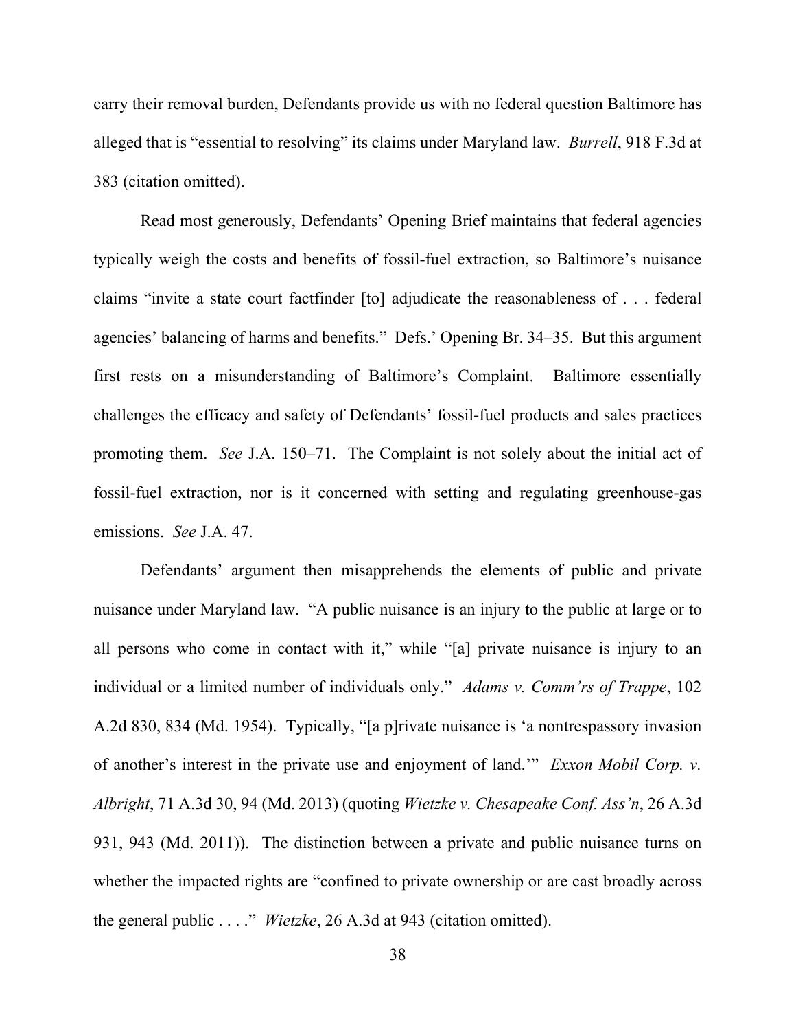carry their removal burden, Defendants provide us with no federal question Baltimore has alleged that is "essential to resolving" its claims under Maryland law. *Burrell*, 918 F.3d at 383 (citation omitted).

Read most generously, Defendants' Opening Brief maintains that federal agencies typically weigh the costs and benefits of fossil-fuel extraction, so Baltimore's nuisance claims "invite a state court factfinder [to] adjudicate the reasonableness of . . . federal agencies' balancing of harms and benefits." Defs.' Opening Br. 34–35. But this argument first rests on a misunderstanding of Baltimore's Complaint. Baltimore essentially challenges the efficacy and safety of Defendants' fossil-fuel products and sales practices promoting them. *See* J.A. 150–71. The Complaint is not solely about the initial act of fossil-fuel extraction, nor is it concerned with setting and regulating greenhouse-gas emissions. *See* J.A. 47.

Defendants' argument then misapprehends the elements of public and private nuisance under Maryland law. "A public nuisance is an injury to the public at large or to all persons who come in contact with it," while "[a] private nuisance is injury to an individual or a limited number of individuals only." *Adams v. Comm'rs of Trappe*, 102 A.2d 830, 834 (Md. 1954). Typically, "[a p]rivate nuisance is 'a nontrespassory invasion of another's interest in the private use and enjoyment of land.'" *Exxon Mobil Corp. v. Albright*, 71 A.3d 30, 94 (Md. 2013) (quoting *Wietzke v. Chesapeake Conf. Ass'n*, 26 A.3d 931, 943 (Md. 2011)). The distinction between a private and public nuisance turns on whether the impacted rights are "confined to private ownership or are cast broadly across the general public . . . ." *Wietzke*, 26 A.3d at 943 (citation omitted).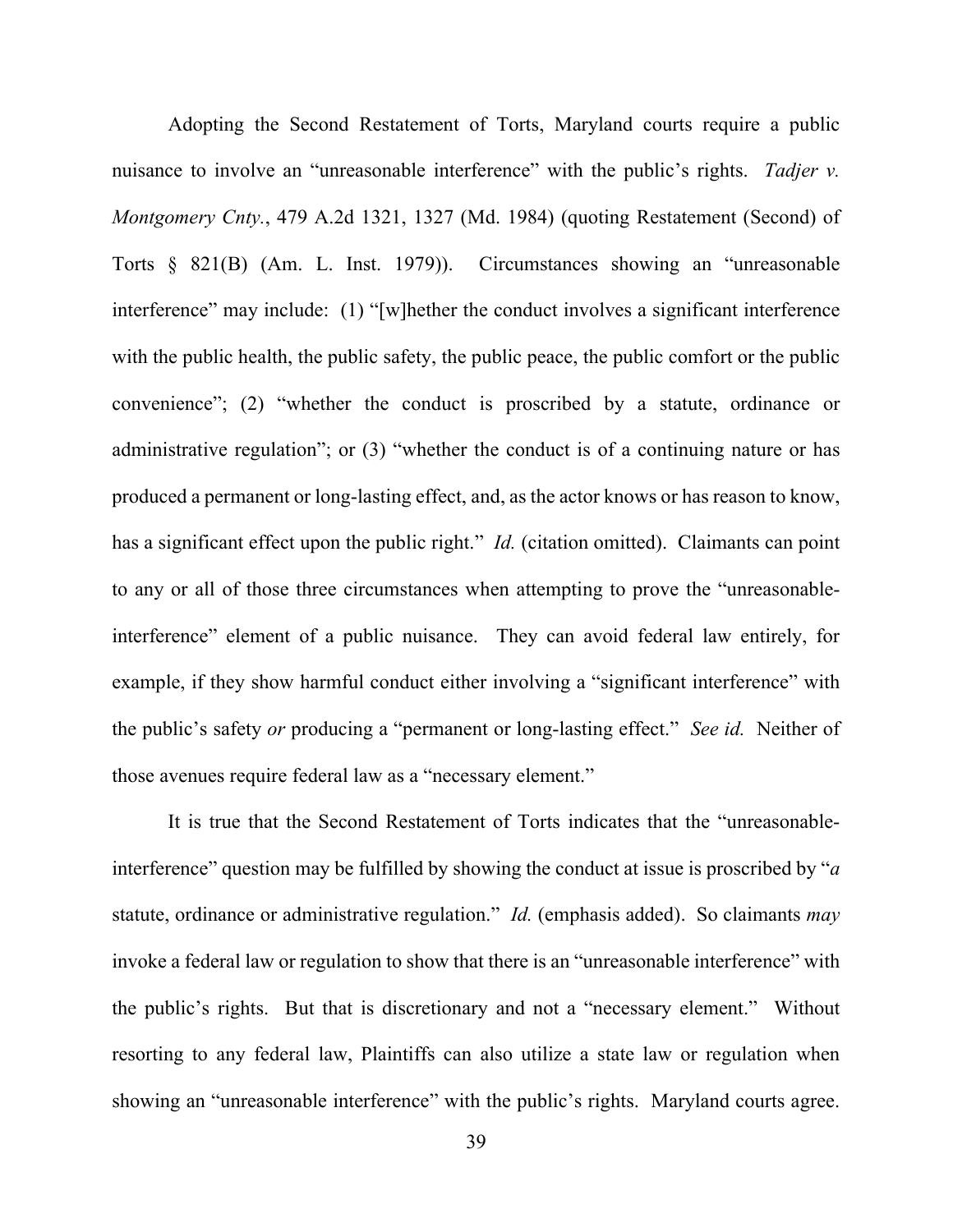Adopting the Second Restatement of Torts, Maryland courts require a public nuisance to involve an "unreasonable interference" with the public's rights. *Tadjer v. Montgomery Cnty.*, 479 A.2d 1321, 1327 (Md. 1984) (quoting Restatement (Second) of Torts § 821(B) (Am. L. Inst. 1979)). Circumstances showing an "unreasonable interference" may include: (1) "[w]hether the conduct involves a significant interference with the public health, the public safety, the public peace, the public comfort or the public convenience"; (2) "whether the conduct is proscribed by a statute, ordinance or administrative regulation"; or (3) "whether the conduct is of a continuing nature or has produced a permanent or long-lasting effect, and, as the actor knows or has reason to know, has a significant effect upon the public right." *Id.* (citation omitted). Claimants can point to any or all of those three circumstances when attempting to prove the "unreasonable-interference" element of a public nuisance. They can avoid federal law entirely, for example, if they show harmful conduct either involving a "significant interference" with the public's safety *or* producing a "permanent or long-lasting effect." *See id.* Neither of those avenues require federal law as a "necessary element."

It is true that the Second Restatement of Torts indicates that the "unreasonable-interference" question may be fulfilled by showing the conduct at issue is proscribed by "*a* statute, ordinance or administrative regulation." *Id.* (emphasis added). So claimants *may* invoke a federal law or regulation to show that there is an "unreasonable interference" with the public's rights. But that is discretionary and not a "necessary element." Without resorting to any federal law, Plaintiffs can also utilize a state law or regulation when showing an "unreasonable interference" with the public's rights. Maryland courts agree.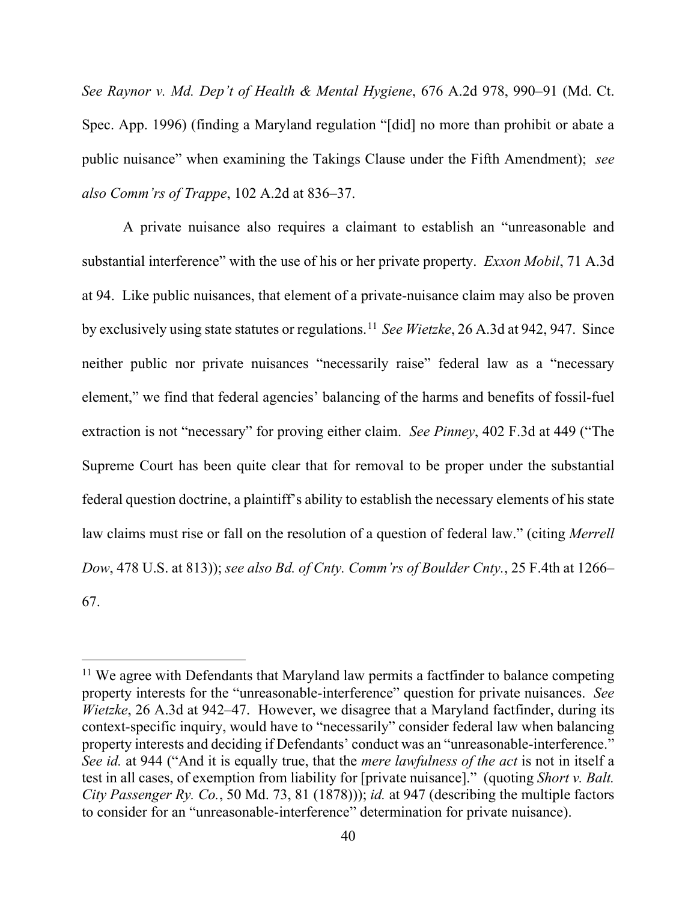*See Raynor v. Md. Dep't of Health & Mental Hygiene*, 676 A.2d 978, 990–91 (Md. Ct. Spec. App. 1996) (finding a Maryland regulation "[did] no more than prohibit or abate a public nuisance" when examining the Takings Clause under the Fifth Amendment); *see also Comm'rs of Trappe*, 102 A.2d at 836–37.

A private nuisance also requires a claimant to establish an "unreasonable and substantial interference" with the use of his or her private property. *Exxon Mobil*, 71 A.3d at 94. Like public nuisances, that element of a private-nuisance claim may also be proven by exclusively using state statutes or regulations.[11] *See Wietzke*, 26 A.3d at 942, 947. Since neither public nor private nuisances "necessarily raise" federal law as a "necessary element," we find that federal agencies' balancing of the harms and benefits of fossil-fuel extraction is not "necessary" for proving either claim. *See Pinney*, 402 F.3d at 449 ("The Supreme Court has been quite clear that for removal to be proper under the substantial federal question doctrine, a plaintiff's ability to establish the necessary elements of his state law claims must rise or fall on the resolution of a question of federal law." (citing *Merrell Dow*, 478 U.S. at 813)); *see also Bd. of Cnty. Comm'rs of Boulder Cnty.*, 25 F.4th at 1266–67.

---

[11] We agree with Defendants that Maryland law permits a factfinder to balance competing property interests for the "unreasonable-interference" question for private nuisances. *See Wietzke*, 26 A.3d at 942–47. However, we disagree that a Maryland factfinder, during its context-specific inquiry, would have to "necessarily" consider federal law when balancing property interests and deciding if Defendants' conduct was an "unreasonable-interference." *See id.* at 944 ("And it is equally true, that the *mere lawfulness of the act* is not in itself a test in all cases, of exemption from liability for [private nuisance]." (quoting *Short v. Balt. City Passenger Ry. Co.*, 50 Md. 73, 81 (1878))); *id.* at 947 (describing the multiple factors to consider for an "unreasonable-interference" determination for private nuisance).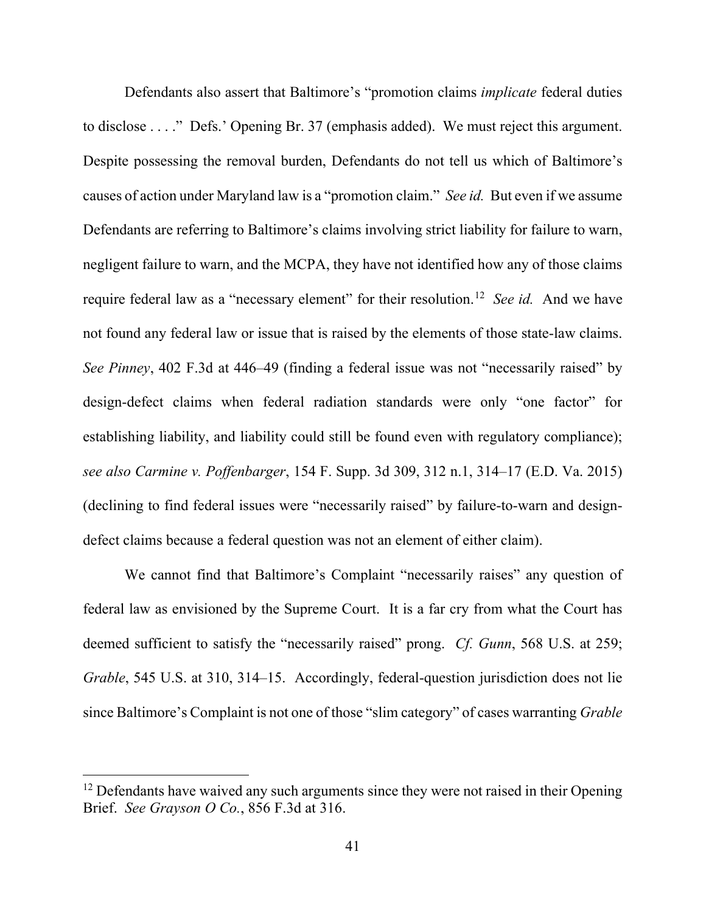Defendants also assert that Baltimore's "promotion claims *implicate* federal duties to disclose . . . ." Defs.' Opening Br. 37 (emphasis added). We must reject this argument. Despite possessing the removal burden, Defendants do not tell us which of Baltimore's causes of action under Maryland law is a "promotion claim." *See id.* But even if we assume Defendants are referring to Baltimore's claims involving strict liability for failure to warn, negligent failure to warn, and the MCPA, they have not identified how any of those claims require federal law as a "necessary element" for their resolution.[12] *See id.* And we have not found any federal law or issue that is raised by the elements of those state-law claims. *See Pinney*, 402 F.3d at 446–49 (finding a federal issue was not "necessarily raised" by design-defect claims when federal radiation standards were only "one factor" for establishing liability, and liability could still be found even with regulatory compliance); *see also Carmine v. Poffenbarger*, 154 F. Supp. 3d 309, 312 n.1, 314–17 (E.D. Va. 2015) (declining to find federal issues were "necessarily raised" by failure-to-warn and design-defect claims because a federal question was not an element of either claim).

We cannot find that Baltimore's Complaint "necessarily raises" any question of federal law as envisioned by the Supreme Court. It is a far cry from what the Court has deemed sufficient to satisfy the "necessarily raised" prong. *Cf. Gunn*, 568 U.S. at 259; *Grable*, 545 U.S. at 310, 314–15. Accordingly, federal-question jurisdiction does not lie since Baltimore's Complaint is not one of those "slim category" of cases warranting *Grable*

---

[12] Defendants have waived any such arguments since they were not raised in their Opening Brief. *See Grayson O Co.*, 856 F.3d at 316.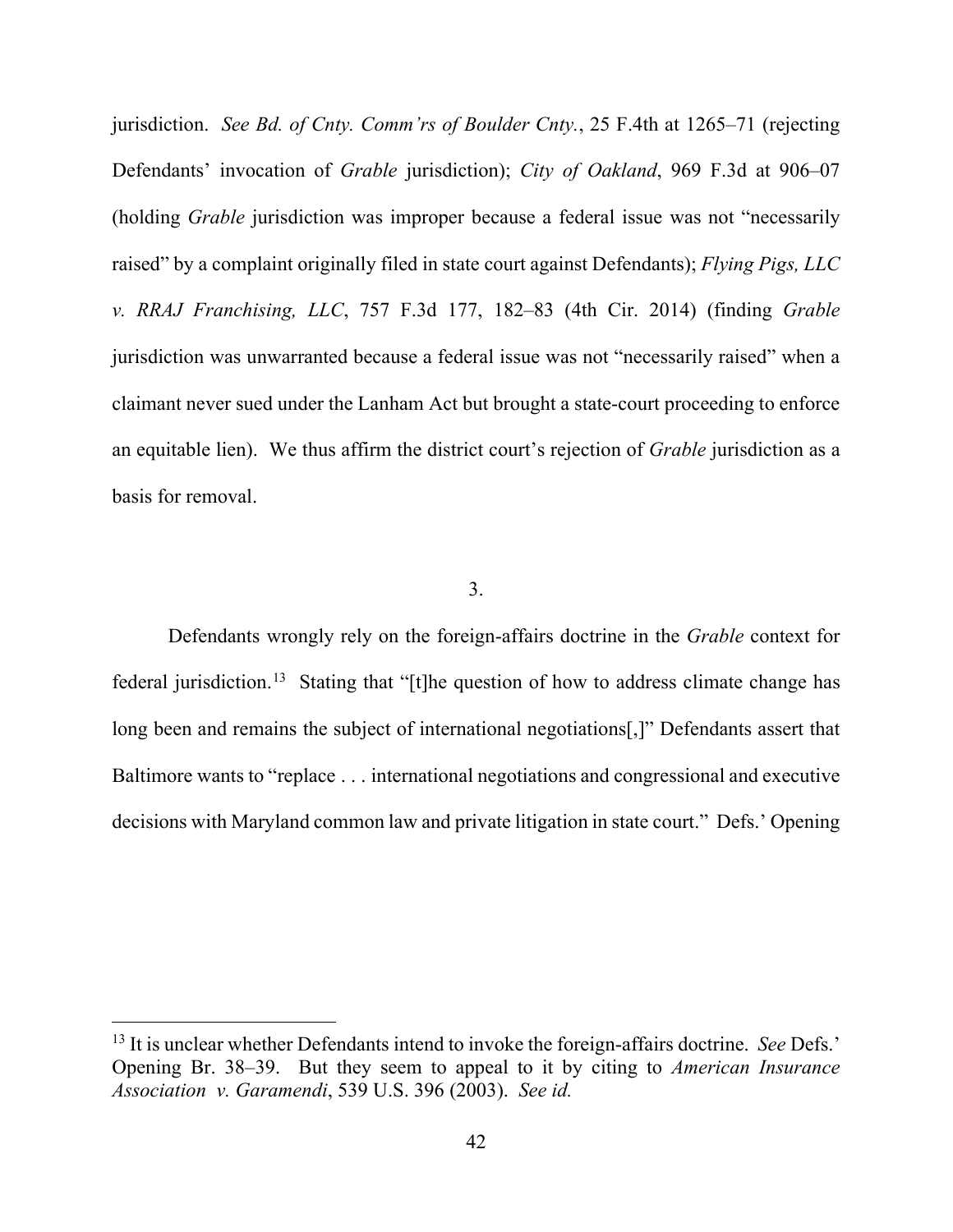jurisdiction. *See Bd. of Cnty. Comm'rs of Boulder Cnty.*, 25 F.4th at 1265–71 (rejecting Defendants' invocation of *Grable* jurisdiction); *City of Oakland*, 969 F.3d at 906–07 (holding *Grable* jurisdiction was improper because a federal issue was not "necessarily raised" by a complaint originally filed in state court against Defendants); *Flying Pigs, LLC v. RRAJ Franchising, LLC*, 757 F.3d 177, 182–83 (4th Cir. 2014) (finding *Grable* jurisdiction was unwarranted because a federal issue was not "necessarily raised" when a claimant never sued under the Lanham Act but brought a state-court proceeding to enforce an equitable lien). We thus affirm the district court's rejection of *Grable* jurisdiction as a basis for removal.

3.

Defendants wrongly rely on the foreign-affairs doctrine in the *Grable* context for federal jurisdiction.[13] Stating that "[t]he question of how to address climate change has long been and remains the subject of international negotiations[,]" Defendants assert that Baltimore wants to "replace . . . international negotiations and congressional and executive decisions with Maryland common law and private litigation in state court." Defs.' Opening

---

[13] It is unclear whether Defendants intend to invoke the foreign-affairs doctrine. *See* Defs.' Opening Br. 38–39. But they seem to appeal to it by citing to *American Insurance Association v. Garamendi*, 539 U.S. 396 (2003). *See id.*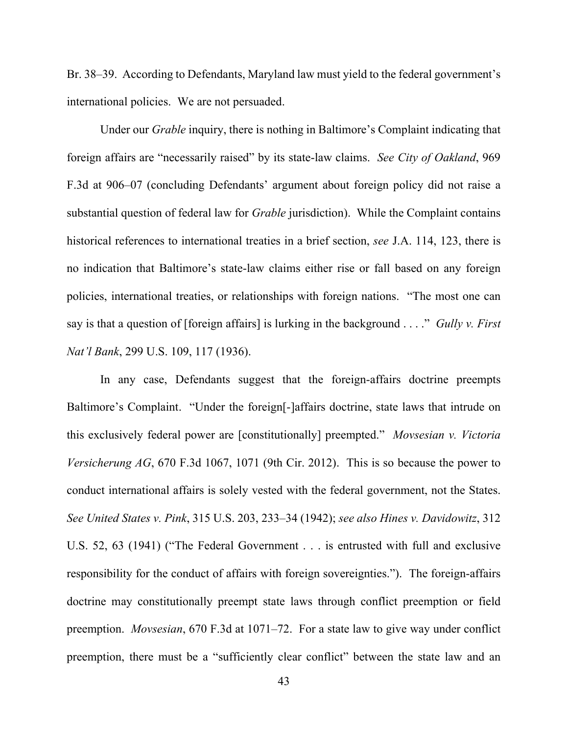Br. 38–39. According to Defendants, Maryland law must yield to the federal government's international policies. We are not persuaded.

Under our *Grable* inquiry, there is nothing in Baltimore's Complaint indicating that foreign affairs are "necessarily raised" by its state-law claims. *See City of Oakland*, 969 F.3d at 906–07 (concluding Defendants' argument about foreign policy did not raise a substantial question of federal law for *Grable* jurisdiction). While the Complaint contains historical references to international treaties in a brief section, *see* J.A. 114, 123, there is no indication that Baltimore's state-law claims either rise or fall based on any foreign policies, international treaties, or relationships with foreign nations. "The most one can say is that a question of [foreign affairs] is lurking in the background . . . ." *Gully v. First Nat'l Bank*, 299 U.S. 109, 117 (1936).

In any case, Defendants suggest that the foreign-affairs doctrine preempts Baltimore's Complaint. "Under the foreign[-]affairs doctrine, state laws that intrude on this exclusively federal power are [constitutionally] preempted." *Movsesian v. Victoria Versicherung AG*, 670 F.3d 1067, 1071 (9th Cir. 2012). This is so because the power to conduct international affairs is solely vested with the federal government, not the States. *See United States v. Pink*, 315 U.S. 203, 233–34 (1942); *see also Hines v. Davidowitz*, 312 U.S. 52, 63 (1941) ("The Federal Government . . . is entrusted with full and exclusive responsibility for the conduct of affairs with foreign sovereignties."). The foreign-affairs doctrine may constitutionally preempt state laws through conflict preemption or field preemption. *Movsesian*, 670 F.3d at 1071–72. For a state law to give way under conflict preemption, there must be a "sufficiently clear conflict" between the state law and an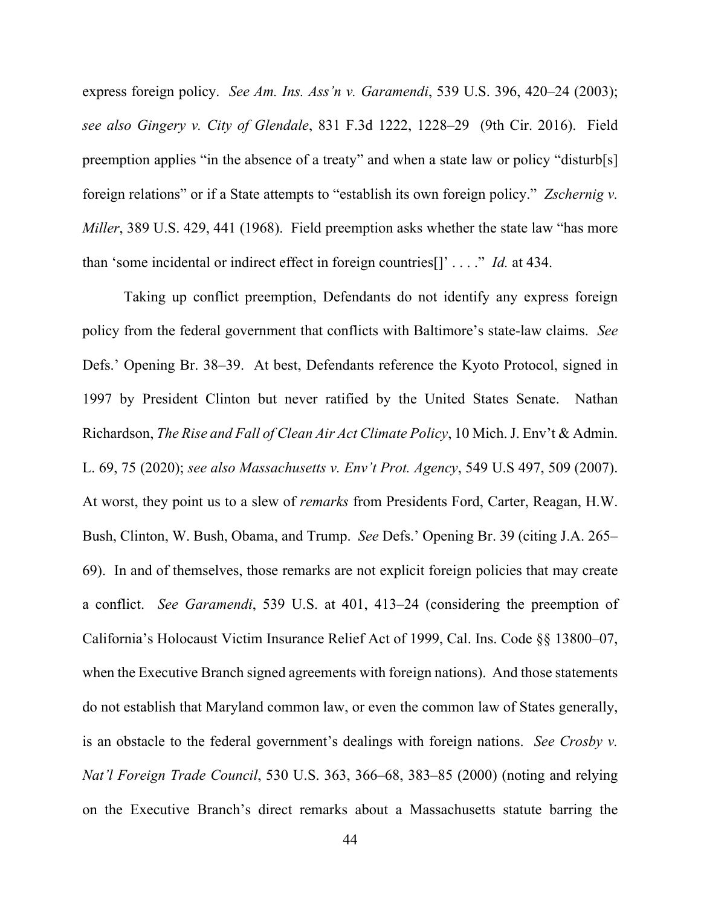express foreign policy. *See Am. Ins. Ass'n v. Garamendi*, 539 U.S. 396, 420–24 (2003); *see also Gingery v. City of Glendale*, 831 F.3d 1222, 1228–29 (9th Cir. 2016). Field preemption applies "in the absence of a treaty" and when a state law or policy "disturb[s] foreign relations" or if a State attempts to "establish its own foreign policy." *Zschernig v. Miller*, 389 U.S. 429, 441 (1968). Field preemption asks whether the state law "has more than 'some incidental or indirect effect in foreign countries[]' . . . ." *Id.* at 434.

Taking up conflict preemption, Defendants do not identify any express foreign policy from the federal government that conflicts with Baltimore's state-law claims. *See* Defs.' Opening Br. 38–39. At best, Defendants reference the Kyoto Protocol, signed in 1997 by President Clinton but never ratified by the United States Senate. Nathan Richardson, *The Rise and Fall of Clean Air Act Climate Policy*, 10 Mich. J. Env't & Admin. L. 69, 75 (2020); *see also Massachusetts v. Env't Prot. Agency*, 549 U.S 497, 509 (2007). At worst, they point us to a slew of *remarks* from Presidents Ford, Carter, Reagan, H.W. Bush, Clinton, W. Bush, Obama, and Trump. *See* Defs.' Opening Br. 39 (citing J.A. 265–69). In and of themselves, those remarks are not explicit foreign policies that may create a conflict. *See Garamendi*, 539 U.S. at 401, 413–24 (considering the preemption of California's Holocaust Victim Insurance Relief Act of 1999, Cal. Ins. Code §§ 13800–07, when the Executive Branch signed agreements with foreign nations). And those statements do not establish that Maryland common law, or even the common law of States generally, is an obstacle to the federal government's dealings with foreign nations. *See Crosby v. Nat'l Foreign Trade Council*, 530 U.S. 363, 366–68, 383–85 (2000) (noting and relying on the Executive Branch's direct remarks about a Massachusetts statute barring the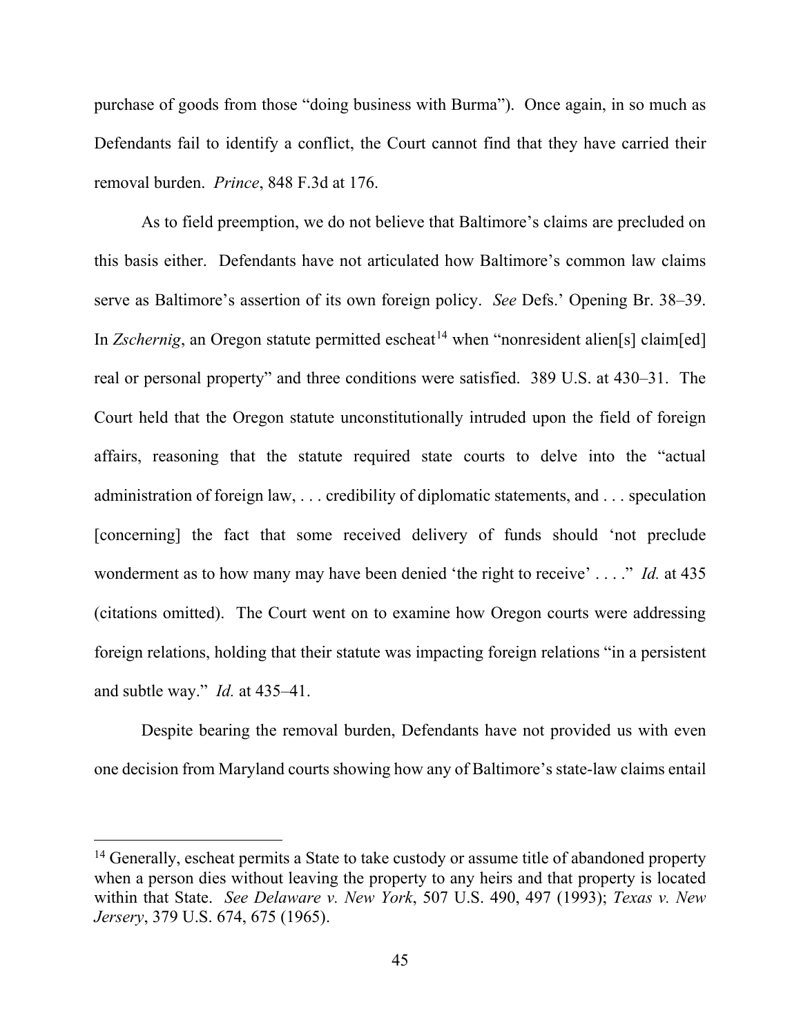purchase of goods from those "doing business with Burma"). Once again, in so much as Defendants fail to identify a conflict, the Court cannot find that they have carried their removal burden. *Prince*, 848 F.3d at 176.

As to field preemption, we do not believe that Baltimore's claims are precluded on this basis either. Defendants have not articulated how Baltimore's common law claims serve as Baltimore's assertion of its own foreign policy. *See* Defs.' Opening Br. 38–39. In *Zschernig*, an Oregon statute permitted escheat[14] when "nonresident alien[s] claim[ed] real or personal property" and three conditions were satisfied. 389 U.S. at 430–31. The Court held that the Oregon statute unconstitutionally intruded upon the field of foreign affairs, reasoning that the statute required state courts to delve into the "actual administration of foreign law, . . . credibility of diplomatic statements, and . . . speculation [concerning] the fact that some received delivery of funds should 'not preclude wonderment as to how many may have been denied 'the right to receive' . . . ." *Id.* at 435 (citations omitted). The Court went on to examine how Oregon courts were addressing foreign relations, holding that their statute was impacting foreign relations "in a persistent and subtle way." *Id.* at 435–41.

Despite bearing the removal burden, Defendants have not provided us with even one decision from Maryland courts showing how any of Baltimore's state-law claims entail

[14] Generally, escheat permits a State to take custody or assume title of abandoned property when a person dies without leaving the property to any heirs and that property is located within that State. *See Delaware v. New York*, 507 U.S. 490, 497 (1993); *Texas v. New Jersery*, 379 U.S. 674, 675 (1965).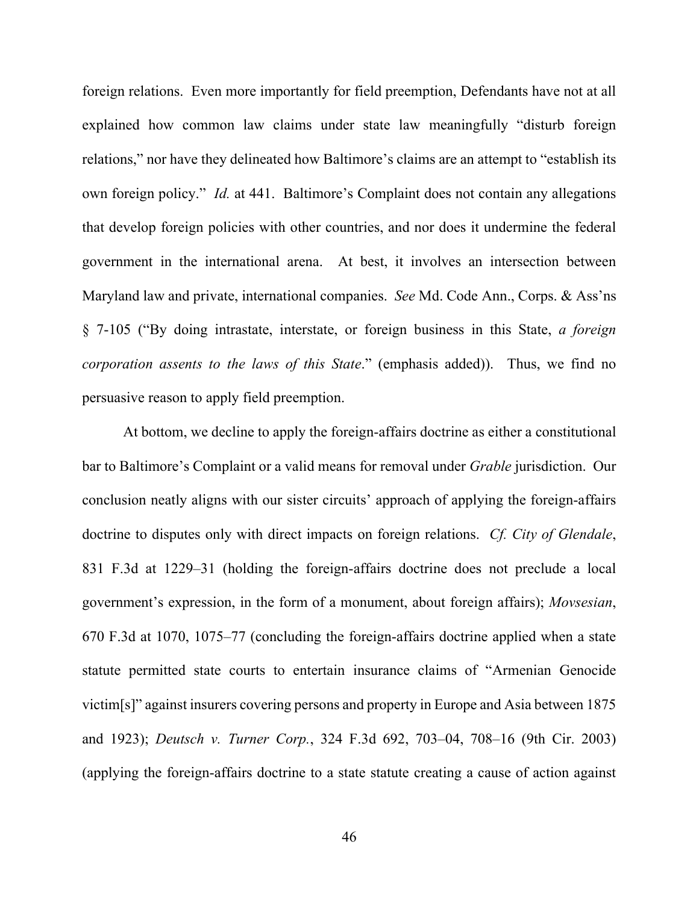foreign relations. Even more importantly for field preemption, Defendants have not at all explained how common law claims under state law meaningfully "disturb foreign relations," nor have they delineated how Baltimore's claims are an attempt to "establish its own foreign policy." *Id.* at 441. Baltimore's Complaint does not contain any allegations that develop foreign policies with other countries, and nor does it undermine the federal government in the international arena. At best, it involves an intersection between Maryland law and private, international companies. *See* Md. Code Ann., Corps. & Ass'ns § 7-105 ("By doing intrastate, interstate, or foreign business in this State, *a foreign corporation assents to the laws of this State*." (emphasis added)). Thus, we find no persuasive reason to apply field preemption.

At bottom, we decline to apply the foreign-affairs doctrine as either a constitutional bar to Baltimore's Complaint or a valid means for removal under *Grable* jurisdiction. Our conclusion neatly aligns with our sister circuits' approach of applying the foreign-affairs doctrine to disputes only with direct impacts on foreign relations. *Cf. City of Glendale*, 831 F.3d at 1229–31 (holding the foreign-affairs doctrine does not preclude a local government's expression, in the form of a monument, about foreign affairs); *Movsesian*, 670 F.3d at 1070, 1075–77 (concluding the foreign-affairs doctrine applied when a state statute permitted state courts to entertain insurance claims of "Armenian Genocide victim[s]" against insurers covering persons and property in Europe and Asia between 1875 and 1923); *Deutsch v. Turner Corp.*, 324 F.3d 692, 703–04, 708–16 (9th Cir. 2003) (applying the foreign-affairs doctrine to a state statute creating a cause of action against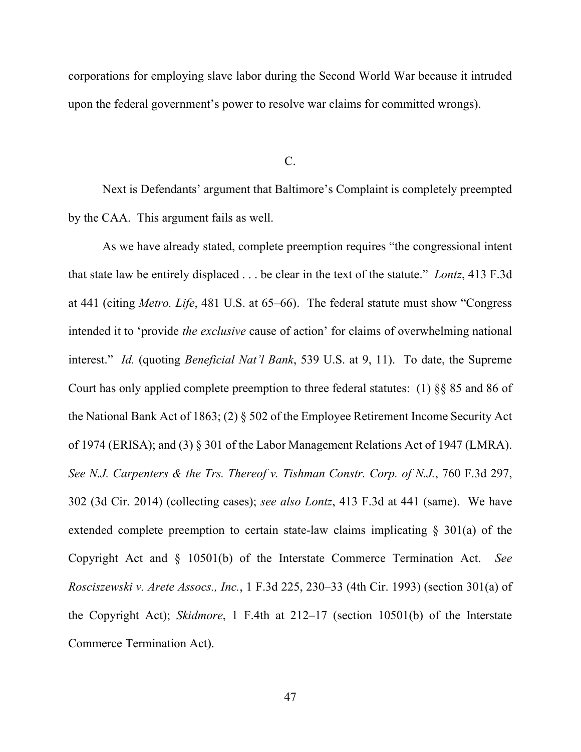corporations for employing slave labor during the Second World War because it intruded upon the federal government's power to resolve war claims for committed wrongs).

C.

Next is Defendants' argument that Baltimore's Complaint is completely preempted by the CAA. This argument fails as well.

As we have already stated, complete preemption requires "the congressional intent that state law be entirely displaced . . . be clear in the text of the statute." *Lontz*, 413 F.3d at 441 (citing *Metro. Life*, 481 U.S. at 65–66). The federal statute must show "Congress intended it to 'provide *the exclusive* cause of action' for claims of overwhelming national interest." *Id.* (quoting *Beneficial Nat'l Bank*, 539 U.S. at 9, 11). To date, the Supreme Court has only applied complete preemption to three federal statutes: (1) §§ 85 and 86 of the National Bank Act of 1863; (2) § 502 of the Employee Retirement Income Security Act of 1974 (ERISA); and (3) § 301 of the Labor Management Relations Act of 1947 (LMRA). *See N.J. Carpenters & the Trs. Thereof v. Tishman Constr. Corp. of N.J.*, 760 F.3d 297, 302 (3d Cir. 2014) (collecting cases); *see also Lontz*, 413 F.3d at 441 (same). We have extended complete preemption to certain state-law claims implicating § 301(a) of the Copyright Act and § 10501(b) of the Interstate Commerce Termination Act. *See Rosciszewski v. Arete Assocs., Inc.*, 1 F.3d 225, 230–33 (4th Cir. 1993) (section 301(a) of the Copyright Act); *Skidmore*, 1 F.4th at 212–17 (section 10501(b) of the Interstate Commerce Termination Act).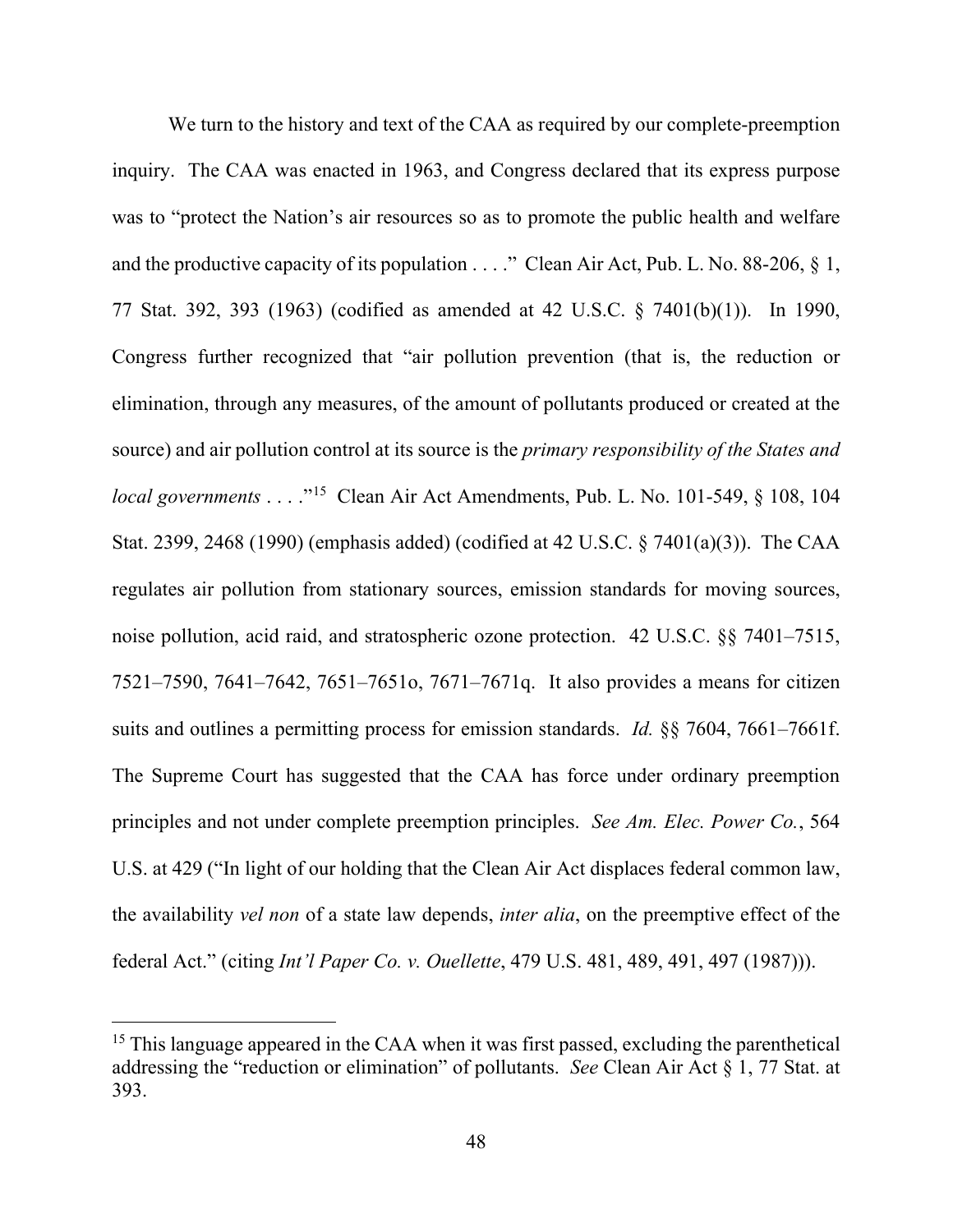We turn to the history and text of the CAA as required by our complete-preemption inquiry. The CAA was enacted in 1963, and Congress declared that its express purpose was to "protect the Nation's air resources so as to promote the public health and welfare and the productive capacity of its population . . . ." Clean Air Act, Pub. L. No. 88-206, § 1, 77 Stat. 392, 393 (1963) (codified as amended at 42 U.S.C. § 7401(b)(1)). In 1990, Congress further recognized that "air pollution prevention (that is, the reduction or elimination, through any measures, of the amount of pollutants produced or created at the source) and air pollution control at its source is the *primary responsibility of the States and local governments* . . . ."[15] Clean Air Act Amendments, Pub. L. No. 101-549, § 108, 104 Stat. 2399, 2468 (1990) (emphasis added) (codified at 42 U.S.C. § 7401(a)(3)). The CAA regulates air pollution from stationary sources, emission standards for moving sources, noise pollution, acid raid, and stratospheric ozone protection. 42 U.S.C. §§ 7401–7515, 7521–7590, 7641–7642, 7651–7651o, 7671–7671q. It also provides a means for citizen suits and outlines a permitting process for emission standards. *Id.* §§ 7604, 7661–7661f. The Supreme Court has suggested that the CAA has force under ordinary preemption principles and not under complete preemption principles. *See Am. Elec. Power Co.*, 564 U.S. at 429 ("In light of our holding that the Clean Air Act displaces federal common law, the availability *vel non* of a state law depends, *inter alia*, on the preemptive effect of the federal Act." (citing *Int'l Paper Co. v. Ouellette*, 479 U.S. 481, 489, 491, 497 (1987))).

---

[15] This language appeared in the CAA when it was first passed, excluding the parenthetical addressing the "reduction or elimination" of pollutants. *See* Clean Air Act § 1, 77 Stat. at 393.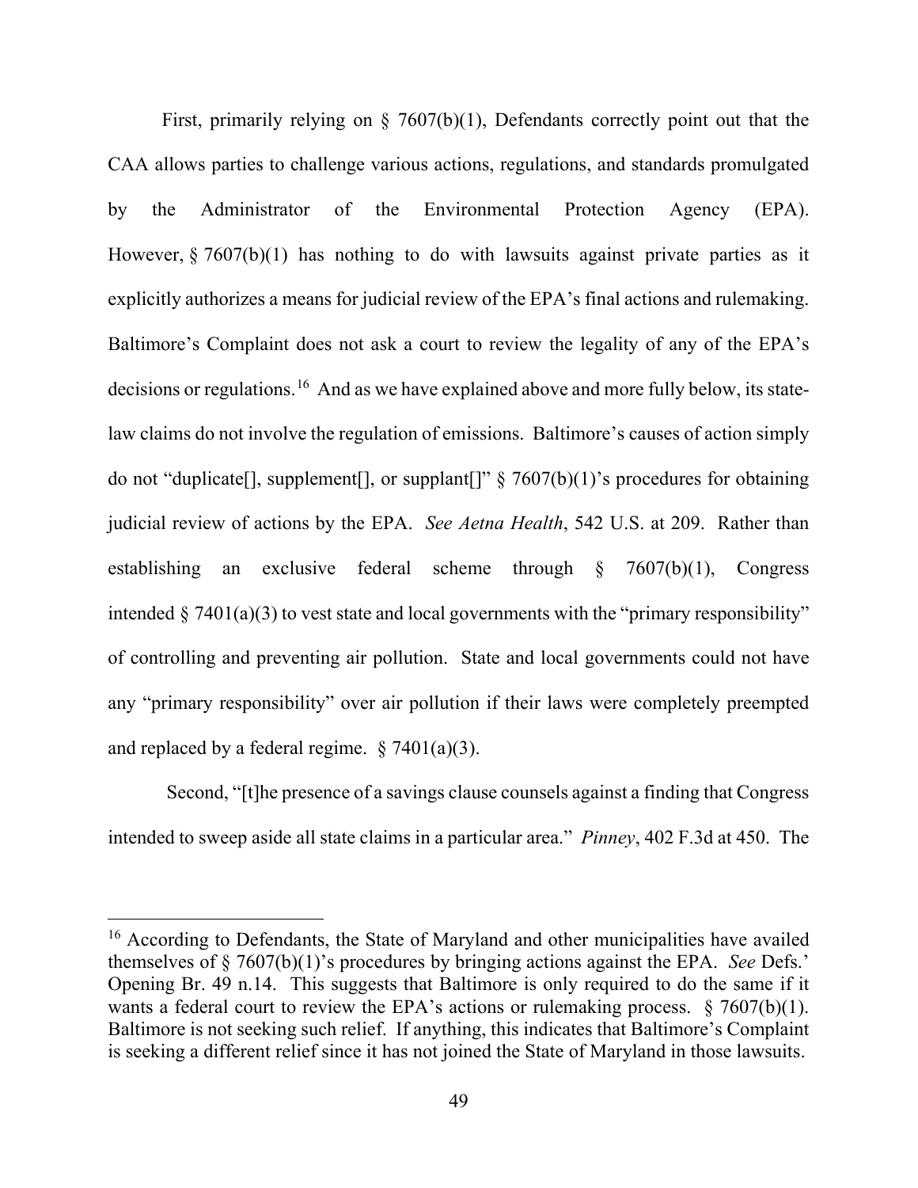First, primarily relying on § 7607(b)(1), Defendants correctly point out that the CAA allows parties to challenge various actions, regulations, and standards promulgated by the Administrator of the Environmental Protection Agency (EPA). However, § 7607(b)(1) has nothing to do with lawsuits against private parties as it explicitly authorizes a means for judicial review of the EPA's final actions and rulemaking. Baltimore's Complaint does not ask a court to review the legality of any of the EPA's decisions or regulations.[16] And as we have explained above and more fully below, its state-law claims do not involve the regulation of emissions. Baltimore's causes of action simply do not "duplicate[], supplement[], or supplant[]" § 7607(b)(1)'s procedures for obtaining judicial review of actions by the EPA. *See Aetna Health*, 542 U.S. at 209. Rather than establishing an exclusive federal scheme through § 7607(b)(1), Congress intended § 7401(a)(3) to vest state and local governments with the "primary responsibility" of controlling and preventing air pollution. State and local governments could not have any "primary responsibility" over air pollution if their laws were completely preempted and replaced by a federal regime. § 7401(a)(3).

Second, "[t]he presence of a savings clause counsels against a finding that Congress intended to sweep aside all state claims in a particular area." *Pinney*, 402 F.3d at 450. The

[16] According to Defendants, the State of Maryland and other municipalities have availed themselves of § 7607(b)(1)'s procedures by bringing actions against the EPA. *See* Defs.' Opening Br. 49 n.14. This suggests that Baltimore is only required to do the same if it wants a federal court to review the EPA's actions or rulemaking process. § 7607(b)(1). Baltimore is not seeking such relief. If anything, this indicates that Baltimore's Complaint is seeking a different relief since it has not joined the State of Maryland in those lawsuits.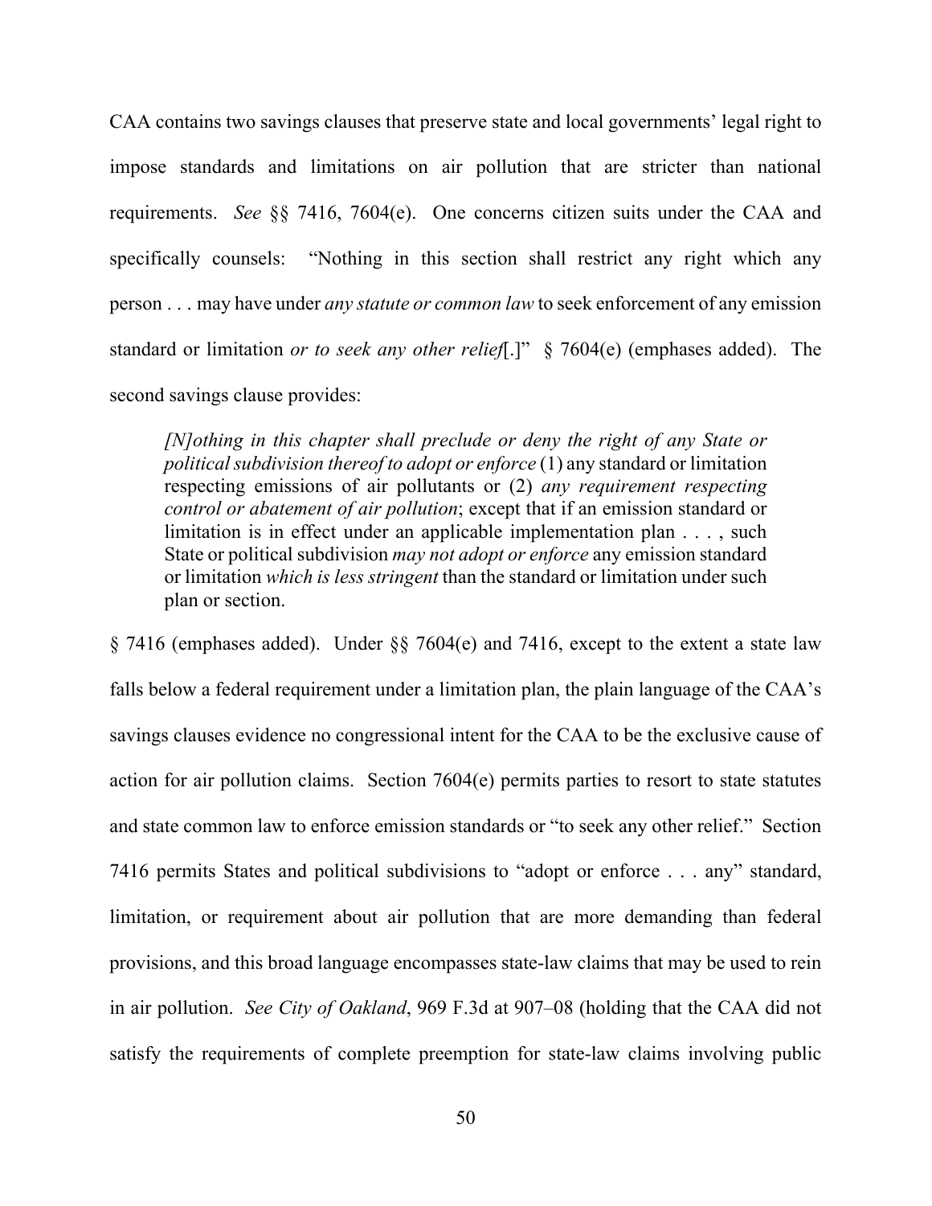CAA contains two savings clauses that preserve state and local governments' legal right to impose standards and limitations on air pollution that are stricter than national requirements. *See* §§ 7416, 7604(e). One concerns citizen suits under the CAA and specifically counsels: "Nothing in this section shall restrict any right which any person . . . may have under *any statute or common law* to seek enforcement of any emission standard or limitation *or to seek any other relief*[.]" § 7604(e) (emphases added). The second savings clause provides:

> *[N]othing in this chapter shall preclude or deny the right of any State or political subdivision thereof to adopt or enforce* (1) any standard or limitation respecting emissions of air pollutants or (2) *any requirement respecting control or abatement of air pollution*; except that if an emission standard or limitation is in effect under an applicable implementation plan . . . , such State or political subdivision *may not adopt or enforce* any emission standard or limitation *which is less stringent* than the standard or limitation under such plan or section.

§ 7416 (emphases added). Under §§ 7604(e) and 7416, except to the extent a state law falls below a federal requirement under a limitation plan, the plain language of the CAA's savings clauses evidence no congressional intent for the CAA to be the exclusive cause of action for air pollution claims. Section 7604(e) permits parties to resort to state statutes and state common law to enforce emission standards or "to seek any other relief." Section 7416 permits States and political subdivisions to "adopt or enforce . . . any" standard, limitation, or requirement about air pollution that are more demanding than federal provisions, and this broad language encompasses state-law claims that may be used to rein in air pollution. *See City of Oakland*, 969 F.3d at 907–08 (holding that the CAA did not satisfy the requirements of complete preemption for state-law claims involving public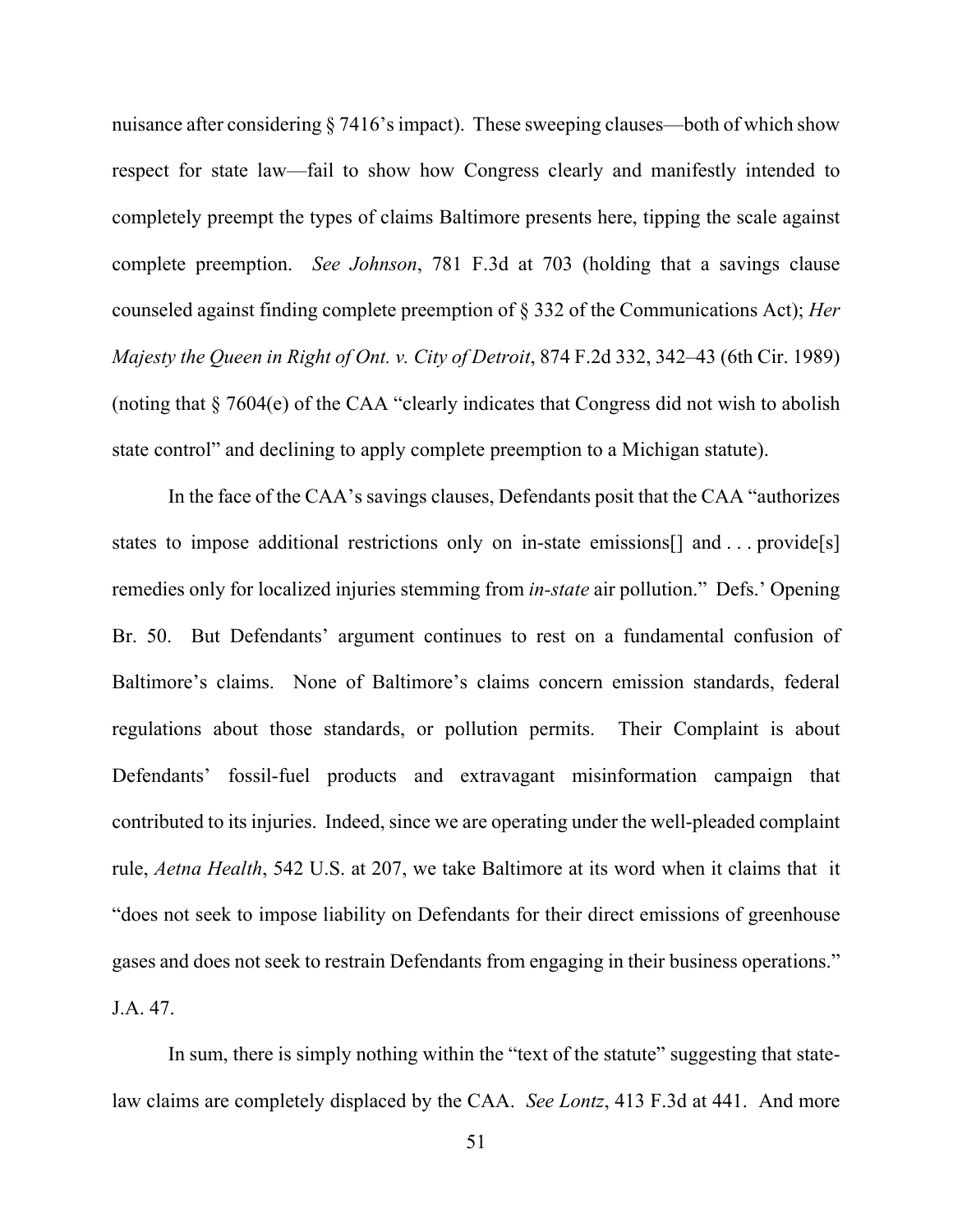nuisance after considering § 7416's impact). These sweeping clauses—both of which show respect for state law—fail to show how Congress clearly and manifestly intended to completely preempt the types of claims Baltimore presents here, tipping the scale against complete preemption. *See Johnson*, 781 F.3d at 703 (holding that a savings clause counseled against finding complete preemption of § 332 of the Communications Act); *Her Majesty the Queen in Right of Ont. v. City of Detroit*, 874 F.2d 332, 342–43 (6th Cir. 1989) (noting that § 7604(e) of the CAA "clearly indicates that Congress did not wish to abolish state control" and declining to apply complete preemption to a Michigan statute).

In the face of the CAA's savings clauses, Defendants posit that the CAA "authorizes states to impose additional restrictions only on in-state emissions[] and . . . provide[s] remedies only for localized injuries stemming from *in-state* air pollution." Defs.' Opening Br. 50. But Defendants' argument continues to rest on a fundamental confusion of Baltimore's claims. None of Baltimore's claims concern emission standards, federal regulations about those standards, or pollution permits. Their Complaint is about Defendants' fossil-fuel products and extravagant misinformation campaign that contributed to its injuries. Indeed, since we are operating under the well-pleaded complaint rule, *Aetna Health*, 542 U.S. at 207, we take Baltimore at its word when it claims that it "does not seek to impose liability on Defendants for their direct emissions of greenhouse gases and does not seek to restrain Defendants from engaging in their business operations." J.A. 47.

In sum, there is simply nothing within the "text of the statute" suggesting that state-law claims are completely displaced by the CAA. *See Lontz*, 413 F.3d at 441. And more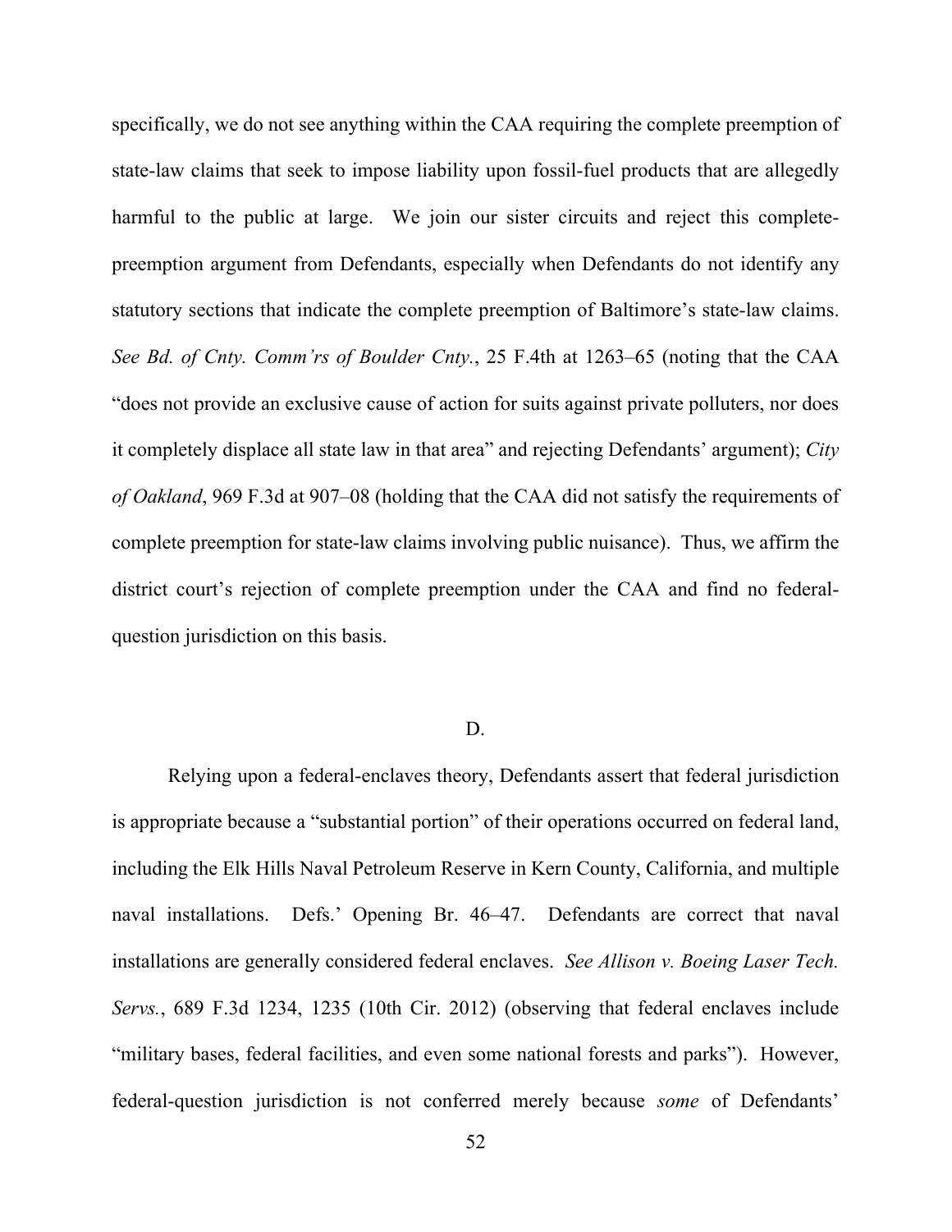specifically, we do not see anything within the CAA requiring the complete preemption of state-law claims that seek to impose liability upon fossil-fuel products that are allegedly harmful to the public at large. We join our sister circuits and reject this complete-preemption argument from Defendants, especially when Defendants do not identify any statutory sections that indicate the complete preemption of Baltimore's state-law claims. *See Bd. of Cnty. Comm'rs of Boulder Cnty.*, 25 F.4th at 1263–65 (noting that the CAA "does not provide an exclusive cause of action for suits against private polluters, nor does it completely displace all state law in that area" and rejecting Defendants' argument); *City of Oakland*, 969 F.3d at 907–08 (holding that the CAA did not satisfy the requirements of complete preemption for state-law claims involving public nuisance). Thus, we affirm the district court's rejection of complete preemption under the CAA and find no federal-question jurisdiction on this basis.

## D.

Relying upon a federal-enclaves theory, Defendants assert that federal jurisdiction is appropriate because a "substantial portion" of their operations occurred on federal land, including the Elk Hills Naval Petroleum Reserve in Kern County, California, and multiple naval installations. Defs.' Opening Br. 46–47. Defendants are correct that naval installations are generally considered federal enclaves. *See Allison v. Boeing Laser Tech. Servs.*, 689 F.3d 1234, 1235 (10th Cir. 2012) (observing that federal enclaves include "military bases, federal facilities, and even some national forests and parks"). However, federal-question jurisdiction is not conferred merely because *some* of Defendants'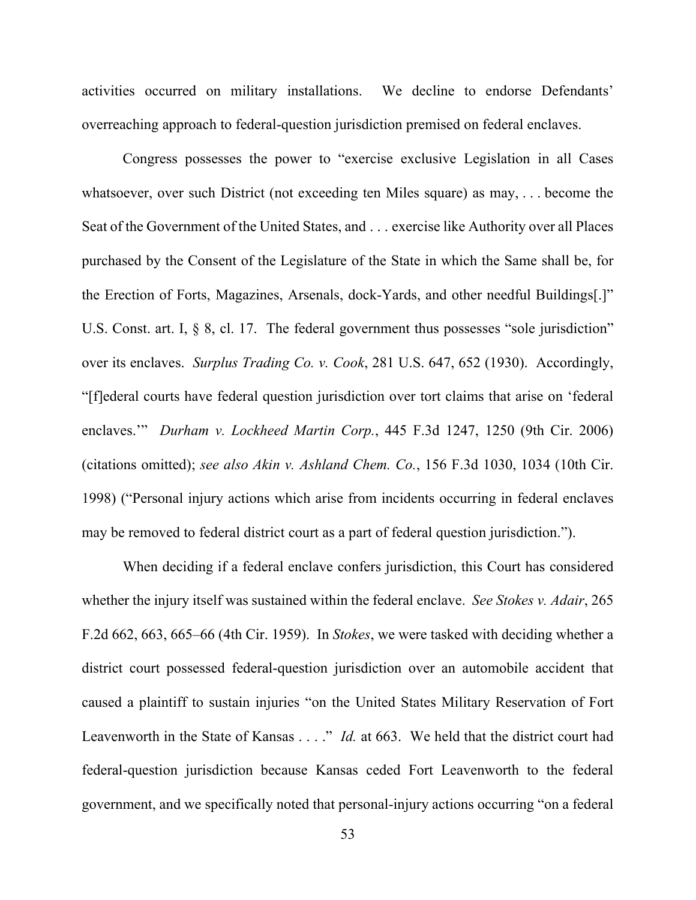activities occurred on military installations. We decline to endorse Defendants' overreaching approach to federal-question jurisdiction premised on federal enclaves.

Congress possesses the power to "exercise exclusive Legislation in all Cases whatsoever, over such District (not exceeding ten Miles square) as may, . . . become the Seat of the Government of the United States, and . . . exercise like Authority over all Places purchased by the Consent of the Legislature of the State in which the Same shall be, for the Erection of Forts, Magazines, Arsenals, dock-Yards, and other needful Buildings[.]" U.S. Const. art. I, § 8, cl. 17. The federal government thus possesses "sole jurisdiction" over its enclaves. *Surplus Trading Co. v. Cook*, 281 U.S. 647, 652 (1930). Accordingly, "[f]ederal courts have federal question jurisdiction over tort claims that arise on 'federal enclaves.'" *Durham v. Lockheed Martin Corp.*, 445 F.3d 1247, 1250 (9th Cir. 2006) (citations omitted); *see also Akin v. Ashland Chem. Co.*, 156 F.3d 1030, 1034 (10th Cir. 1998) ("Personal injury actions which arise from incidents occurring in federal enclaves may be removed to federal district court as a part of federal question jurisdiction.").

When deciding if a federal enclave confers jurisdiction, this Court has considered whether the injury itself was sustained within the federal enclave. *See Stokes v. Adair*, 265 F.2d 662, 663, 665–66 (4th Cir. 1959). In *Stokes*, we were tasked with deciding whether a district court possessed federal-question jurisdiction over an automobile accident that caused a plaintiff to sustain injuries "on the United States Military Reservation of Fort Leavenworth in the State of Kansas . . . ." *Id.* at 663. We held that the district court had federal-question jurisdiction because Kansas ceded Fort Leavenworth to the federal government, and we specifically noted that personal-injury actions occurring "on a federal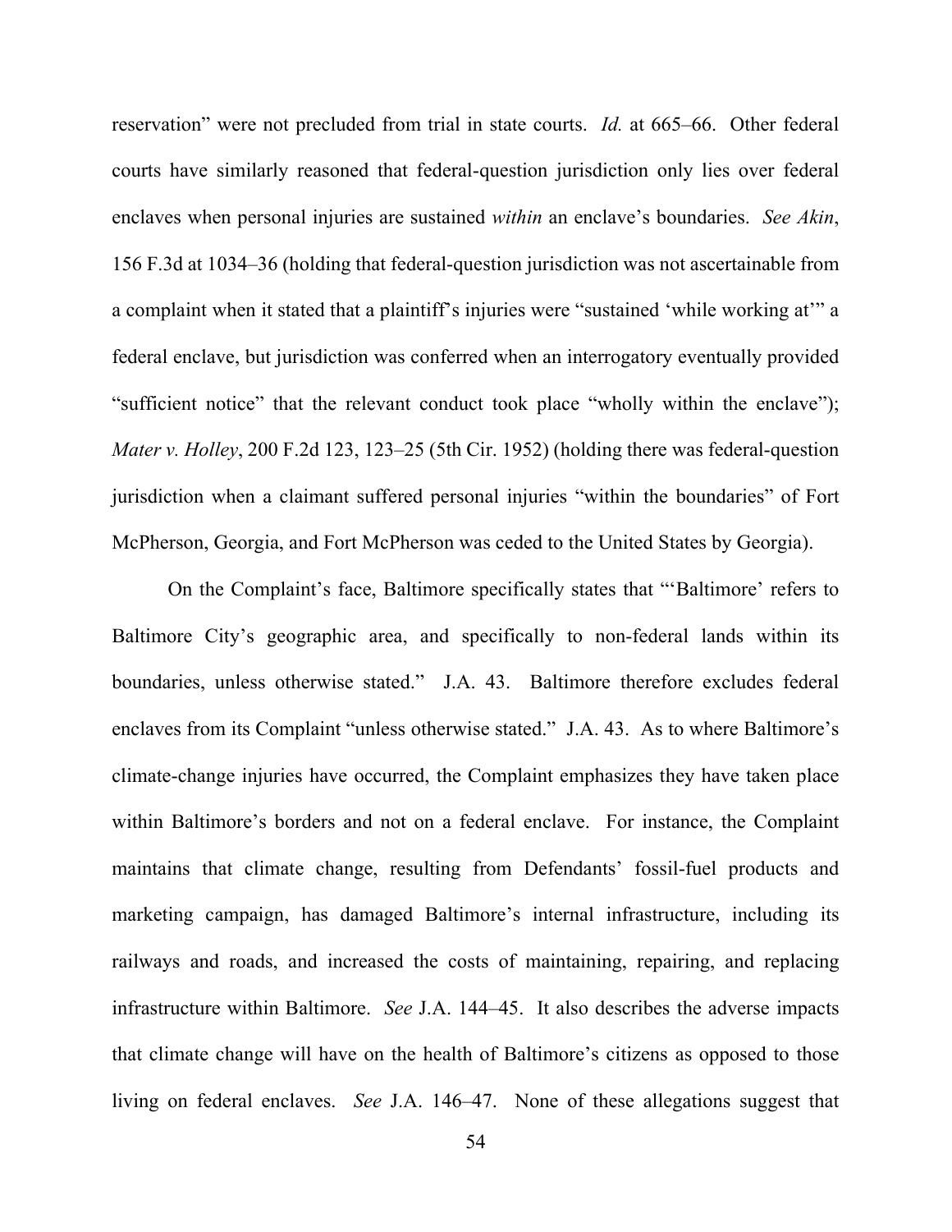reservation" were not precluded from trial in state courts. *Id.* at 665–66. Other federal courts have similarly reasoned that federal-question jurisdiction only lies over federal enclaves when personal injuries are sustained *within* an enclave's boundaries. *See Akin*, 156 F.3d at 1034–36 (holding that federal-question jurisdiction was not ascertainable from a complaint when it stated that a plaintiff's injuries were "sustained 'while working at'" a federal enclave, but jurisdiction was conferred when an interrogatory eventually provided "sufficient notice" that the relevant conduct took place "wholly within the enclave"); *Mater v. Holley*, 200 F.2d 123, 123–25 (5th Cir. 1952) (holding there was federal-question jurisdiction when a claimant suffered personal injuries "within the boundaries" of Fort McPherson, Georgia, and Fort McPherson was ceded to the United States by Georgia).

On the Complaint's face, Baltimore specifically states that "'Baltimore' refers to Baltimore City's geographic area, and specifically to non-federal lands within its boundaries, unless otherwise stated." J.A. 43. Baltimore therefore excludes federal enclaves from its Complaint "unless otherwise stated." J.A. 43. As to where Baltimore's climate-change injuries have occurred, the Complaint emphasizes they have taken place within Baltimore's borders and not on a federal enclave. For instance, the Complaint maintains that climate change, resulting from Defendants' fossil-fuel products and marketing campaign, has damaged Baltimore's internal infrastructure, including its railways and roads, and increased the costs of maintaining, repairing, and replacing infrastructure within Baltimore. *See* J.A. 144–45. It also describes the adverse impacts that climate change will have on the health of Baltimore's citizens as opposed to those living on federal enclaves. *See* J.A. 146–47. None of these allegations suggest that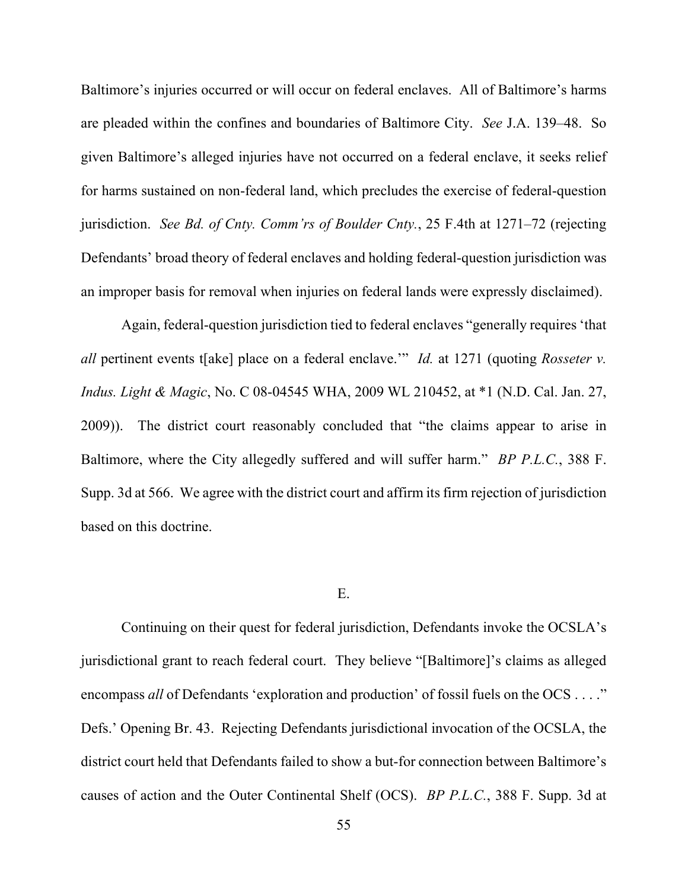Baltimore's injuries occurred or will occur on federal enclaves. All of Baltimore's harms are pleaded within the confines and boundaries of Baltimore City. *See* J.A. 139–48. So given Baltimore's alleged injuries have not occurred on a federal enclave, it seeks relief for harms sustained on non-federal land, which precludes the exercise of federal-question jurisdiction. *See Bd. of Cnty. Comm'rs of Boulder Cnty.*, 25 F.4th at 1271–72 (rejecting Defendants' broad theory of federal enclaves and holding federal-question jurisdiction was an improper basis for removal when injuries on federal lands were expressly disclaimed).

Again, federal-question jurisdiction tied to federal enclaves "generally requires 'that *all* pertinent events t[ake] place on a federal enclave.'" *Id.* at 1271 (quoting *Rosseter v. Indus. Light & Magic*, No. C 08-04545 WHA, 2009 WL 210452, at *1 (N.D. Cal. Jan. 27, 2009)). The district court reasonably concluded that "the claims appear to arise in Baltimore, where the City allegedly suffered and will suffer harm." *BP P.L.C.*, 388 F. Supp. 3d at 566. We agree with the district court and affirm its firm rejection of jurisdiction based on this doctrine.

## E.

Continuing on their quest for federal jurisdiction, Defendants invoke the OCSLA's jurisdictional grant to reach federal court. They believe "[Baltimore]'s claims as alleged encompass *all* of Defendants 'exploration and production' of fossil fuels on the OCS . . . ." Defs.' Opening Br. 43. Rejecting Defendants jurisdictional invocation of the OCSLA, the district court held that Defendants failed to show a but-for connection between Baltimore's causes of action and the Outer Continental Shelf (OCS). *BP P.L.C.*, 388 F. Supp. 3d at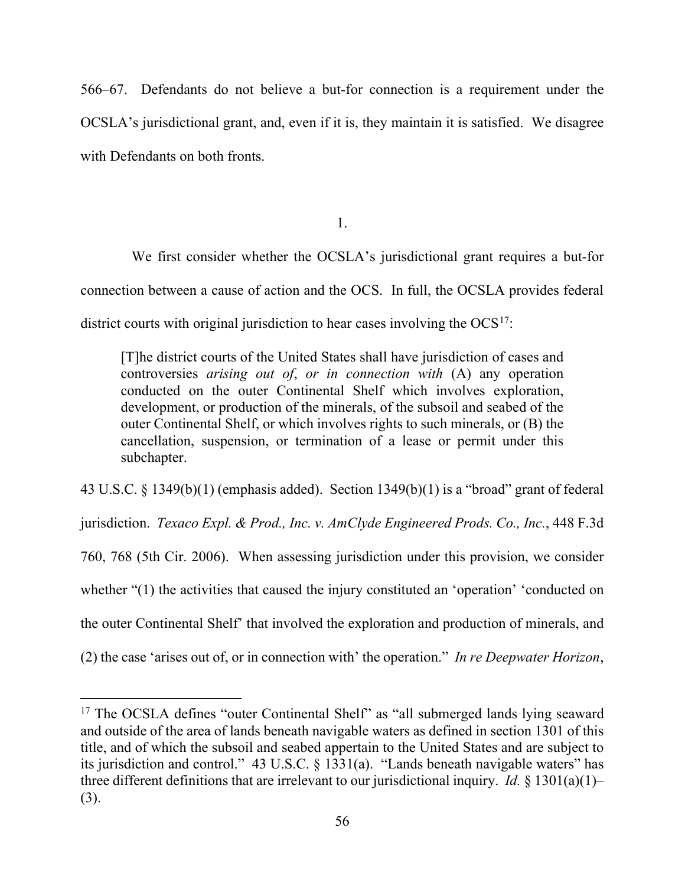566–67. Defendants do not believe a but-for connection is a requirement under the OCSLA's jurisdictional grant, and, even if it is, they maintain it is satisfied. We disagree with Defendants on both fronts.

1.

We first consider whether the OCSLA's jurisdictional grant requires a but-for connection between a cause of action and the OCS. In full, the OCSLA provides federal district courts with original jurisdiction to hear cases involving the OCS[17]:

> [T]he district courts of the United States shall have jurisdiction of cases and controversies *arising out of*, *or in connection with* (A) any operation conducted on the outer Continental Shelf which involves exploration, development, or production of the minerals, of the subsoil and seabed of the outer Continental Shelf, or which involves rights to such minerals, or (B) the cancellation, suspension, or termination of a lease or permit under this subchapter.

43 U.S.C. § 1349(b)(1) (emphasis added). Section 1349(b)(1) is a "broad" grant of federal jurisdiction. *Texaco Expl. & Prod., Inc. v. AmClyde Engineered Prods. Co., Inc.*, 448 F.3d 760, 768 (5th Cir. 2006). When assessing jurisdiction under this provision, we consider whether "(1) the activities that caused the injury constituted an 'operation' 'conducted on the outer Continental Shelf' that involved the exploration and production of minerals, and (2) the case 'arises out of, or in connection with' the operation." *In re Deepwater Horizon*,

[17] The OCSLA defines "outer Continental Shelf" as "all submerged lands lying seaward and outside of the area of lands beneath navigable waters as defined in section 1301 of this title, and of which the subsoil and seabed appertain to the United States and are subject to its jurisdiction and control." 43 U.S.C. § 1331(a). "Lands beneath navigable waters" has three different definitions that are irrelevant to our jurisdictional inquiry. *Id.* § 1301(a)(1)–(3).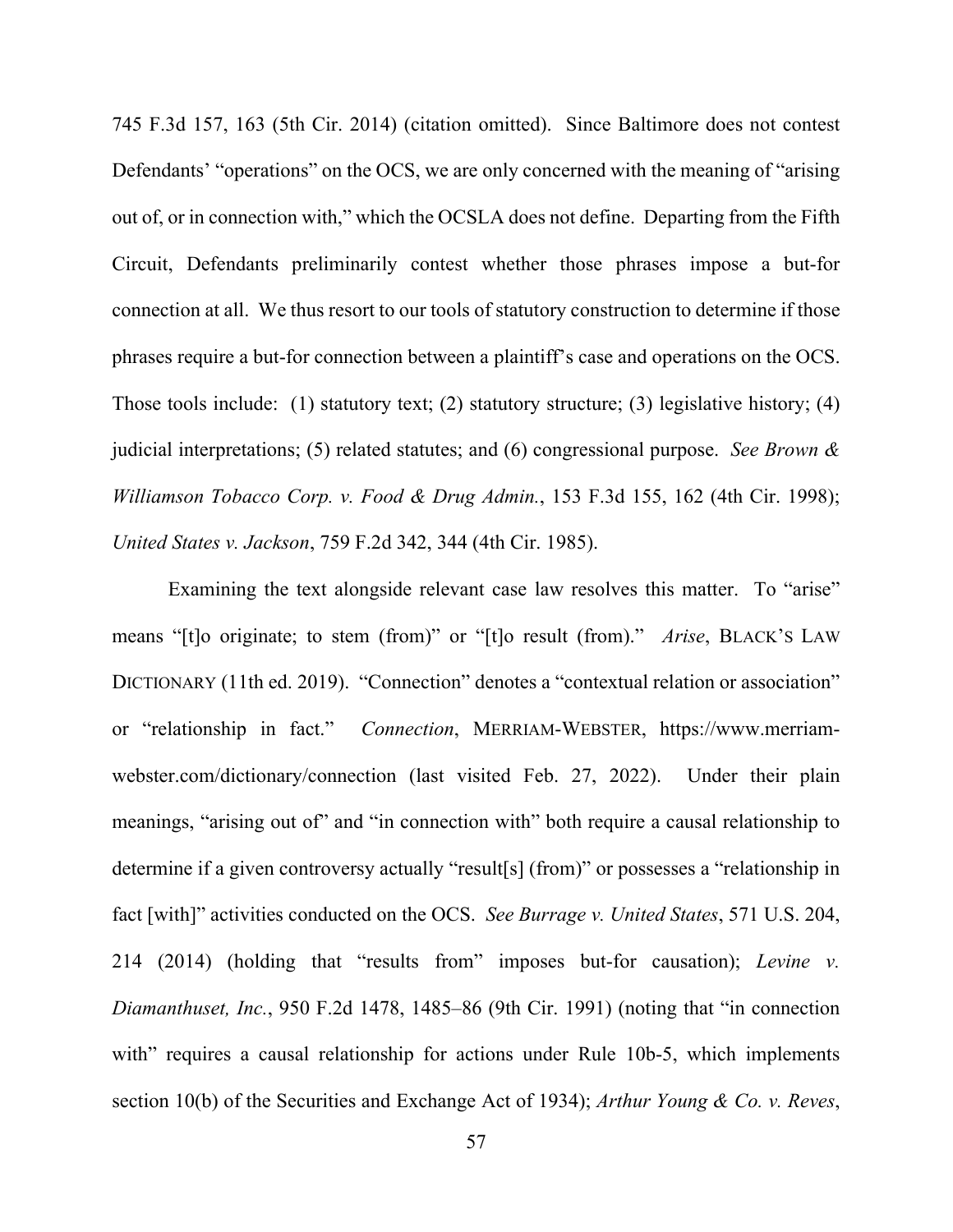745 F.3d 157, 163 (5th Cir. 2014) (citation omitted). Since Baltimore does not contest Defendants' "operations" on the OCS, we are only concerned with the meaning of "arising out of, or in connection with," which the OCSLA does not define. Departing from the Fifth Circuit, Defendants preliminarily contest whether those phrases impose a but-for connection at all. We thus resort to our tools of statutory construction to determine if those phrases require a but-for connection between a plaintiff's case and operations on the OCS. Those tools include: (1) statutory text; (2) statutory structure; (3) legislative history; (4) judicial interpretations; (5) related statutes; and (6) congressional purpose. *See Brown & Williamson Tobacco Corp. v. Food & Drug Admin.*, 153 F.3d 155, 162 (4th Cir. 1998); *United States v. Jackson*, 759 F.2d 342, 344 (4th Cir. 1985).

Examining the text alongside relevant case law resolves this matter. To "arise" means "[t]o originate; to stem (from)" or "[t]o result (from)." *Arise*, BLACK'S LAW DICTIONARY (11th ed. 2019). "Connection" denotes a "contextual relation or association" or "relationship in fact." *Connection*, MERRIAM-WEBSTER, https://www.merriam-webster.com/dictionary/connection (last visited Feb. 27, 2022). Under their plain meanings, "arising out of" and "in connection with" both require a causal relationship to determine if a given controversy actually "result[s] (from)" or possesses a "relationship in fact [with]" activities conducted on the OCS. *See Burrage v. United States*, 571 U.S. 204, 214 (2014) (holding that "results from" imposes but-for causation); *Levine v. Diamanthuset, Inc.*, 950 F.2d 1478, 1485–86 (9th Cir. 1991) (noting that "in connection with" requires a causal relationship for actions under Rule 10b-5, which implements section 10(b) of the Securities and Exchange Act of 1934); *Arthur Young & Co. v. Reves*,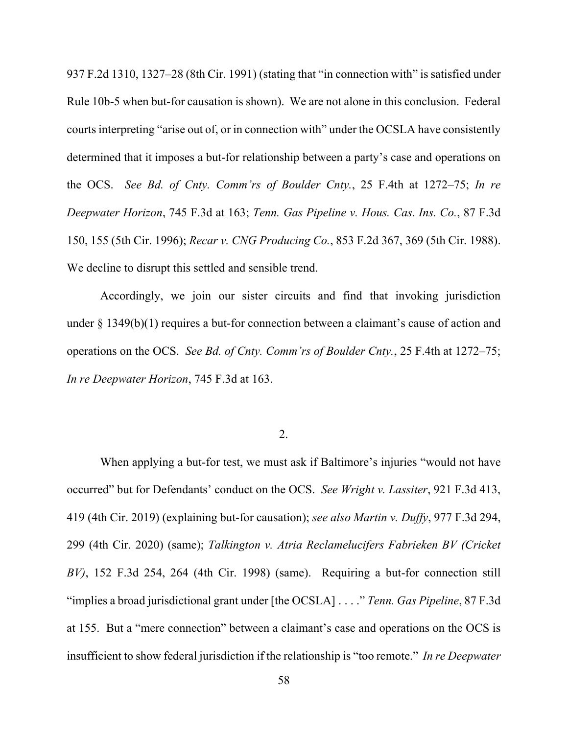937 F.2d 1310, 1327–28 (8th Cir. 1991) (stating that "in connection with" is satisfied under Rule 10b-5 when but-for causation is shown). We are not alone in this conclusion. Federal courts interpreting "arise out of, or in connection with" under the OCSLA have consistently determined that it imposes a but-for relationship between a party's case and operations on the OCS. *See Bd. of Cnty. Comm'rs of Boulder Cnty.*, 25 F.4th at 1272–75; *In re Deepwater Horizon*, 745 F.3d at 163; *Tenn. Gas Pipeline v. Hous. Cas. Ins. Co.*, 87 F.3d 150, 155 (5th Cir. 1996); *Recar v. CNG Producing Co.*, 853 F.2d 367, 369 (5th Cir. 1988). We decline to disrupt this settled and sensible trend.

Accordingly, we join our sister circuits and find that invoking jurisdiction under § 1349(b)(1) requires a but-for connection between a claimant's cause of action and operations on the OCS. *See Bd. of Cnty. Comm'rs of Boulder Cnty.*, 25 F.4th at 1272–75; *In re Deepwater Horizon*, 745 F.3d at 163.

2.

When applying a but-for test, we must ask if Baltimore's injuries "would not have occurred" but for Defendants' conduct on the OCS. *See Wright v. Lassiter*, 921 F.3d 413, 419 (4th Cir. 2019) (explaining but-for causation); *see also Martin v. Duffy*, 977 F.3d 294, 299 (4th Cir. 2020) (same); *Talkington v. Atria Reclamelucifers Fabrieken BV (Cricket BV)*, 152 F.3d 254, 264 (4th Cir. 1998) (same). Requiring a but-for connection still "implies a broad jurisdictional grant under [the OCSLA] . . . ." *Tenn. Gas Pipeline*, 87 F.3d at 155. But a "mere connection" between a claimant's case and operations on the OCS is insufficient to show federal jurisdiction if the relationship is "too remote." *In re Deepwater*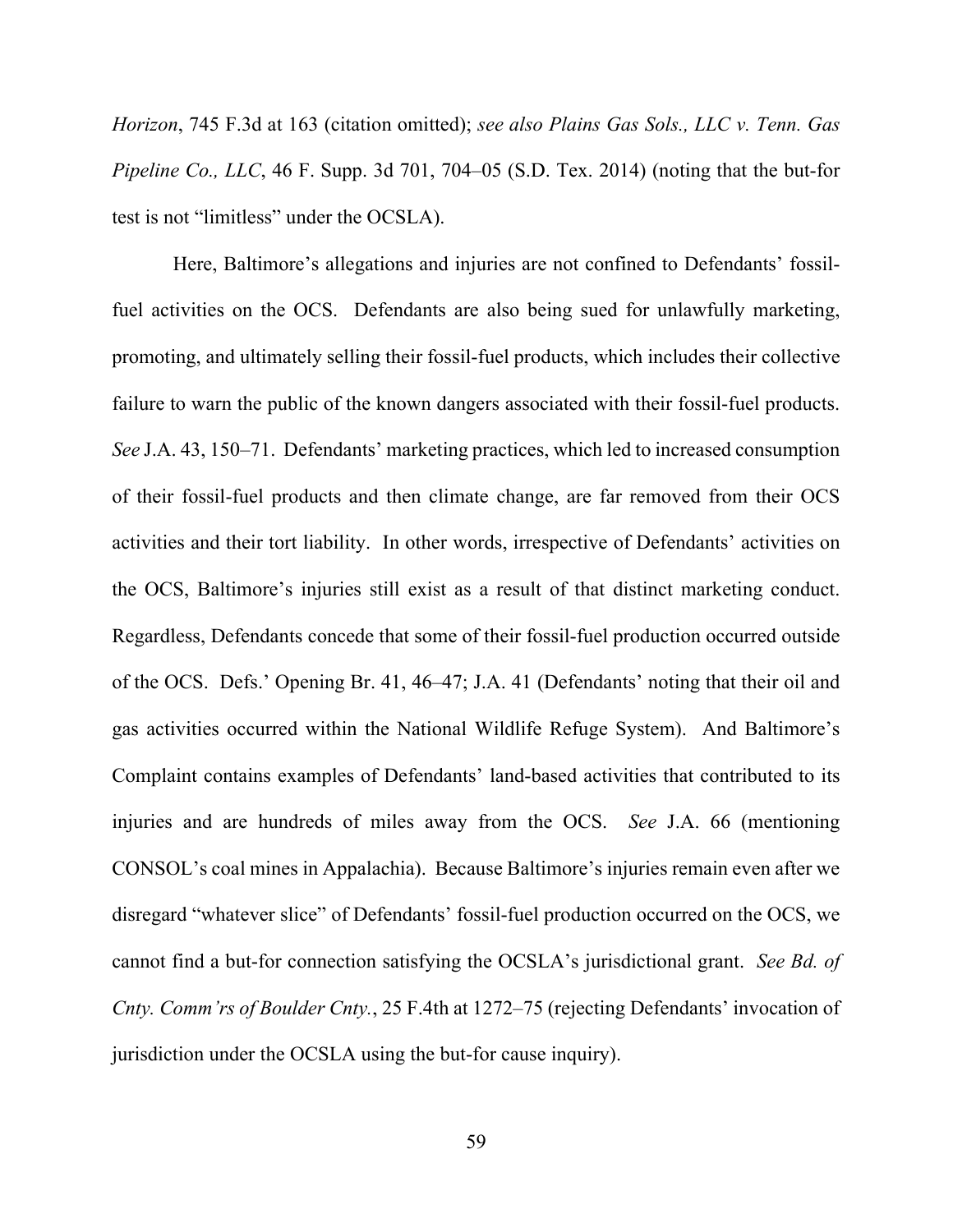*Horizon*, 745 F.3d at 163 (citation omitted); *see also Plains Gas Sols., LLC v. Tenn. Gas Pipeline Co., LLC*, 46 F. Supp. 3d 701, 704–05 (S.D. Tex. 2014) (noting that the but-for test is not "limitless" under the OCSLA).

Here, Baltimore's allegations and injuries are not confined to Defendants' fossil-fuel activities on the OCS. Defendants are also being sued for unlawfully marketing, promoting, and ultimately selling their fossil-fuel products, which includes their collective failure to warn the public of the known dangers associated with their fossil-fuel products. *See* J.A. 43, 150–71. Defendants' marketing practices, which led to increased consumption of their fossil-fuel products and then climate change, are far removed from their OCS activities and their tort liability. In other words, irrespective of Defendants' activities on the OCS, Baltimore's injuries still exist as a result of that distinct marketing conduct. Regardless, Defendants concede that some of their fossil-fuel production occurred outside of the OCS. Defs.' Opening Br. 41, 46–47; J.A. 41 (Defendants' noting that their oil and gas activities occurred within the National Wildlife Refuge System). And Baltimore's Complaint contains examples of Defendants' land-based activities that contributed to its injuries and are hundreds of miles away from the OCS. *See* J.A. 66 (mentioning CONSOL's coal mines in Appalachia). Because Baltimore's injuries remain even after we disregard "whatever slice" of Defendants' fossil-fuel production occurred on the OCS, we cannot find a but-for connection satisfying the OCSLA's jurisdictional grant. *See Bd. of Cnty. Comm'rs of Boulder Cnty.*, 25 F.4th at 1272–75 (rejecting Defendants' invocation of jurisdiction under the OCSLA using the but-for cause inquiry).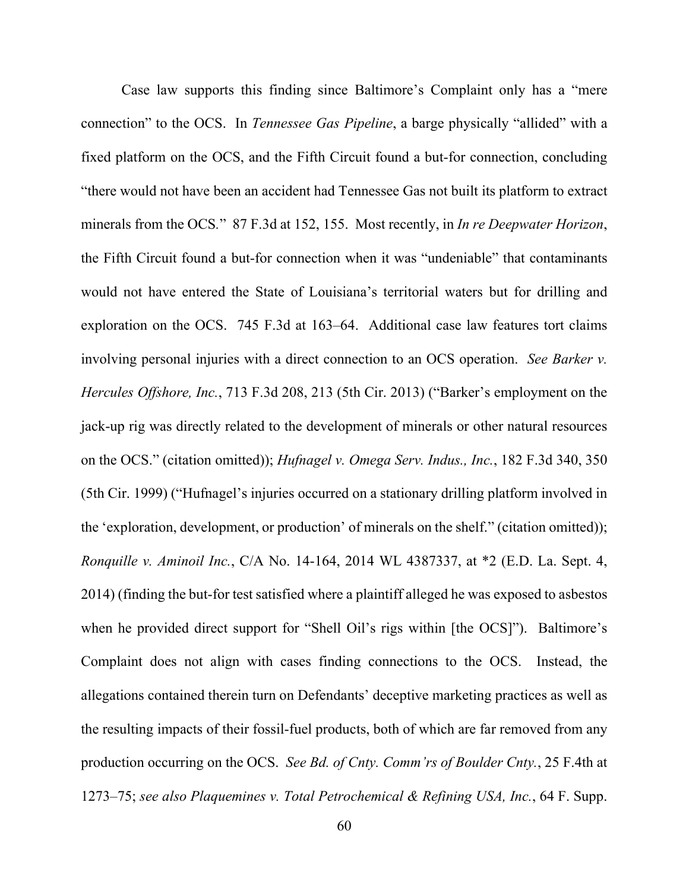Case law supports this finding since Baltimore's Complaint only has a "mere connection" to the OCS. In *Tennessee Gas Pipeline*, a barge physically "allided" with a fixed platform on the OCS, and the Fifth Circuit found a but-for connection, concluding "there would not have been an accident had Tennessee Gas not built its platform to extract minerals from the OCS." 87 F.3d at 152, 155. Most recently, in *In re Deepwater Horizon*, the Fifth Circuit found a but-for connection when it was "undeniable" that contaminants would not have entered the State of Louisiana's territorial waters but for drilling and exploration on the OCS. 745 F.3d at 163–64. Additional case law features tort claims involving personal injuries with a direct connection to an OCS operation. *See Barker v. Hercules Offshore, Inc.*, 713 F.3d 208, 213 (5th Cir. 2013) ("Barker's employment on the jack-up rig was directly related to the development of minerals or other natural resources on the OCS." (citation omitted)); *Hufnagel v. Omega Serv. Indus., Inc.*, 182 F.3d 340, 350 (5th Cir. 1999) ("Hufnagel's injuries occurred on a stationary drilling platform involved in the 'exploration, development, or production' of minerals on the shelf." (citation omitted)); *Ronquille v. Aminoil Inc.*, C/A No. 14-164, 2014 WL 4387337, at *2 (E.D. La. Sept. 4, 2014) (finding the but-for test satisfied where a plaintiff alleged he was exposed to asbestos when he provided direct support for "Shell Oil's rigs within [the OCS]"). Baltimore's Complaint does not align with cases finding connections to the OCS. Instead, the allegations contained therein turn on Defendants' deceptive marketing practices as well as the resulting impacts of their fossil-fuel products, both of which are far removed from any production occurring on the OCS. *See Bd. of Cnty. Comm'rs of Boulder Cnty.*, 25 F.4th at 1273–75; *see also Plaquemines v. Total Petrochemical & Refining USA, Inc.*, 64 F. Supp.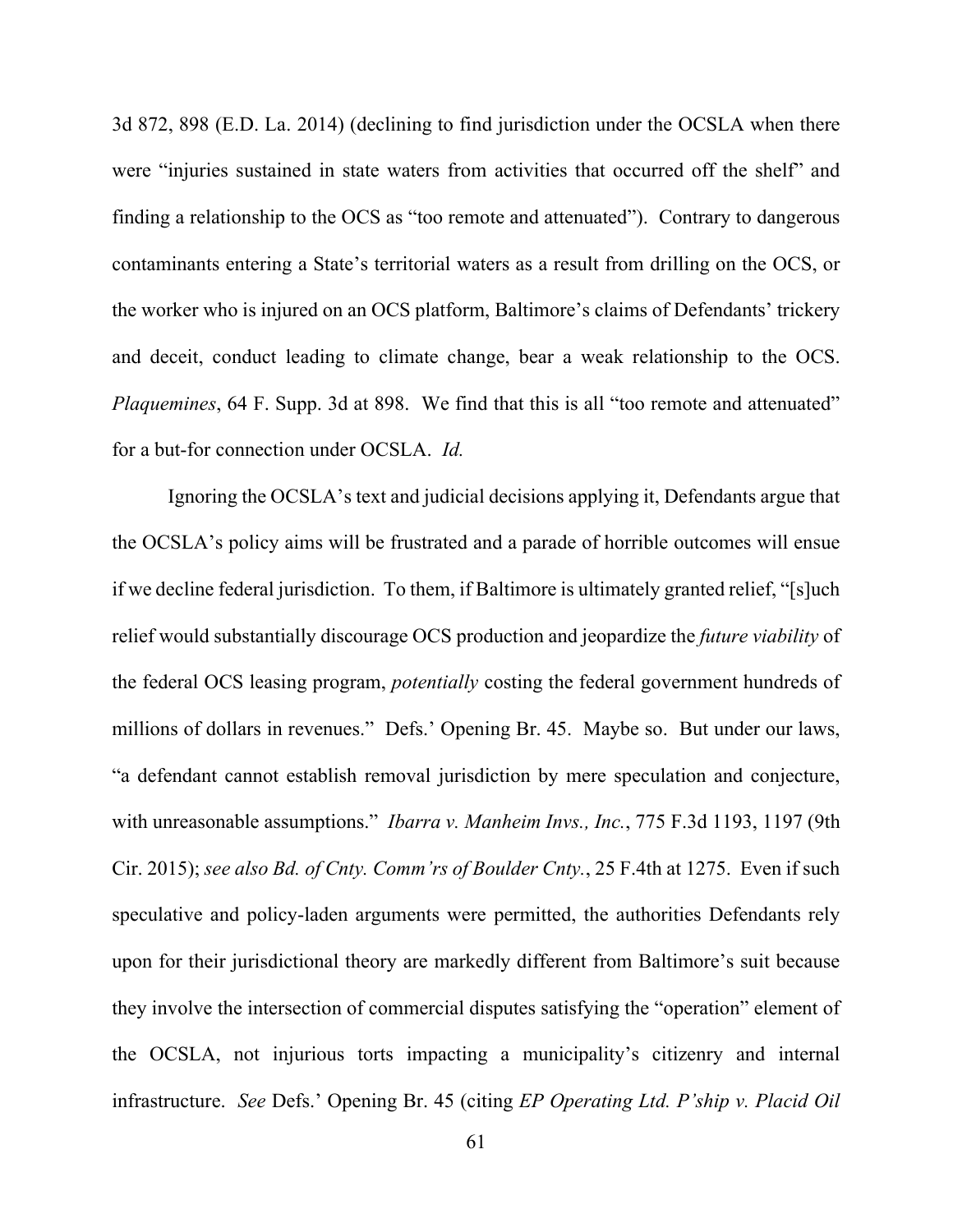3d 872, 898 (E.D. La. 2014) (declining to find jurisdiction under the OCSLA when there were "injuries sustained in state waters from activities that occurred off the shelf" and finding a relationship to the OCS as "too remote and attenuated"). Contrary to dangerous contaminants entering a State's territorial waters as a result from drilling on the OCS, or the worker who is injured on an OCS platform, Baltimore's claims of Defendants' trickery and deceit, conduct leading to climate change, bear a weak relationship to the OCS. *Plaquemines*, 64 F. Supp. 3d at 898. We find that this is all "too remote and attenuated" for a but-for connection under OCSLA. *Id.*

Ignoring the OCSLA's text and judicial decisions applying it, Defendants argue that the OCSLA's policy aims will be frustrated and a parade of horrible outcomes will ensue if we decline federal jurisdiction. To them, if Baltimore is ultimately granted relief, "[s]uch relief would substantially discourage OCS production and jeopardize the *future viability* of the federal OCS leasing program, *potentially* costing the federal government hundreds of millions of dollars in revenues." Defs.' Opening Br. 45. Maybe so. But under our laws, "a defendant cannot establish removal jurisdiction by mere speculation and conjecture, with unreasonable assumptions." *Ibarra v. Manheim Invs., Inc.*, 775 F.3d 1193, 1197 (9th Cir. 2015); *see also Bd. of Cnty. Comm'rs of Boulder Cnty.*, 25 F.4th at 1275. Even if such speculative and policy-laden arguments were permitted, the authorities Defendants rely upon for their jurisdictional theory are markedly different from Baltimore's suit because they involve the intersection of commercial disputes satisfying the "operation" element of the OCSLA, not injurious torts impacting a municipality's citizenry and internal infrastructure. *See* Defs.' Opening Br. 45 (citing *EP Operating Ltd. P'ship v. Placid Oil*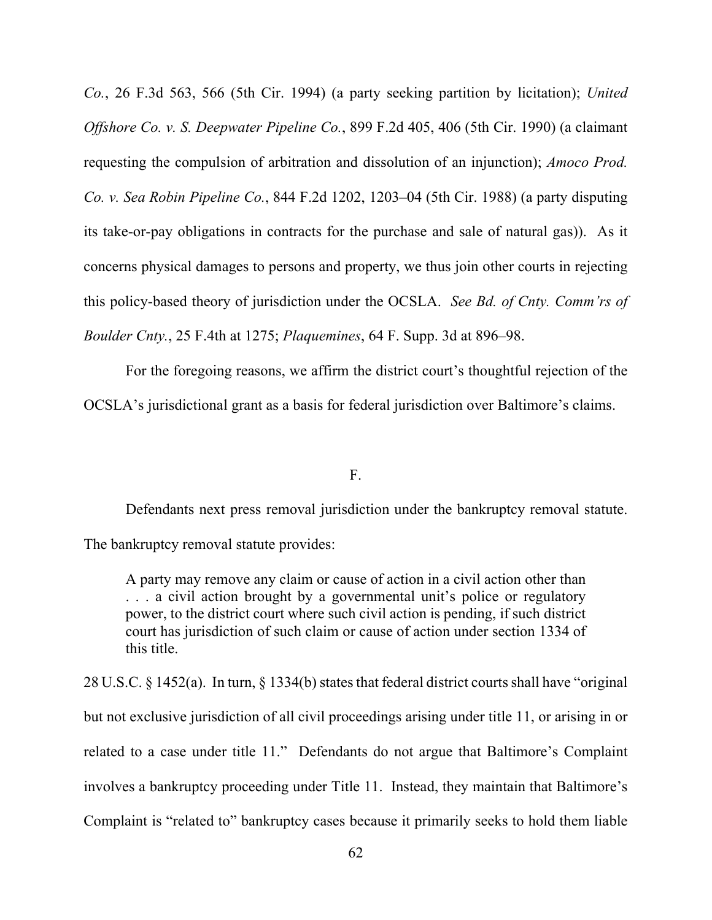*Co.*, 26 F.3d 563, 566 (5th Cir. 1994) (a party seeking partition by licitation); *United Offshore Co. v. S. Deepwater Pipeline Co.*, 899 F.2d 405, 406 (5th Cir. 1990) (a claimant requesting the compulsion of arbitration and dissolution of an injunction); *Amoco Prod. Co. v. Sea Robin Pipeline Co.*, 844 F.2d 1202, 1203–04 (5th Cir. 1988) (a party disputing its take-or-pay obligations in contracts for the purchase and sale of natural gas)). As it concerns physical damages to persons and property, we thus join other courts in rejecting this policy-based theory of jurisdiction under the OCSLA. *See Bd. of Cnty. Comm'rs of Boulder Cnty.*, 25 F.4th at 1275; *Plaquemines*, 64 F. Supp. 3d at 896–98.

For the foregoing reasons, we affirm the district court's thoughtful rejection of the OCSLA's jurisdictional grant as a basis for federal jurisdiction over Baltimore's claims.

## F.

Defendants next press removal jurisdiction under the bankruptcy removal statute. The bankruptcy removal statute provides:

> A party may remove any claim or cause of action in a civil action other than . . . a civil action brought by a governmental unit's police or regulatory power, to the district court where such civil action is pending, if such district court has jurisdiction of such claim or cause of action under section 1334 of this title.

28 U.S.C. § 1452(a). In turn, § 1334(b) states that federal district courts shall have "original but not exclusive jurisdiction of all civil proceedings arising under title 11, or arising in or related to a case under title 11." Defendants do not argue that Baltimore's Complaint involves a bankruptcy proceeding under Title 11. Instead, they maintain that Baltimore's Complaint is "related to" bankruptcy cases because it primarily seeks to hold them liable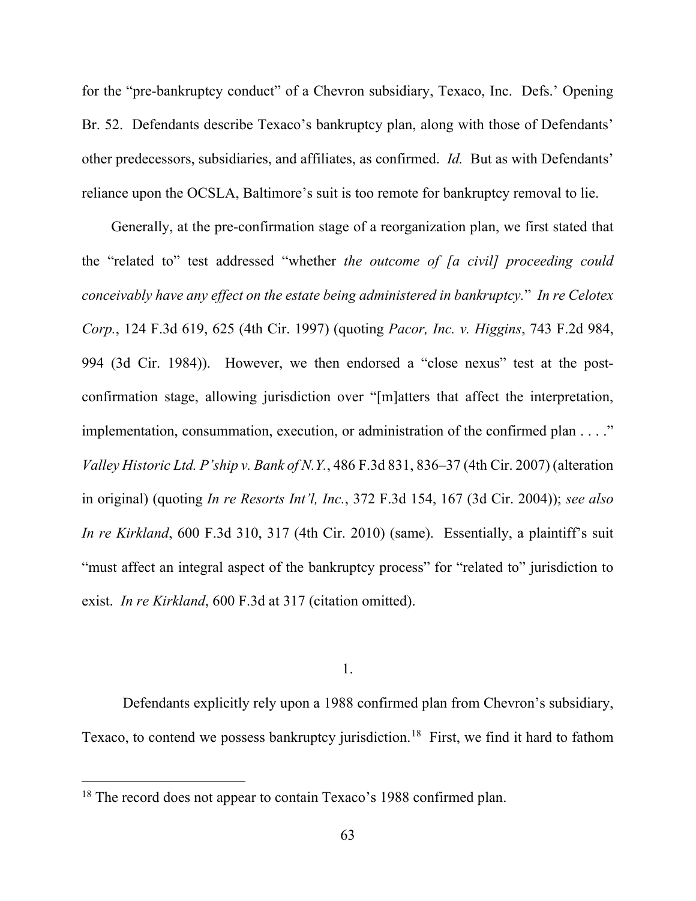for the "pre-bankruptcy conduct" of a Chevron subsidiary, Texaco, Inc. Defs.' Opening Br. 52. Defendants describe Texaco's bankruptcy plan, along with those of Defendants' other predecessors, subsidiaries, and affiliates, as confirmed. *Id.* But as with Defendants' reliance upon the OCSLA, Baltimore's suit is too remote for bankruptcy removal to lie.

Generally, at the pre-confirmation stage of a reorganization plan, we first stated that the "related to" test addressed "whether *the outcome of [a civil] proceeding could conceivably have any effect on the estate being administered in bankruptcy.*" *In re Celotex Corp.*, 124 F.3d 619, 625 (4th Cir. 1997) (quoting *Pacor, Inc. v. Higgins*, 743 F.2d 984, 994 (3d Cir. 1984)). However, we then endorsed a "close nexus" test at the post-confirmation stage, allowing jurisdiction over "[m]atters that affect the interpretation, implementation, consummation, execution, or administration of the confirmed plan . . . ." *Valley Historic Ltd. P'ship v. Bank of N.Y.*, 486 F.3d 831, 836–37 (4th Cir. 2007) (alteration in original) (quoting *In re Resorts Int'l, Inc.*, 372 F.3d 154, 167 (3d Cir. 2004)); *see also In re Kirkland*, 600 F.3d 310, 317 (4th Cir. 2010) (same). Essentially, a plaintiff's suit "must affect an integral aspect of the bankruptcy process" for "related to" jurisdiction to exist. *In re Kirkland*, 600 F.3d at 317 (citation omitted).

1.

Defendants explicitly rely upon a 1988 confirmed plan from Chevron's subsidiary, Texaco, to contend we possess bankruptcy jurisdiction.[18] First, we find it hard to fathom

[18] The record does not appear to contain Texaco's 1988 confirmed plan.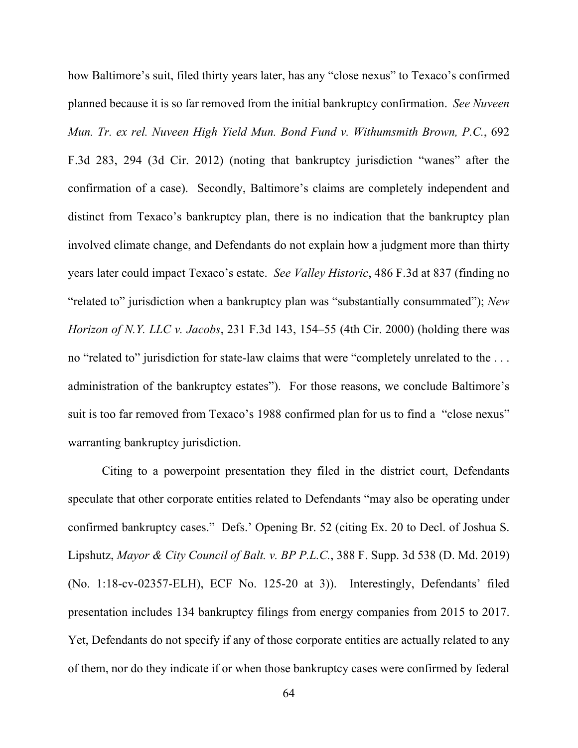how Baltimore's suit, filed thirty years later, has any "close nexus" to Texaco's confirmed planned because it is so far removed from the initial bankruptcy confirmation. *See Nuveen Mun. Tr. ex rel. Nuveen High Yield Mun. Bond Fund v. Withumsmith Brown, P.C.*, 692 F.3d 283, 294 (3d Cir. 2012) (noting that bankruptcy jurisdiction "wanes" after the confirmation of a case). Secondly, Baltimore's claims are completely independent and distinct from Texaco's bankruptcy plan, there is no indication that the bankruptcy plan involved climate change, and Defendants do not explain how a judgment more than thirty years later could impact Texaco's estate. *See Valley Historic*, 486 F.3d at 837 (finding no "related to" jurisdiction when a bankruptcy plan was "substantially consummated"); *New Horizon of N.Y. LLC v. Jacobs*, 231 F.3d 143, 154–55 (4th Cir. 2000) (holding there was no "related to" jurisdiction for state-law claims that were "completely unrelated to the . . . administration of the bankruptcy estates"). For those reasons, we conclude Baltimore's suit is too far removed from Texaco's 1988 confirmed plan for us to find a "close nexus" warranting bankruptcy jurisdiction.

Citing to a powerpoint presentation they filed in the district court, Defendants speculate that other corporate entities related to Defendants "may also be operating under confirmed bankruptcy cases." Defs.' Opening Br. 52 (citing Ex. 20 to Decl. of Joshua S. Lipshutz, *Mayor & City Council of Balt. v. BP P.L.C.*, 388 F. Supp. 3d 538 (D. Md. 2019) (No. 1:18-cv-02357-ELH), ECF No. 125-20 at 3)). Interestingly, Defendants' filed presentation includes 134 bankruptcy filings from energy companies from 2015 to 2017. Yet, Defendants do not specify if any of those corporate entities are actually related to any of them, nor do they indicate if or when those bankruptcy cases were confirmed by federal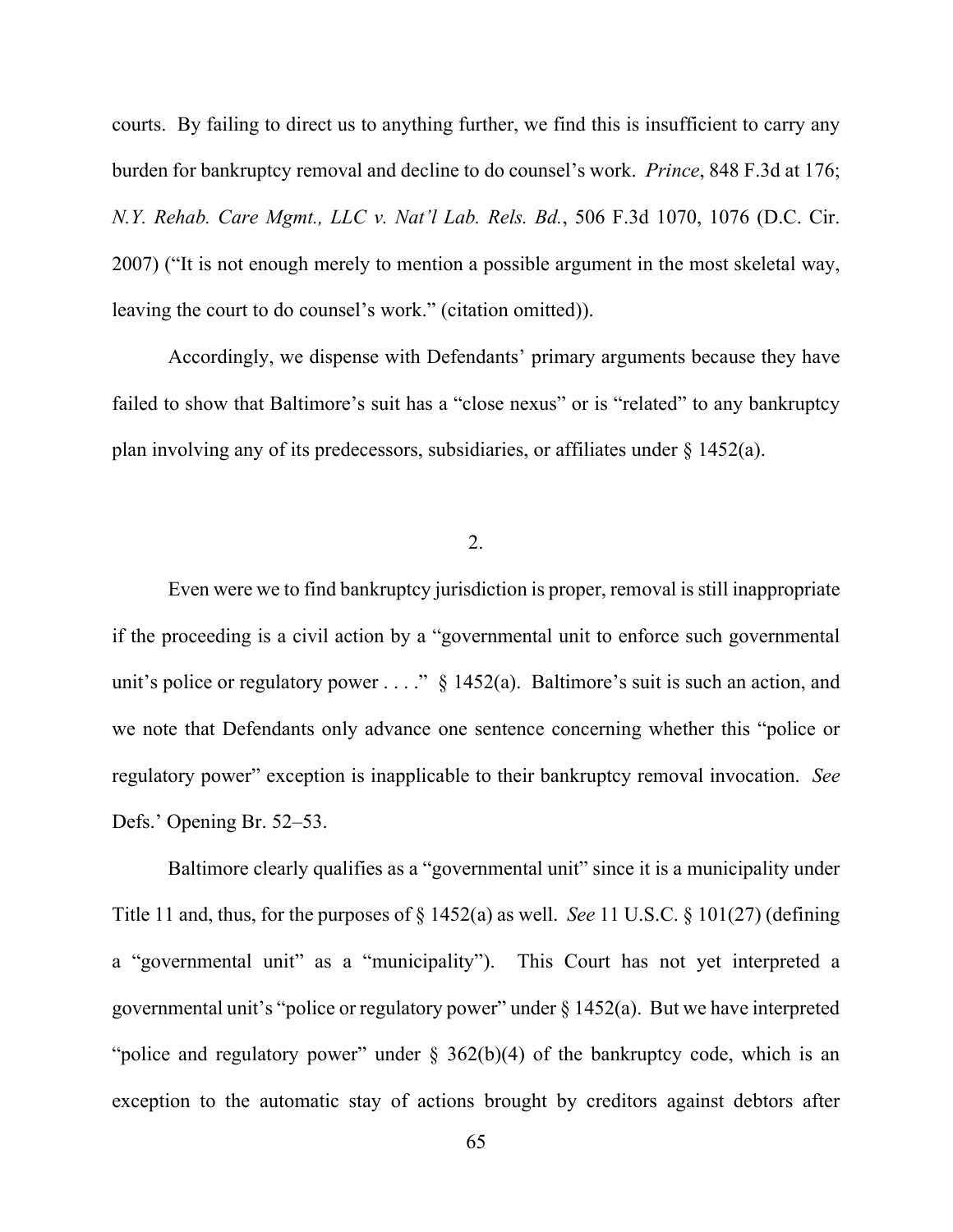courts. By failing to direct us to anything further, we find this is insufficient to carry any burden for bankruptcy removal and decline to do counsel's work. *Prince*, 848 F.3d at 176; *N.Y. Rehab. Care Mgmt., LLC v. Nat'l Lab. Rels. Bd.*, 506 F.3d 1070, 1076 (D.C. Cir. 2007) ("It is not enough merely to mention a possible argument in the most skeletal way, leaving the court to do counsel's work." (citation omitted)).

Accordingly, we dispense with Defendants' primary arguments because they have failed to show that Baltimore's suit has a "close nexus" or is "related" to any bankruptcy plan involving any of its predecessors, subsidiaries, or affiliates under § 1452(a).

2.

Even were we to find bankruptcy jurisdiction is proper, removal is still inappropriate if the proceeding is a civil action by a "governmental unit to enforce such governmental unit's police or regulatory power . . . ." § 1452(a). Baltimore's suit is such an action, and we note that Defendants only advance one sentence concerning whether this "police or regulatory power" exception is inapplicable to their bankruptcy removal invocation. *See* Defs.' Opening Br. 52–53.

Baltimore clearly qualifies as a "governmental unit" since it is a municipality under Title 11 and, thus, for the purposes of § 1452(a) as well. *See* 11 U.S.C. § 101(27) (defining a "governmental unit" as a "municipality"). This Court has not yet interpreted a governmental unit's "police or regulatory power" under § 1452(a). But we have interpreted "police and regulatory power" under § 362(b)(4) of the bankruptcy code, which is an exception to the automatic stay of actions brought by creditors against debtors after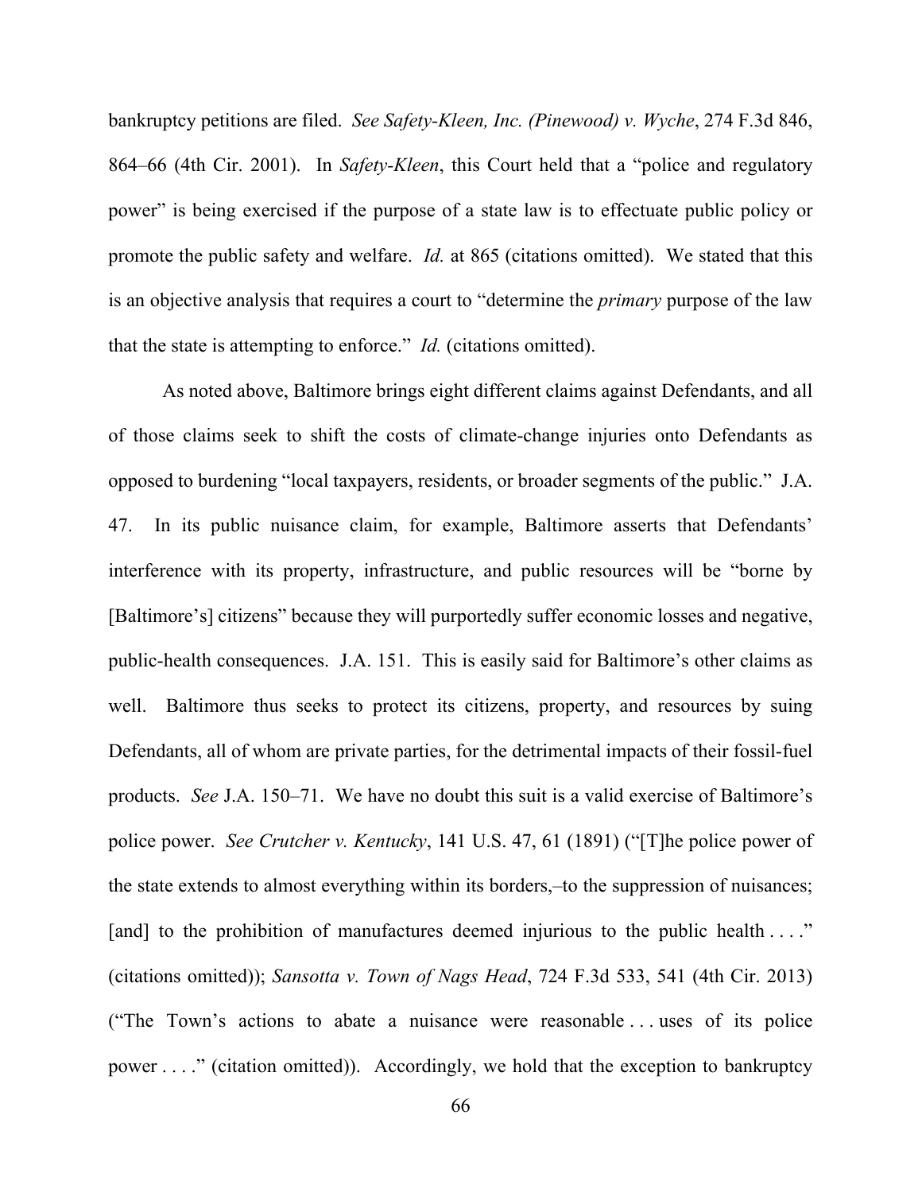bankruptcy petitions are filed. *See Safety-Kleen, Inc. (Pinewood) v. Wyche*, 274 F.3d 846, 864–66 (4th Cir. 2001). In *Safety-Kleen*, this Court held that a "police and regulatory power" is being exercised if the purpose of a state law is to effectuate public policy or promote the public safety and welfare. *Id.* at 865 (citations omitted). We stated that this is an objective analysis that requires a court to "determine the *primary* purpose of the law that the state is attempting to enforce." *Id.* (citations omitted).

As noted above, Baltimore brings eight different claims against Defendants, and all of those claims seek to shift the costs of climate-change injuries onto Defendants as opposed to burdening "local taxpayers, residents, or broader segments of the public." J.A. 47. In its public nuisance claim, for example, Baltimore asserts that Defendants' interference with its property, infrastructure, and public resources will be "borne by [Baltimore's] citizens" because they will purportedly suffer economic losses and negative, public-health consequences. J.A. 151. This is easily said for Baltimore's other claims as well. Baltimore thus seeks to protect its citizens, property, and resources by suing Defendants, all of whom are private parties, for the detrimental impacts of their fossil-fuel products. *See* J.A. 150–71. We have no doubt this suit is a valid exercise of Baltimore's police power. *See Crutcher v. Kentucky*, 141 U.S. 47, 61 (1891) ("[T]he police power of the state extends to almost everything within its borders,–to the suppression of nuisances; [and] to the prohibition of manufactures deemed injurious to the public health . . . ." (citations omitted)); *Sansotta v. Town of Nags Head*, 724 F.3d 533, 541 (4th Cir. 2013) ("The Town's actions to abate a nuisance were reasonable . . . uses of its police power . . . ." (citation omitted)). Accordingly, we hold that the exception to bankruptcy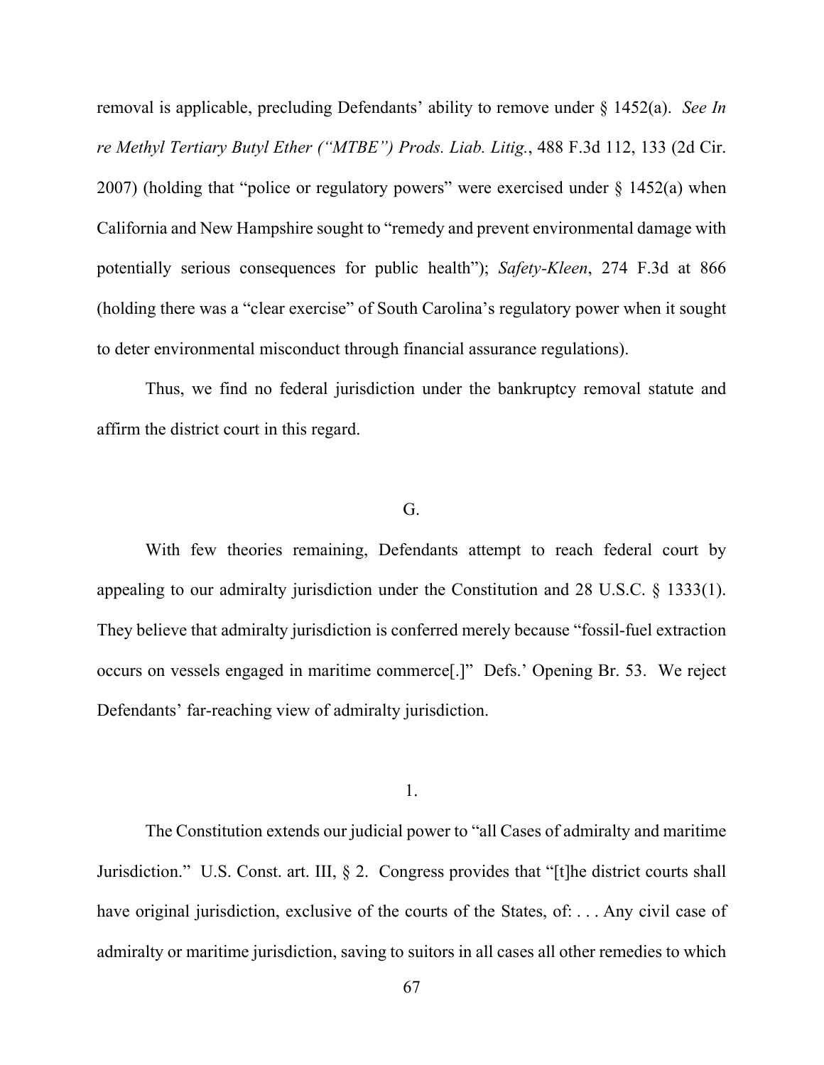removal is applicable, precluding Defendants' ability to remove under § 1452(a). *See In re Methyl Tertiary Butyl Ether ("MTBE") Prods. Liab. Litig.*, 488 F.3d 112, 133 (2d Cir. 2007) (holding that "police or regulatory powers" were exercised under § 1452(a) when California and New Hampshire sought to "remedy and prevent environmental damage with potentially serious consequences for public health"); *Safety-Kleen*, 274 F.3d at 866 (holding there was a "clear exercise" of South Carolina's regulatory power when it sought to deter environmental misconduct through financial assurance regulations).

Thus, we find no federal jurisdiction under the bankruptcy removal statute and affirm the district court in this regard.

## G.

With few theories remaining, Defendants attempt to reach federal court by appealing to our admiralty jurisdiction under the Constitution and 28 U.S.C. § 1333(1). They believe that admiralty jurisdiction is conferred merely because "fossil-fuel extraction occurs on vessels engaged in maritime commerce[.]" Defs.' Opening Br. 53. We reject Defendants' far-reaching view of admiralty jurisdiction.

### 1.

The Constitution extends our judicial power to "all Cases of admiralty and maritime Jurisdiction." U.S. Const. art. III, § 2. Congress provides that "[t]he district courts shall have original jurisdiction, exclusive of the courts of the States, of: . . . Any civil case of admiralty or maritime jurisdiction, saving to suitors in all cases all other remedies to which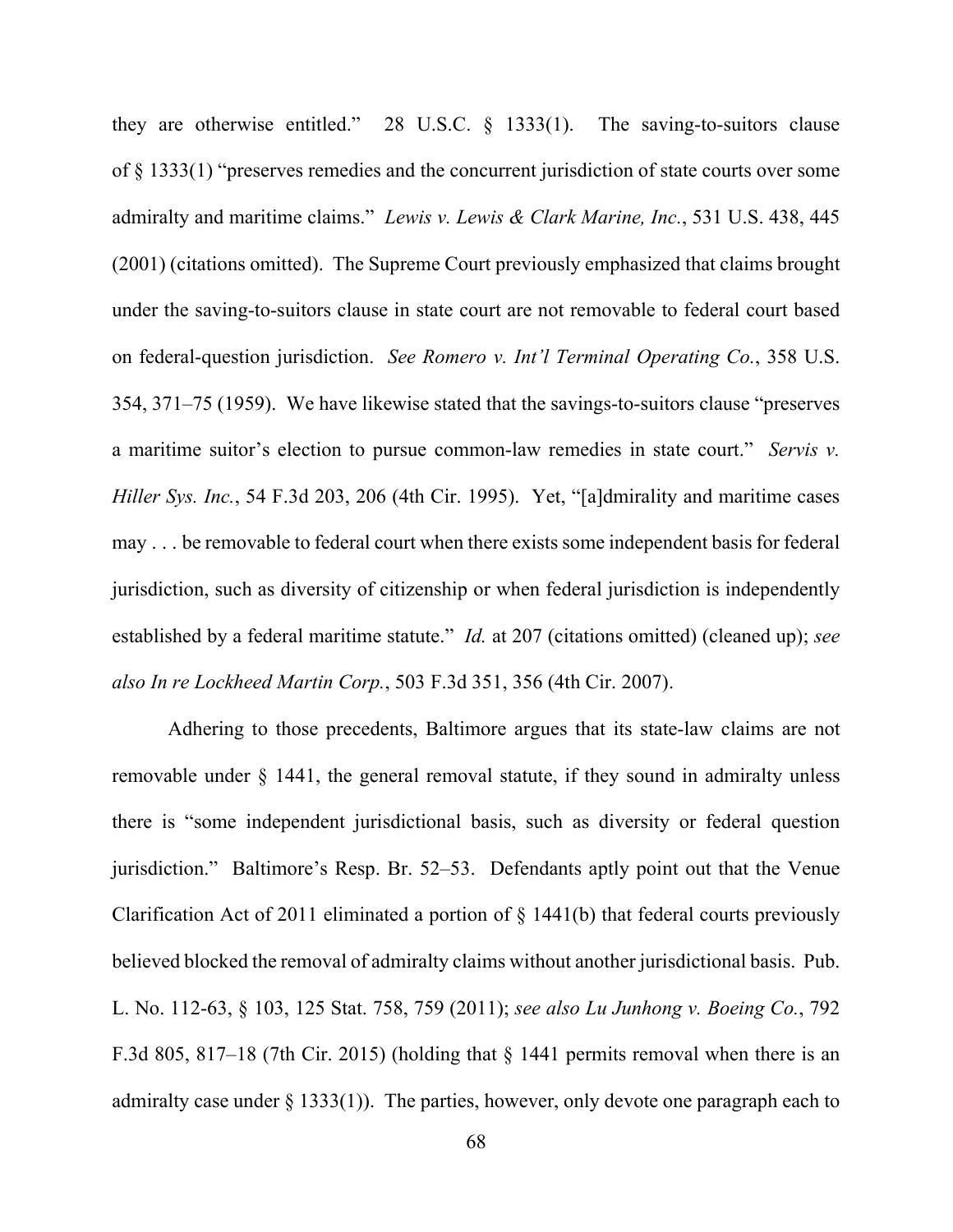they are otherwise entitled." 28 U.S.C. § 1333(1). The saving-to-suitors clause of § 1333(1) "preserves remedies and the concurrent jurisdiction of state courts over some admiralty and maritime claims." *Lewis v. Lewis & Clark Marine, Inc.*, 531 U.S. 438, 445 (2001) (citations omitted). The Supreme Court previously emphasized that claims brought under the saving-to-suitors clause in state court are not removable to federal court based on federal-question jurisdiction. *See Romero v. Int'l Terminal Operating Co.*, 358 U.S. 354, 371–75 (1959). We have likewise stated that the savings-to-suitors clause "preserves a maritime suitor's election to pursue common-law remedies in state court." *Servis v. Hiller Sys. Inc.*, 54 F.3d 203, 206 (4th Cir. 1995). Yet, "[a]dmirality and maritime cases may . . . be removable to federal court when there exists some independent basis for federal jurisdiction, such as diversity of citizenship or when federal jurisdiction is independently established by a federal maritime statute." *Id.* at 207 (citations omitted) (cleaned up); *see also In re Lockheed Martin Corp.*, 503 F.3d 351, 356 (4th Cir. 2007).

Adhering to those precedents, Baltimore argues that its state-law claims are not removable under § 1441, the general removal statute, if they sound in admiralty unless there is "some independent jurisdictional basis, such as diversity or federal question jurisdiction." Baltimore's Resp. Br. 52–53. Defendants aptly point out that the Venue Clarification Act of 2011 eliminated a portion of § 1441(b) that federal courts previously believed blocked the removal of admiralty claims without another jurisdictional basis. Pub. L. No. 112-63, § 103, 125 Stat. 758, 759 (2011); *see also Lu Junhong v. Boeing Co.*, 792 F.3d 805, 817–18 (7th Cir. 2015) (holding that § 1441 permits removal when there is an admiralty case under § 1333(1)). The parties, however, only devote one paragraph each to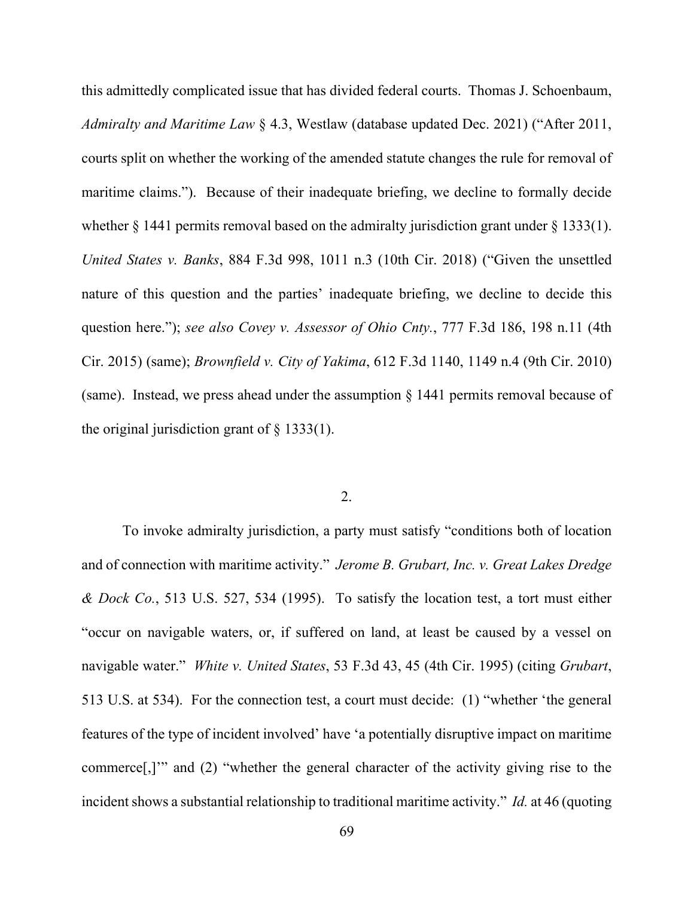this admittedly complicated issue that has divided federal courts. Thomas J. Schoenbaum, *Admiralty and Maritime Law* § 4.3, Westlaw (database updated Dec. 2021) ("After 2011, courts split on whether the working of the amended statute changes the rule for removal of maritime claims."). Because of their inadequate briefing, we decline to formally decide whether § 1441 permits removal based on the admiralty jurisdiction grant under § 1333(1). *United States v. Banks*, 884 F.3d 998, 1011 n.3 (10th Cir. 2018) ("Given the unsettled nature of this question and the parties' inadequate briefing, we decline to decide this question here."); *see also Covey v. Assessor of Ohio Cnty.*, 777 F.3d 186, 198 n.11 (4th Cir. 2015) (same); *Brownfield v. City of Yakima*, 612 F.3d 1140, 1149 n.4 (9th Cir. 2010) (same). Instead, we press ahead under the assumption § 1441 permits removal because of the original jurisdiction grant of § 1333(1).

2.

To invoke admiralty jurisdiction, a party must satisfy "conditions both of location and of connection with maritime activity." *Jerome B. Grubart, Inc. v. Great Lakes Dredge & Dock Co.*, 513 U.S. 527, 534 (1995). To satisfy the location test, a tort must either "occur on navigable waters, or, if suffered on land, at least be caused by a vessel on navigable water." *White v. United States*, 53 F.3d 43, 45 (4th Cir. 1995) (citing *Grubart*, 513 U.S. at 534). For the connection test, a court must decide: (1) "whether 'the general features of the type of incident involved' have 'a potentially disruptive impact on maritime commerce[,]'" and (2) "whether the general character of the activity giving rise to the incident shows a substantial relationship to traditional maritime activity." *Id.* at 46 (quoting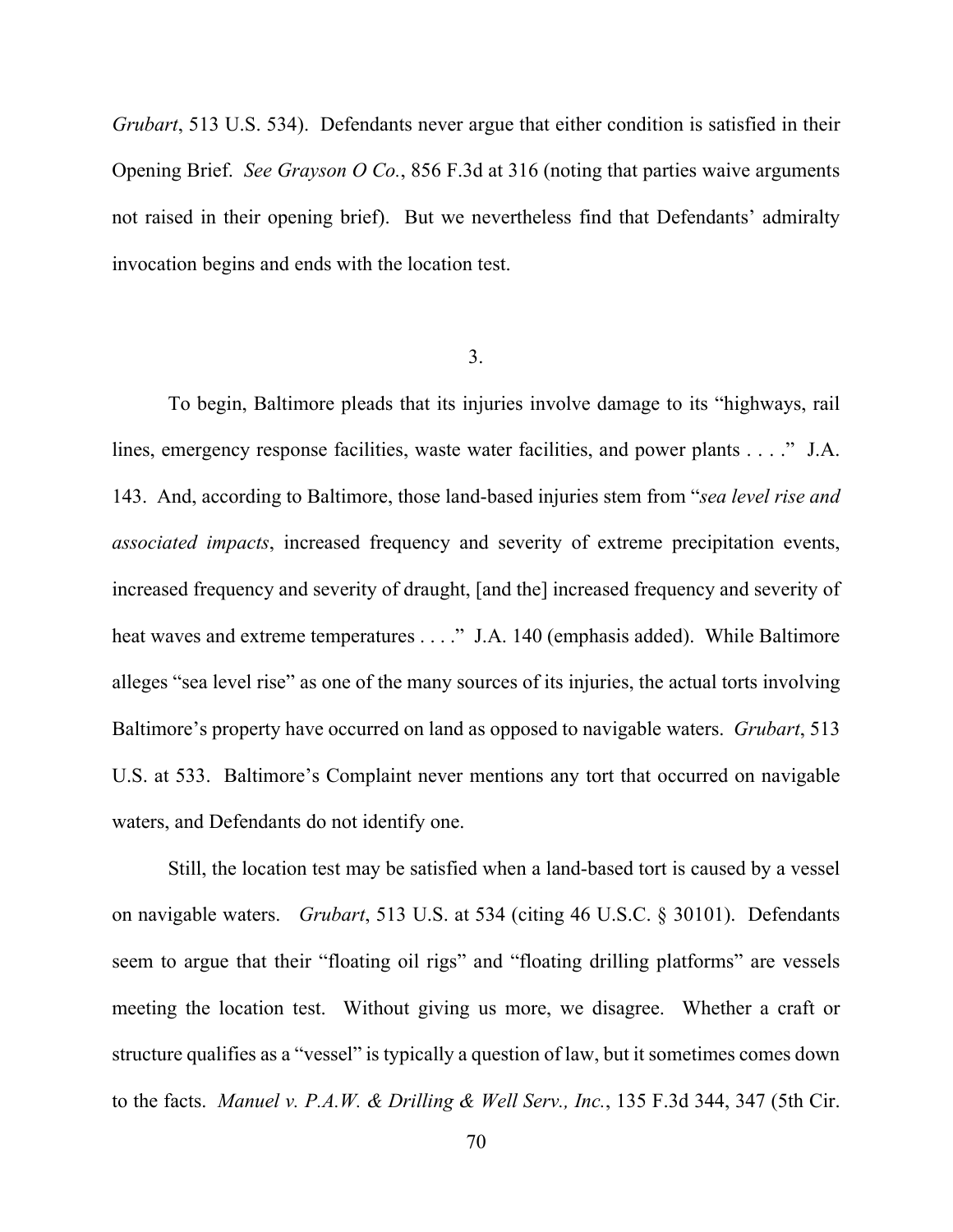*Grubart*, 513 U.S. 534). Defendants never argue that either condition is satisfied in their Opening Brief. *See Grayson O Co.*, 856 F.3d at 316 (noting that parties waive arguments not raised in their opening brief). But we nevertheless find that Defendants' admiralty invocation begins and ends with the location test.

3.

To begin, Baltimore pleads that its injuries involve damage to its "highways, rail lines, emergency response facilities, waste water facilities, and power plants . . . ." J.A. 143. And, according to Baltimore, those land-based injuries stem from "*sea level rise and associated impacts*, increased frequency and severity of extreme precipitation events, increased frequency and severity of draught, [and the] increased frequency and severity of heat waves and extreme temperatures . . . ." J.A. 140 (emphasis added). While Baltimore alleges "sea level rise" as one of the many sources of its injuries, the actual torts involving Baltimore's property have occurred on land as opposed to navigable waters. *Grubart*, 513 U.S. at 533. Baltimore's Complaint never mentions any tort that occurred on navigable waters, and Defendants do not identify one.

Still, the location test may be satisfied when a land-based tort is caused by a vessel on navigable waters. *Grubart*, 513 U.S. at 534 (citing 46 U.S.C. § 30101). Defendants seem to argue that their "floating oil rigs" and "floating drilling platforms" are vessels meeting the location test. Without giving us more, we disagree. Whether a craft or structure qualifies as a "vessel" is typically a question of law, but it sometimes comes down to the facts. *Manuel v. P.A.W. & Drilling & Well Serv., Inc.*, 135 F.3d 344, 347 (5th Cir.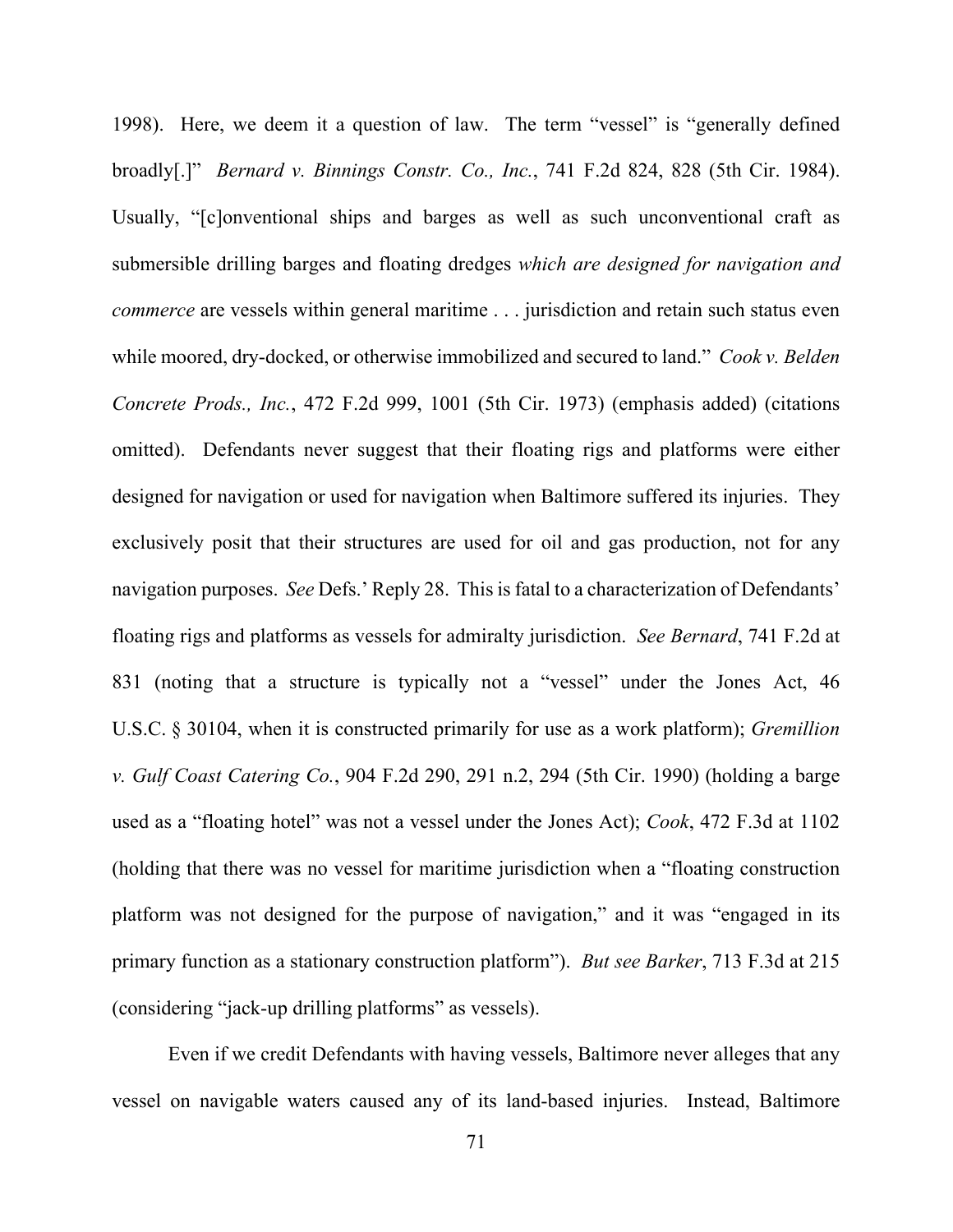1998). Here, we deem it a question of law. The term "vessel" is "generally defined broadly[.]" *Bernard v. Binnings Constr. Co., Inc.*, 741 F.2d 824, 828 (5th Cir. 1984). Usually, "[c]onventional ships and barges as well as such unconventional craft as submersible drilling barges and floating dredges *which are designed for navigation and commerce* are vessels within general maritime . . . jurisdiction and retain such status even while moored, dry-docked, or otherwise immobilized and secured to land." *Cook v. Belden Concrete Prods., Inc.*, 472 F.2d 999, 1001 (5th Cir. 1973) (emphasis added) (citations omitted). Defendants never suggest that their floating rigs and platforms were either designed for navigation or used for navigation when Baltimore suffered its injuries. They exclusively posit that their structures are used for oil and gas production, not for any navigation purposes. *See* Defs.' Reply 28. This is fatal to a characterization of Defendants' floating rigs and platforms as vessels for admiralty jurisdiction. *See Bernard*, 741 F.2d at 831 (noting that a structure is typically not a "vessel" under the Jones Act, 46 U.S.C. § 30104, when it is constructed primarily for use as a work platform); *Gremillion v. Gulf Coast Catering Co.*, 904 F.2d 290, 291 n.2, 294 (5th Cir. 1990) (holding a barge used as a "floating hotel" was not a vessel under the Jones Act); *Cook*, 472 F.3d at 1102 (holding that there was no vessel for maritime jurisdiction when a "floating construction platform was not designed for the purpose of navigation," and it was "engaged in its primary function as a stationary construction platform"). *But see Barker*, 713 F.3d at 215 (considering "jack-up drilling platforms" as vessels).

Even if we credit Defendants with having vessels, Baltimore never alleges that any vessel on navigable waters caused any of its land-based injuries. Instead, Baltimore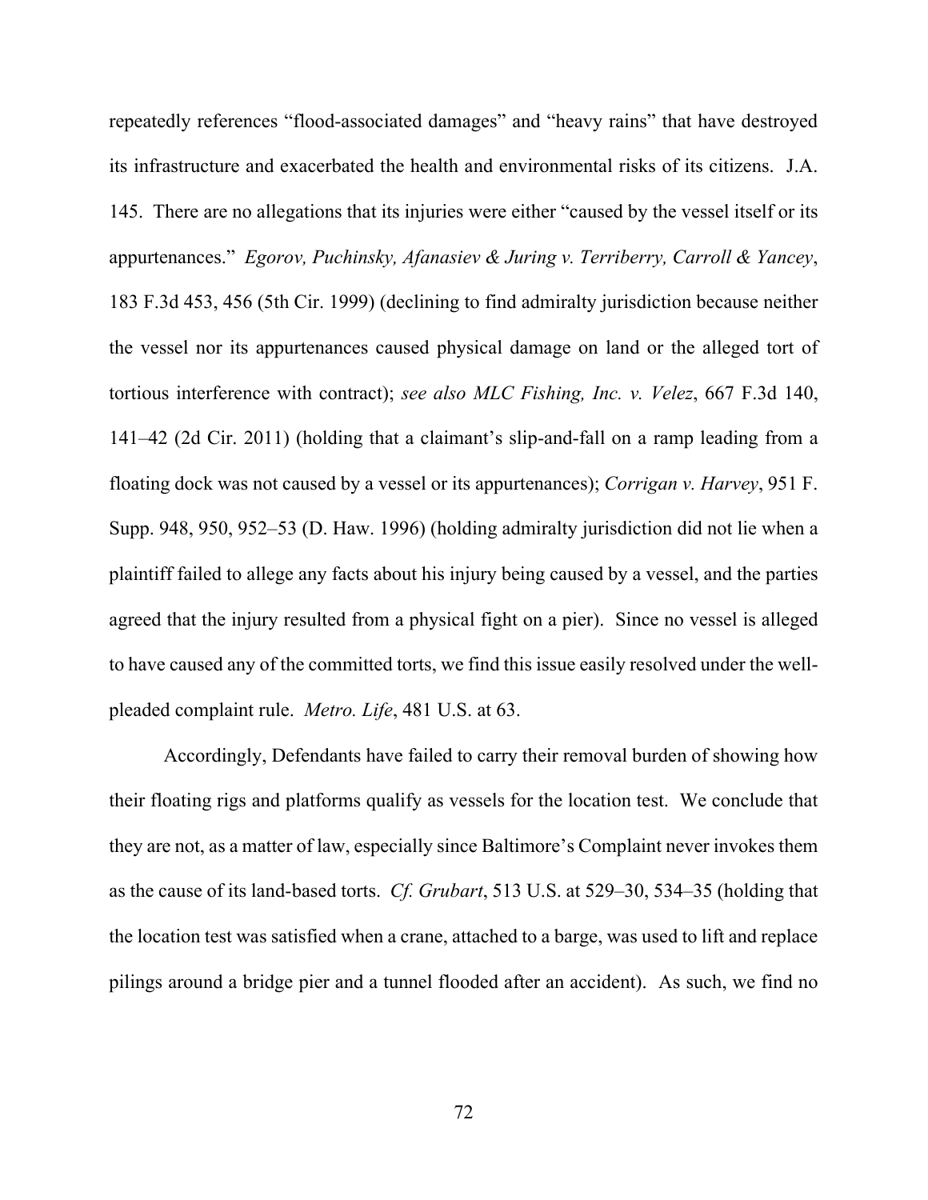repeatedly references "flood-associated damages" and "heavy rains" that have destroyed its infrastructure and exacerbated the health and environmental risks of its citizens. J.A. 145. There are no allegations that its injuries were either "caused by the vessel itself or its appurtenances." *Egorov, Puchinsky, Afanasiev & Juring v. Terriberry, Carroll & Yancey*, 183 F.3d 453, 456 (5th Cir. 1999) (declining to find admiralty jurisdiction because neither the vessel nor its appurtenances caused physical damage on land or the alleged tort of tortious interference with contract); *see also MLC Fishing, Inc. v. Velez*, 667 F.3d 140, 141–42 (2d Cir. 2011) (holding that a claimant's slip-and-fall on a ramp leading from a floating dock was not caused by a vessel or its appurtenances); *Corrigan v. Harvey*, 951 F. Supp. 948, 950, 952–53 (D. Haw. 1996) (holding admiralty jurisdiction did not lie when a plaintiff failed to allege any facts about his injury being caused by a vessel, and the parties agreed that the injury resulted from a physical fight on a pier). Since no vessel is alleged to have caused any of the committed torts, we find this issue easily resolved under the well-pleaded complaint rule. *Metro. Life*, 481 U.S. at 63.

Accordingly, Defendants have failed to carry their removal burden of showing how their floating rigs and platforms qualify as vessels for the location test. We conclude that they are not, as a matter of law, especially since Baltimore's Complaint never invokes them as the cause of its land-based torts. *Cf. Grubart*, 513 U.S. at 529–30, 534–35 (holding that the location test was satisfied when a crane, attached to a barge, was used to lift and replace pilings around a bridge pier and a tunnel flooded after an accident). As such, we find no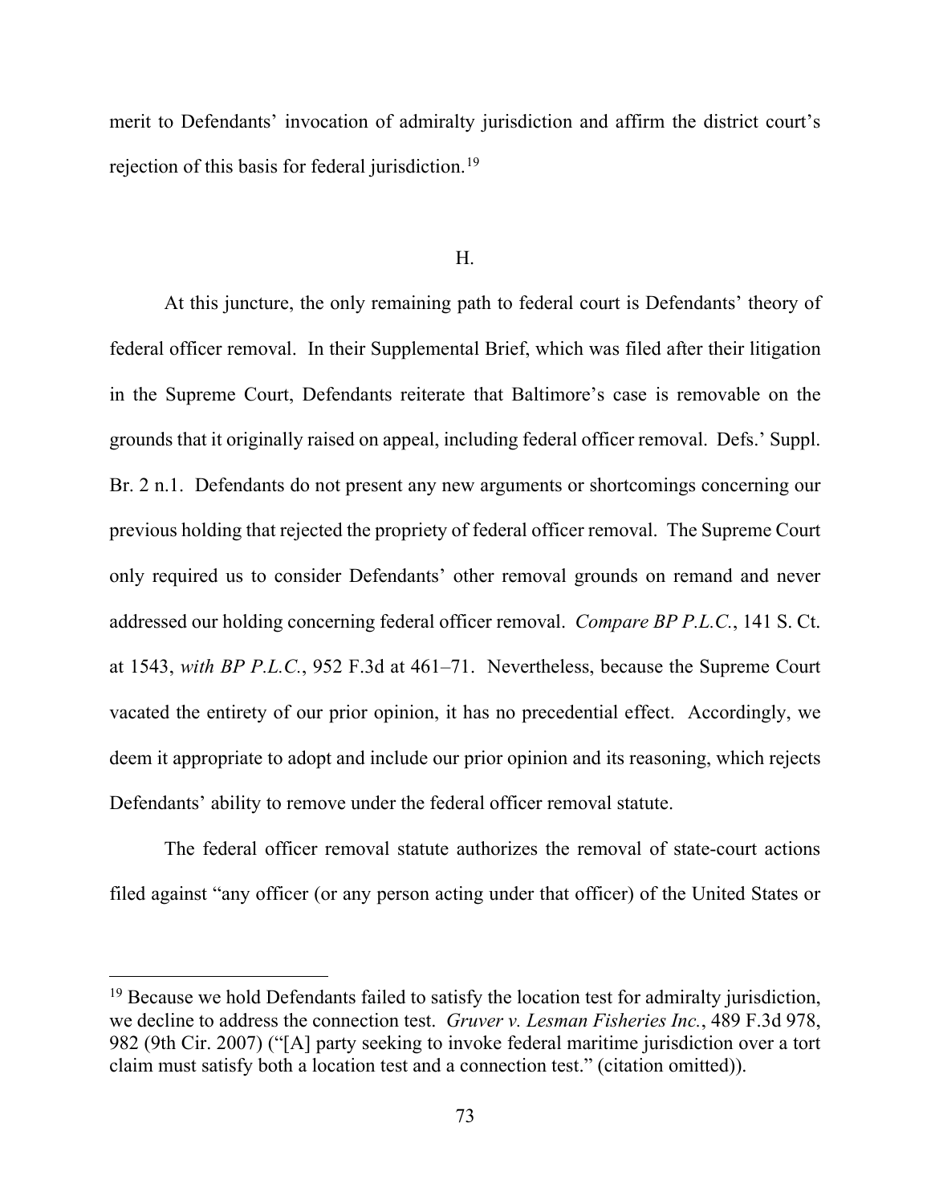merit to Defendants' invocation of admiralty jurisdiction and affirm the district court's rejection of this basis for federal jurisdiction.[19]

### H.

At this juncture, the only remaining path to federal court is Defendants' theory of federal officer removal. In their Supplemental Brief, which was filed after their litigation in the Supreme Court, Defendants reiterate that Baltimore's case is removable on the grounds that it originally raised on appeal, including federal officer removal. Defs.' Suppl. Br. 2 n.1. Defendants do not present any new arguments or shortcomings concerning our previous holding that rejected the propriety of federal officer removal. The Supreme Court only required us to consider Defendants' other removal grounds on remand and never addressed our holding concerning federal officer removal. *Compare BP P.L.C.*, 141 S. Ct. at 1543, *with BP P.L.C.*, 952 F.3d at 461–71. Nevertheless, because the Supreme Court vacated the entirety of our prior opinion, it has no precedential effect. Accordingly, we deem it appropriate to adopt and include our prior opinion and its reasoning, which rejects Defendants' ability to remove under the federal officer removal statute.

The federal officer removal statute authorizes the removal of state-court actions filed against "any officer (or any person acting under that officer) of the United States or

---

[19] Because we hold Defendants failed to satisfy the location test for admiralty jurisdiction, we decline to address the connection test. *Gruver v. Lesman Fisheries Inc.*, 489 F.3d 978, 982 (9th Cir. 2007) ("[A] party seeking to invoke federal maritime jurisdiction over a tort claim must satisfy both a location test and a connection test." (citation omitted)).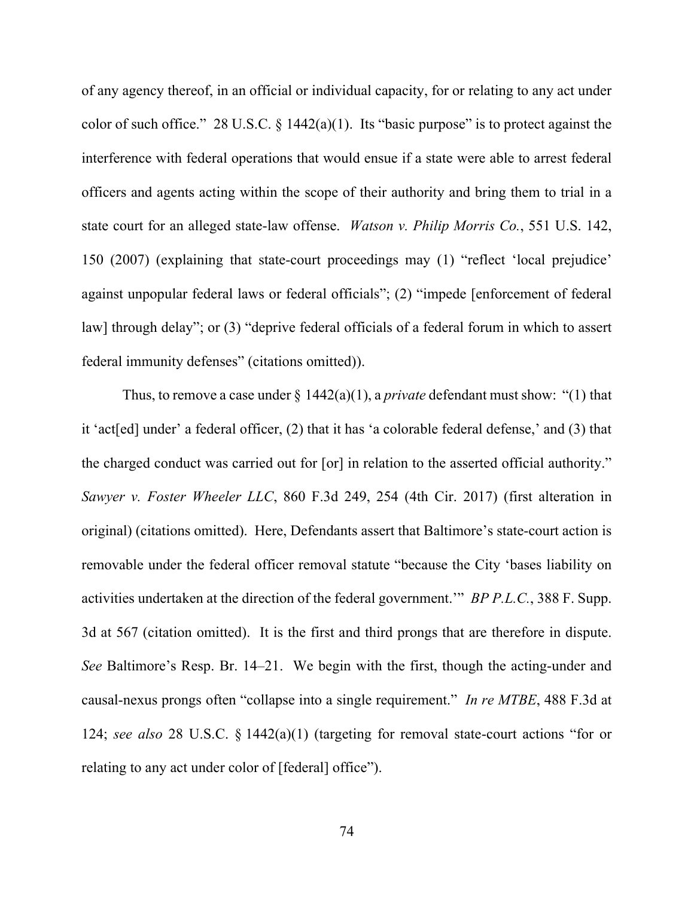of any agency thereof, in an official or individual capacity, for or relating to any act under color of such office." 28 U.S.C. § 1442(a)(1). Its "basic purpose" is to protect against the interference with federal operations that would ensue if a state were able to arrest federal officers and agents acting within the scope of their authority and bring them to trial in a state court for an alleged state-law offense. *Watson v. Philip Morris Co.*, 551 U.S. 142, 150 (2007) (explaining that state-court proceedings may (1) "reflect 'local prejudice' against unpopular federal laws or federal officials"; (2) "impede [enforcement of federal law] through delay"; or (3) "deprive federal officials of a federal forum in which to assert federal immunity defenses" (citations omitted)).

Thus, to remove a case under § 1442(a)(1), a *private* defendant must show: "(1) that it 'act[ed] under' a federal officer, (2) that it has 'a colorable federal defense,' and (3) that the charged conduct was carried out for [or] in relation to the asserted official authority." *Sawyer v. Foster Wheeler LLC*, 860 F.3d 249, 254 (4th Cir. 2017) (first alteration in original) (citations omitted). Here, Defendants assert that Baltimore's state-court action is removable under the federal officer removal statute "because the City 'bases liability on activities undertaken at the direction of the federal government.'" *BP P.L.C.*, 388 F. Supp. 3d at 567 (citation omitted). It is the first and third prongs that are therefore in dispute. *See* Baltimore's Resp. Br. 14–21. We begin with the first, though the acting-under and causal-nexus prongs often "collapse into a single requirement." *In re MTBE*, 488 F.3d at 124; *see also* 28 U.S.C. § 1442(a)(1) (targeting for removal state-court actions "for or relating to any act under color of [federal] office").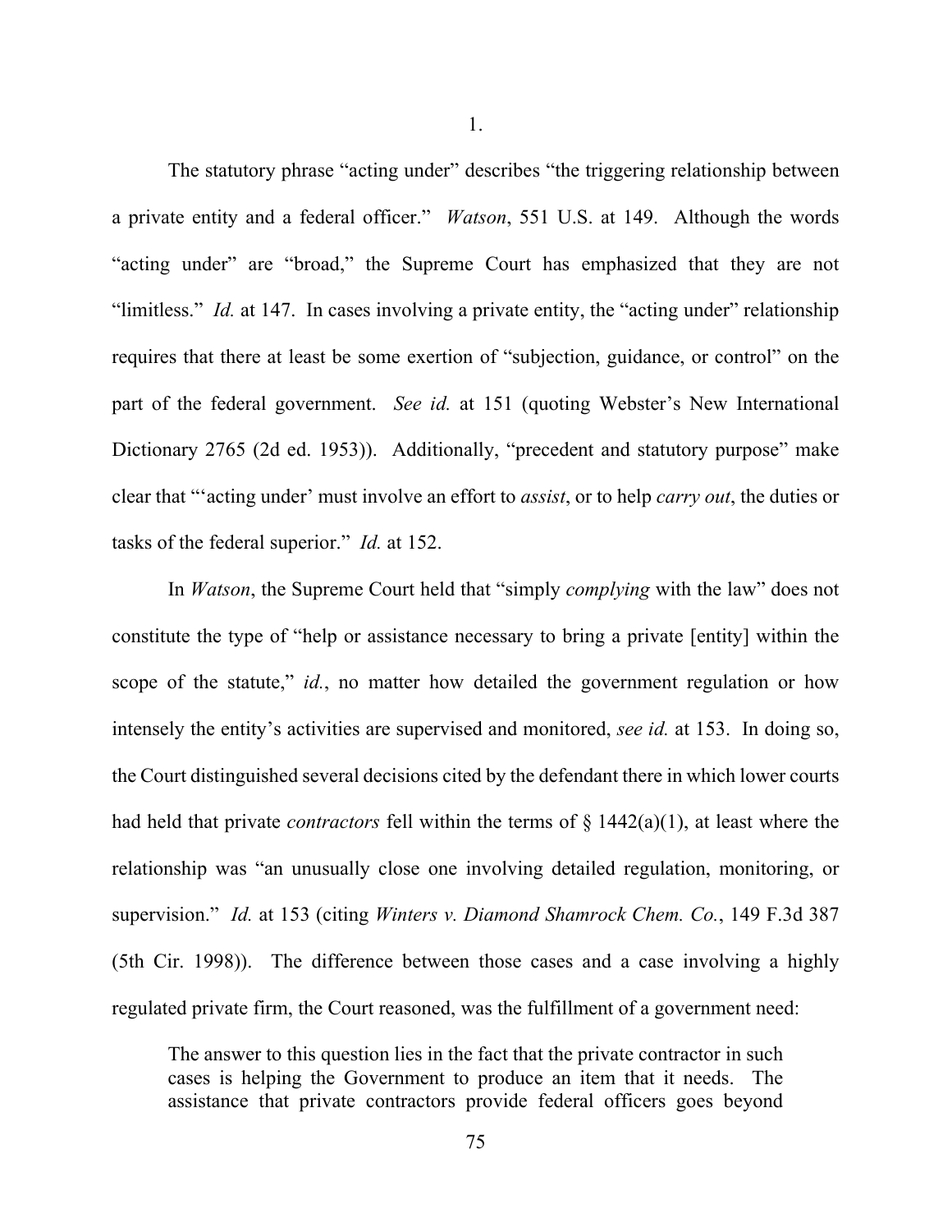1.

The statutory phrase "acting under" describes "the triggering relationship between a private entity and a federal officer." *Watson*, 551 U.S. at 149. Although the words "acting under" are "broad," the Supreme Court has emphasized that they are not "limitless." *Id.* at 147. In cases involving a private entity, the "acting under" relationship requires that there at least be some exertion of "subjection, guidance, or control" on the part of the federal government. *See id.* at 151 (quoting Webster's New International Dictionary 2765 (2d ed. 1953)). Additionally, "precedent and statutory purpose" make clear that "'acting under' must involve an effort to *assist*, or to help *carry out*, the duties or tasks of the federal superior." *Id.* at 152.

In *Watson*, the Supreme Court held that "simply *complying* with the law" does not constitute the type of "help or assistance necessary to bring a private [entity] within the scope of the statute," *id.*, no matter how detailed the government regulation or how intensely the entity's activities are supervised and monitored, *see id.* at 153. In doing so, the Court distinguished several decisions cited by the defendant there in which lower courts had held that private *contractors* fell within the terms of § 1442(a)(1), at least where the relationship was "an unusually close one involving detailed regulation, monitoring, or supervision." *Id.* at 153 (citing *Winters v. Diamond Shamrock Chem. Co.*, 149 F.3d 387 (5th Cir. 1998)). The difference between those cases and a case involving a highly regulated private firm, the Court reasoned, was the fulfillment of a government need:

> The answer to this question lies in the fact that the private contractor in such cases is helping the Government to produce an item that it needs. The assistance that private contractors provide federal officers goes beyond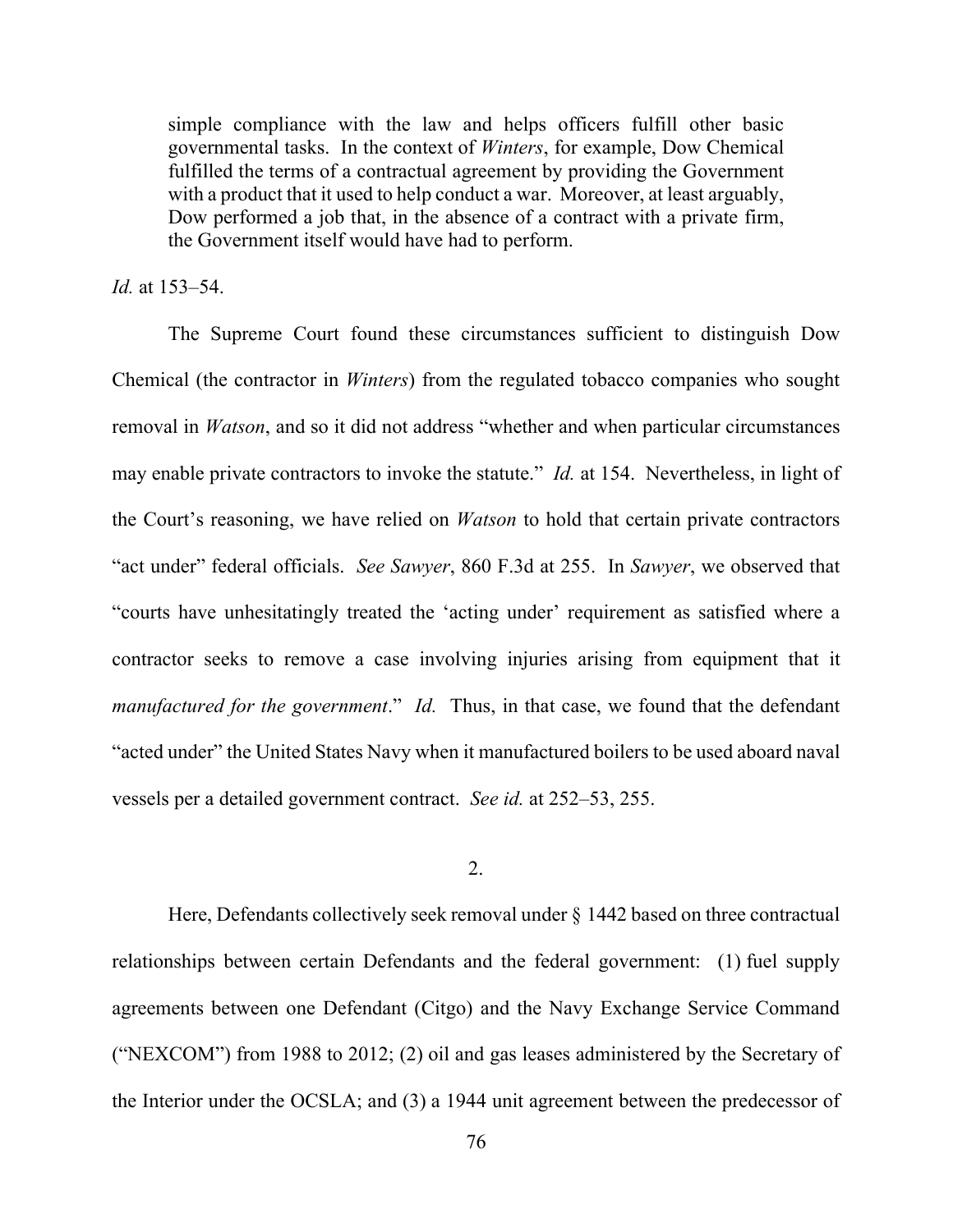> simple compliance with the law and helps officers fulfill other basic governmental tasks. In the context of *Winters*, for example, Dow Chemical fulfilled the terms of a contractual agreement by providing the Government with a product that it used to help conduct a war. Moreover, at least arguably, Dow performed a job that, in the absence of a contract with a private firm, the Government itself would have had to perform.

*Id.* at 153–54.

The Supreme Court found these circumstances sufficient to distinguish Dow Chemical (the contractor in *Winters*) from the regulated tobacco companies who sought removal in *Watson*, and so it did not address "whether and when particular circumstances may enable private contractors to invoke the statute." *Id.* at 154. Nevertheless, in light of the Court's reasoning, we have relied on *Watson* to hold that certain private contractors "act under" federal officials. *See Sawyer*, 860 F.3d at 255. In *Sawyer*, we observed that "courts have unhesitatingly treated the 'acting under' requirement as satisfied where a contractor seeks to remove a case involving injuries arising from equipment that it *manufactured for the government*." *Id.* Thus, in that case, we found that the defendant "acted under" the United States Navy when it manufactured boilers to be used aboard naval vessels per a detailed government contract. *See id.* at 252–53, 255.

2.

Here, Defendants collectively seek removal under § 1442 based on three contractual relationships between certain Defendants and the federal government: (1) fuel supply agreements between one Defendant (Citgo) and the Navy Exchange Service Command ("NEXCOM") from 1988 to 2012; (2) oil and gas leases administered by the Secretary of the Interior under the OCSLA; and (3) a 1944 unit agreement between the predecessor of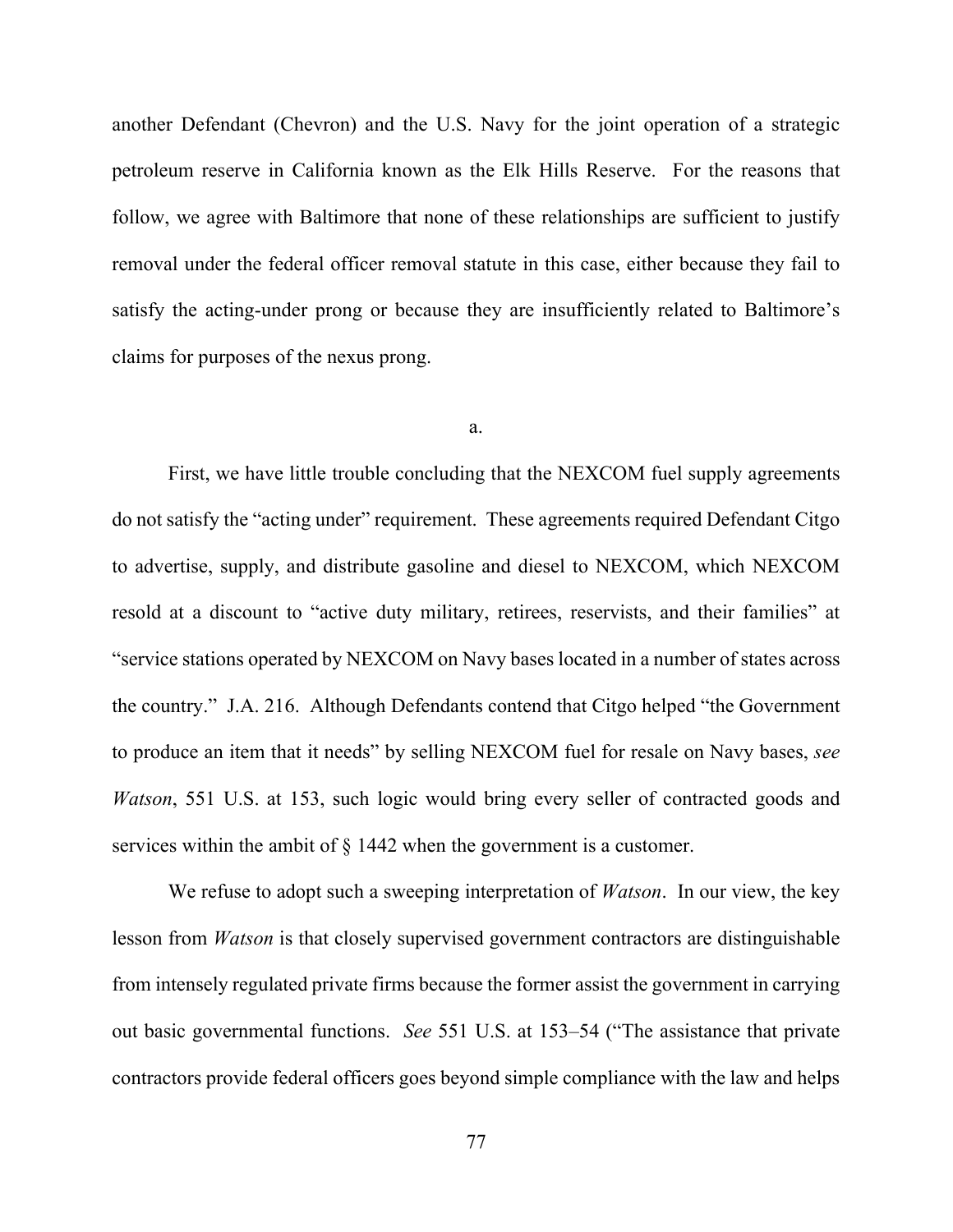another Defendant (Chevron) and the U.S. Navy for the joint operation of a strategic petroleum reserve in California known as the Elk Hills Reserve. For the reasons that follow, we agree with Baltimore that none of these relationships are sufficient to justify removal under the federal officer removal statute in this case, either because they fail to satisfy the acting-under prong or because they are insufficiently related to Baltimore's claims for purposes of the nexus prong.

a.

First, we have little trouble concluding that the NEXCOM fuel supply agreements do not satisfy the "acting under" requirement. These agreements required Defendant Citgo to advertise, supply, and distribute gasoline and diesel to NEXCOM, which NEXCOM resold at a discount to "active duty military, retirees, reservists, and their families" at "service stations operated by NEXCOM on Navy bases located in a number of states across the country." J.A. 216. Although Defendants contend that Citgo helped "the Government to produce an item that it needs" by selling NEXCOM fuel for resale on Navy bases, *see Watson*, 551 U.S. at 153, such logic would bring every seller of contracted goods and services within the ambit of § 1442 when the government is a customer.

We refuse to adopt such a sweeping interpretation of *Watson*. In our view, the key lesson from *Watson* is that closely supervised government contractors are distinguishable from intensely regulated private firms because the former assist the government in carrying out basic governmental functions. *See* 551 U.S. at 153–54 ("The assistance that private contractors provide federal officers goes beyond simple compliance with the law and helps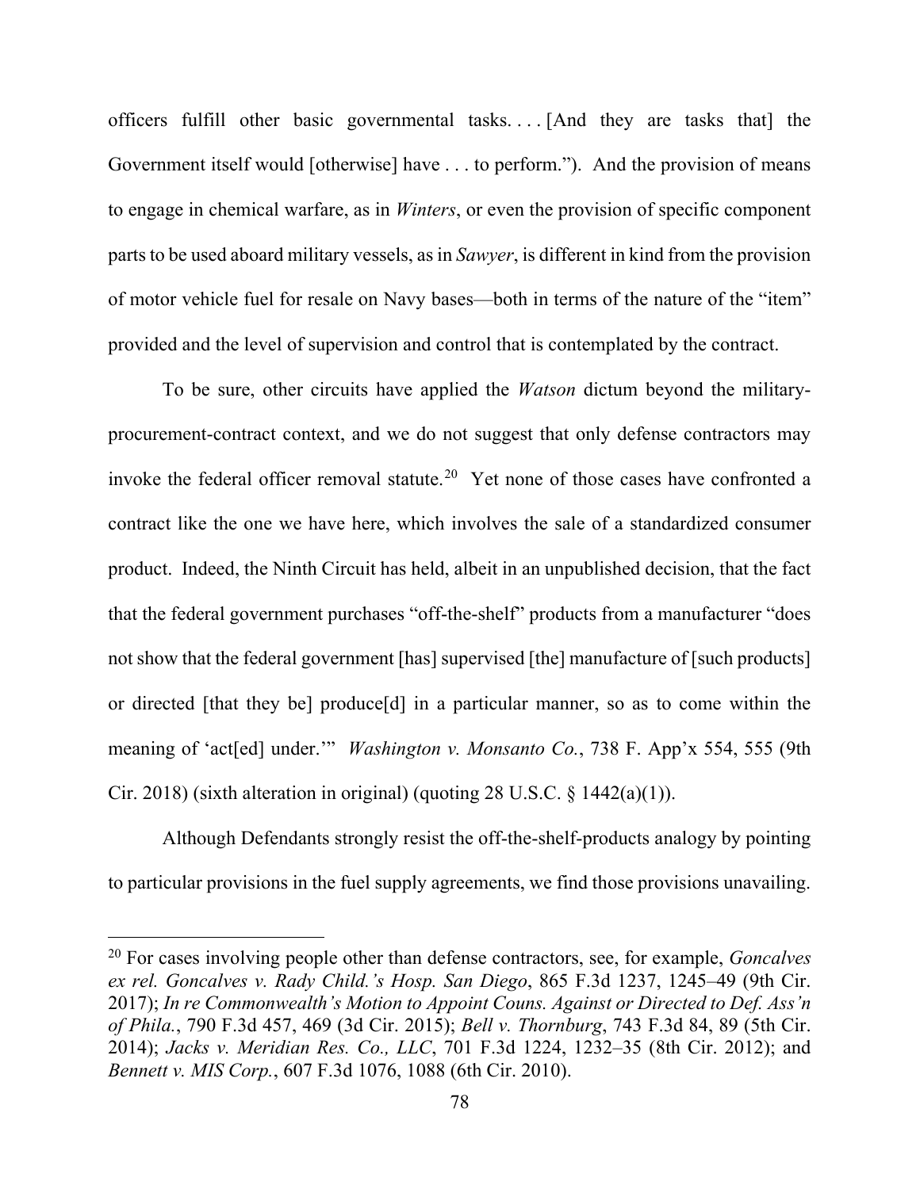officers fulfill other basic governmental tasks. . . . [And they are tasks that] the Government itself would [otherwise] have . . . to perform."). And the provision of means to engage in chemical warfare, as in *Winters*, or even the provision of specific component parts to be used aboard military vessels, as in *Sawyer*, is different in kind from the provision of motor vehicle fuel for resale on Navy bases—both in terms of the nature of the "item" provided and the level of supervision and control that is contemplated by the contract.

To be sure, other circuits have applied the *Watson* dictum beyond the military-procurement-contract context, and we do not suggest that only defense contractors may invoke the federal officer removal statute.[20] Yet none of those cases have confronted a contract like the one we have here, which involves the sale of a standardized consumer product. Indeed, the Ninth Circuit has held, albeit in an unpublished decision, that the fact that the federal government purchases "off-the-shelf" products from a manufacturer "does not show that the federal government [has] supervised [the] manufacture of [such products] or directed [that they be] produce[d] in a particular manner, so as to come within the meaning of 'act[ed] under.'" *Washington v. Monsanto Co.*, 738 F. App'x 554, 555 (9th Cir. 2018) (sixth alteration in original) (quoting 28 U.S.C. § 1442(a)(1)).

Although Defendants strongly resist the off-the-shelf-products analogy by pointing to particular provisions in the fuel supply agreements, we find those provisions unavailing.

[20] For cases involving people other than defense contractors, see, for example, *Goncalves ex rel. Goncalves v. Rady Child.'s Hosp. San Diego*, 865 F.3d 1237, 1245–49 (9th Cir. 2017); *In re Commonwealth's Motion to Appoint Couns. Against or Directed to Def. Ass'n of Phila.*, 790 F.3d 457, 469 (3d Cir. 2015); *Bell v. Thornburg*, 743 F.3d 84, 89 (5th Cir. 2014); *Jacks v. Meridian Res. Co., LLC*, 701 F.3d 1224, 1232–35 (8th Cir. 2012); and *Bennett v. MIS Corp.*, 607 F.3d 1076, 1088 (6th Cir. 2010).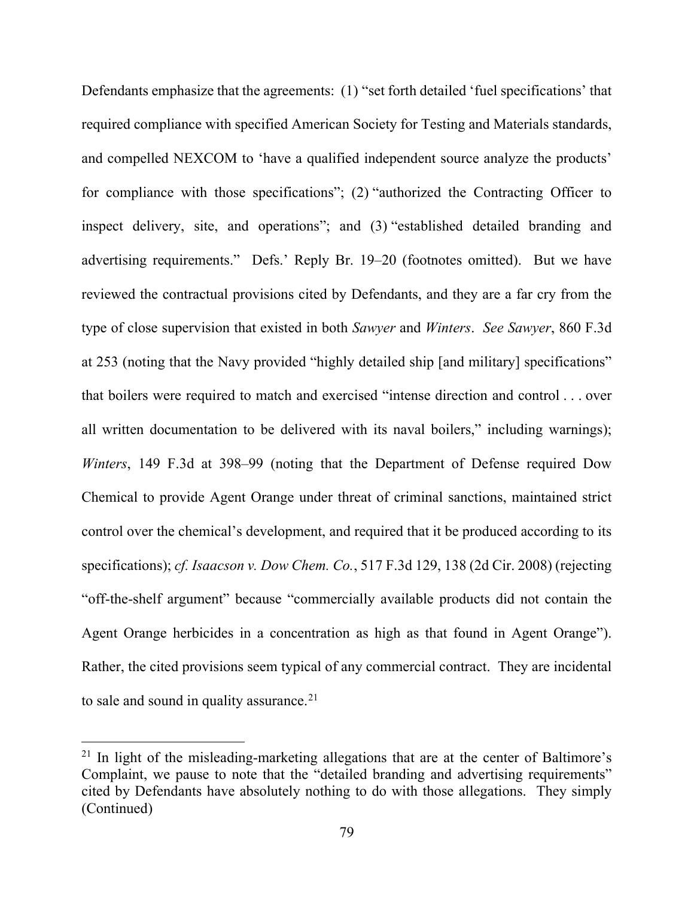Defendants emphasize that the agreements: (1) "set forth detailed 'fuel specifications' that required compliance with specified American Society for Testing and Materials standards, and compelled NEXCOM to 'have a qualified independent source analyze the products' for compliance with those specifications"; (2) "authorized the Contracting Officer to inspect delivery, site, and operations"; and (3) "established detailed branding and advertising requirements." Defs.' Reply Br. 19–20 (footnotes omitted). But we have reviewed the contractual provisions cited by Defendants, and they are a far cry from the type of close supervision that existed in both *Sawyer* and *Winters*. *See Sawyer*, 860 F.3d at 253 (noting that the Navy provided "highly detailed ship [and military] specifications" that boilers were required to match and exercised "intense direction and control . . . over all written documentation to be delivered with its naval boilers," including warnings); *Winters*, 149 F.3d at 398–99 (noting that the Department of Defense required Dow Chemical to provide Agent Orange under threat of criminal sanctions, maintained strict control over the chemical's development, and required that it be produced according to its specifications); *cf. Isaacson v. Dow Chem. Co.*, 517 F.3d 129, 138 (2d Cir. 2008) (rejecting "off-the-shelf argument" because "commercially available products did not contain the Agent Orange herbicides in a concentration as high as that found in Agent Orange"). Rather, the cited provisions seem typical of any commercial contract. They are incidental to sale and sound in quality assurance.[21]

---

[21] In light of the misleading-marketing allegations that are at the center of Baltimore's Complaint, we pause to note that the "detailed branding and advertising requirements" cited by Defendants have absolutely nothing to do with those allegations. They simply (Continued)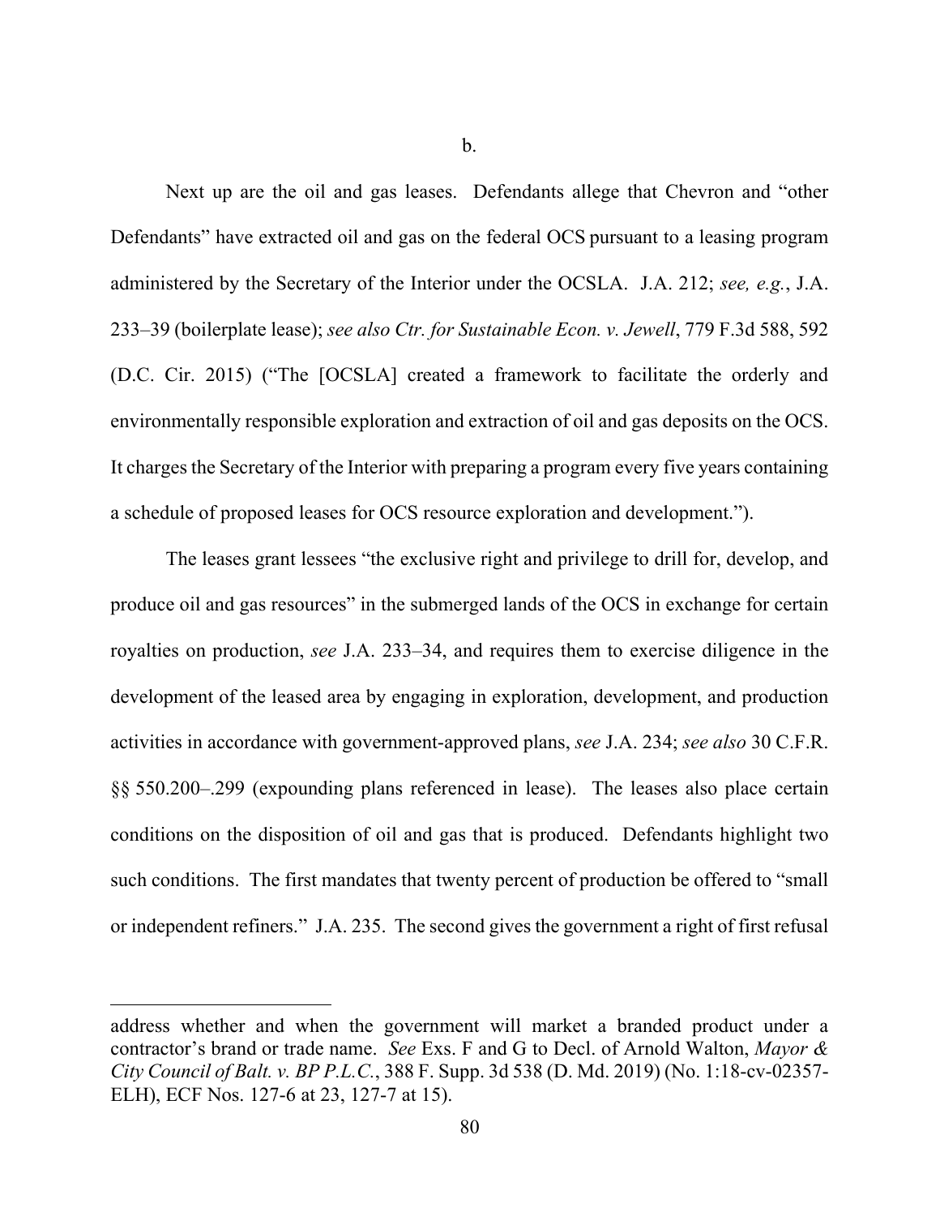b.

Next up are the oil and gas leases. Defendants allege that Chevron and "other Defendants" have extracted oil and gas on the federal OCS pursuant to a leasing program administered by the Secretary of the Interior under the OCSLA. J.A. 212; *see, e.g.*, J.A. 233–39 (boilerplate lease); *see also Ctr. for Sustainable Econ. v. Jewell*, 779 F.3d 588, 592 (D.C. Cir. 2015) ("The [OCSLA] created a framework to facilitate the orderly and environmentally responsible exploration and extraction of oil and gas deposits on the OCS. It charges the Secretary of the Interior with preparing a program every five years containing a schedule of proposed leases for OCS resource exploration and development.").

The leases grant lessees "the exclusive right and privilege to drill for, develop, and produce oil and gas resources" in the submerged lands of the OCS in exchange for certain royalties on production, *see* J.A. 233–34, and requires them to exercise diligence in the development of the leased area by engaging in exploration, development, and production activities in accordance with government-approved plans, *see* J.A. 234; *see also* 30 C.F.R. §§ 550.200–.299 (expounding plans referenced in lease). The leases also place certain conditions on the disposition of oil and gas that is produced. Defendants highlight two such conditions. The first mandates that twenty percent of production be offered to "small or independent refiners." J.A. 235. The second gives the government a right of first refusal

---

address whether and when the government will market a branded product under a contractor's brand or trade name. *See* Exs. F and G to Decl. of Arnold Walton, *Mayor & City Council of Balt. v. BP P.L.C.*, 388 F. Supp. 3d 538 (D. Md. 2019) (No. 1:18-cv-02357-ELH), ECF Nos. 127-6 at 23, 127-7 at 15).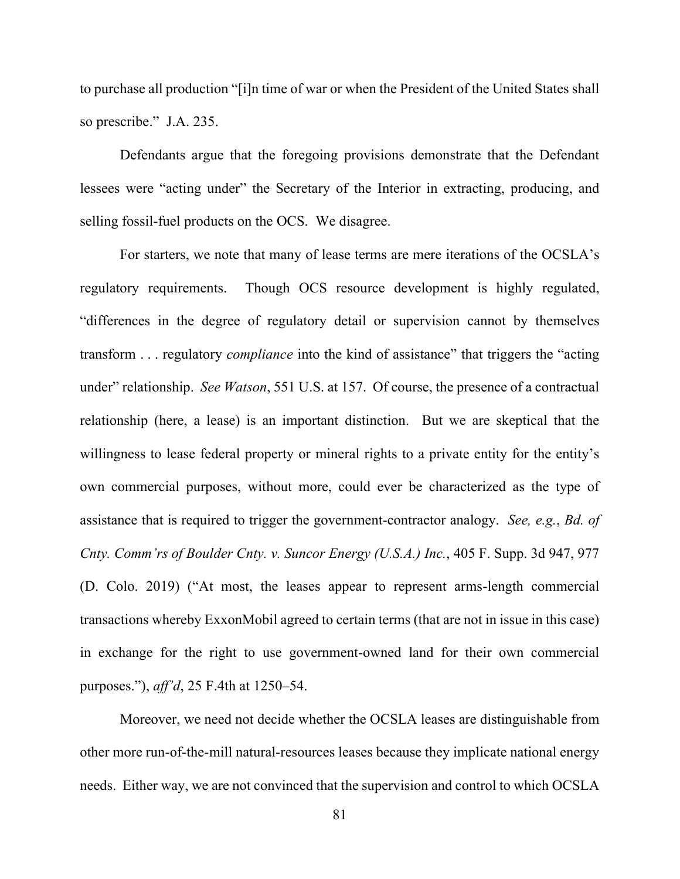to purchase all production "[i]n time of war or when the President of the United States shall so prescribe." J.A. 235.

Defendants argue that the foregoing provisions demonstrate that the Defendant lessees were "acting under" the Secretary of the Interior in extracting, producing, and selling fossil-fuel products on the OCS. We disagree.

For starters, we note that many of lease terms are mere iterations of the OCSLA's regulatory requirements. Though OCS resource development is highly regulated, "differences in the degree of regulatory detail or supervision cannot by themselves transform . . . regulatory *compliance* into the kind of assistance" that triggers the "acting under" relationship. *See Watson*, 551 U.S. at 157. Of course, the presence of a contractual relationship (here, a lease) is an important distinction. But we are skeptical that the willingness to lease federal property or mineral rights to a private entity for the entity's own commercial purposes, without more, could ever be characterized as the type of assistance that is required to trigger the government-contractor analogy. *See, e.g.*, *Bd. of Cnty. Comm'rs of Boulder Cnty. v. Suncor Energy (U.S.A.) Inc.*, 405 F. Supp. 3d 947, 977 (D. Colo. 2019) ("At most, the leases appear to represent arms-length commercial transactions whereby ExxonMobil agreed to certain terms (that are not in issue in this case) in exchange for the right to use government-owned land for their own commercial purposes."), *aff'd*, 25 F.4th at 1250–54.

Moreover, we need not decide whether the OCSLA leases are distinguishable from other more run-of-the-mill natural-resources leases because they implicate national energy needs. Either way, we are not convinced that the supervision and control to which OCSLA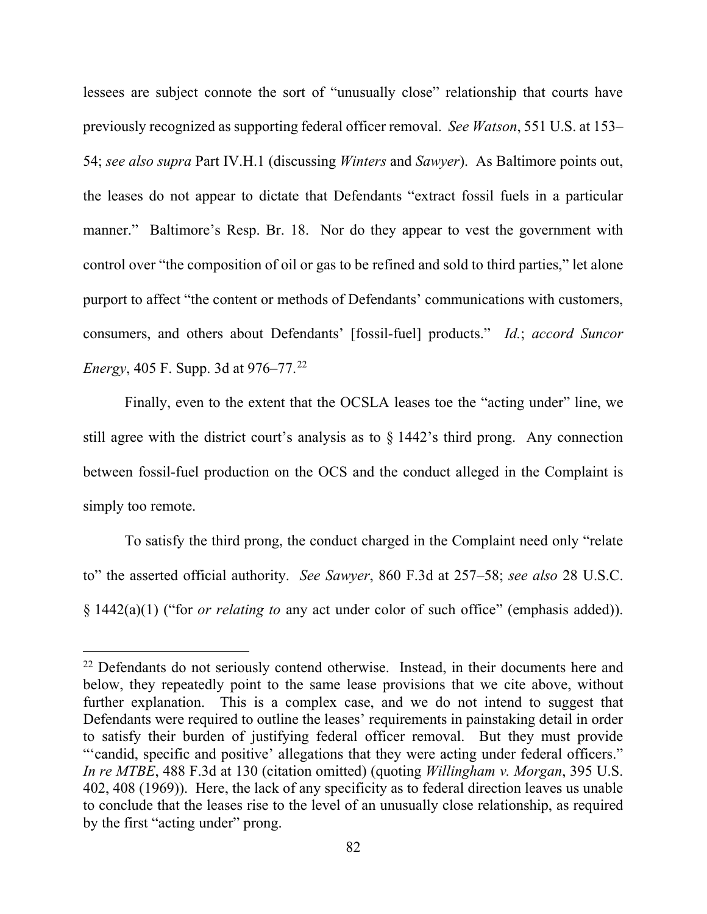lessees are subject connote the sort of "unusually close" relationship that courts have previously recognized as supporting federal officer removal. *See Watson*, 551 U.S. at 153–54; *see also supra* Part IV.H.1 (discussing *Winters* and *Sawyer*). As Baltimore points out, the leases do not appear to dictate that Defendants "extract fossil fuels in a particular manner." Baltimore's Resp. Br. 18. Nor do they appear to vest the government with control over "the composition of oil or gas to be refined and sold to third parties," let alone purport to affect "the content or methods of Defendants' communications with customers, consumers, and others about Defendants' [fossil-fuel] products." *Id.*; *accord Suncor Energy*, 405 F. Supp. 3d at 976–77.[22]

Finally, even to the extent that the OCSLA leases toe the "acting under" line, we still agree with the district court's analysis as to § 1442's third prong. Any connection between fossil-fuel production on the OCS and the conduct alleged in the Complaint is simply too remote.

To satisfy the third prong, the conduct charged in the Complaint need only "relate to" the asserted official authority. *See Sawyer*, 860 F.3d at 257–58; *see also* 28 U.S.C. § 1442(a)(1) ("for *or relating to* any act under color of such office" (emphasis added)).

---

[22] Defendants do not seriously contend otherwise. Instead, in their documents here and below, they repeatedly point to the same lease provisions that we cite above, without further explanation. This is a complex case, and we do not intend to suggest that Defendants were required to outline the leases' requirements in painstaking detail in order to satisfy their burden of justifying federal officer removal. But they must provide "'candid, specific and positive' allegations that they were acting under federal officers." *In re MTBE*, 488 F.3d at 130 (citation omitted) (quoting *Willingham v. Morgan*, 395 U.S. 402, 408 (1969)). Here, the lack of any specificity as to federal direction leaves us unable to conclude that the leases rise to the level of an unusually close relationship, as required by the first "acting under" prong.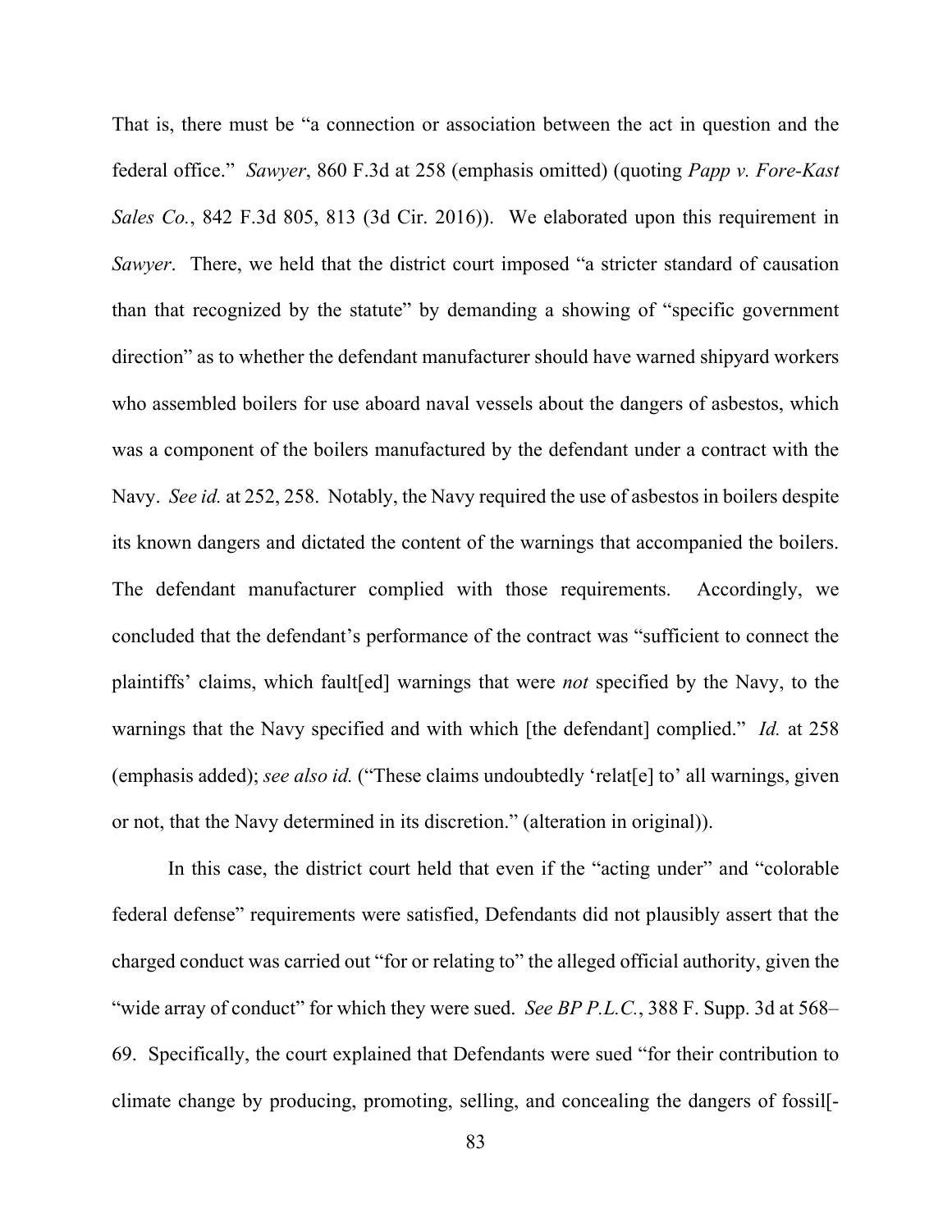That is, there must be "a connection or association between the act in question and the federal office." *Sawyer*, 860 F.3d at 258 (emphasis omitted) (quoting *Papp v. Fore-Kast Sales Co.*, 842 F.3d 805, 813 (3d Cir. 2016)). We elaborated upon this requirement in *Sawyer*. There, we held that the district court imposed "a stricter standard of causation than that recognized by the statute" by demanding a showing of "specific government direction" as to whether the defendant manufacturer should have warned shipyard workers who assembled boilers for use aboard naval vessels about the dangers of asbestos, which was a component of the boilers manufactured by the defendant under a contract with the Navy. *See id.* at 252, 258. Notably, the Navy required the use of asbestos in boilers despite its known dangers and dictated the content of the warnings that accompanied the boilers. The defendant manufacturer complied with those requirements. Accordingly, we concluded that the defendant's performance of the contract was "sufficient to connect the plaintiffs' claims, which fault[ed] warnings that were *not* specified by the Navy, to the warnings that the Navy specified and with which [the defendant] complied." *Id.* at 258 (emphasis added); *see also id.* ("These claims undoubtedly 'relat[e] to' all warnings, given or not, that the Navy determined in its discretion." (alteration in original)).

In this case, the district court held that even if the "acting under" and "colorable federal defense" requirements were satisfied, Defendants did not plausibly assert that the charged conduct was carried out "for or relating to" the alleged official authority, given the "wide array of conduct" for which they were sued. *See BP P.L.C.*, 388 F. Supp. 3d at 568–69. Specifically, the court explained that Defendants were sued "for their contribution to climate change by producing, promoting, selling, and concealing the dangers of fossil[-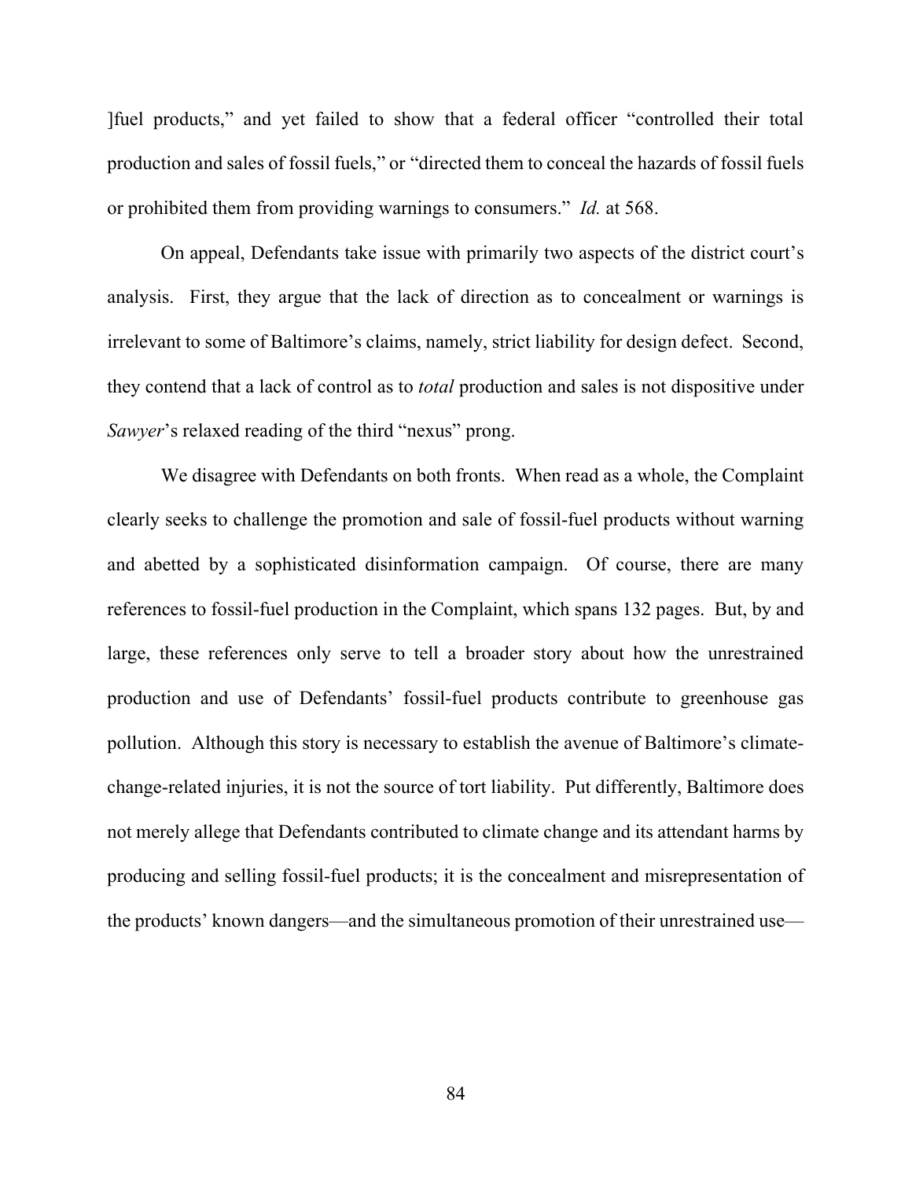]fuel products," and yet failed to show that a federal officer "controlled their total production and sales of fossil fuels," or "directed them to conceal the hazards of fossil fuels or prohibited them from providing warnings to consumers." *Id.* at 568.

On appeal, Defendants take issue with primarily two aspects of the district court's analysis. First, they argue that the lack of direction as to concealment or warnings is irrelevant to some of Baltimore's claims, namely, strict liability for design defect. Second, they contend that a lack of control as to *total* production and sales is not dispositive under *Sawyer*'s relaxed reading of the third "nexus" prong.

We disagree with Defendants on both fronts. When read as a whole, the Complaint clearly seeks to challenge the promotion and sale of fossil-fuel products without warning and abetted by a sophisticated disinformation campaign. Of course, there are many references to fossil-fuel production in the Complaint, which spans 132 pages. But, by and large, these references only serve to tell a broader story about how the unrestrained production and use of Defendants' fossil-fuel products contribute to greenhouse gas pollution. Although this story is necessary to establish the avenue of Baltimore's climate-change-related injuries, it is not the source of tort liability. Put differently, Baltimore does not merely allege that Defendants contributed to climate change and its attendant harms by producing and selling fossil-fuel products; it is the concealment and misrepresentation of the products' known dangers—and the simultaneous promotion of their unrestrained use—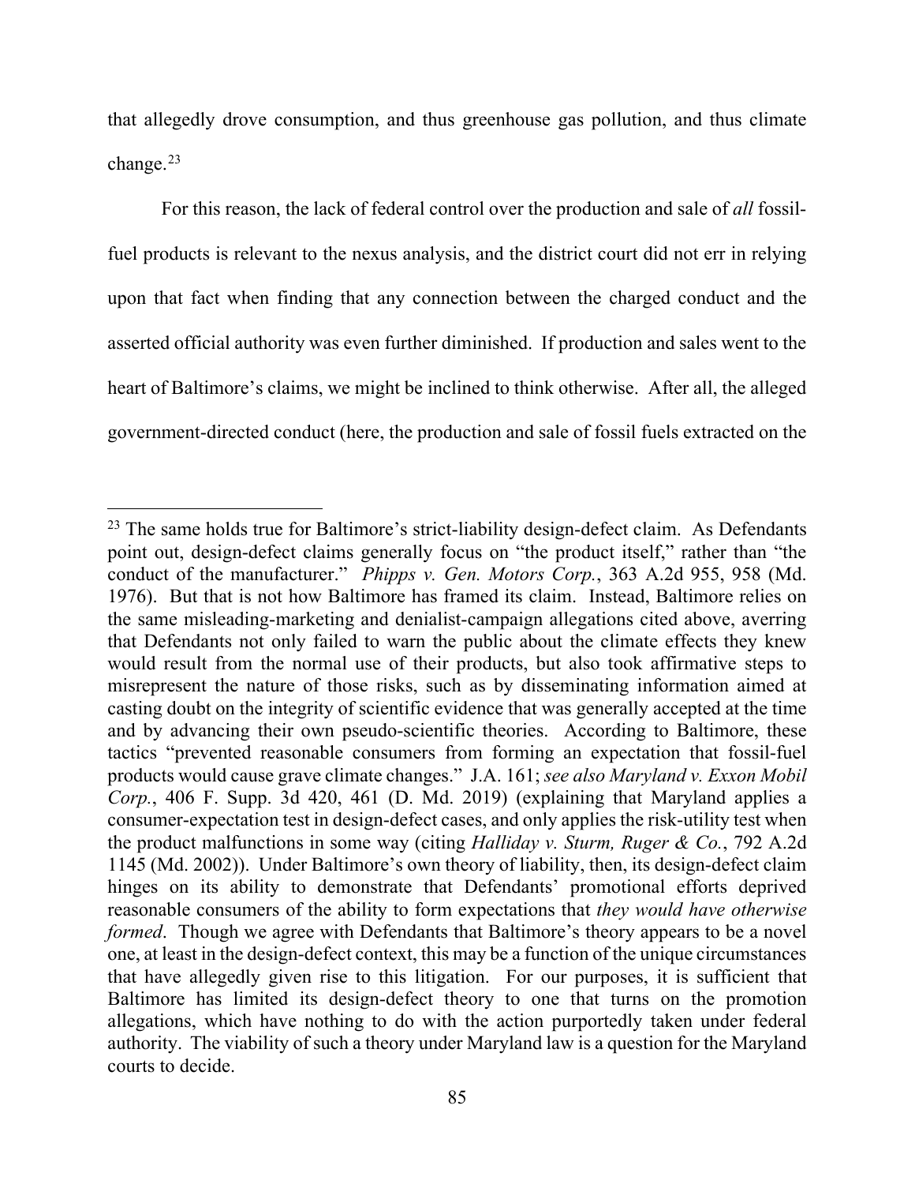that allegedly drove consumption, and thus greenhouse gas pollution, and thus climate change.[23]

For this reason, the lack of federal control over the production and sale of *all* fossil-fuel products is relevant to the nexus analysis, and the district court did not err in relying upon that fact when finding that any connection between the charged conduct and the asserted official authority was even further diminished. If production and sales went to the heart of Baltimore's claims, we might be inclined to think otherwise. After all, the alleged government-directed conduct (here, the production and sale of fossil fuels extracted on the

---

[23] The same holds true for Baltimore's strict-liability design-defect claim. As Defendants point out, design-defect claims generally focus on "the product itself," rather than "the conduct of the manufacturer." *Phipps v. Gen. Motors Corp.*, 363 A.2d 955, 958 (Md. 1976). But that is not how Baltimore has framed its claim. Instead, Baltimore relies on the same misleading-marketing and denialist-campaign allegations cited above, averring that Defendants not only failed to warn the public about the climate effects they knew would result from the normal use of their products, but also took affirmative steps to misrepresent the nature of those risks, such as by disseminating information aimed at casting doubt on the integrity of scientific evidence that was generally accepted at the time and by advancing their own pseudo-scientific theories. According to Baltimore, these tactics "prevented reasonable consumers from forming an expectation that fossil-fuel products would cause grave climate changes." J.A. 161; *see also Maryland v. Exxon Mobil Corp.*, 406 F. Supp. 3d 420, 461 (D. Md. 2019) (explaining that Maryland applies a consumer-expectation test in design-defect cases, and only applies the risk-utility test when the product malfunctions in some way (citing *Halliday v. Sturm, Ruger & Co.*, 792 A.2d 1145 (Md. 2002)). Under Baltimore's own theory of liability, then, its design-defect claim hinges on its ability to demonstrate that Defendants' promotional efforts deprived reasonable consumers of the ability to form expectations that *they would have otherwise formed*. Though we agree with Defendants that Baltimore's theory appears to be a novel one, at least in the design-defect context, this may be a function of the unique circumstances that have allegedly given rise to this litigation. For our purposes, it is sufficient that Baltimore has limited its design-defect theory to one that turns on the promotion allegations, which have nothing to do with the action purportedly taken under federal authority. The viability of such a theory under Maryland law is a question for the Maryland courts to decide.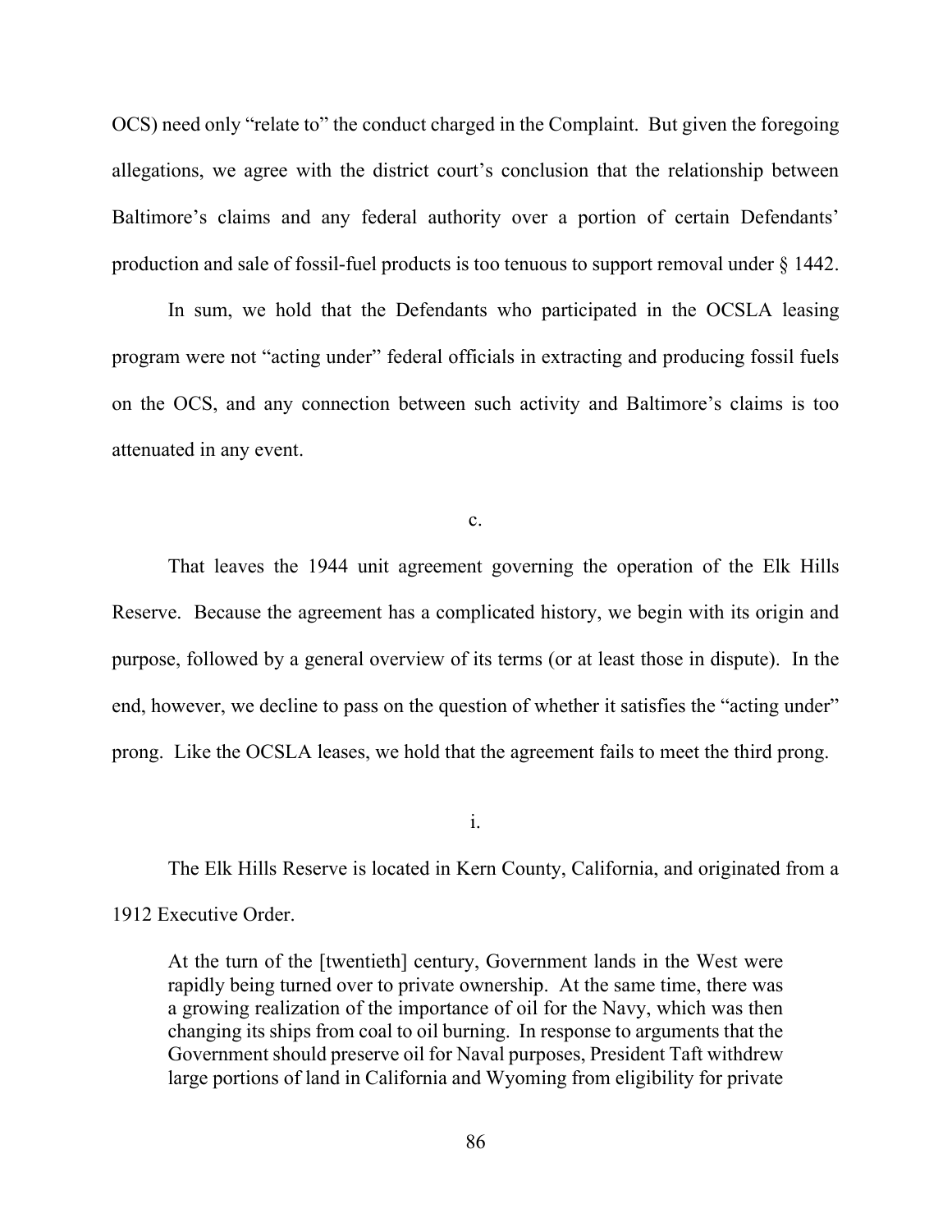OCS) need only "relate to" the conduct charged in the Complaint. But given the foregoing allegations, we agree with the district court's conclusion that the relationship between Baltimore's claims and any federal authority over a portion of certain Defendants' production and sale of fossil-fuel products is too tenuous to support removal under § 1442.

In sum, we hold that the Defendants who participated in the OCSLA leasing program were not "acting under" federal officials in extracting and producing fossil fuels on the OCS, and any connection between such activity and Baltimore's claims is too attenuated in any event.

c.

That leaves the 1944 unit agreement governing the operation of the Elk Hills Reserve. Because the agreement has a complicated history, we begin with its origin and purpose, followed by a general overview of its terms (or at least those in dispute). In the end, however, we decline to pass on the question of whether it satisfies the "acting under" prong. Like the OCSLA leases, we hold that the agreement fails to meet the third prong.

i.

The Elk Hills Reserve is located in Kern County, California, and originated from a 1912 Executive Order.

> At the turn of the [twentieth] century, Government lands in the West were rapidly being turned over to private ownership. At the same time, there was a growing realization of the importance of oil for the Navy, which was then changing its ships from coal to oil burning. In response to arguments that the Government should preserve oil for Naval purposes, President Taft withdrew large portions of land in California and Wyoming from eligibility for private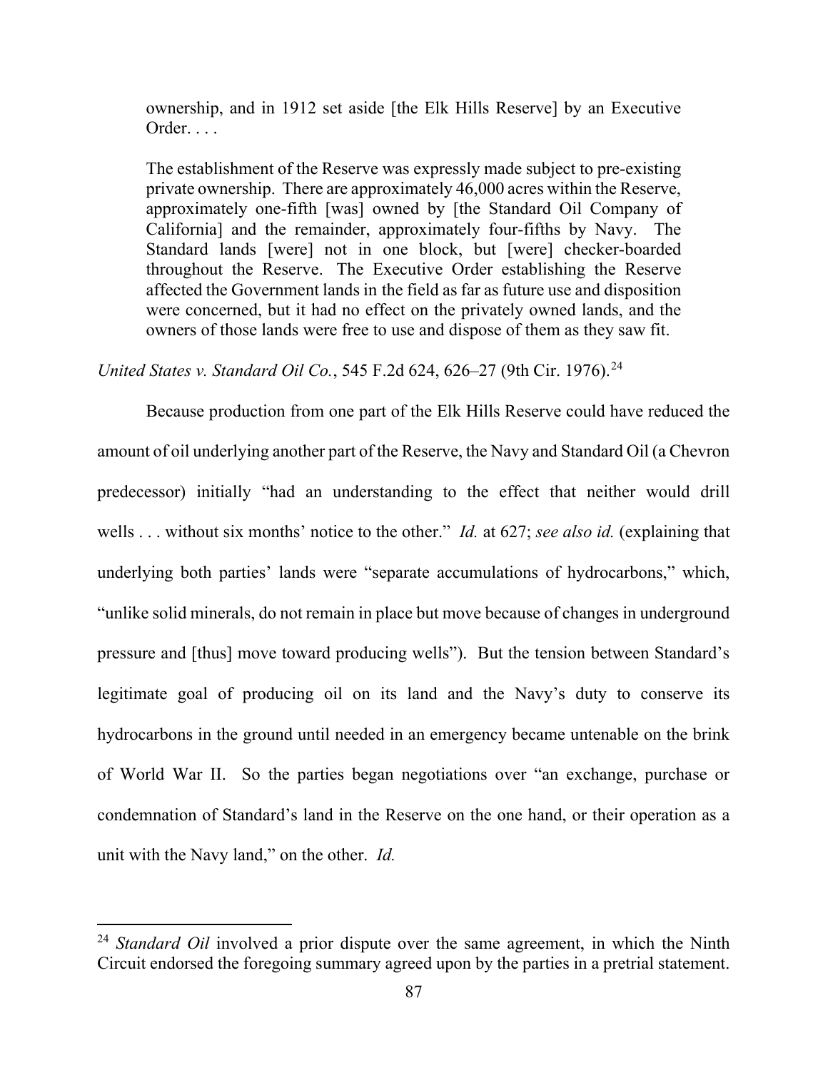> ownership, and in 1912 set aside [the Elk Hills Reserve] by an Executive Order. . . .
>
> The establishment of the Reserve was expressly made subject to pre-existing private ownership. There are approximately 46,000 acres within the Reserve, approximately one-fifth [was] owned by [the Standard Oil Company of California] and the remainder, approximately four-fifths by Navy. The Standard lands [were] not in one block, but [were] checker-boarded throughout the Reserve. The Executive Order establishing the Reserve affected the Government lands in the field as far as future use and disposition were concerned, but it had no effect on the privately owned lands, and the owners of those lands were free to use and dispose of them as they saw fit.

*United States v. Standard Oil Co.*, 545 F.2d 624, 626–27 (9th Cir. 1976).[24]

Because production from one part of the Elk Hills Reserve could have reduced the amount of oil underlying another part of the Reserve, the Navy and Standard Oil (a Chevron predecessor) initially "had an understanding to the effect that neither would drill wells . . . without six months' notice to the other." *Id.* at 627; *see also id.* (explaining that underlying both parties' lands were "separate accumulations of hydrocarbons," which, "unlike solid minerals, do not remain in place but move because of changes in underground pressure and [thus] move toward producing wells"). But the tension between Standard's legitimate goal of producing oil on its land and the Navy's duty to conserve its hydrocarbons in the ground until needed in an emergency became untenable on the brink of World War II. So the parties began negotiations over "an exchange, purchase or condemnation of Standard's land in the Reserve on the one hand, or their operation as a unit with the Navy land," on the other. *Id.*

---

[24] *Standard Oil* involved a prior dispute over the same agreement, in which the Ninth Circuit endorsed the foregoing summary agreed upon by the parties in a pretrial statement.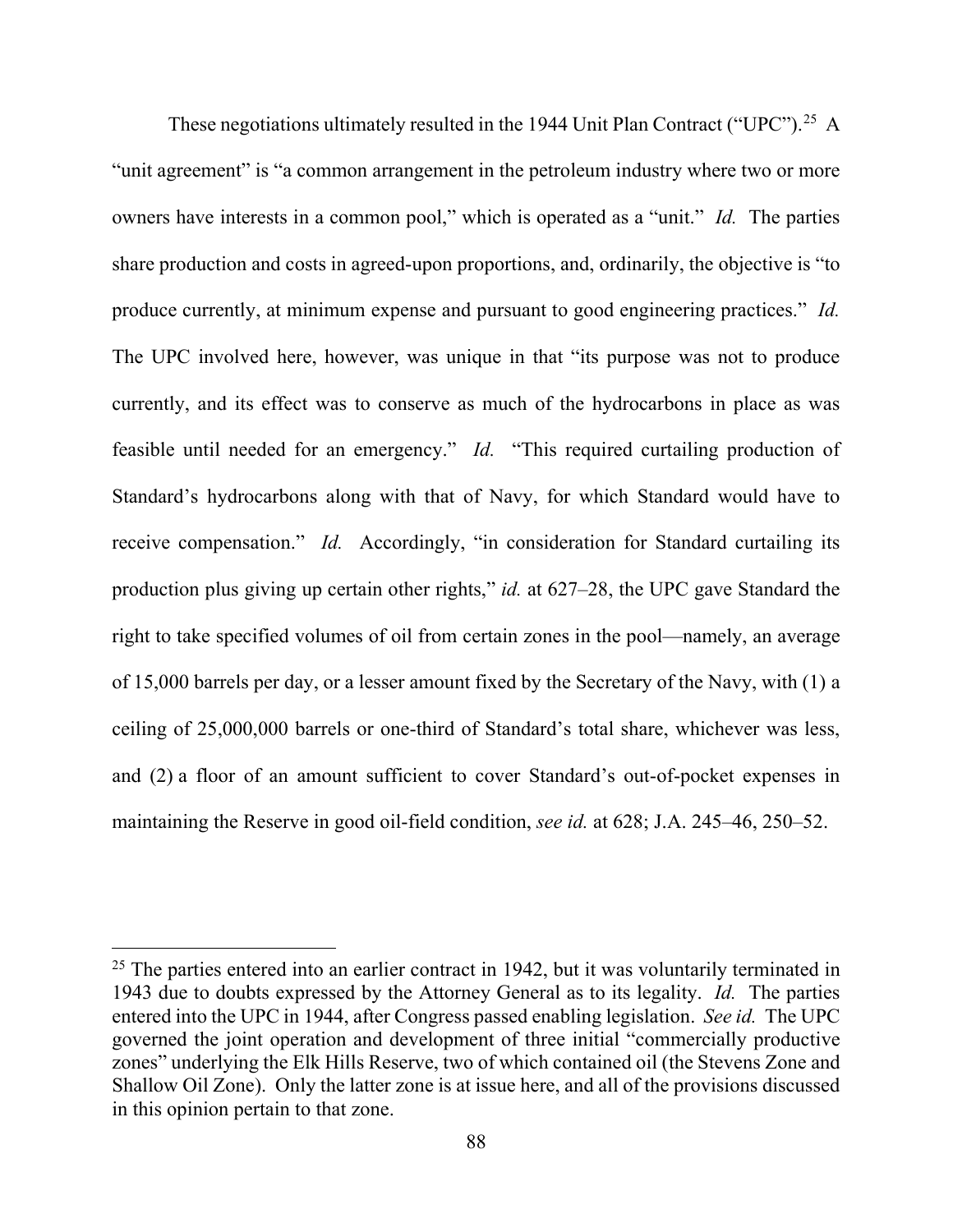These negotiations ultimately resulted in the 1944 Unit Plan Contract ("UPC").[25] A "unit agreement" is "a common arrangement in the petroleum industry where two or more owners have interests in a common pool," which is operated as a "unit." *Id.* The parties share production and costs in agreed-upon proportions, and, ordinarily, the objective is "to produce currently, at minimum expense and pursuant to good engineering practices." *Id.* The UPC involved here, however, was unique in that "its purpose was not to produce currently, and its effect was to conserve as much of the hydrocarbons in place as was feasible until needed for an emergency." *Id.* "This required curtailing production of Standard's hydrocarbons along with that of Navy, for which Standard would have to receive compensation." *Id.* Accordingly, "in consideration for Standard curtailing its production plus giving up certain other rights," *id.* at 627–28, the UPC gave Standard the right to take specified volumes of oil from certain zones in the pool—namely, an average of 15,000 barrels per day, or a lesser amount fixed by the Secretary of the Navy, with (1) a ceiling of 25,000,000 barrels or one-third of Standard's total share, whichever was less, and (2) a floor of an amount sufficient to cover Standard's out-of-pocket expenses in maintaining the Reserve in good oil-field condition, *see id.* at 628; J.A. 245–46, 250–52.

---

[25] The parties entered into an earlier contract in 1942, but it was voluntarily terminated in 1943 due to doubts expressed by the Attorney General as to its legality. *Id.* The parties entered into the UPC in 1944, after Congress passed enabling legislation. *See id.* The UPC governed the joint operation and development of three initial "commercially productive zones" underlying the Elk Hills Reserve, two of which contained oil (the Stevens Zone and Shallow Oil Zone). Only the latter zone is at issue here, and all of the provisions discussed in this opinion pertain to that zone.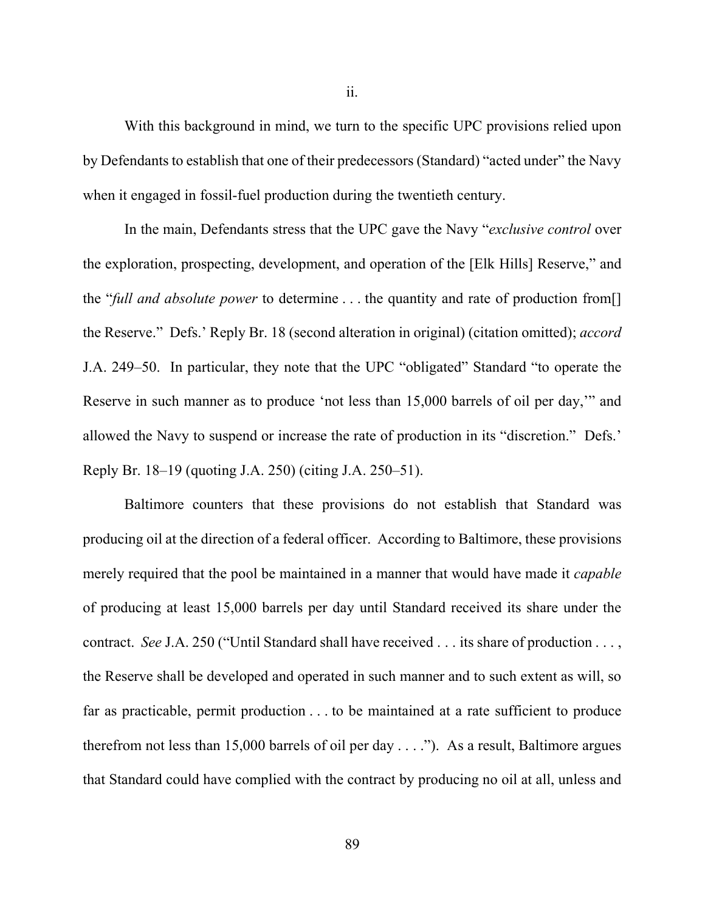ii.

With this background in mind, we turn to the specific UPC provisions relied upon by Defendants to establish that one of their predecessors (Standard) "acted under" the Navy when it engaged in fossil-fuel production during the twentieth century.

In the main, Defendants stress that the UPC gave the Navy "*exclusive control* over the exploration, prospecting, development, and operation of the [Elk Hills] Reserve," and the "*full and absolute power* to determine . . . the quantity and rate of production from[] the Reserve." Defs.' Reply Br. 18 (second alteration in original) (citation omitted); *accord* J.A. 249–50. In particular, they note that the UPC "obligated" Standard "to operate the Reserve in such manner as to produce 'not less than 15,000 barrels of oil per day,'" and allowed the Navy to suspend or increase the rate of production in its "discretion." Defs.' Reply Br. 18–19 (quoting J.A. 250) (citing J.A. 250–51).

Baltimore counters that these provisions do not establish that Standard was producing oil at the direction of a federal officer. According to Baltimore, these provisions merely required that the pool be maintained in a manner that would have made it *capable* of producing at least 15,000 barrels per day until Standard received its share under the contract. *See* J.A. 250 ("Until Standard shall have received . . . its share of production . . . , the Reserve shall be developed and operated in such manner and to such extent as will, so far as practicable, permit production . . . to be maintained at a rate sufficient to produce therefrom not less than 15,000 barrels of oil per day . . . ."). As a result, Baltimore argues that Standard could have complied with the contract by producing no oil at all, unless and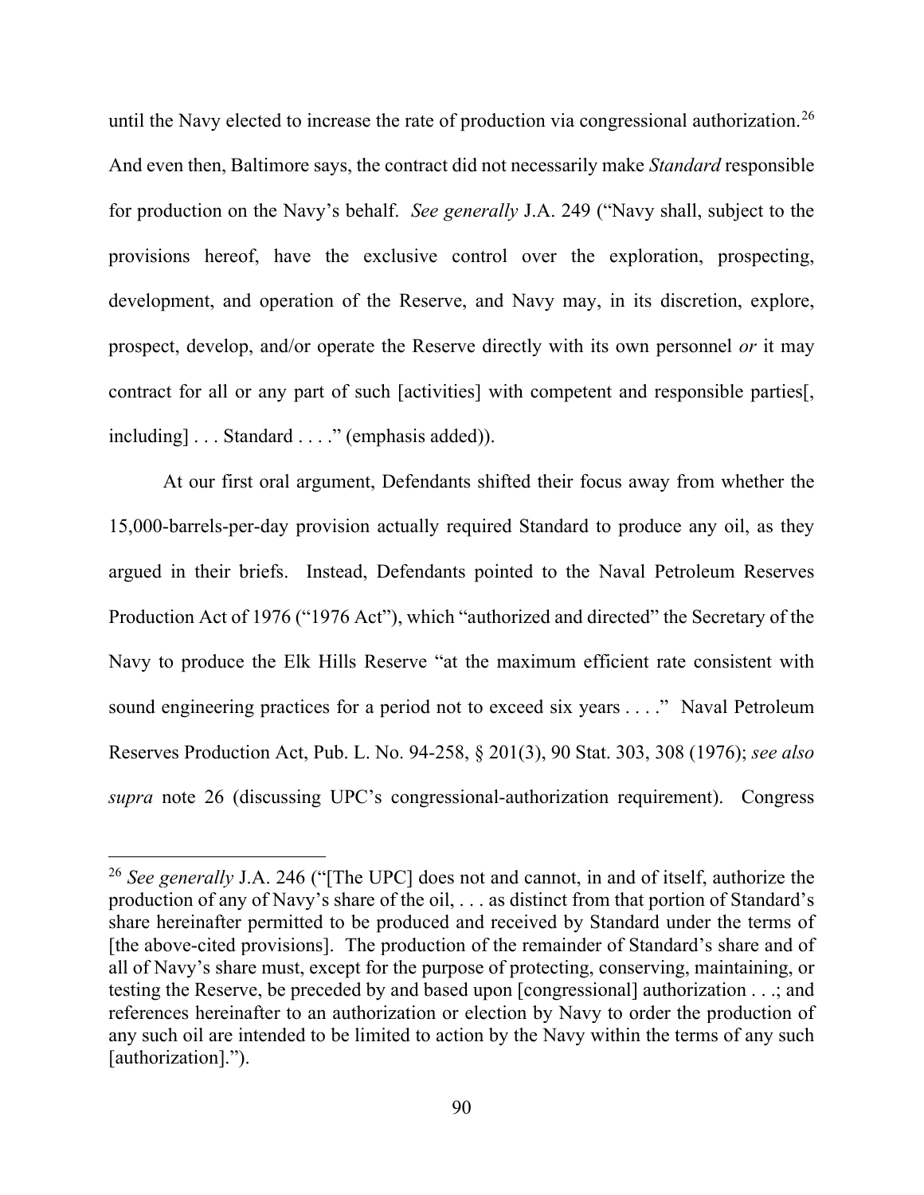until the Navy elected to increase the rate of production via congressional authorization.[26] And even then, Baltimore says, the contract did not necessarily make *Standard* responsible for production on the Navy's behalf. *See generally* J.A. 249 ("Navy shall, subject to the provisions hereof, have the exclusive control over the exploration, prospecting, development, and operation of the Reserve, and Navy may, in its discretion, explore, prospect, develop, and/or operate the Reserve directly with its own personnel *or* it may contract for all or any part of such [activities] with competent and responsible parties[, including] . . . Standard . . . ." (emphasis added)).

At our first oral argument, Defendants shifted their focus away from whether the 15,000-barrels-per-day provision actually required Standard to produce any oil, as they argued in their briefs. Instead, Defendants pointed to the Naval Petroleum Reserves Production Act of 1976 ("1976 Act"), which "authorized and directed" the Secretary of the Navy to produce the Elk Hills Reserve "at the maximum efficient rate consistent with sound engineering practices for a period not to exceed six years . . . ." Naval Petroleum Reserves Production Act, Pub. L. No. 94-258, § 201(3), 90 Stat. 303, 308 (1976); *see also supra* note 26 (discussing UPC's congressional-authorization requirement). Congress

[26] *See generally* J.A. 246 ("[The UPC] does not and cannot, in and of itself, authorize the production of any of Navy's share of the oil, . . . as distinct from that portion of Standard's share hereinafter permitted to be produced and received by Standard under the terms of [the above-cited provisions]. The production of the remainder of Standard's share and of all of Navy's share must, except for the purpose of protecting, conserving, maintaining, or testing the Reserve, be preceded by and based upon [congressional] authorization . . .; and references hereinafter to an authorization or election by Navy to order the production of any such oil are intended to be limited to action by the Navy within the terms of any such [authorization].").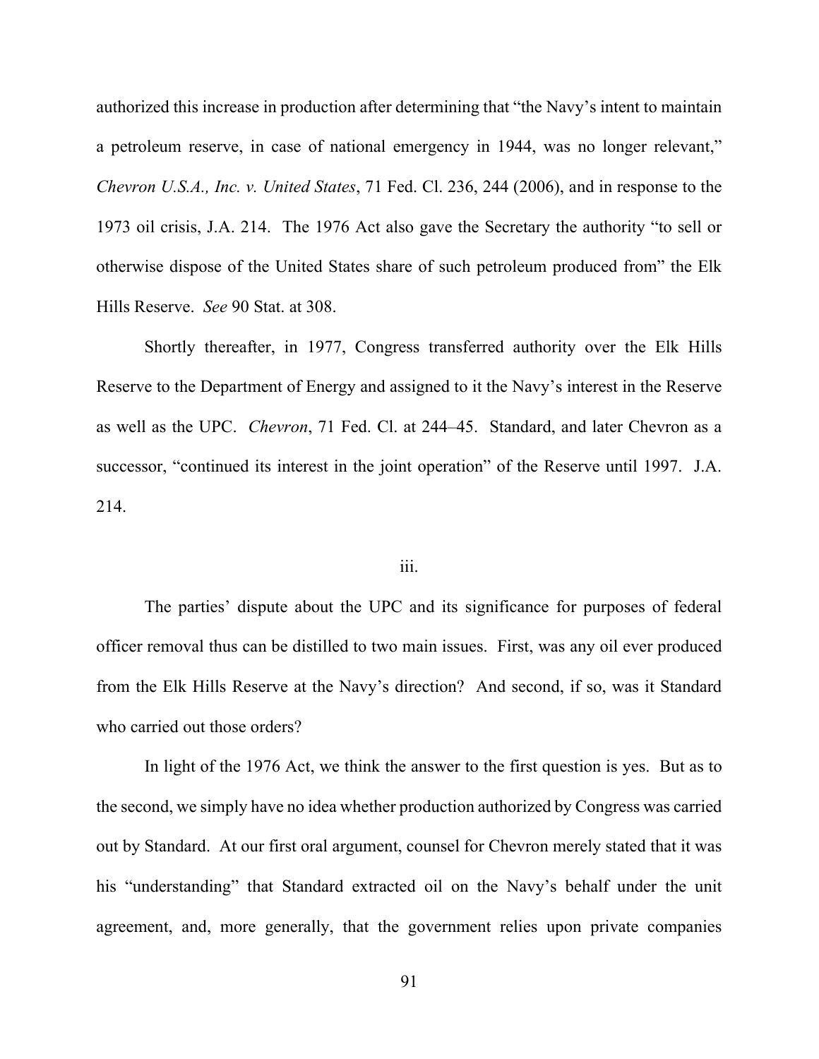authorized this increase in production after determining that "the Navy's intent to maintain a petroleum reserve, in case of national emergency in 1944, was no longer relevant," *Chevron U.S.A., Inc. v. United States*, 71 Fed. Cl. 236, 244 (2006), and in response to the 1973 oil crisis, J.A. 214. The 1976 Act also gave the Secretary the authority "to sell or otherwise dispose of the United States share of such petroleum produced from" the Elk Hills Reserve. *See* 90 Stat. at 308.

Shortly thereafter, in 1977, Congress transferred authority over the Elk Hills Reserve to the Department of Energy and assigned to it the Navy's interest in the Reserve as well as the UPC. *Chevron*, 71 Fed. Cl. at 244–45. Standard, and later Chevron as a successor, "continued its interest in the joint operation" of the Reserve until 1997. J.A. 214.

iii.

The parties' dispute about the UPC and its significance for purposes of federal officer removal thus can be distilled to two main issues. First, was any oil ever produced from the Elk Hills Reserve at the Navy's direction? And second, if so, was it Standard who carried out those orders?

In light of the 1976 Act, we think the answer to the first question is yes. But as to the second, we simply have no idea whether production authorized by Congress was carried out by Standard. At our first oral argument, counsel for Chevron merely stated that it was his "understanding" that Standard extracted oil on the Navy's behalf under the unit agreement, and, more generally, that the government relies upon private companies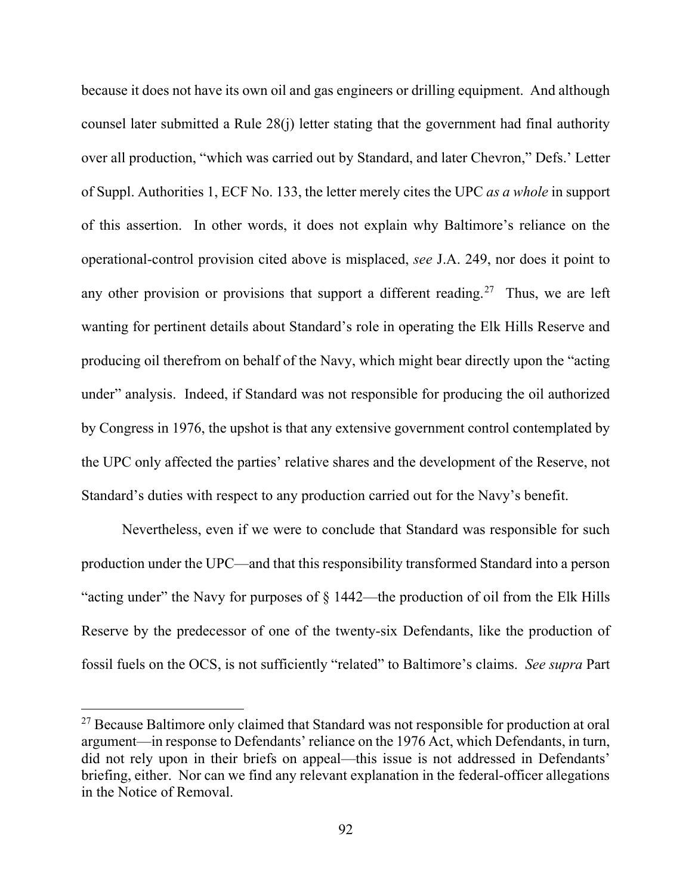because it does not have its own oil and gas engineers or drilling equipment. And although counsel later submitted a Rule 28(j) letter stating that the government had final authority over all production, "which was carried out by Standard, and later Chevron," Defs.' Letter of Suppl. Authorities 1, ECF No. 133, the letter merely cites the UPC *as a whole* in support of this assertion. In other words, it does not explain why Baltimore's reliance on the operational-control provision cited above is misplaced, *see* J.A. 249, nor does it point to any other provision or provisions that support a different reading.[27] Thus, we are left wanting for pertinent details about Standard's role in operating the Elk Hills Reserve and producing oil therefrom on behalf of the Navy, which might bear directly upon the "acting under" analysis. Indeed, if Standard was not responsible for producing the oil authorized by Congress in 1976, the upshot is that any extensive government control contemplated by the UPC only affected the parties' relative shares and the development of the Reserve, not Standard's duties with respect to any production carried out for the Navy's benefit.

Nevertheless, even if we were to conclude that Standard was responsible for such production under the UPC—and that this responsibility transformed Standard into a person "acting under" the Navy for purposes of § 1442—the production of oil from the Elk Hills Reserve by the predecessor of one of the twenty-six Defendants, like the production of fossil fuels on the OCS, is not sufficiently "related" to Baltimore's claims. *See supra* Part

[27] Because Baltimore only claimed that Standard was not responsible for production at oral argument—in response to Defendants' reliance on the 1976 Act, which Defendants, in turn, did not rely upon in their briefs on appeal—this issue is not addressed in Defendants' briefing, either. Nor can we find any relevant explanation in the federal-officer allegations in the Notice of Removal.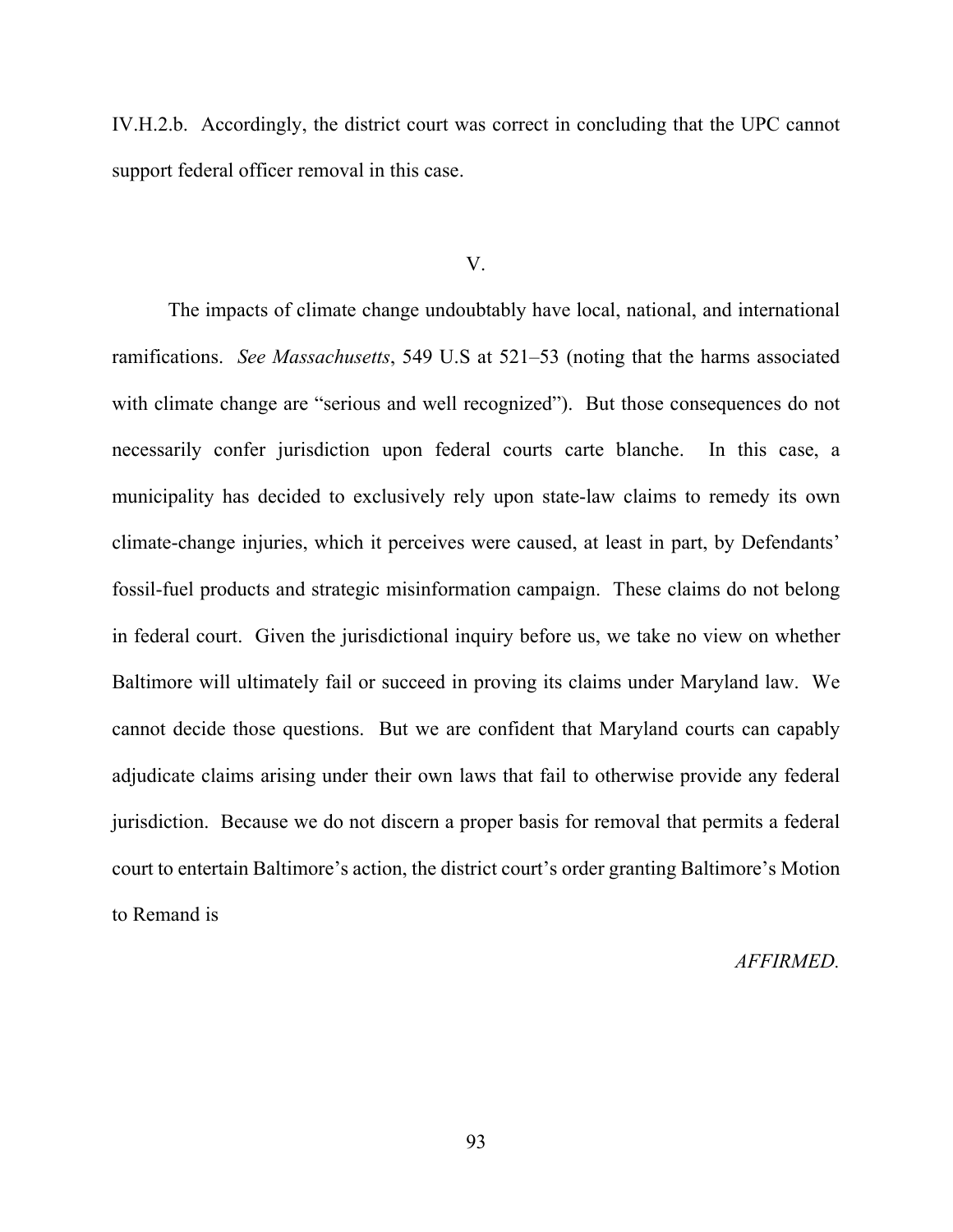IV.H.2.b. Accordingly, the district court was correct in concluding that the UPC cannot support federal officer removal in this case.

## V.

The impacts of climate change undoubtably have local, national, and international ramifications. *See Massachusetts*, 549 U.S at 521–53 (noting that the harms associated with climate change are "serious and well recognized"). But those consequences do not necessarily confer jurisdiction upon federal courts carte blanche. In this case, a municipality has decided to exclusively rely upon state-law claims to remedy its own climate-change injuries, which it perceives were caused, at least in part, by Defendants' fossil-fuel products and strategic misinformation campaign. These claims do not belong in federal court. Given the jurisdictional inquiry before us, we take no view on whether Baltimore will ultimately fail or succeed in proving its claims under Maryland law. We cannot decide those questions. But we are confident that Maryland courts can capably adjudicate claims arising under their own laws that fail to otherwise provide any federal jurisdiction. Because we do not discern a proper basis for removal that permits a federal court to entertain Baltimore's action, the district court's order granting Baltimore's Motion to Remand is

*AFFIRMED.*